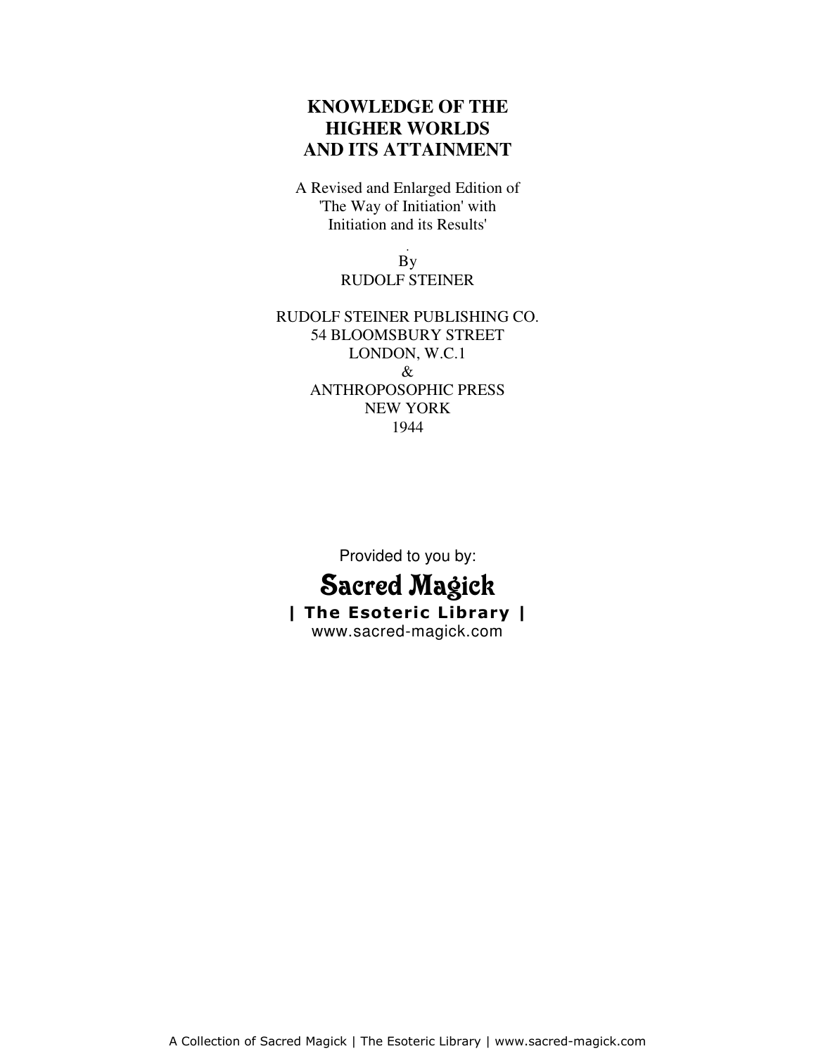# KNOWLEDGE OF THE HIGHER WORLDS AND ITS ATTAINMENT

A Revised and Enlarged Edition of
'The Way of Initiation' with
Initiation and its Results'

.
By
RUDOLF STEINER

RUDOLF STEINER PUBLISHING CO.
54 BLOOMSBURY STREET
LONDON, W.C.1
&
ANTHROPOSOPHIC PRESS
NEW YORK
1944

Provided to you by:

**Sacred Magick**
**| The Esoteric Library |**
www.sacred-magick.com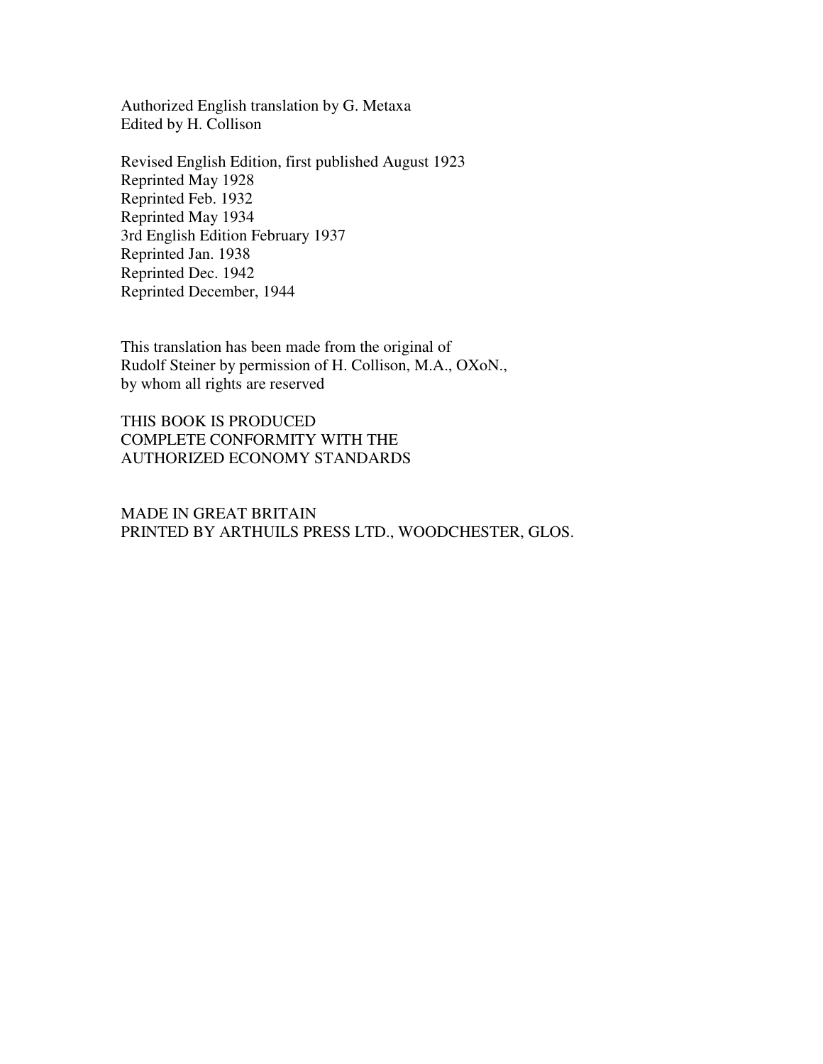Authorized English translation by G. Metaxa
Edited by H. Collison

Revised English Edition, first published August 1923
Reprinted May 1928
Reprinted Feb. 1932
Reprinted May 1934
3rd English Edition February 1937
Reprinted Jan. 1938
Reprinted Dec. 1942
Reprinted December, 1944

This translation has been made from the original of
Rudolf Steiner by permission of H. Collison, M.A., OXoN.,
by whom all rights are reserved

THIS BOOK IS PRODUCED
COMPLETE CONFORMITY WITH THE
AUTHORIZED ECONOMY STANDARDS

MADE IN GREAT BRITAIN
PRINTED BY ARTHUILS PRESS LTD., WOODCHESTER, GLOS.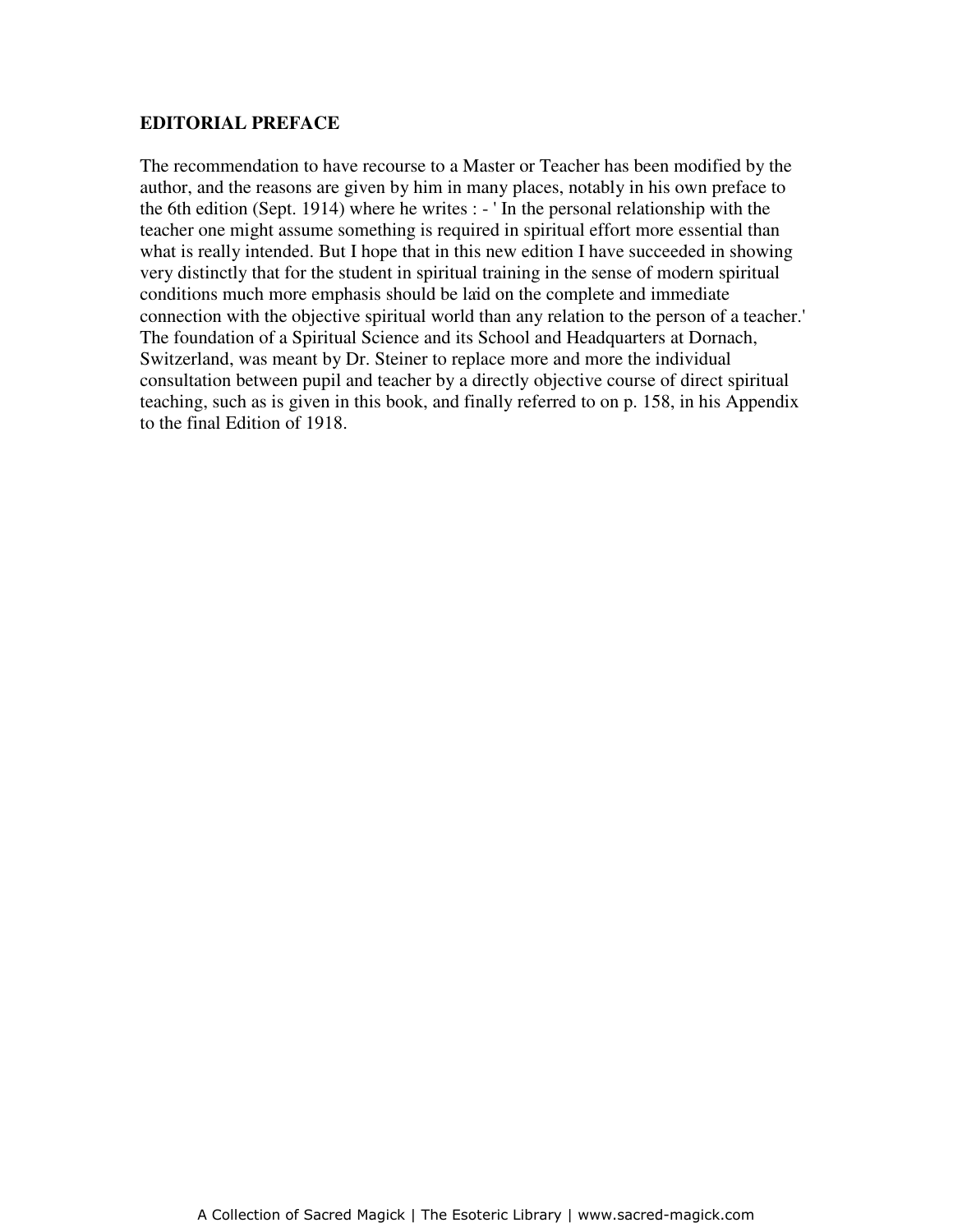**EDITORIAL PREFACE**

The recommendation to have recourse to a Master or Teacher has been modified by the author, and the reasons are given by him in many places, notably in his own preface to the 6th edition (Sept. 1914) where he writes : - ' In the personal relationship with the teacher one might assume something is required in spiritual effort more essential than what is really intended. But I hope that in this new edition I have succeeded in showing very distinctly that for the student in spiritual training in the sense of modern spiritual conditions much more emphasis should be laid on the complete and immediate connection with the objective spiritual world than any relation to the person of a teacher.' The foundation of a Spiritual Science and its School and Headquarters at Dornach, Switzerland, was meant by Dr. Steiner to replace more and more the individual consultation between pupil and teacher by a directly objective course of direct spiritual teaching, such as is given in this book, and finally referred to on p. 158, in his Appendix to the final Edition of 1918.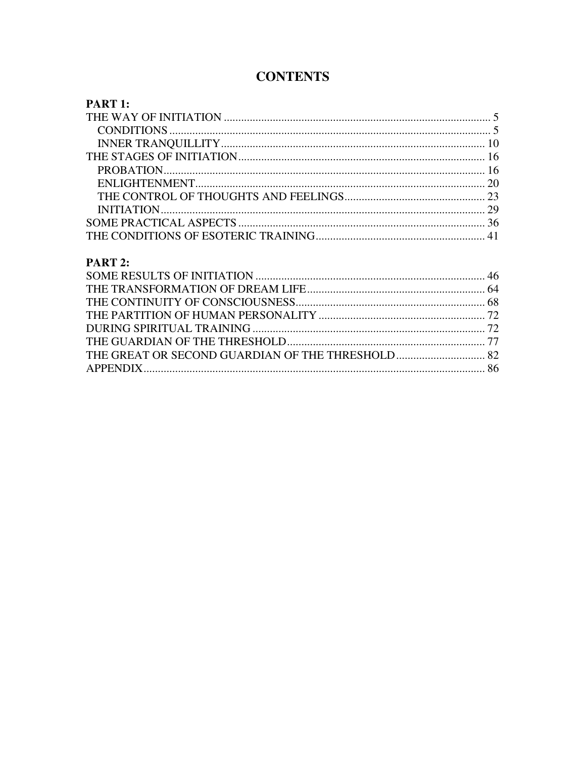# CONTENTS

**PART 1:**

THE WAY OF INITIATION ........................................................................................ 5
- CONDITIONS ........................................................................................................ 5
- INNER TRANQUILLITY ...................................................................................... 10

THE STAGES OF INITIATION ................................................................................ 16
- PROBATION ......................................................................................................... 16
- ENLIGHTENMENT ............................................................................................... 20
- THE CONTROL OF THOUGHTS AND FEELINGS ............................................ 23
- INITIATION .......................................................................................................... 29

SOME PRACTICAL ASPECTS .................................................................................. 36
THE CONDITIONS OF ESOTERIC TRAINING ........................................................ 41

**PART 2:**

SOME RESULTS OF INITIATION ............................................................................ 46
THE TRANSFORMATION OF DREAM LIFE ............................................................ 64
THE CONTINUITY OF CONSCIOUSNESS ............................................................... 68
THE PARTITION OF HUMAN PERSONALITY ......................................................... 72
DURING SPIRITUAL TRAINING ............................................................................. 72
THE GUARDIAN OF THE THRESHOLD .................................................................. 77
THE GREAT OR SECOND GUARDIAN OF THE THRESHOLD ................................ 82
APPENDIX ................................................................................................................ 86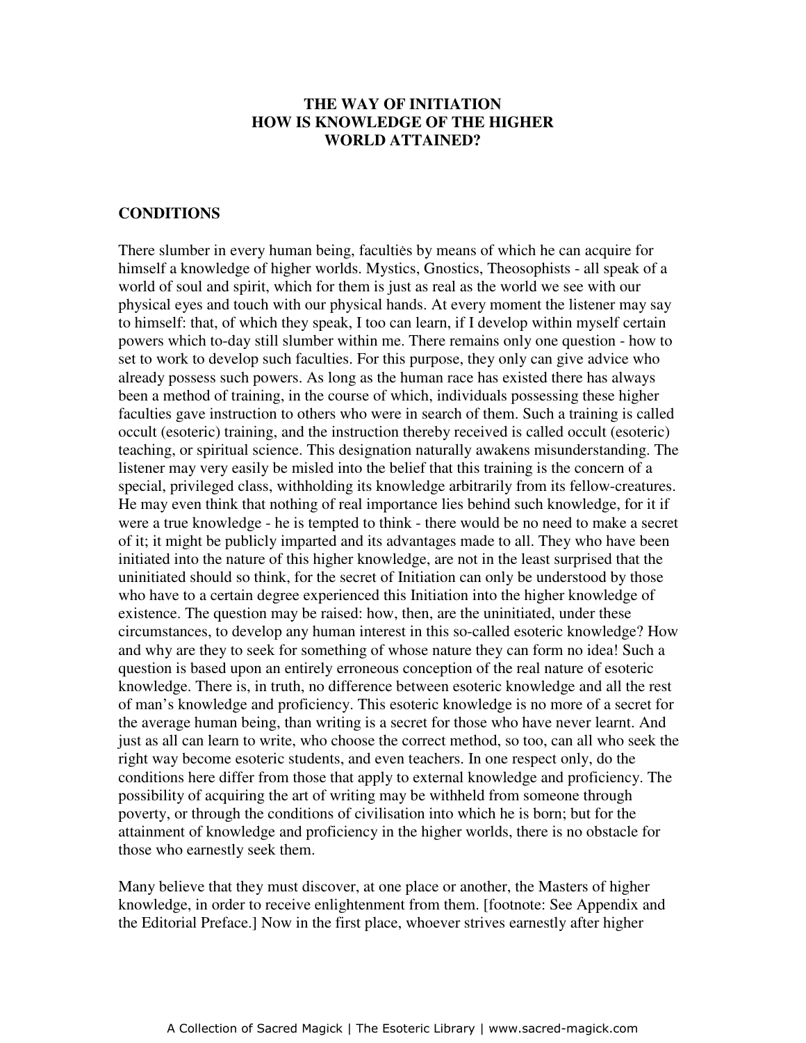# THE WAY OF INITIATION
## HOW IS KNOWLEDGE OF THE HIGHER WORLD ATTAINED?

### CONDITIONS

There slumber in every human being, faculties by means of which he can acquire for himself a knowledge of higher worlds. Mystics, Gnostics, Theosophists - all speak of a world of soul and spirit, which for them is just as real as the world we see with our physical eyes and touch with our physical hands. At every moment the listener may say to himself: that, of which they speak, I too can learn, if I develop within myself certain powers which to-day still slumber within me. There remains only one question - how to set to work to develop such faculties. For this purpose, they only can give advice who already possess such powers. As long as the human race has existed there has always been a method of training, in the course of which, individuals possessing these higher faculties gave instruction to others who were in search of them. Such a training is called occult (esoteric) training, and the instruction thereby received is called occult (esoteric) teaching, or spiritual science. This designation naturally awakens misunderstanding. The listener may very easily be misled into the belief that this training is the concern of a special, privileged class, withholding its knowledge arbitrarily from its fellow-creatures. He may even think that nothing of real importance lies behind such knowledge, for it if were a true knowledge - he is tempted to think - there would be no need to make a secret of it; it might be publicly imparted and its advantages made to all. They who have been initiated into the nature of this higher knowledge, are not in the least surprised that the uninitiated should so think, for the secret of Initiation can only be understood by those who have to a certain degree experienced this Initiation into the higher knowledge of existence. The question may be raised: how, then, are the uninitiated, under these circumstances, to develop any human interest in this so-called esoteric knowledge? How and why are they to seek for something of whose nature they can form no idea! Such a question is based upon an entirely erroneous conception of the real nature of esoteric knowledge. There is, in truth, no difference between esoteric knowledge and all the rest of man's knowledge and proficiency. This esoteric knowledge is no more of a secret for the average human being, than writing is a secret for those who have never learnt. And just as all can learn to write, who choose the correct method, so too, can all who seek the right way become esoteric students, and even teachers. In one respect only, do the conditions here differ from those that apply to external knowledge and proficiency. The possibility of acquiring the art of writing may be withheld from someone through poverty, or through the conditions of civilisation into which he is born; but for the attainment of knowledge and proficiency in the higher worlds, there is no obstacle for those who earnestly seek them.

Many believe that they must discover, at one place or another, the Masters of higher knowledge, in order to receive enlightenment from them. [footnote: See Appendix and the Editorial Preface.] Now in the first place, whoever strives earnestly after higher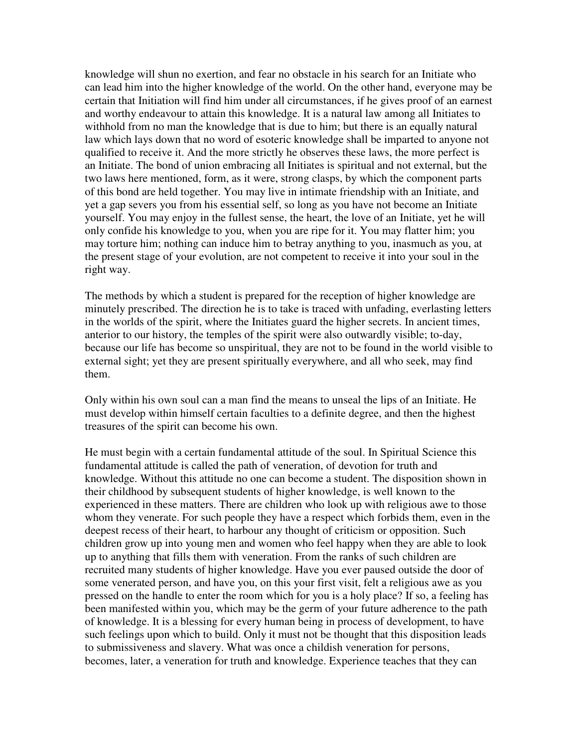knowledge will shun no exertion, and fear no obstacle in his search for an Initiate who can lead him into the higher knowledge of the world. On the other hand, everyone may be certain that Initiation will find him under all circumstances, if he gives proof of an earnest and worthy endeavour to attain this knowledge. It is a natural law among all Initiates to withhold from no man the knowledge that is due to him; but there is an equally natural law which lays down that no word of esoteric knowledge shall be imparted to anyone not qualified to receive it. And the more strictly he observes these laws, the more perfect is an Initiate. The bond of union embracing all Initiates is spiritual and not external, but the two laws here mentioned, form, as it were, strong clasps, by which the component parts of this bond are held together. You may live in intimate friendship with an Initiate, and yet a gap severs you from his essential self, so long as you have not become an Initiate yourself. You may enjoy in the fullest sense, the heart, the love of an Initiate, yet he will only confide his knowledge to you, when you are ripe for it. You may flatter him; you may torture him; nothing can induce him to betray anything to you, inasmuch as you, at the present stage of your evolution, are not competent to receive it into your soul in the right way.

The methods by which a student is prepared for the reception of higher knowledge are minutely prescribed. The direction he is to take is traced with unfading, everlasting letters in the worlds of the spirit, where the Initiates guard the higher secrets. In ancient times, anterior to our history, the temples of the spirit were also outwardly visible; to-day, because our life has become so unspiritual, they are not to be found in the world visible to external sight; yet they are present spiritually everywhere, and all who seek, may find them.

Only within his own soul can a man find the means to unseal the lips of an Initiate. He must develop within himself certain faculties to a definite degree, and then the highest treasures of the spirit can become his own.

He must begin with a certain fundamental attitude of the soul. In Spiritual Science this fundamental attitude is called the path of veneration, of devotion for truth and knowledge. Without this attitude no one can become a student. The disposition shown in their childhood by subsequent students of higher knowledge, is well known to the experienced in these matters. There are children who look up with religious awe to those whom they venerate. For such people they have a respect which forbids them, even in the deepest recess of their heart, to harbour any thought of criticism or opposition. Such children grow up into young men and women who feel happy when they are able to look up to anything that fills them with veneration. From the ranks of such children are recruited many students of higher knowledge. Have you ever paused outside the door of some venerated person, and have you, on this your first visit, felt a religious awe as you pressed on the handle to enter the room which for you is a holy place? If so, a feeling has been manifested within you, which may be the germ of your future adherence to the path of knowledge. It is a blessing for every human being in process of development, to have such feelings upon which to build. Only it must not be thought that this disposition leads to submissiveness and slavery. What was once a childish veneration for persons, becomes, later, a veneration for truth and knowledge. Experience teaches that they can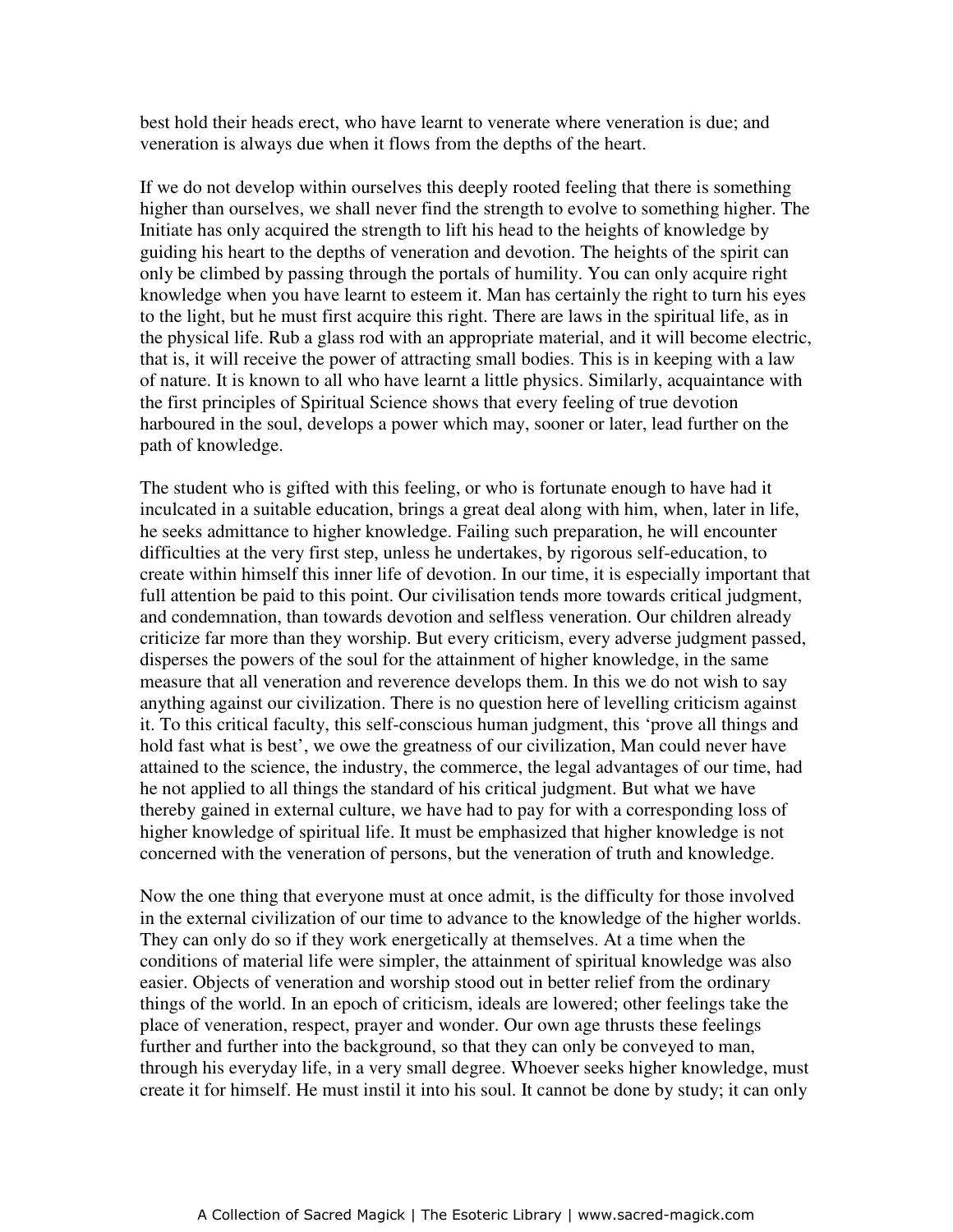best hold their heads erect, who have learnt to venerate where veneration is due; and veneration is always due when it flows from the depths of the heart.

If we do not develop within ourselves this deeply rooted feeling that there is something higher than ourselves, we shall never find the strength to evolve to something higher. The Initiate has only acquired the strength to lift his head to the heights of knowledge by guiding his heart to the depths of veneration and devotion. The heights of the spirit can only be climbed by passing through the portals of humility. You can only acquire right knowledge when you have learnt to esteem it. Man has certainly the right to turn his eyes to the light, but he must first acquire this right. There are laws in the spiritual life, as in the physical life. Rub a glass rod with an appropriate material, and it will become electric, that is, it will receive the power of attracting small bodies. This is in keeping with a law of nature. It is known to all who have learnt a little physics. Similarly, acquaintance with the first principles of Spiritual Science shows that every feeling of true devotion harboured in the soul, develops a power which may, sooner or later, lead further on the path of knowledge.

The student who is gifted with this feeling, or who is fortunate enough to have had it inculcated in a suitable education, brings a great deal along with him, when, later in life, he seeks admittance to higher knowledge. Failing such preparation, he will encounter difficulties at the very first step, unless he undertakes, by rigorous self-education, to create within himself this inner life of devotion. In our time, it is especially important that full attention be paid to this point. Our civilisation tends more towards critical judgment, and condemnation, than towards devotion and selfless veneration. Our children already criticize far more than they worship. But every criticism, every adverse judgment passed, disperses the powers of the soul for the attainment of higher knowledge, in the same measure that all veneration and reverence develops them. In this we do not wish to say anything against our civilization. There is no question here of levelling criticism against it. To this critical faculty, this self-conscious human judgment, this 'prove all things and hold fast what is best', we owe the greatness of our civilization, Man could never have attained to the science, the industry, the commerce, the legal advantages of our time, had he not applied to all things the standard of his critical judgment. But what we have thereby gained in external culture, we have had to pay for with a corresponding loss of higher knowledge of spiritual life. It must be emphasized that higher knowledge is not concerned with the veneration of persons, but the veneration of truth and knowledge.

Now the one thing that everyone must at once admit, is the difficulty for those involved in the external civilization of our time to advance to the knowledge of the higher worlds. They can only do so if they work energetically at themselves. At a time when the conditions of material life were simpler, the attainment of spiritual knowledge was also easier. Objects of veneration and worship stood out in better relief from the ordinary things of the world. In an epoch of criticism, ideals are lowered; other feelings take the place of veneration, respect, prayer and wonder. Our own age thrusts these feelings further and further into the background, so that they can only be conveyed to man, through his everyday life, in a very small degree. Whoever seeks higher knowledge, must create it for himself. He must instil it into his soul. It cannot be done by study; it can only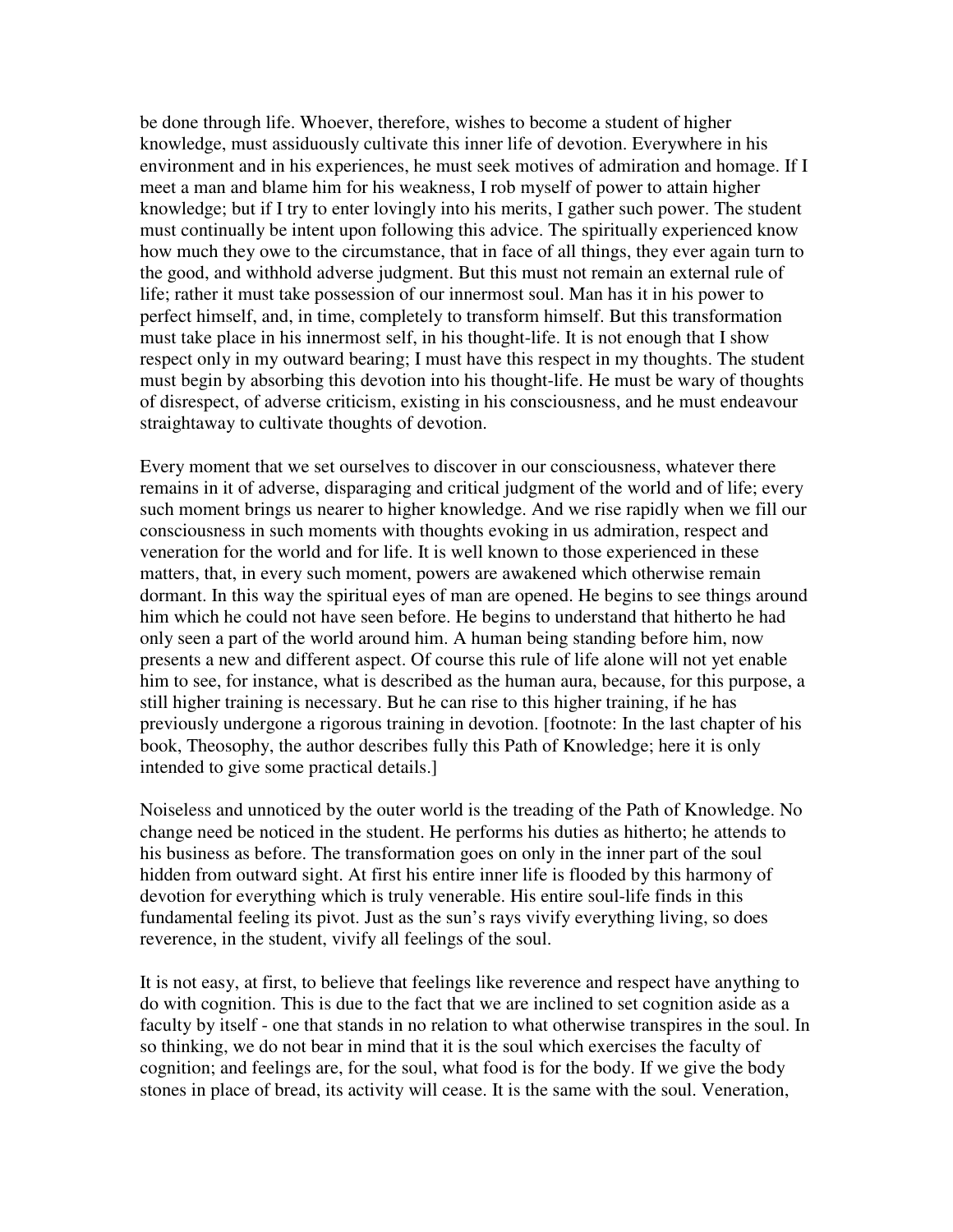be done through life. Whoever, therefore, wishes to become a student of higher knowledge, must assiduously cultivate this inner life of devotion. Everywhere in his environment and in his experiences, he must seek motives of admiration and homage. If I meet a man and blame him for his weakness, I rob myself of power to attain higher knowledge; but if I try to enter lovingly into his merits, I gather such power. The student must continually be intent upon following this advice. The spiritually experienced know how much they owe to the circumstance, that in face of all things, they ever again turn to the good, and withhold adverse judgment. But this must not remain an external rule of life; rather it must take possession of our innermost soul. Man has it in his power to perfect himself, and, in time, completely to transform himself. But this transformation must take place in his innermost self, in his thought-life. It is not enough that I show respect only in my outward bearing; I must have this respect in my thoughts. The student must begin by absorbing this devotion into his thought-life. He must be wary of thoughts of disrespect, of adverse criticism, existing in his consciousness, and he must endeavour straightaway to cultivate thoughts of devotion.

Every moment that we set ourselves to discover in our consciousness, whatever there remains in it of adverse, disparaging and critical judgment of the world and of life; every such moment brings us nearer to higher knowledge. And we rise rapidly when we fill our consciousness in such moments with thoughts evoking in us admiration, respect and veneration for the world and for life. It is well known to those experienced in these matters, that, in every such moment, powers are awakened which otherwise remain dormant. In this way the spiritual eyes of man are opened. He begins to see things around him which he could not have seen before. He begins to understand that hitherto he had only seen a part of the world around him. A human being standing before him, now presents a new and different aspect. Of course this rule of life alone will not yet enable him to see, for instance, what is described as the human aura, because, for this purpose, a still higher training is necessary. But he can rise to this higher training, if he has previously undergone a rigorous training in devotion. [footnote: In the last chapter of his book, Theosophy, the author describes fully this Path of Knowledge; here it is only intended to give some practical details.]

Noiseless and unnoticed by the outer world is the treading of the Path of Knowledge. No change need be noticed in the student. He performs his duties as hitherto; he attends to his business as before. The transformation goes on only in the inner part of the soul hidden from outward sight. At first his entire inner life is flooded by this harmony of devotion for everything which is truly venerable. His entire soul-life finds in this fundamental feeling its pivot. Just as the sun's rays vivify everything living, so does reverence, in the student, vivify all feelings of the soul.

It is not easy, at first, to believe that feelings like reverence and respect have anything to do with cognition. This is due to the fact that we are inclined to set cognition aside as a faculty by itself - one that stands in no relation to what otherwise transpires in the soul. In so thinking, we do not bear in mind that it is the soul which exercises the faculty of cognition; and feelings are, for the soul, what food is for the body. If we give the body stones in place of bread, its activity will cease. It is the same with the soul. Veneration,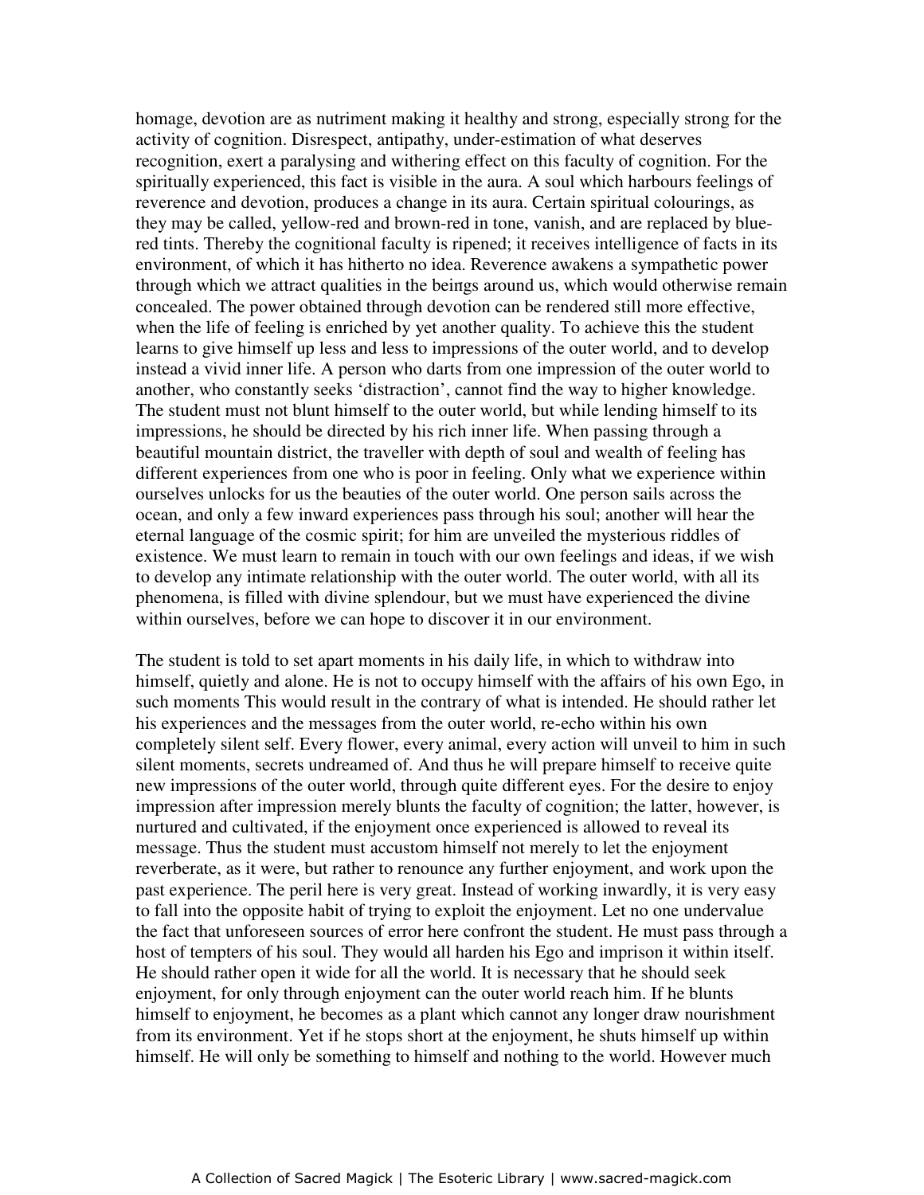homage, devotion are as nutriment making it healthy and strong, especially strong for the activity of cognition. Disrespect, antipathy, under-estimation of what deserves recognition, exert a paralysing and withering effect on this faculty of cognition. For the spiritually experienced, this fact is visible in the aura. A soul which harbours feelings of reverence and devotion, produces a change in its aura. Certain spiritual colourings, as they may be called, yellow-red and brown-red in tone, vanish, and are replaced by blue-red tints. Thereby the cognitional faculty is ripened; it receives intelligence of facts in its environment, of which it has hitherto no idea. Reverence awakens a sympathetic power through which we attract qualities in the beings around us, which would otherwise remain concealed. The power obtained through devotion can be rendered still more effective, when the life of feeling is enriched by yet another quality. To achieve this the student learns to give himself up less and less to impressions of the outer world, and to develop instead a vivid inner life. A person who darts from one impression of the outer world to another, who constantly seeks 'distraction', cannot find the way to higher knowledge. The student must not blunt himself to the outer world, but while lending himself to its impressions, he should be directed by his rich inner life. When passing through a beautiful mountain district, the traveller with depth of soul and wealth of feeling has different experiences from one who is poor in feeling. Only what we experience within ourselves unlocks for us the beauties of the outer world. One person sails across the ocean, and only a few inward experiences pass through his soul; another will hear the eternal language of the cosmic spirit; for him are unveiled the mysterious riddles of existence. We must learn to remain in touch with our own feelings and ideas, if we wish to develop any intimate relationship with the outer world. The outer world, with all its phenomena, is filled with divine splendour, but we must have experienced the divine within ourselves, before we can hope to discover it in our environment.

The student is told to set apart moments in his daily life, in which to withdraw into himself, quietly and alone. He is not to occupy himself with the affairs of his own Ego, in such moments This would result in the contrary of what is intended. He should rather let his experiences and the messages from the outer world, re-echo within his own completely silent self. Every flower, every animal, every action will unveil to him in such silent moments, secrets undreamed of. And thus he will prepare himself to receive quite new impressions of the outer world, through quite different eyes. For the desire to enjoy impression after impression merely blunts the faculty of cognition; the latter, however, is nurtured and cultivated, if the enjoyment once experienced is allowed to reveal its message. Thus the student must accustom himself not merely to let the enjoyment reverberate, as it were, but rather to renounce any further enjoyment, and work upon the past experience. The peril here is very great. Instead of working inwardly, it is very easy to fall into the opposite habit of trying to exploit the enjoyment. Let no one undervalue the fact that unforeseen sources of error here confront the student. He must pass through a host of tempters of his soul. They would all harden his Ego and imprison it within itself. He should rather open it wide for all the world. It is necessary that he should seek enjoyment, for only through enjoyment can the outer world reach him. If he blunts himself to enjoyment, he becomes as a plant which cannot any longer draw nourishment from its environment. Yet if he stops short at the enjoyment, he shuts himself up within himself. He will only be something to himself and nothing to the world. However much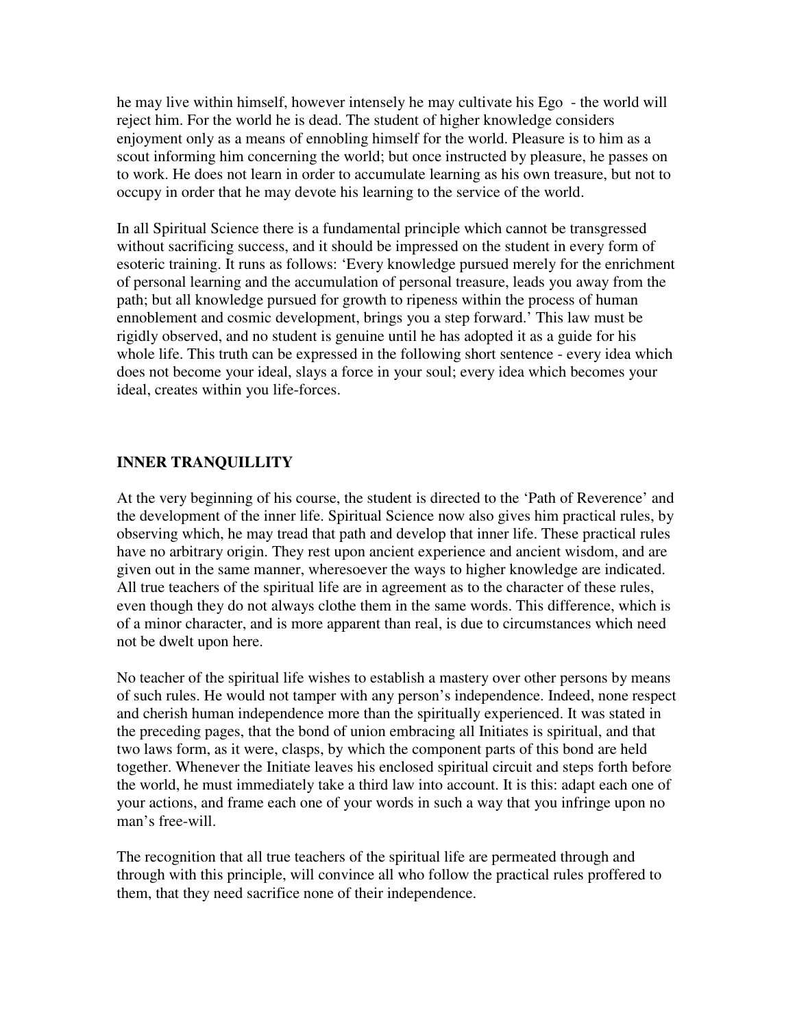he may live within himself, however intensely he may cultivate his Ego  - the world will reject him. For the world he is dead. The student of higher knowledge considers enjoyment only as a means of ennobling himself for the world. Pleasure is to him as a scout informing him concerning the world; but once instructed by pleasure, he passes on to work. He does not learn in order to accumulate learning as his own treasure, but not to occupy in order that he may devote his learning to the service of the world.

In all Spiritual Science there is a fundamental principle which cannot be transgressed without sacrificing success, and it should be impressed on the student in every form of esoteric training. It runs as follows: 'Every knowledge pursued merely for the enrichment of personal learning and the accumulation of personal treasure, leads you away from the path; but all knowledge pursued for growth to ripeness within the process of human ennoblement and cosmic development, brings you a step forward.' This law must be rigidly observed, and no student is genuine until he has adopted it as a guide for his whole life. This truth can be expressed in the following short sentence - every idea which does not become your ideal, slays a force in your soul; every idea which becomes your ideal, creates within you life-forces.

## INNER TRANQUILLITY

At the very beginning of his course, the student is directed to the 'Path of Reverence' and the development of the inner life. Spiritual Science now also gives him practical rules, by observing which, he may tread that path and develop that inner life. These practical rules have no arbitrary origin. They rest upon ancient experience and ancient wisdom, and are given out in the same manner, wheresoever the ways to higher knowledge are indicated. All true teachers of the spiritual life are in agreement as to the character of these rules, even though they do not always clothe them in the same words. This difference, which is of a minor character, and is more apparent than real, is due to circumstances which need not be dwelt upon here.

No teacher of the spiritual life wishes to establish a mastery over other persons by means of such rules. He would not tamper with any person's independence. Indeed, none respect and cherish human independence more than the spiritually experienced. It was stated in the preceding pages, that the bond of union embracing all Initiates is spiritual, and that two laws form, as it were, clasps, by which the component parts of this bond are held together. Whenever the Initiate leaves his enclosed spiritual circuit and steps forth before the world, he must immediately take a third law into account. It is this: adapt each one of your actions, and frame each one of your words in such a way that you infringe upon no man's free-will.

The recognition that all true teachers of the spiritual life are permeated through and through with this principle, will convince all who follow the practical rules proffered to them, that they need sacrifice none of their independence.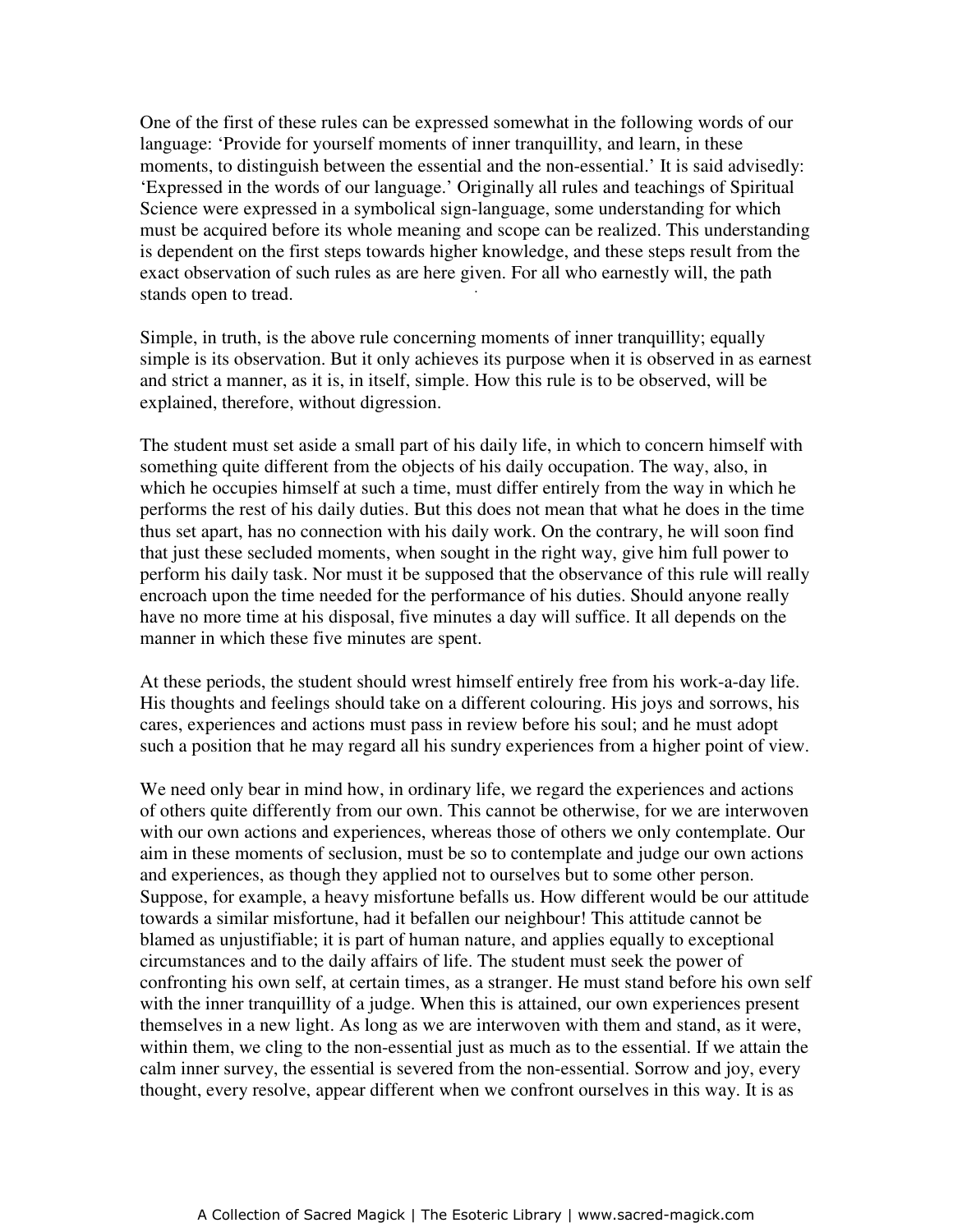One of the first of these rules can be expressed somewhat in the following words of our language: 'Provide for yourself moments of inner tranquillity, and learn, in these moments, to distinguish between the essential and the non-essential.' It is said advisedly: 'Expressed in the words of our language.' Originally all rules and teachings of Spiritual Science were expressed in a symbolical sign-language, some understanding for which must be acquired before its whole meaning and scope can be realized. This understanding is dependent on the first steps towards higher knowledge, and these steps result from the exact observation of such rules as are here given. For all who earnestly will, the path stands open to tread.

Simple, in truth, is the above rule concerning moments of inner tranquillity; equally simple is its observation. But it only achieves its purpose when it is observed in as earnest and strict a manner, as it is, in itself, simple. How this rule is to be observed, will be explained, therefore, without digression.

The student must set aside a small part of his daily life, in which to concern himself with something quite different from the objects of his daily occupation. The way, also, in which he occupies himself at such a time, must differ entirely from the way in which he performs the rest of his daily duties. But this does not mean that what he does in the time thus set apart, has no connection with his daily work. On the contrary, he will soon find that just these secluded moments, when sought in the right way, give him full power to perform his daily task. Nor must it be supposed that the observance of this rule will really encroach upon the time needed for the performance of his duties. Should anyone really have no more time at his disposal, five minutes a day will suffice. It all depends on the manner in which these five minutes are spent.

At these periods, the student should wrest himself entirely free from his work-a-day life. His thoughts and feelings should take on a different colouring. His joys and sorrows, his cares, experiences and actions must pass in review before his soul; and he must adopt such a position that he may regard all his sundry experiences from a higher point of view.

We need only bear in mind how, in ordinary life, we regard the experiences and actions of others quite differently from our own. This cannot be otherwise, for we are interwoven with our own actions and experiences, whereas those of others we only contemplate. Our aim in these moments of seclusion, must be so to contemplate and judge our own actions and experiences, as though they applied not to ourselves but to some other person. Suppose, for example, a heavy misfortune befalls us. How different would be our attitude towards a similar misfortune, had it befallen our neighbour! This attitude cannot be blamed as unjustifiable; it is part of human nature, and applies equally to exceptional circumstances and to the daily affairs of life. The student must seek the power of confronting his own self, at certain times, as a stranger. He must stand before his own self with the inner tranquillity of a judge. When this is attained, our own experiences present themselves in a new light. As long as we are interwoven with them and stand, as it were, within them, we cling to the non-essential just as much as to the essential. If we attain the calm inner survey, the essential is severed from the non-essential. Sorrow and joy, every thought, every resolve, appear different when we confront ourselves in this way. It is as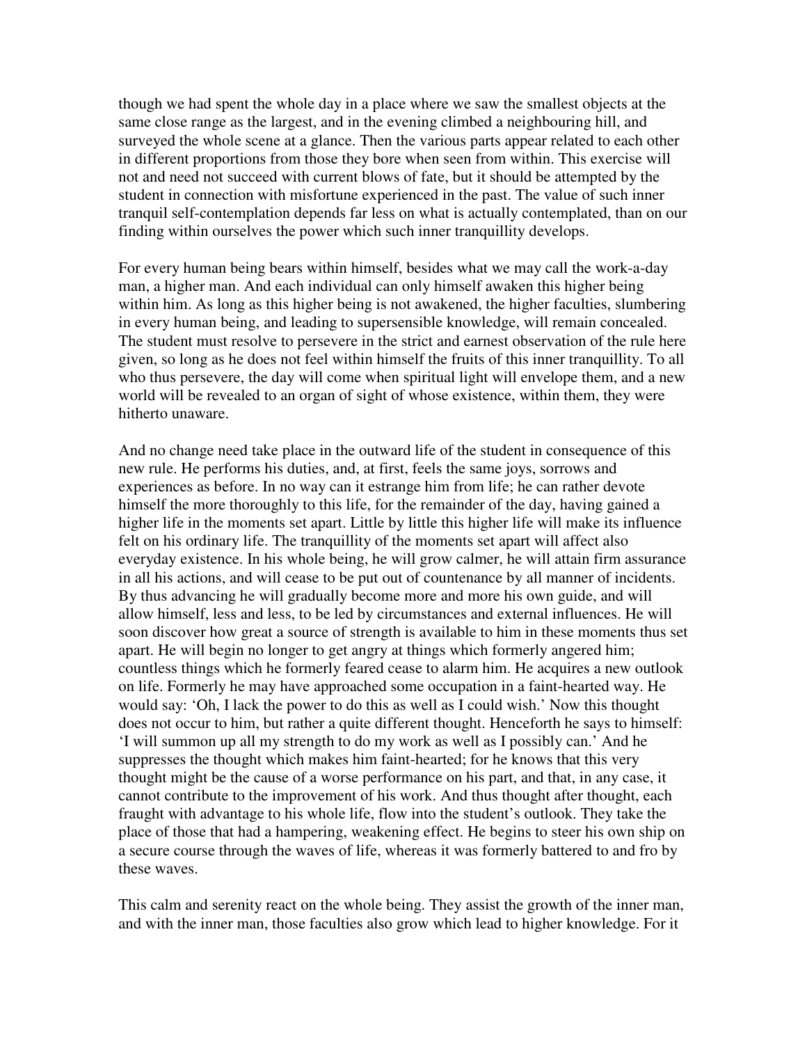though we had spent the whole day in a place where we saw the smallest objects at the same close range as the largest, and in the evening climbed a neighbouring hill, and surveyed the whole scene at a glance. Then the various parts appear related to each other in different proportions from those they bore when seen from within. This exercise will not and need not succeed with current blows of fate, but it should be attempted by the student in connection with misfortune experienced in the past. The value of such inner tranquil self-contemplation depends far less on what is actually contemplated, than on our finding within ourselves the power which such inner tranquillity develops.

For every human being bears within himself, besides what we may call the work-a-day man, a higher man. And each individual can only himself awaken this higher being within him. As long as this higher being is not awakened, the higher faculties, slumbering in every human being, and leading to supersensible knowledge, will remain concealed. The student must resolve to persevere in the strict and earnest observation of the rule here given, so long as he does not feel within himself the fruits of this inner tranquillity. To all who thus persevere, the day will come when spiritual light will envelope them, and a new world will be revealed to an organ of sight of whose existence, within them, they were hitherto unaware.

And no change need take place in the outward life of the student in consequence of this new rule. He performs his duties, and, at first, feels the same joys, sorrows and experiences as before. In no way can it estrange him from life; he can rather devote himself the more thoroughly to this life, for the remainder of the day, having gained a higher life in the moments set apart. Little by little this higher life will make its influence felt on his ordinary life. The tranquillity of the moments set apart will affect also everyday existence. In his whole being, he will grow calmer, he will attain firm assurance in all his actions, and will cease to be put out of countenance by all manner of incidents. By thus advancing he will gradually become more and more his own guide, and will allow himself, less and less, to be led by circumstances and external influences. He will soon discover how great a source of strength is available to him in these moments thus set apart. He will begin no longer to get angry at things which formerly angered him; countless things which he formerly feared cease to alarm him. He acquires a new outlook on life. Formerly he may have approached some occupation in a faint-hearted way. He would say: 'Oh, I lack the power to do this as well as I could wish.' Now this thought does not occur to him, but rather a quite different thought. Henceforth he says to himself: 'I will summon up all my strength to do my work as well as I possibly can.' And he suppresses the thought which makes him faint-hearted; for he knows that this very thought might be the cause of a worse performance on his part, and that, in any case, it cannot contribute to the improvement of his work. And thus thought after thought, each fraught with advantage to his whole life, flow into the student's outlook. They take the place of those that had a hampering, weakening effect. He begins to steer his own ship on a secure course through the waves of life, whereas it was formerly battered to and fro by these waves.

This calm and serenity react on the whole being. They assist the growth of the inner man, and with the inner man, those faculties also grow which lead to higher knowledge. For it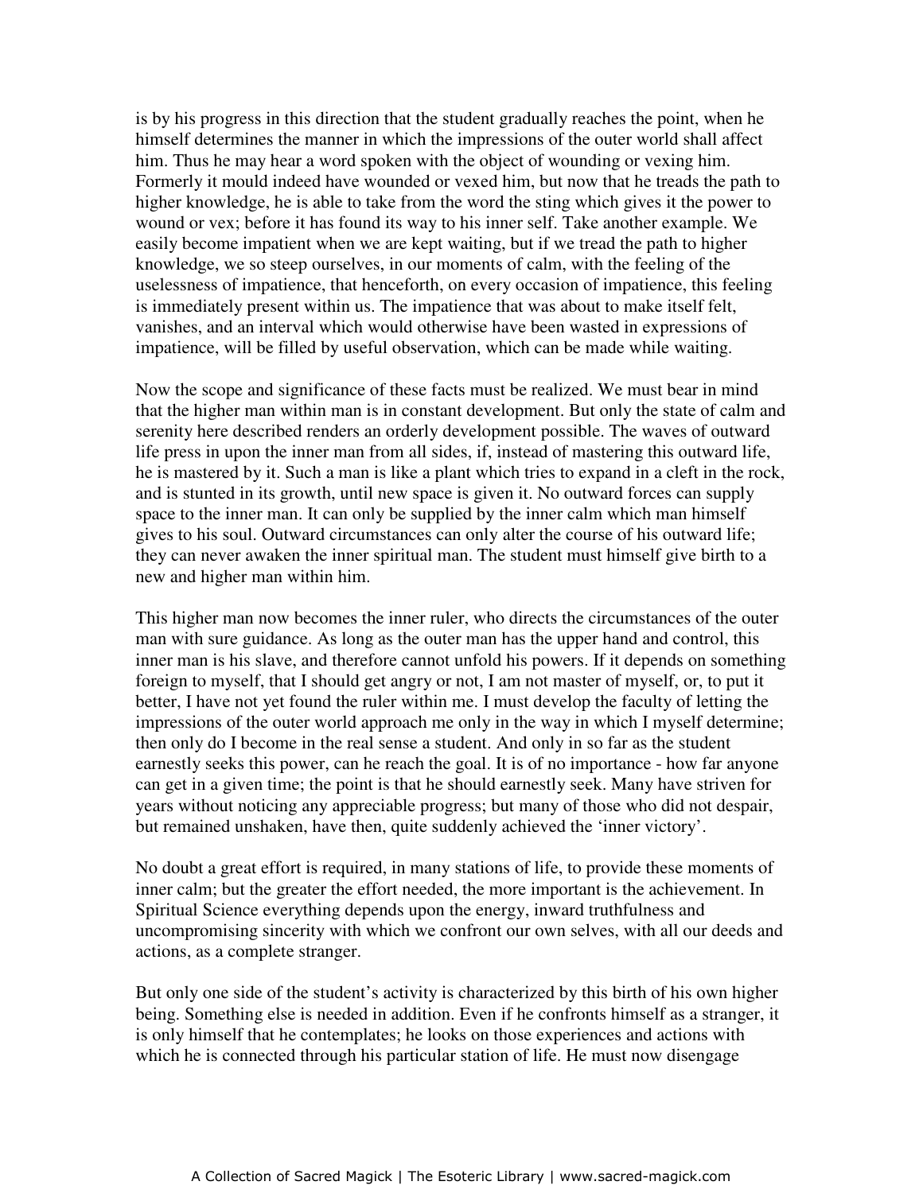is by his progress in this direction that the student gradually reaches the point, when he himself determines the manner in which the impressions of the outer world shall affect him. Thus he may hear a word spoken with the object of wounding or vexing him. Formerly it mould indeed have wounded or vexed him, but now that he treads the path to higher knowledge, he is able to take from the word the sting which gives it the power to wound or vex; before it has found its way to his inner self. Take another example. We easily become impatient when we are kept waiting, but if we tread the path to higher knowledge, we so steep ourselves, in our moments of calm, with the feeling of the uselessness of impatience, that henceforth, on every occasion of impatience, this feeling is immediately present within us. The impatience that was about to make itself felt, vanishes, and an interval which would otherwise have been wasted in expressions of impatience, will be filled by useful observation, which can be made while waiting.

Now the scope and significance of these facts must be realized. We must bear in mind that the higher man within man is in constant development. But only the state of calm and serenity here described renders an orderly development possible. The waves of outward life press in upon the inner man from all sides, if, instead of mastering this outward life, he is mastered by it. Such a man is like a plant which tries to expand in a cleft in the rock, and is stunted in its growth, until new space is given it. No outward forces can supply space to the inner man. It can only be supplied by the inner calm which man himself gives to his soul. Outward circumstances can only alter the course of his outward life; they can never awaken the inner spiritual man. The student must himself give birth to a new and higher man within him.

This higher man now becomes the inner ruler, who directs the circumstances of the outer man with sure guidance. As long as the outer man has the upper hand and control, this inner man is his slave, and therefore cannot unfold his powers. If it depends on something foreign to myself, that I should get angry or not, I am not master of myself, or, to put it better, I have not yet found the ruler within me. I must develop the faculty of letting the impressions of the outer world approach me only in the way in which I myself determine; then only do I become in the real sense a student. And only in so far as the student earnestly seeks this power, can he reach the goal. It is of no importance - how far anyone can get in a given time; the point is that he should earnestly seek. Many have striven for years without noticing any appreciable progress; but many of those who did not despair, but remained unshaken, have then, quite suddenly achieved the 'inner victory'.

No doubt a great effort is required, in many stations of life, to provide these moments of inner calm; but the greater the effort needed, the more important is the achievement. In Spiritual Science everything depends upon the energy, inward truthfulness and uncompromising sincerity with which we confront our own selves, with all our deeds and actions, as a complete stranger.

But only one side of the student's activity is characterized by this birth of his own higher being. Something else is needed in addition. Even if he confronts himself as a stranger, it is only himself that he contemplates; he looks on those experiences and actions with which he is connected through his particular station of life. He must now disengage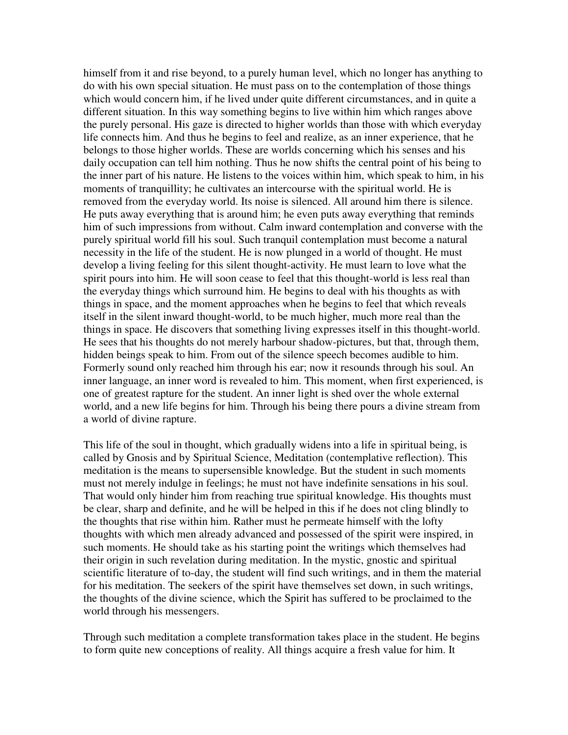himself from it and rise beyond, to a purely human level, which no longer has anything to do with his own special situation. He must pass on to the contemplation of those things which would concern him, if he lived under quite different circumstances, and in quite a different situation. In this way something begins to live within him which ranges above the purely personal. His gaze is directed to higher worlds than those with which everyday life connects him. And thus he begins to feel and realize, as an inner experience, that he belongs to those higher worlds. These are worlds concerning which his senses and his daily occupation can tell him nothing. Thus he now shifts the central point of his being to the inner part of his nature. He listens to the voices within him, which speak to him, in his moments of tranquillity; he cultivates an intercourse with the spiritual world. He is removed from the everyday world. Its noise is silenced. All around him there is silence. He puts away everything that is around him; he even puts away everything that reminds him of such impressions from without. Calm inward contemplation and converse with the purely spiritual world fill his soul. Such tranquil contemplation must become a natural necessity in the life of the student. He is now plunged in a world of thought. He must develop a living feeling for this silent thought-activity. He must learn to love what the spirit pours into him. He will soon cease to feel that this thought-world is less real than the everyday things which surround him. He begins to deal with his thoughts as with things in space, and the moment approaches when he begins to feel that which reveals itself in the silent inward thought-world, to be much higher, much more real than the things in space. He discovers that something living expresses itself in this thought-world. He sees that his thoughts do not merely harbour shadow-pictures, but that, through them, hidden beings speak to him. From out of the silence speech becomes audible to him. Formerly sound only reached him through his ear; now it resounds through his soul. An inner language, an inner word is revealed to him. This moment, when first experienced, is one of greatest rapture for the student. An inner light is shed over the whole external world, and a new life begins for him. Through his being there pours a divine stream from a world of divine rapture.

This life of the soul in thought, which gradually widens into a life in spiritual being, is called by Gnosis and by Spiritual Science, Meditation (contemplative reflection). This meditation is the means to supersensible knowledge. But the student in such moments must not merely indulge in feelings; he must not have indefinite sensations in his soul. That would only hinder him from reaching true spiritual knowledge. His thoughts must be clear, sharp and definite, and he will be helped in this if he does not cling blindly to the thoughts that rise within him. Rather must he permeate himself with the lofty thoughts with which men already advanced and possessed of the spirit were inspired, in such moments. He should take as his starting point the writings which themselves had their origin in such revelation during meditation. In the mystic, gnostic and spiritual scientific literature of to-day, the student will find such writings, and in them the material for his meditation. The seekers of the spirit have themselves set down, in such writings, the thoughts of the divine science, which the Spirit has suffered to be proclaimed to the world through his messengers.

Through such meditation a complete transformation takes place in the student. He begins to form quite new conceptions of reality. All things acquire a fresh value for him. It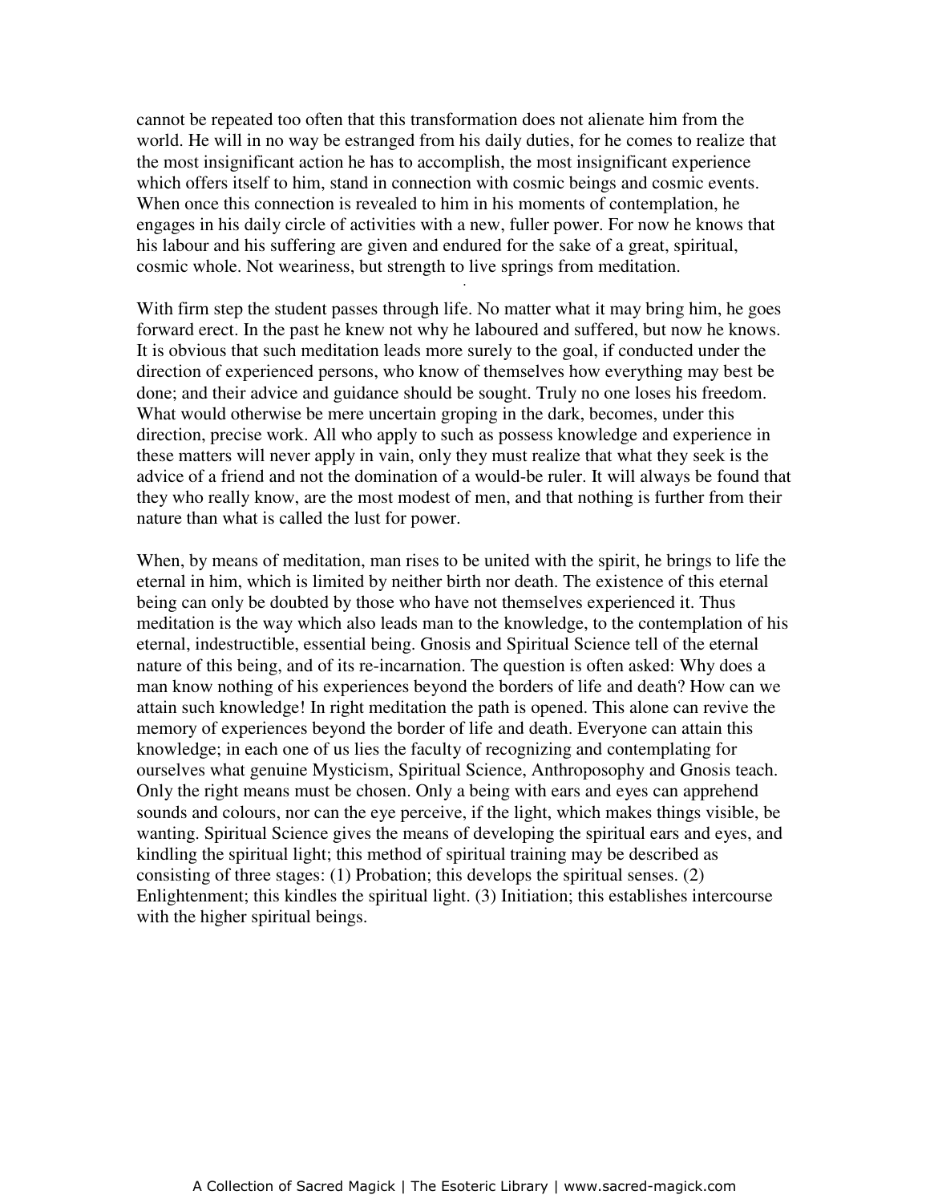cannot be repeated too often that this transformation does not alienate him from the world. He will in no way be estranged from his daily duties, for he comes to realize that the most insignificant action he has to accomplish, the most insignificant experience which offers itself to him, stand in connection with cosmic beings and cosmic events. When once this connection is revealed to him in his moments of contemplation, he engages in his daily circle of activities with a new, fuller power. For now he knows that his labour and his suffering are given and endured for the sake of a great, spiritual, cosmic whole. Not weariness, but strength to live springs from meditation.

With firm step the student passes through life. No matter what it may bring him, he goes forward erect. In the past he knew not why he laboured and suffered, but now he knows. It is obvious that such meditation leads more surely to the goal, if conducted under the direction of experienced persons, who know of themselves how everything may best be done; and their advice and guidance should be sought. Truly no one loses his freedom. What would otherwise be mere uncertain groping in the dark, becomes, under this direction, precise work. All who apply to such as possess knowledge and experience in these matters will never apply in vain, only they must realize that what they seek is the advice of a friend and not the domination of a would-be ruler. It will always be found that they who really know, are the most modest of men, and that nothing is further from their nature than what is called the lust for power.

When, by means of meditation, man rises to be united with the spirit, he brings to life the eternal in him, which is limited by neither birth nor death. The existence of this eternal being can only be doubted by those who have not themselves experienced it. Thus meditation is the way which also leads man to the knowledge, to the contemplation of his eternal, indestructible, essential being. Gnosis and Spiritual Science tell of the eternal nature of this being, and of its re-incarnation. The question is often asked: Why does a man know nothing of his experiences beyond the borders of life and death? How can we attain such knowledge! In right meditation the path is opened. This alone can revive the memory of experiences beyond the border of life and death. Everyone can attain this knowledge; in each one of us lies the faculty of recognizing and contemplating for ourselves what genuine Mysticism, Spiritual Science, Anthroposophy and Gnosis teach. Only the right means must be chosen. Only a being with ears and eyes can apprehend sounds and colours, nor can the eye perceive, if the light, which makes things visible, be wanting. Spiritual Science gives the means of developing the spiritual ears and eyes, and kindling the spiritual light; this method of spiritual training may be described as consisting of three stages: (1) Probation; this develops the spiritual senses. (2) Enlightenment; this kindles the spiritual light. (3) Initiation; this establishes intercourse with the higher spiritual beings.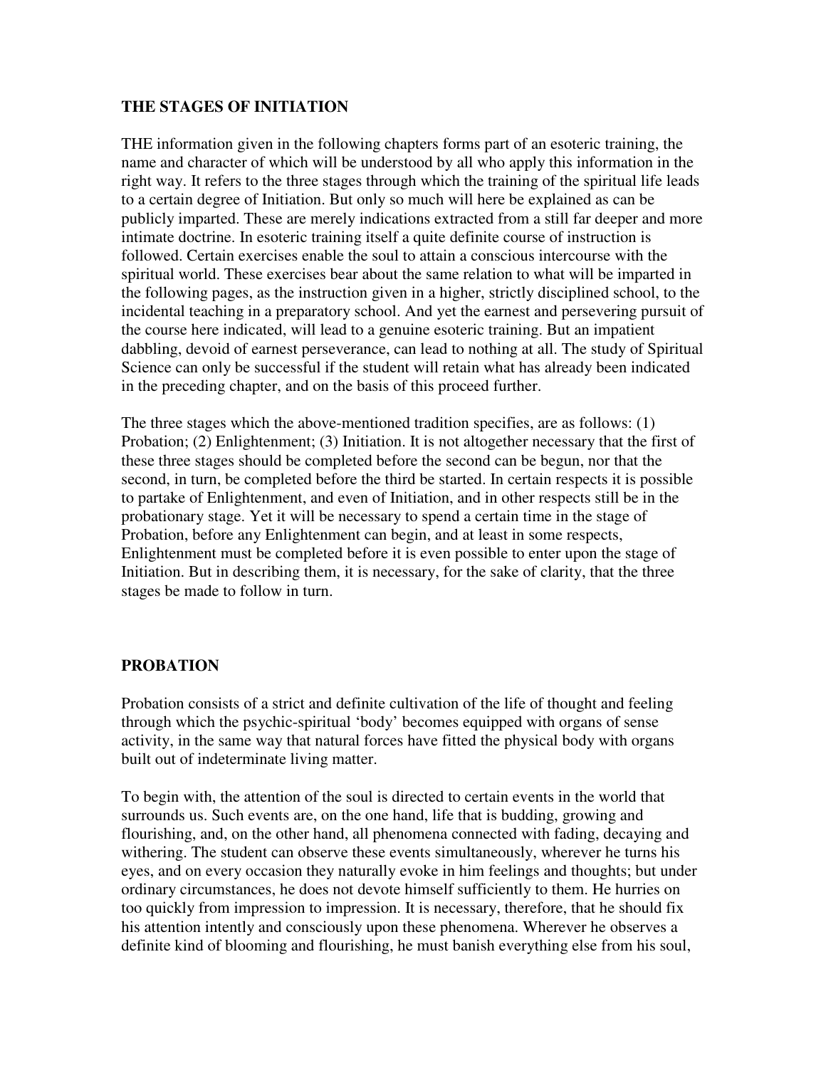## THE STAGES OF INITIATION

THE information given in the following chapters forms part of an esoteric training, the name and character of which will be understood by all who apply this information in the right way. It refers to the three stages through which the training of the spiritual life leads to a certain degree of Initiation. But only so much will here be explained as can be publicly imparted. These are merely indications extracted from a still far deeper and more intimate doctrine. In esoteric training itself a quite definite course of instruction is followed. Certain exercises enable the soul to attain a conscious intercourse with the spiritual world. These exercises bear about the same relation to what will be imparted in the following pages, as the instruction given in a higher, strictly disciplined school, to the incidental teaching in a preparatory school. And yet the earnest and persevering pursuit of the course here indicated, will lead to a genuine esoteric training. But an impatient dabbling, devoid of earnest perseverance, can lead to nothing at all. The study of Spiritual Science can only be successful if the student will retain what has already been indicated in the preceding chapter, and on the basis of this proceed further.

The three stages which the above-mentioned tradition specifies, are as follows: (1) Probation; (2) Enlightenment; (3) Initiation. It is not altogether necessary that the first of these three stages should be completed before the second can be begun, nor that the second, in turn, be completed before the third be started. In certain respects it is possible to partake of Enlightenment, and even of Initiation, and in other respects still be in the probationary stage. Yet it will be necessary to spend a certain time in the stage of Probation, before any Enlightenment can begin, and at least in some respects, Enlightenment must be completed before it is even possible to enter upon the stage of Initiation. But in describing them, it is necessary, for the sake of clarity, that the three stages be made to follow in turn.

## PROBATION

Probation consists of a strict and definite cultivation of the life of thought and feeling through which the psychic-spiritual 'body' becomes equipped with organs of sense activity, in the same way that natural forces have fitted the physical body with organs built out of indeterminate living matter.

To begin with, the attention of the soul is directed to certain events in the world that surrounds us. Such events are, on the one hand, life that is budding, growing and flourishing, and, on the other hand, all phenomena connected with fading, decaying and withering. The student can observe these events simultaneously, wherever he turns his eyes, and on every occasion they naturally evoke in him feelings and thoughts; but under ordinary circumstances, he does not devote himself sufficiently to them. He hurries on too quickly from impression to impression. It is necessary, therefore, that he should fix his attention intently and consciously upon these phenomena. Wherever he observes a definite kind of blooming and flourishing, he must banish everything else from his soul,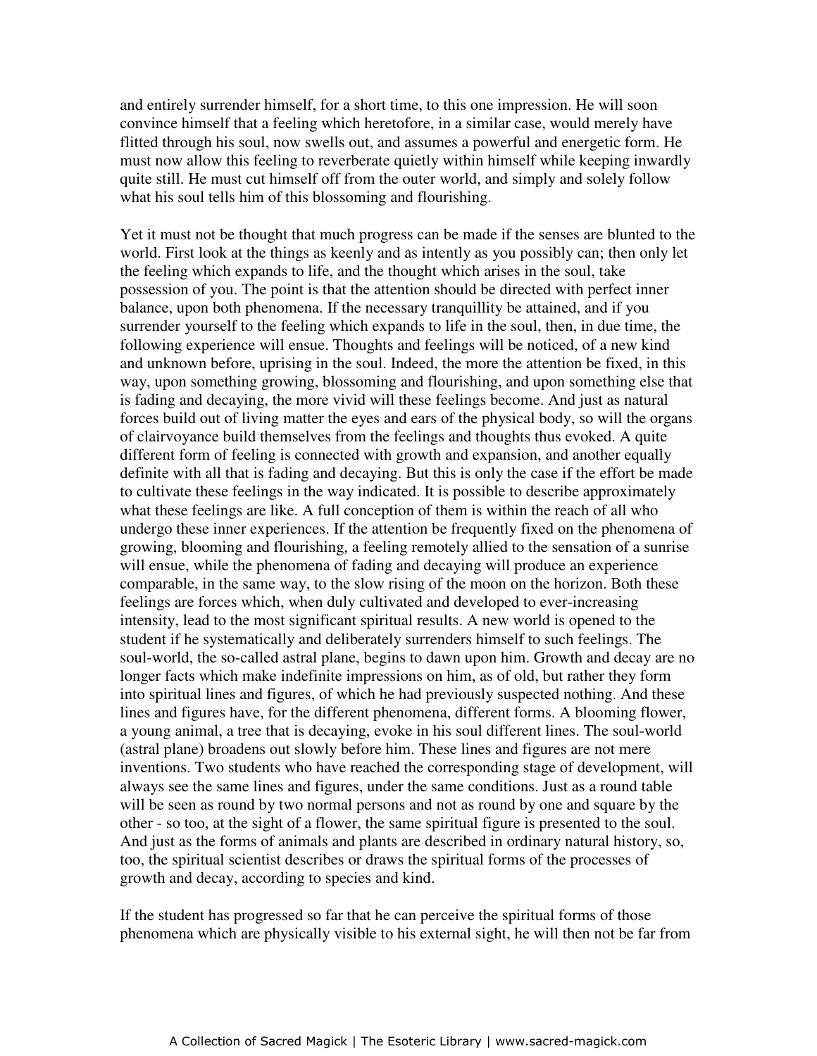and entirely surrender himself, for a short time, to this one impression. He will soon convince himself that a feeling which heretofore, in a similar case, would merely have flitted through his soul, now swells out, and assumes a powerful and energetic form. He must now allow this feeling to reverberate quietly within himself while keeping inwardly quite still. He must cut himself off from the outer world, and simply and solely follow what his soul tells him of this blossoming and flourishing.

Yet it must not be thought that much progress can be made if the senses are blunted to the world. First look at the things as keenly and as intently as you possibly can; then only let the feeling which expands to life, and the thought which arises in the soul, take possession of you. The point is that the attention should be directed with perfect inner balance, upon both phenomena. If the necessary tranquillity be attained, and if you surrender yourself to the feeling which expands to life in the soul, then, in due time, the following experience will ensue. Thoughts and feelings will be noticed, of a new kind and unknown before, uprising in the soul. Indeed, the more the attention be fixed, in this way, upon something growing, blossoming and flourishing, and upon something else that is fading and decaying, the more vivid will these feelings become. And just as natural forces build out of living matter the eyes and ears of the physical body, so will the organs of clairvoyance build themselves from the feelings and thoughts thus evoked. A quite different form of feeling is connected with growth and expansion, and another equally definite with all that is fading and decaying. But this is only the case if the effort be made to cultivate these feelings in the way indicated. It is possible to describe approximately what these feelings are like. A full conception of them is within the reach of all who undergo these inner experiences. If the attention be frequently fixed on the phenomena of growing, blooming and flourishing, a feeling remotely allied to the sensation of a sunrise will ensue, while the phenomena of fading and decaying will produce an experience comparable, in the same way, to the slow rising of the moon on the horizon. Both these feelings are forces which, when duly cultivated and developed to ever-increasing intensity, lead to the most significant spiritual results. A new world is opened to the student if he systematically and deliberately surrenders himself to such feelings. The soul-world, the so-called astral plane, begins to dawn upon him. Growth and decay are no longer facts which make indefinite impressions on him, as of old, but rather they form into spiritual lines and figures, of which he had previously suspected nothing. And these lines and figures have, for the different phenomena, different forms. A blooming flower, a young animal, a tree that is decaying, evoke in his soul different lines. The soul-world (astral plane) broadens out slowly before him. These lines and figures are not mere inventions. Two students who have reached the corresponding stage of development, will always see the same lines and figures, under the same conditions. Just as a round table will be seen as round by two normal persons and not as round by one and square by the other - so too, at the sight of a flower, the same spiritual figure is presented to the soul. And just as the forms of animals and plants are described in ordinary natural history, so, too, the spiritual scientist describes or draws the spiritual forms of the processes of growth and decay, according to species and kind.

If the student has progressed so far that he can perceive the spiritual forms of those phenomena which are physically visible to his external sight, he will then not be far from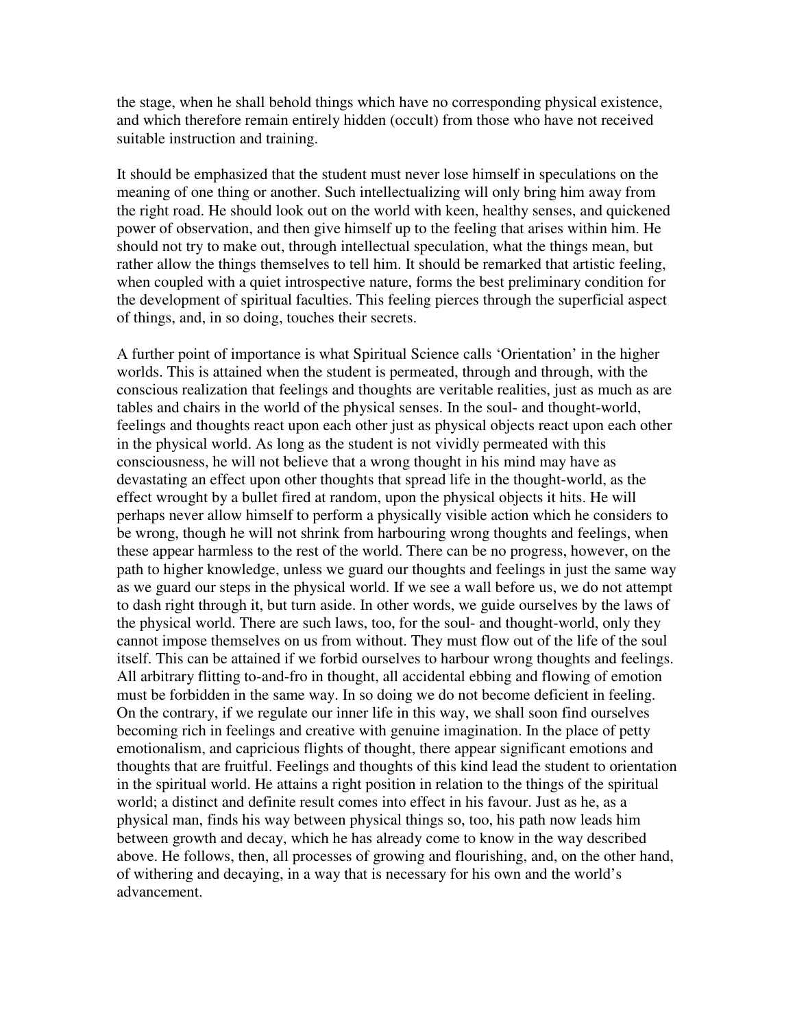the stage, when he shall behold things which have no corresponding physical existence, and which therefore remain entirely hidden (occult) from those who have not received suitable instruction and training.

It should be emphasized that the student must never lose himself in speculations on the meaning of one thing or another. Such intellectualizing will only bring him away from the right road. He should look out on the world with keen, healthy senses, and quickened power of observation, and then give himself up to the feeling that arises within him. He should not try to make out, through intellectual speculation, what the things mean, but rather allow the things themselves to tell him. It should be remarked that artistic feeling, when coupled with a quiet introspective nature, forms the best preliminary condition for the development of spiritual faculties. This feeling pierces through the superficial aspect of things, and, in so doing, touches their secrets.

A further point of importance is what Spiritual Science calls 'Orientation' in the higher worlds. This is attained when the student is permeated, through and through, with the conscious realization that feelings and thoughts are veritable realities, just as much as are tables and chairs in the world of the physical senses. In the soul- and thought-world, feelings and thoughts react upon each other just as physical objects react upon each other in the physical world. As long as the student is not vividly permeated with this consciousness, he will not believe that a wrong thought in his mind may have as devastating an effect upon other thoughts that spread life in the thought-world, as the effect wrought by a bullet fired at random, upon the physical objects it hits. He will perhaps never allow himself to perform a physically visible action which he considers to be wrong, though he will not shrink from harbouring wrong thoughts and feelings, when these appear harmless to the rest of the world. There can be no progress, however, on the path to higher knowledge, unless we guard our thoughts and feelings in just the same way as we guard our steps in the physical world. If we see a wall before us, we do not attempt to dash right through it, but turn aside. In other words, we guide ourselves by the laws of the physical world. There are such laws, too, for the soul- and thought-world, only they cannot impose themselves on us from without. They must flow out of the life of the soul itself. This can be attained if we forbid ourselves to harbour wrong thoughts and feelings. All arbitrary flitting to-and-fro in thought, all accidental ebbing and flowing of emotion must be forbidden in the same way. In so doing we do not become deficient in feeling. On the contrary, if we regulate our inner life in this way, we shall soon find ourselves becoming rich in feelings and creative with genuine imagination. In the place of petty emotionalism, and capricious flights of thought, there appear significant emotions and thoughts that are fruitful. Feelings and thoughts of this kind lead the student to orientation in the spiritual world. He attains a right position in relation to the things of the spiritual world; a distinct and definite result comes into effect in his favour. Just as he, as a physical man, finds his way between physical things so, too, his path now leads him between growth and decay, which he has already come to know in the way described above. He follows, then, all processes of growing and flourishing, and, on the other hand, of withering and decaying, in a way that is necessary for his own and the world's advancement.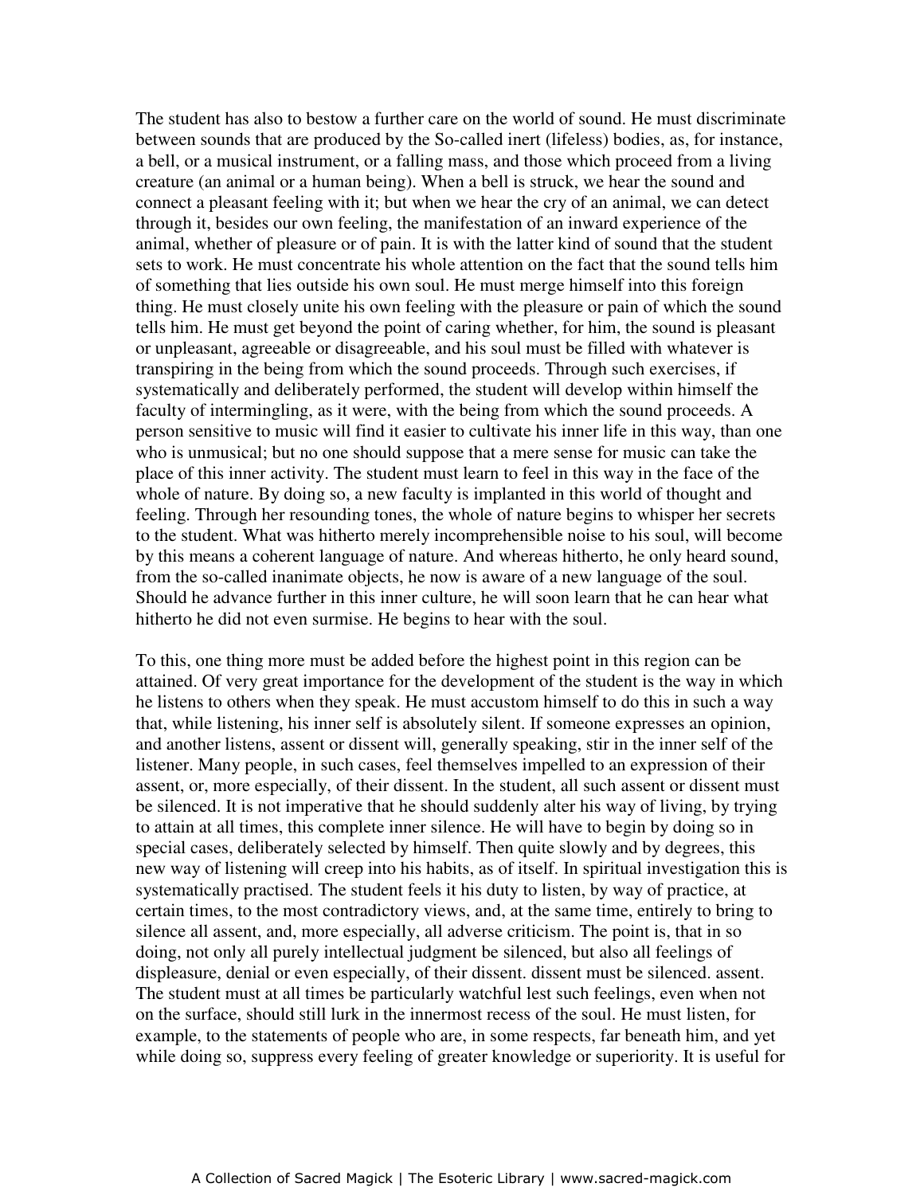The student has also to bestow a further care on the world of sound. He must discriminate between sounds that are produced by the So-called inert (lifeless) bodies, as, for instance, a bell, or a musical instrument, or a falling mass, and those which proceed from a living creature (an animal or a human being). When a bell is struck, we hear the sound and connect a pleasant feeling with it; but when we hear the cry of an animal, we can detect through it, besides our own feeling, the manifestation of an inward experience of the animal, whether of pleasure or of pain. It is with the latter kind of sound that the student sets to work. He must concentrate his whole attention on the fact that the sound tells him of something that lies outside his own soul. He must merge himself into this foreign thing. He must closely unite his own feeling with the pleasure or pain of which the sound tells him. He must get beyond the point of caring whether, for him, the sound is pleasant or unpleasant, agreeable or disagreeable, and his soul must be filled with whatever is transpiring in the being from which the sound proceeds. Through such exercises, if systematically and deliberately performed, the student will develop within himself the faculty of intermingling, as it were, with the being from which the sound proceeds. A person sensitive to music will find it easier to cultivate his inner life in this way, than one who is unmusical; but no one should suppose that a mere sense for music can take the place of this inner activity. The student must learn to feel in this way in the face of the whole of nature. By doing so, a new faculty is implanted in this world of thought and feeling. Through her resounding tones, the whole of nature begins to whisper her secrets to the student. What was hitherto merely incomprehensible noise to his soul, will become by this means a coherent language of nature. And whereas hitherto, he only heard sound, from the so-called inanimate objects, he now is aware of a new language of the soul. Should he advance further in this inner culture, he will soon learn that he can hear what hitherto he did not even surmise. He begins to hear with the soul.

To this, one thing more must be added before the highest point in this region can be attained. Of very great importance for the development of the student is the way in which he listens to others when they speak. He must accustom himself to do this in such a way that, while listening, his inner self is absolutely silent. If someone expresses an opinion, and another listens, assent or dissent will, generally speaking, stir in the inner self of the listener. Many people, in such cases, feel themselves impelled to an expression of their assent, or, more especially, of their dissent. In the student, all such assent or dissent must be silenced. It is not imperative that he should suddenly alter his way of living, by trying to attain at all times, this complete inner silence. He will have to begin by doing so in special cases, deliberately selected by himself. Then quite slowly and by degrees, this new way of listening will creep into his habits, as of itself. In spiritual investigation this is systematically practised. The student feels it his duty to listen, by way of practice, at certain times, to the most contradictory views, and, at the same time, entirely to bring to silence all assent, and, more especially, all adverse criticism. The point is, that in so doing, not only all purely intellectual judgment be silenced, but also all feelings of displeasure, denial or even especially, of their dissent. dissent must be silenced. assent. The student must at all times be particularly watchful lest such feelings, even when not on the surface, should still lurk in the innermost recess of the soul. He must listen, for example, to the statements of people who are, in some respects, far beneath him, and yet while doing so, suppress every feeling of greater knowledge or superiority. It is useful for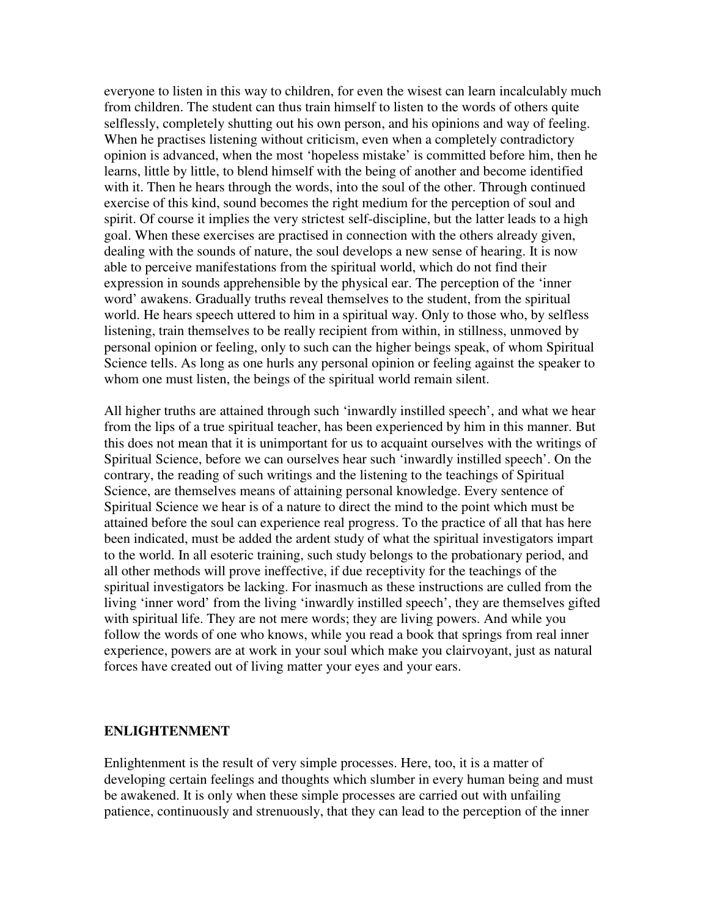everyone to listen in this way to children, for even the wisest can learn incalculably much from children. The student can thus train himself to listen to the words of others quite selflessly, completely shutting out his own person, and his opinions and way of feeling. When he practises listening without criticism, even when a completely contradictory opinion is advanced, when the most 'hopeless mistake' is committed before him, then he learns, little by little, to blend himself with the being of another and become identified with it. Then he hears through the words, into the soul of the other. Through continued exercise of this kind, sound becomes the right medium for the perception of soul and spirit. Of course it implies the very strictest self-discipline, but the latter leads to a high goal. When these exercises are practised in connection with the others already given, dealing with the sounds of nature, the soul develops a new sense of hearing. It is now able to perceive manifestations from the spiritual world, which do not find their expression in sounds apprehensible by the physical ear. The perception of the 'inner word' awakens. Gradually truths reveal themselves to the student, from the spiritual world. He hears speech uttered to him in a spiritual way. Only to those who, by selfless listening, train themselves to be really recipient from within, in stillness, unmoved by personal opinion or feeling, only to such can the higher beings speak, of whom Spiritual Science tells. As long as one hurls any personal opinion or feeling against the speaker to whom one must listen, the beings of the spiritual world remain silent.

All higher truths are attained through such 'inwardly instilled speech', and what we hear from the lips of a true spiritual teacher, has been experienced by him in this manner. But this does not mean that it is unimportant for us to acquaint ourselves with the writings of Spiritual Science, before we can ourselves hear such 'inwardly instilled speech'. On the contrary, the reading of such writings and the listening to the teachings of Spiritual Science, are themselves means of attaining personal knowledge. Every sentence of Spiritual Science we hear is of a nature to direct the mind to the point which must be attained before the soul can experience real progress. To the practice of all that has here been indicated, must be added the ardent study of what the spiritual investigators impart to the world. In all esoteric training, such study belongs to the probationary period, and all other methods will prove ineffective, if due receptivity for the teachings of the spiritual investigators be lacking. For inasmuch as these instructions are culled from the living 'inner word' from the living 'inwardly instilled speech', they are themselves gifted with spiritual life. They are not mere words; they are living powers. And while you follow the words of one who knows, while you read a book that springs from real inner experience, powers are at work in your soul which make you clairvoyant, just as natural forces have created out of living matter your eyes and your ears.

## ENLIGHTENMENT

Enlightenment is the result of very simple processes. Here, too, it is a matter of developing certain feelings and thoughts which slumber in every human being and must be awakened. It is only when these simple processes are carried out with unfailing patience, continuously and strenuously, that they can lead to the perception of the inner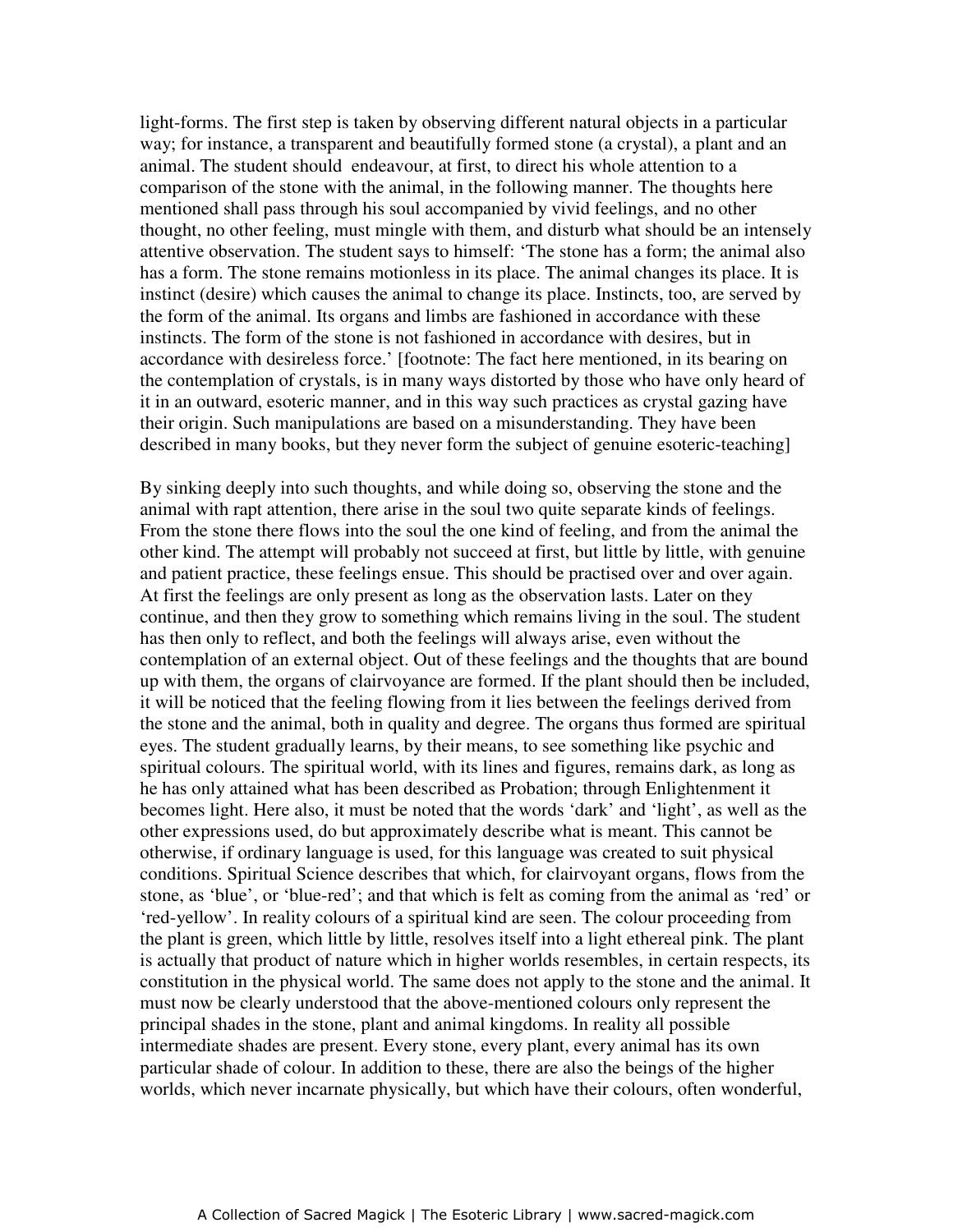light-forms. The first step is taken by observing different natural objects in a particular way; for instance, a transparent and beautifully formed stone (a crystal), a plant and an animal. The student should endeavour, at first, to direct his whole attention to a comparison of the stone with the animal, in the following manner. The thoughts here mentioned shall pass through his soul accompanied by vivid feelings, and no other thought, no other feeling, must mingle with them, and disturb what should be an intensely attentive observation. The student says to himself: 'The stone has a form; the animal also has a form. The stone remains motionless in its place. The animal changes its place. It is instinct (desire) which causes the animal to change its place. Instincts, too, are served by the form of the animal. Its organs and limbs are fashioned in accordance with these instincts. The form of the stone is not fashioned in accordance with desires, but in accordance with desireless force.' [footnote: The fact here mentioned, in its bearing on the contemplation of crystals, is in many ways distorted by those who have only heard of it in an outward, esoteric manner, and in this way such practices as crystal gazing have their origin. Such manipulations are based on a misunderstanding. They have been described in many books, but they never form the subject of genuine esoteric-teaching]

By sinking deeply into such thoughts, and while doing so, observing the stone and the animal with rapt attention, there arise in the soul two quite separate kinds of feelings. From the stone there flows into the soul the one kind of feeling, and from the animal the other kind. The attempt will probably not succeed at first, but little by little, with genuine and patient practice, these feelings ensue. This should be practised over and over again. At first the feelings are only present as long as the observation lasts. Later on they continue, and then they grow to something which remains living in the soul. The student has then only to reflect, and both the feelings will always arise, even without the contemplation of an external object. Out of these feelings and the thoughts that are bound up with them, the organs of clairvoyance are formed. If the plant should then be included, it will be noticed that the feeling flowing from it lies between the feelings derived from the stone and the animal, both in quality and degree. The organs thus formed are spiritual eyes. The student gradually learns, by their means, to see something like psychic and spiritual colours. The spiritual world, with its lines and figures, remains dark, as long as he has only attained what has been described as Probation; through Enlightenment it becomes light. Here also, it must be noted that the words 'dark' and 'light', as well as the other expressions used, do but approximately describe what is meant. This cannot be otherwise, if ordinary language is used, for this language was created to suit physical conditions. Spiritual Science describes that which, for clairvoyant organs, flows from the stone, as 'blue', or 'blue-red'; and that which is felt as coming from the animal as 'red' or 'red-yellow'. In reality colours of a spiritual kind are seen. The colour proceeding from the plant is green, which little by little, resolves itself into a light ethereal pink. The plant is actually that product of nature which in higher worlds resembles, in certain respects, its constitution in the physical world. The same does not apply to the stone and the animal. It must now be clearly understood that the above-mentioned colours only represent the principal shades in the stone, plant and animal kingdoms. In reality all possible intermediate shades are present. Every stone, every plant, every animal has its own particular shade of colour. In addition to these, there are also the beings of the higher worlds, which never incarnate physically, but which have their colours, often wonderful,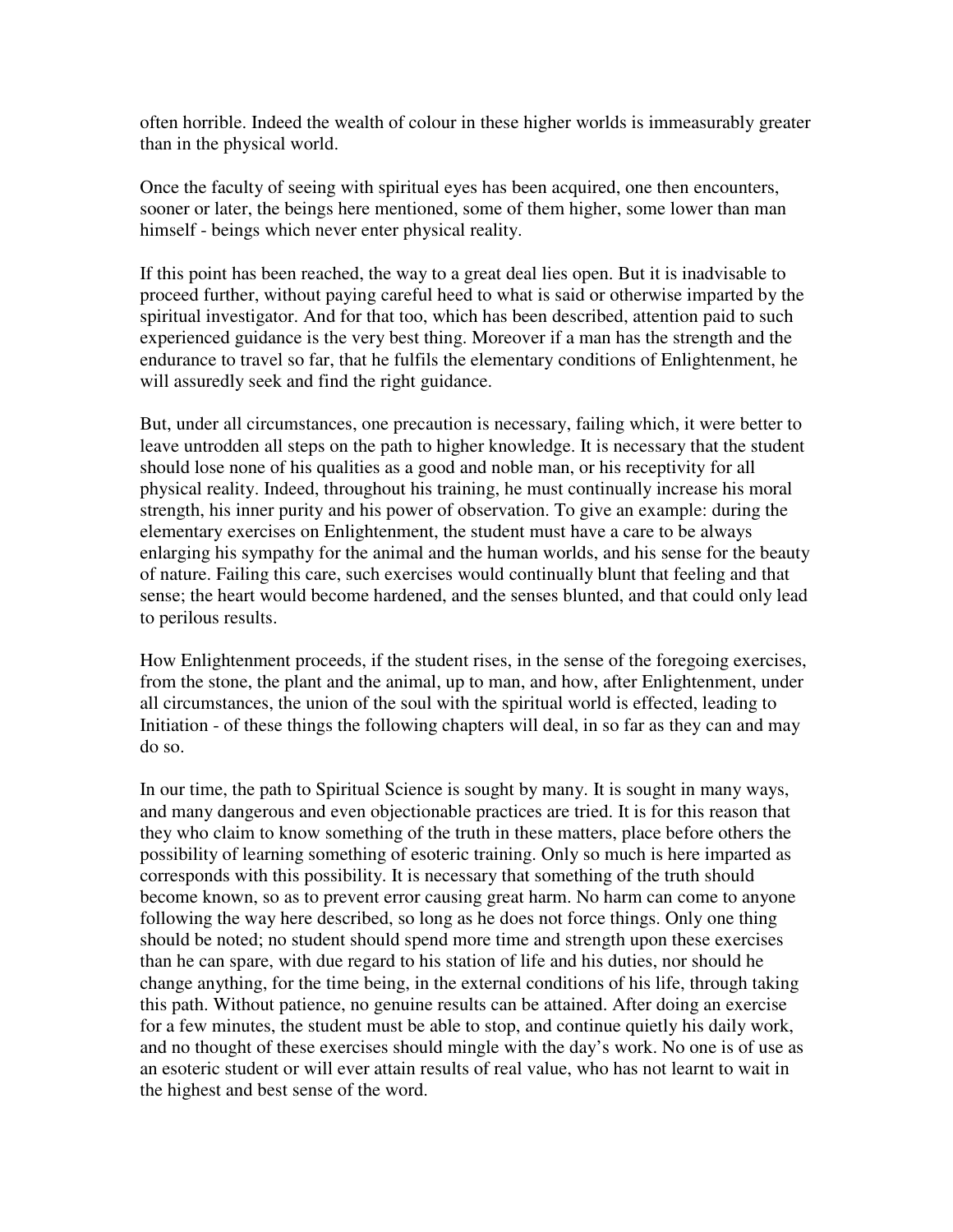often horrible. Indeed the wealth of colour in these higher worlds is immeasurably greater than in the physical world.

Once the faculty of seeing with spiritual eyes has been acquired, one then encounters, sooner or later, the beings here mentioned, some of them higher, some lower than man himself - beings which never enter physical reality.

If this point has been reached, the way to a great deal lies open. But it is inadvisable to proceed further, without paying careful heed to what is said or otherwise imparted by the spiritual investigator. And for that too, which has been described, attention paid to such experienced guidance is the very best thing. Moreover if a man has the strength and the endurance to travel so far, that he fulfils the elementary conditions of Enlightenment, he will assuredly seek and find the right guidance.

But, under all circumstances, one precaution is necessary, failing which, it were better to leave untrodden all steps on the path to higher knowledge. It is necessary that the student should lose none of his qualities as a good and noble man, or his receptivity for all physical reality. Indeed, throughout his training, he must continually increase his moral strength, his inner purity and his power of observation. To give an example: during the elementary exercises on Enlightenment, the student must have a care to be always enlarging his sympathy for the animal and the human worlds, and his sense for the beauty of nature. Failing this care, such exercises would continually blunt that feeling and that sense; the heart would become hardened, and the senses blunted, and that could only lead to perilous results.

How Enlightenment proceeds, if the student rises, in the sense of the foregoing exercises, from the stone, the plant and the animal, up to man, and how, after Enlightenment, under all circumstances, the union of the soul with the spiritual world is effected, leading to Initiation - of these things the following chapters will deal, in so far as they can and may do so.

In our time, the path to Spiritual Science is sought by many. It is sought in many ways, and many dangerous and even objectionable practices are tried. It is for this reason that they who claim to know something of the truth in these matters, place before others the possibility of learning something of esoteric training. Only so much is here imparted as corresponds with this possibility. It is necessary that something of the truth should become known, so as to prevent error causing great harm. No harm can come to anyone following the way here described, so long as he does not force things. Only one thing should be noted; no student should spend more time and strength upon these exercises than he can spare, with due regard to his station of life and his duties, nor should he change anything, for the time being, in the external conditions of his life, through taking this path. Without patience, no genuine results can be attained. After doing an exercise for a few minutes, the student must be able to stop, and continue quietly his daily work, and no thought of these exercises should mingle with the day's work. No one is of use as an esoteric student or will ever attain results of real value, who has not learnt to wait in the highest and best sense of the word.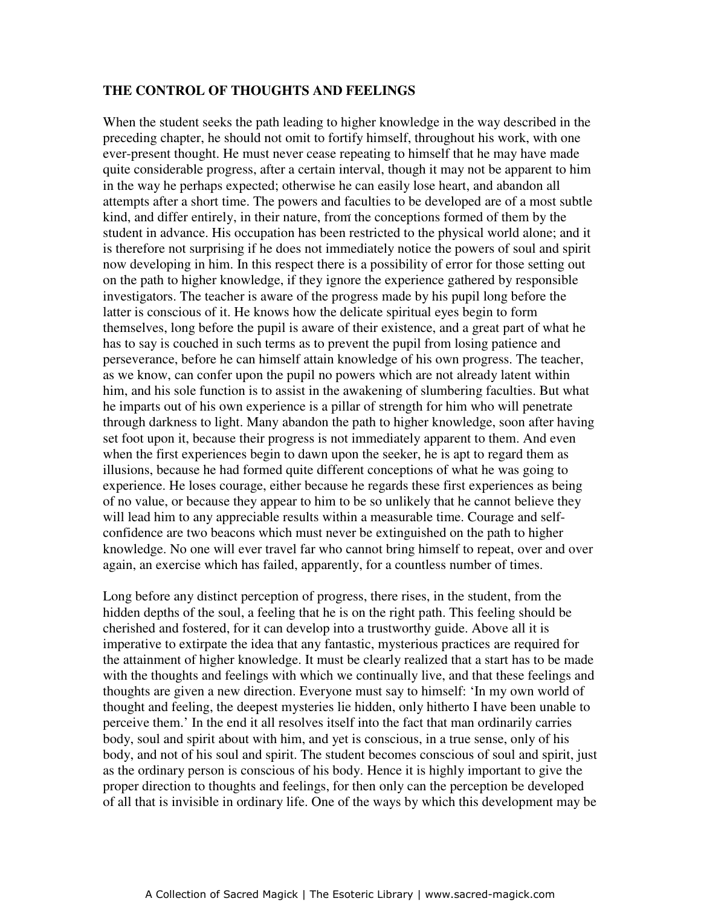**THE CONTROL OF THOUGHTS AND FEELINGS**

When the student seeks the path leading to higher knowledge in the way described in the preceding chapter, he should not omit to fortify himself, throughout his work, with one ever-present thought. He must never cease repeating to himself that he may have made quite considerable progress, after a certain interval, though it may not be apparent to him in the way he perhaps expected; otherwise he can easily lose heart, and abandon all attempts after a short time. The powers and faculties to be developed are of a most subtle kind, and differ entirely, in their nature, from the conceptions formed of them by the student in advance. His occupation has been restricted to the physical world alone; and it is therefore not surprising if he does not immediately notice the powers of soul and spirit now developing in him. In this respect there is a possibility of error for those setting out on the path to higher knowledge, if they ignore the experience gathered by responsible investigators. The teacher is aware of the progress made by his pupil long before the latter is conscious of it. He knows how the delicate spiritual eyes begin to form themselves, long before the pupil is aware of their existence, and a great part of what he has to say is couched in such terms as to prevent the pupil from losing patience and perseverance, before he can himself attain knowledge of his own progress. The teacher, as we know, can confer upon the pupil no powers which are not already latent within him, and his sole function is to assist in the awakening of slumbering faculties. But what he imparts out of his own experience is a pillar of strength for him who will penetrate through darkness to light. Many abandon the path to higher knowledge, soon after having set foot upon it, because their progress is not immediately apparent to them. And even when the first experiences begin to dawn upon the seeker, he is apt to regard them as illusions, because he had formed quite different conceptions of what he was going to experience. He loses courage, either because he regards these first experiences as being of no value, or because they appear to him to be so unlikely that he cannot believe they will lead him to any appreciable results within a measurable time. Courage and self-confidence are two beacons which must never be extinguished on the path to higher knowledge. No one will ever travel far who cannot bring himself to repeat, over and over again, an exercise which has failed, apparently, for a countless number of times.

Long before any distinct perception of progress, there rises, in the student, from the hidden depths of the soul, a feeling that he is on the right path. This feeling should be cherished and fostered, for it can develop into a trustworthy guide. Above all it is imperative to extirpate the idea that any fantastic, mysterious practices are required for the attainment of higher knowledge. It must be clearly realized that a start has to be made with the thoughts and feelings with which we continually live, and that these feelings and thoughts are given a new direction. Everyone must say to himself: 'In my own world of thought and feeling, the deepest mysteries lie hidden, only hitherto I have been unable to perceive them.' In the end it all resolves itself into the fact that man ordinarily carries body, soul and spirit about with him, and yet is conscious, in a true sense, only of his body, and not of his soul and spirit. The student becomes conscious of soul and spirit, just as the ordinary person is conscious of his body. Hence it is highly important to give the proper direction to thoughts and feelings, for then only can the perception be developed of all that is invisible in ordinary life. One of the ways by which this development may be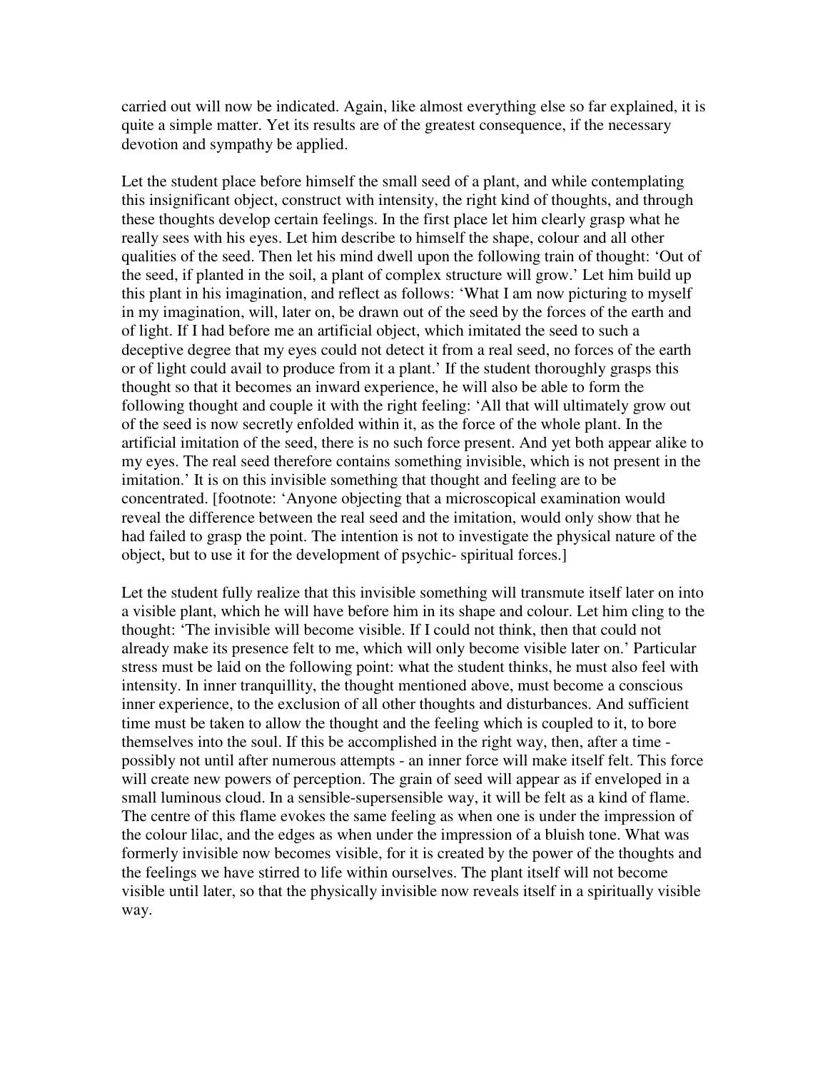carried out will now be indicated. Again, like almost everything else so far explained, it is quite a simple matter. Yet its results are of the greatest consequence, if the necessary devotion and sympathy be applied.

Let the student place before himself the small seed of a plant, and while contemplating this insignificant object, construct with intensity, the right kind of thoughts, and through these thoughts develop certain feelings. In the first place let him clearly grasp what he really sees with his eyes. Let him describe to himself the shape, colour and all other qualities of the seed. Then let his mind dwell upon the following train of thought: 'Out of the seed, if planted in the soil, a plant of complex structure will grow.' Let him build up this plant in his imagination, and reflect as follows: 'What I am now picturing to myself in my imagination, will, later on, be drawn out of the seed by the forces of the earth and of light. If I had before me an artificial object, which imitated the seed to such a deceptive degree that my eyes could not detect it from a real seed, no forces of the earth or of light could avail to produce from it a plant.' If the student thoroughly grasps this thought so that it becomes an inward experience, he will also be able to form the following thought and couple it with the right feeling: 'All that will ultimately grow out of the seed is now secretly enfolded within it, as the force of the whole plant. In the artificial imitation of the seed, there is no such force present. And yet both appear alike to my eyes. The real seed therefore contains something invisible, which is not present in the imitation.' It is on this invisible something that thought and feeling are to be concentrated. [footnote: 'Anyone objecting that a microscopical examination would reveal the difference between the real seed and the imitation, would only show that he had failed to grasp the point. The intention is not to investigate the physical nature of the object, but to use it for the development of psychic- spiritual forces.]

Let the student fully realize that this invisible something will transmute itself later on into a visible plant, which he will have before him in its shape and colour. Let him cling to the thought: 'The invisible will become visible. If I could not think, then that could not already make its presence felt to me, which will only become visible later on.' Particular stress must be laid on the following point: what the student thinks, he must also feel with intensity. In inner tranquillity, the thought mentioned above, must become a conscious inner experience, to the exclusion of all other thoughts and disturbances. And sufficient time must be taken to allow the thought and the feeling which is coupled to it, to bore themselves into the soul. If this be accomplished in the right way, then, after a time - possibly not until after numerous attempts - an inner force will make itself felt. This force will create new powers of perception. The grain of seed will appear as if enveloped in a small luminous cloud. In a sensible-supersensible way, it will be felt as a kind of flame. The centre of this flame evokes the same feeling as when one is under the impression of the colour lilac, and the edges as when under the impression of a bluish tone. What was formerly invisible now becomes visible, for it is created by the power of the thoughts and the feelings we have stirred to life within ourselves. The plant itself will not become visible until later, so that the physically invisible now reveals itself in a spiritually visible way.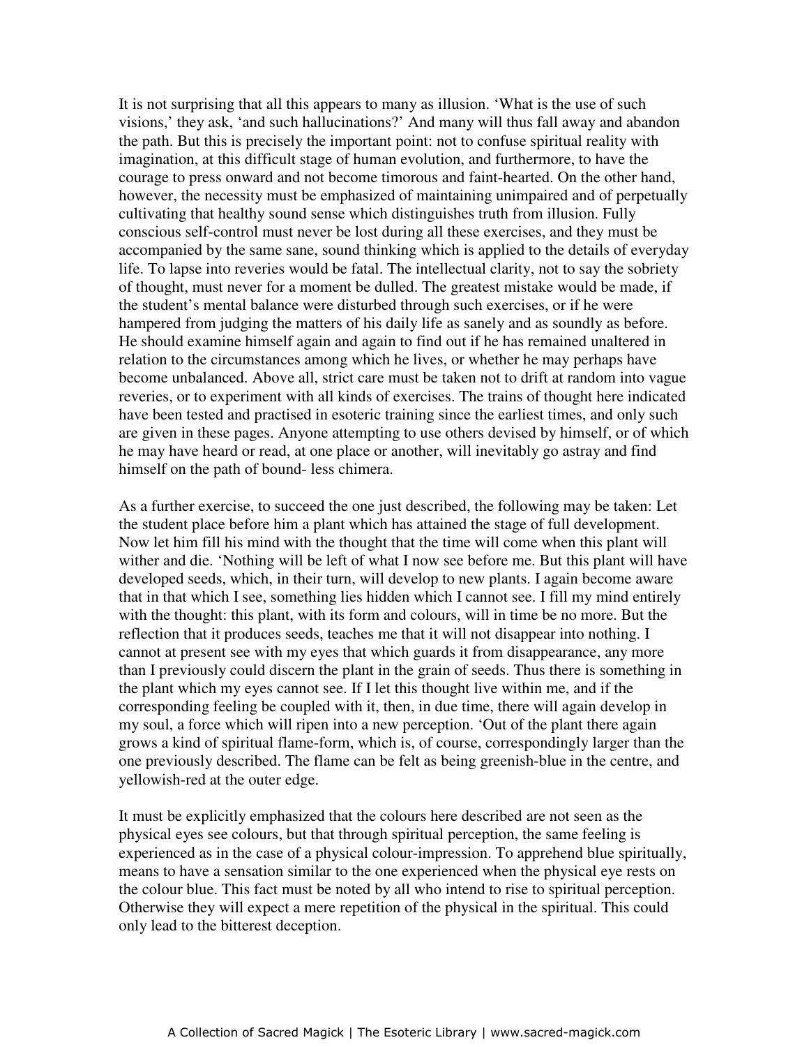It is not surprising that all this appears to many as illusion. 'What is the use of such visions,' they ask, 'and such hallucinations?' And many will thus fall away and abandon the path. But this is precisely the important point: not to confuse spiritual reality with imagination, at this difficult stage of human evolution, and furthermore, to have the courage to press onward and not become timorous and faint-hearted. On the other hand, however, the necessity must be emphasized of maintaining unimpaired and of perpetually cultivating that healthy sound sense which distinguishes truth from illusion. Fully conscious self-control must never be lost during all these exercises, and they must be accompanied by the same sane, sound thinking which is applied to the details of everyday life. To lapse into reveries would be fatal. The intellectual clarity, not to say the sobriety of thought, must never for a moment be dulled. The greatest mistake would be made, if the student's mental balance were disturbed through such exercises, or if he were hampered from judging the matters of his daily life as sanely and as soundly as before. He should examine himself again and again to find out if he has remained unaltered in relation to the circumstances among which he lives, or whether he may perhaps have become unbalanced. Above all, strict care must be taken not to drift at random into vague reveries, or to experiment with all kinds of exercises. The trains of thought here indicated have been tested and practised in esoteric training since the earliest times, and only such are given in these pages. Anyone attempting to use others devised by himself, or of which he may have heard or read, at one place or another, will inevitably go astray and find himself on the path of bound- less chimera.

As a further exercise, to succeed the one just described, the following may be taken: Let the student place before him a plant which has attained the stage of full development. Now let him fill his mind with the thought that the time will come when this plant will wither and die. 'Nothing will be left of what I now see before me. But this plant will have developed seeds, which, in their turn, will develop to new plants. I again become aware that in that which I see, something lies hidden which I cannot see. I fill my mind entirely with the thought: this plant, with its form and colours, will in time be no more. But the reflection that it produces seeds, teaches me that it will not disappear into nothing. I cannot at present see with my eyes that which guards it from disappearance, any more than I previously could discern the plant in the grain of seeds. Thus there is something in the plant which my eyes cannot see. If I let this thought live within me, and if the corresponding feeling be coupled with it, then, in due time, there will again develop in my soul, a force which will ripen into a new perception. 'Out of the plant there again grows a kind of spiritual flame-form, which is, of course, correspondingly larger than the one previously described. The flame can be felt as being greenish-blue in the centre, and yellowish-red at the outer edge.

It must be explicitly emphasized that the colours here described are not seen as the physical eyes see colours, but that through spiritual perception, the same feeling is experienced as in the case of a physical colour-impression. To apprehend blue spiritually, means to have a sensation similar to the one experienced when the physical eye rests on the colour blue. This fact must be noted by all who intend to rise to spiritual perception. Otherwise they will expect a mere repetition of the physical in the spiritual. This could only lead to the bitterest deception.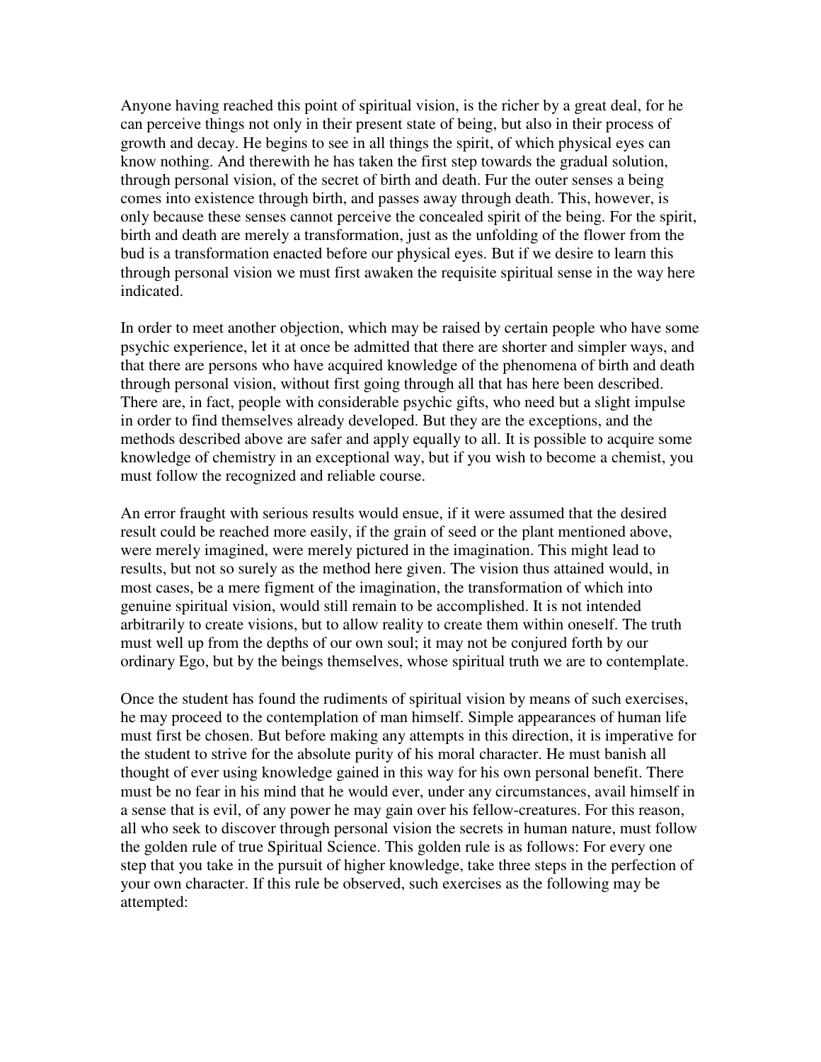Anyone having reached this point of spiritual vision, is the richer by a great deal, for he can perceive things not only in their present state of being, but also in their process of growth and decay. He begins to see in all things the spirit, of which physical eyes can know nothing. And therewith he has taken the first step towards the gradual solution, through personal vision, of the secret of birth and death. Fur the outer senses a being comes into existence through birth, and passes away through death. This, however, is only because these senses cannot perceive the concealed spirit of the being. For the spirit, birth and death are merely a transformation, just as the unfolding of the flower from the bud is a transformation enacted before our physical eyes. But if we desire to learn this through personal vision we must first awaken the requisite spiritual sense in the way here indicated.

In order to meet another objection, which may be raised by certain people who have some psychic experience, let it at once be admitted that there are shorter and simpler ways, and that there are persons who have acquired knowledge of the phenomena of birth and death through personal vision, without first going through all that has here been described. There are, in fact, people with considerable psychic gifts, who need but a slight impulse in order to find themselves already developed. But they are the exceptions, and the methods described above are safer and apply equally to all. It is possible to acquire some knowledge of chemistry in an exceptional way, but if you wish to become a chemist, you must follow the recognized and reliable course.

An error fraught with serious results would ensue, if it were assumed that the desired result could be reached more easily, if the grain of seed or the plant mentioned above, were merely imagined, were merely pictured in the imagination. This might lead to results, but not so surely as the method here given. The vision thus attained would, in most cases, be a mere figment of the imagination, the transformation of which into genuine spiritual vision, would still remain to be accomplished. It is not intended arbitrarily to create visions, but to allow reality to create them within oneself. The truth must well up from the depths of our own soul; it may not be conjured forth by our ordinary Ego, but by the beings themselves, whose spiritual truth we are to contemplate.

Once the student has found the rudiments of spiritual vision by means of such exercises, he may proceed to the contemplation of man himself. Simple appearances of human life must first be chosen. But before making any attempts in this direction, it is imperative for the student to strive for the absolute purity of his moral character. He must banish all thought of ever using knowledge gained in this way for his own personal benefit. There must be no fear in his mind that he would ever, under any circumstances, avail himself in a sense that is evil, of any power he may gain over his fellow-creatures. For this reason, all who seek to discover through personal vision the secrets in human nature, must follow the golden rule of true Spiritual Science. This golden rule is as follows: For every one step that you take in the pursuit of higher knowledge, take three steps in the perfection of your own character. If this rule be observed, such exercises as the following may be attempted: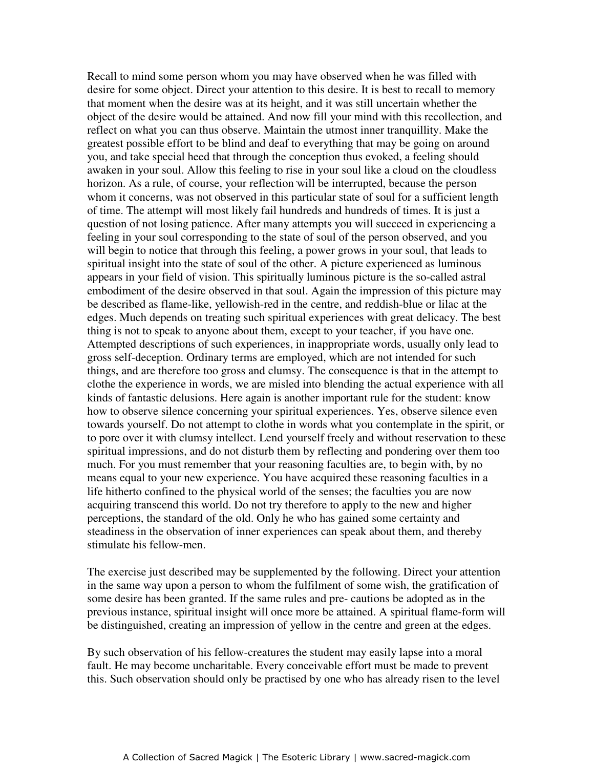Recall to mind some person whom you may have observed when he was filled with desire for some object. Direct your attention to this desire. It is best to recall to memory that moment when the desire was at its height, and it was still uncertain whether the object of the desire would be attained. And now fill your mind with this recollection, and reflect on what you can thus observe. Maintain the utmost inner tranquillity. Make the greatest possible effort to be blind and deaf to everything that may be going on around you, and take special heed that through the conception thus evoked, a feeling should awaken in your soul. Allow this feeling to rise in your soul like a cloud on the cloudless horizon. As a rule, of course, your reflection will be interrupted, because the person whom it concerns, was not observed in this particular state of soul for a sufficient length of time. The attempt will most likely fail hundreds and hundreds of times. It is just a question of not losing patience. After many attempts you will succeed in experiencing a feeling in your soul corresponding to the state of soul of the person observed, and you will begin to notice that through this feeling, a power grows in your soul, that leads to spiritual insight into the state of soul of the other. A picture experienced as luminous appears in your field of vision. This spiritually luminous picture is the so-called astral embodiment of the desire observed in that soul. Again the impression of this picture may be described as flame-like, yellowish-red in the centre, and reddish-blue or lilac at the edges. Much depends on treating such spiritual experiences with great delicacy. The best thing is not to speak to anyone about them, except to your teacher, if you have one. Attempted descriptions of such experiences, in inappropriate words, usually only lead to gross self-deception. Ordinary terms are employed, which are not intended for such things, and are therefore too gross and clumsy. The consequence is that in the attempt to clothe the experience in words, we are misled into blending the actual experience with all kinds of fantastic delusions. Here again is another important rule for the student: know how to observe silence concerning your spiritual experiences. Yes, observe silence even towards yourself. Do not attempt to clothe in words what you contemplate in the spirit, or to pore over it with clumsy intellect. Lend yourself freely and without reservation to these spiritual impressions, and do not disturb them by reflecting and pondering over them too much. For you must remember that your reasoning faculties are, to begin with, by no means equal to your new experience. You have acquired these reasoning faculties in a life hitherto confined to the physical world of the senses; the faculties you are now acquiring transcend this world. Do not try therefore to apply to the new and higher perceptions, the standard of the old. Only he who has gained some certainty and steadiness in the observation of inner experiences can speak about them, and thereby stimulate his fellow-men.

The exercise just described may be supplemented by the following. Direct your attention in the same way upon a person to whom the fulfilment of some wish, the gratification of some desire has been granted. If the same rules and pre- cautions be adopted as in the previous instance, spiritual insight will once more be attained. A spiritual flame-form will be distinguished, creating an impression of yellow in the centre and green at the edges.

By such observation of his fellow-creatures the student may easily lapse into a moral fault. He may become uncharitable. Every conceivable effort must be made to prevent this. Such observation should only be practised by one who has already risen to the level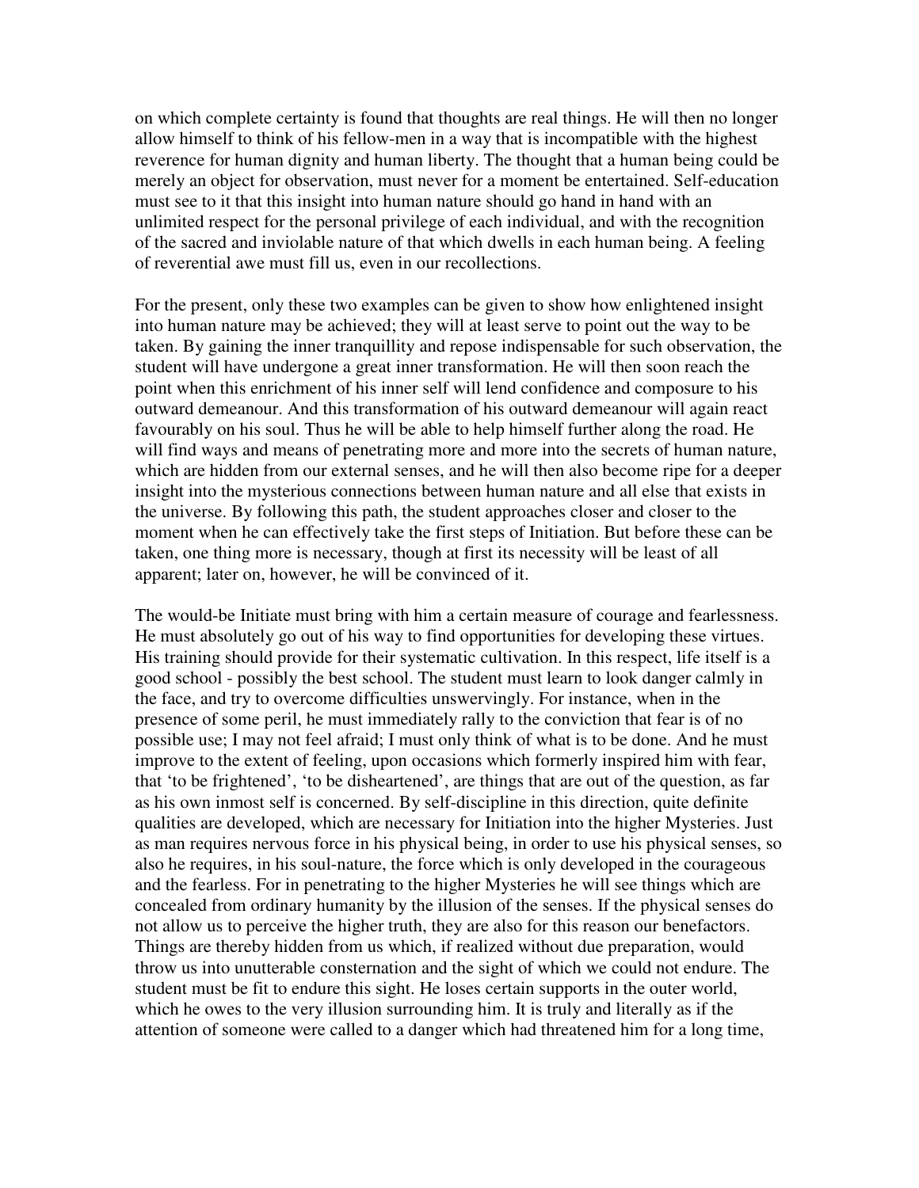on which complete certainty is found that thoughts are real things. He will then no longer allow himself to think of his fellow-men in a way that is incompatible with the highest reverence for human dignity and human liberty. The thought that a human being could be merely an object for observation, must never for a moment be entertained. Self-education must see to it that this insight into human nature should go hand in hand with an unlimited respect for the personal privilege of each individual, and with the recognition of the sacred and inviolable nature of that which dwells in each human being. A feeling of reverential awe must fill us, even in our recollections.

For the present, only these two examples can be given to show how enlightened insight into human nature may be achieved; they will at least serve to point out the way to be taken. By gaining the inner tranquillity and repose indispensable for such observation, the student will have undergone a great inner transformation. He will then soon reach the point when this enrichment of his inner self will lend confidence and composure to his outward demeanour. And this transformation of his outward demeanour will again react favourably on his soul. Thus he will be able to help himself further along the road. He will find ways and means of penetrating more and more into the secrets of human nature, which are hidden from our external senses, and he will then also become ripe for a deeper insight into the mysterious connections between human nature and all else that exists in the universe. By following this path, the student approaches closer and closer to the moment when he can effectively take the first steps of Initiation. But before these can be taken, one thing more is necessary, though at first its necessity will be least of all apparent; later on, however, he will be convinced of it.

The would-be Initiate must bring with him a certain measure of courage and fearlessness. He must absolutely go out of his way to find opportunities for developing these virtues. His training should provide for their systematic cultivation. In this respect, life itself is a good school - possibly the best school. The student must learn to look danger calmly in the face, and try to overcome difficulties unswervingly. For instance, when in the presence of some peril, he must immediately rally to the conviction that fear is of no possible use; I may not feel afraid; I must only think of what is to be done. And he must improve to the extent of feeling, upon occasions which formerly inspired him with fear, that 'to be frightened', 'to be disheartened', are things that are out of the question, as far as his own inmost self is concerned. By self-discipline in this direction, quite definite qualities are developed, which are necessary for Initiation into the higher Mysteries. Just as man requires nervous force in his physical being, in order to use his physical senses, so also he requires, in his soul-nature, the force which is only developed in the courageous and the fearless. For in penetrating to the higher Mysteries he will see things which are concealed from ordinary humanity by the illusion of the senses. If the physical senses do not allow us to perceive the higher truth, they are also for this reason our benefactors. Things are thereby hidden from us which, if realized without due preparation, would throw us into unutterable consternation and the sight of which we could not endure. The student must be fit to endure this sight. He loses certain supports in the outer world, which he owes to the very illusion surrounding him. It is truly and literally as if the attention of someone were called to a danger which had threatened him for a long time,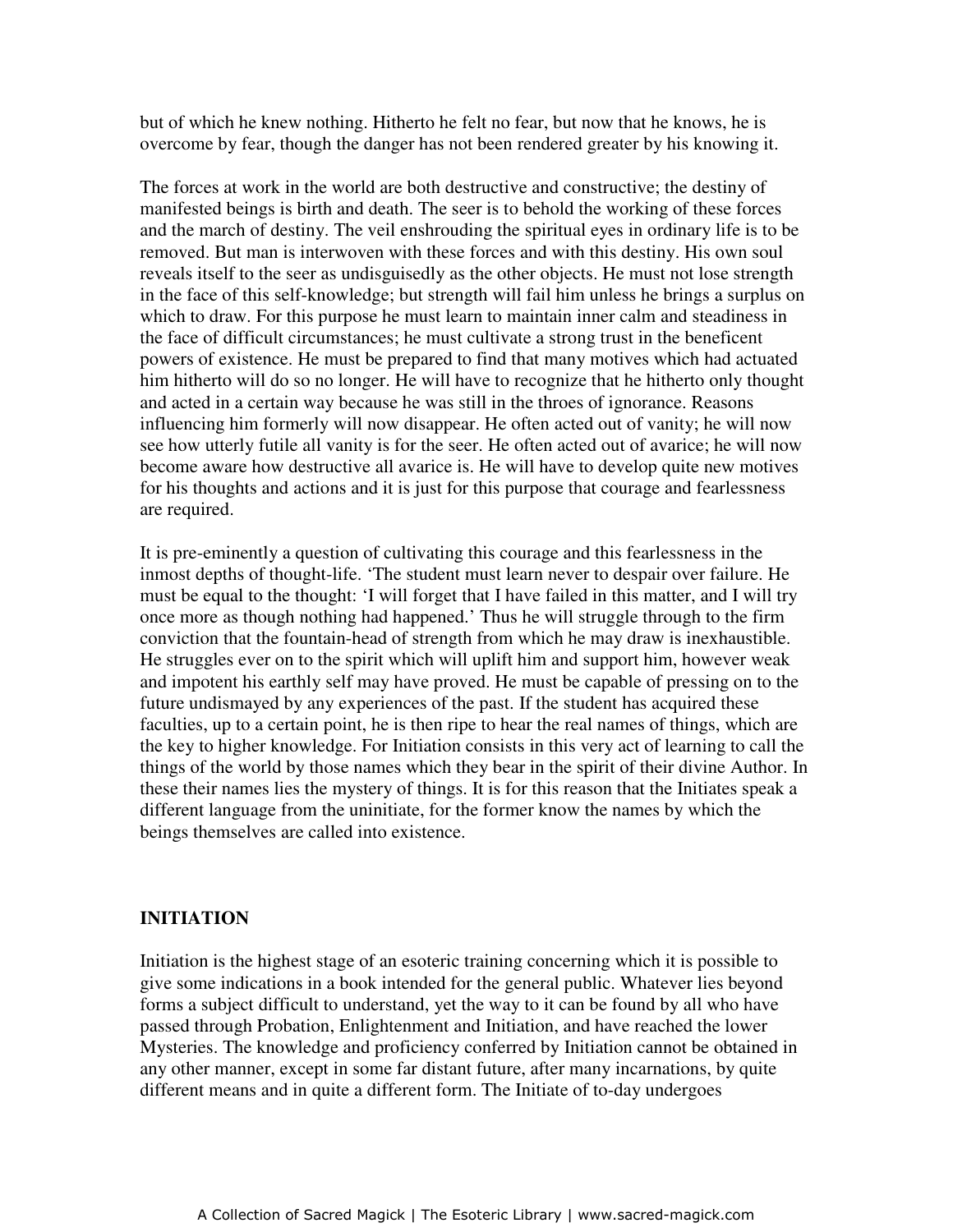but of which he knew nothing. Hitherto he felt no fear, but now that he knows, he is overcome by fear, though the danger has not been rendered greater by his knowing it.

The forces at work in the world are both destructive and constructive; the destiny of manifested beings is birth and death. The seer is to behold the working of these forces and the march of destiny. The veil enshrouding the spiritual eyes in ordinary life is to be removed. But man is interwoven with these forces and with this destiny. His own soul reveals itself to the seer as undisguisedly as the other objects. He must not lose strength in the face of this self-knowledge; but strength will fail him unless he brings a surplus on which to draw. For this purpose he must learn to maintain inner calm and steadiness in the face of difficult circumstances; he must cultivate a strong trust in the beneficent powers of existence. He must be prepared to find that many motives which had actuated him hitherto will do so no longer. He will have to recognize that he hitherto only thought and acted in a certain way because he was still in the throes of ignorance. Reasons influencing him formerly will now disappear. He often acted out of vanity; he will now see how utterly futile all vanity is for the seer. He often acted out of avarice; he will now become aware how destructive all avarice is. He will have to develop quite new motives for his thoughts and actions and it is just for this purpose that courage and fearlessness are required.

It is pre-eminently a question of cultivating this courage and this fearlessness in the inmost depths of thought-life. 'The student must learn never to despair over failure. He must be equal to the thought: 'I will forget that I have failed in this matter, and I will try once more as though nothing had happened.' Thus he will struggle through to the firm conviction that the fountain-head of strength from which he may draw is inexhaustible. He struggles ever on to the spirit which will uplift him and support him, however weak and impotent his earthly self may have proved. He must be capable of pressing on to the future undismayed by any experiences of the past. If the student has acquired these faculties, up to a certain point, he is then ripe to hear the real names of things, which are the key to higher knowledge. For Initiation consists in this very act of learning to call the things of the world by those names which they bear in the spirit of their divine Author. In these their names lies the mystery of things. It is for this reason that the Initiates speak a different language from the uninitiate, for the former know the names by which the beings themselves are called into existence.

## INITIATION

Initiation is the highest stage of an esoteric training concerning which it is possible to give some indications in a book intended for the general public. Whatever lies beyond forms a subject difficult to understand, yet the way to it can be found by all who have passed through Probation, Enlightenment and Initiation, and have reached the lower Mysteries. The knowledge and proficiency conferred by Initiation cannot be obtained in any other manner, except in some far distant future, after many incarnations, by quite different means and in quite a different form. The Initiate of to-day undergoes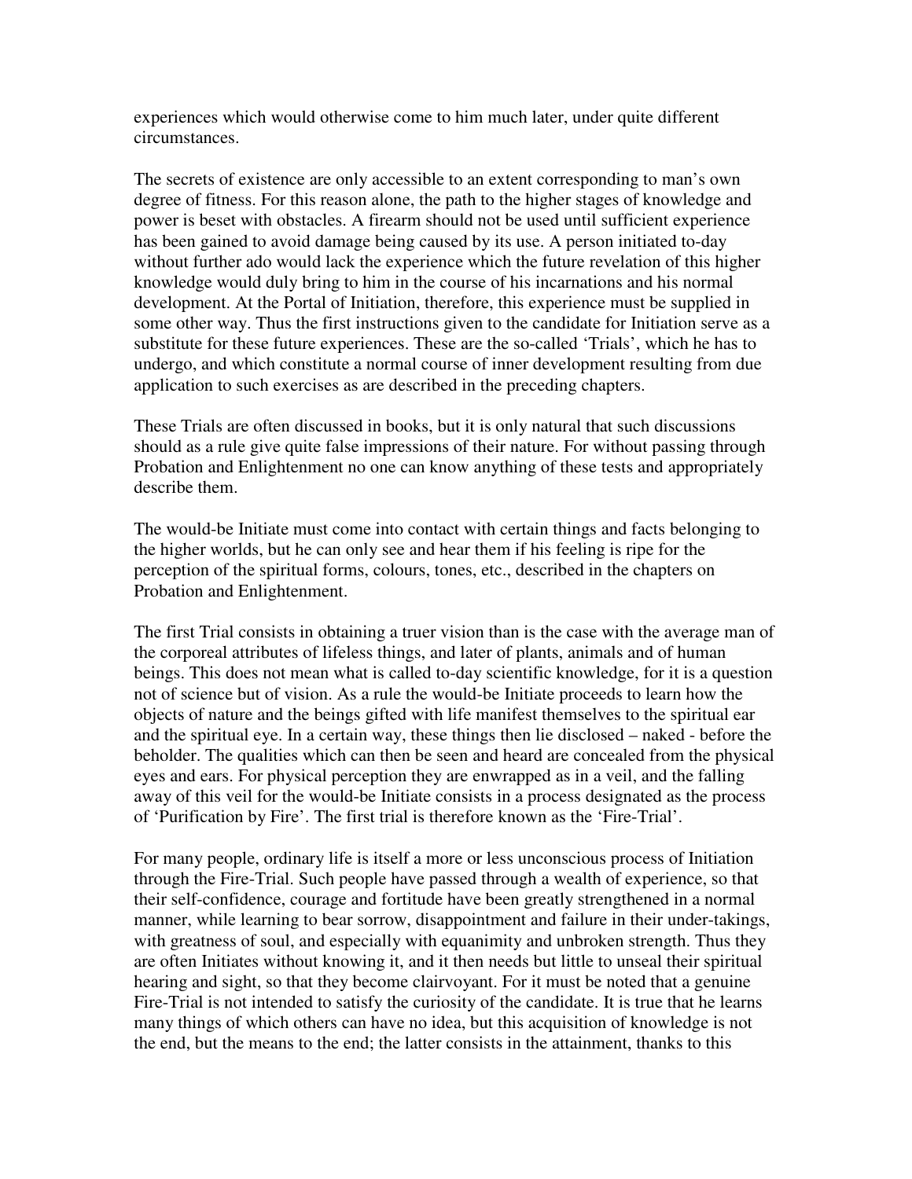experiences which would otherwise come to him much later, under quite different circumstances.

The secrets of existence are only accessible to an extent corresponding to man's own degree of fitness. For this reason alone, the path to the higher stages of knowledge and power is beset with obstacles. A firearm should not be used until sufficient experience has been gained to avoid damage being caused by its use. A person initiated to-day without further ado would lack the experience which the future revelation of this higher knowledge would duly bring to him in the course of his incarnations and his normal development. At the Portal of Initiation, therefore, this experience must be supplied in some other way. Thus the first instructions given to the candidate for Initiation serve as a substitute for these future experiences. These are the so-called 'Trials', which he has to undergo, and which constitute a normal course of inner development resulting from due application to such exercises as are described in the preceding chapters.

These Trials are often discussed in books, but it is only natural that such discussions should as a rule give quite false impressions of their nature. For without passing through Probation and Enlightenment no one can know anything of these tests and appropriately describe them.

The would-be Initiate must come into contact with certain things and facts belonging to the higher worlds, but he can only see and hear them if his feeling is ripe for the perception of the spiritual forms, colours, tones, etc., described in the chapters on Probation and Enlightenment.

The first Trial consists in obtaining a truer vision than is the case with the average man of the corporeal attributes of lifeless things, and later of plants, animals and of human beings. This does not mean what is called to-day scientific knowledge, for it is a question not of science but of vision. As a rule the would-be Initiate proceeds to learn how the objects of nature and the beings gifted with life manifest themselves to the spiritual ear and the spiritual eye. In a certain way, these things then lie disclosed – naked - before the beholder. The qualities which can then be seen and heard are concealed from the physical eyes and ears. For physical perception they are enwrapped as in a veil, and the falling away of this veil for the would-be Initiate consists in a process designated as the process of 'Purification by Fire'. The first trial is therefore known as the 'Fire-Trial'.

For many people, ordinary life is itself a more or less unconscious process of Initiation through the Fire-Trial. Such people have passed through a wealth of experience, so that their self-confidence, courage and fortitude have been greatly strengthened in a normal manner, while learning to bear sorrow, disappointment and failure in their under-takings, with greatness of soul, and especially with equanimity and unbroken strength. Thus they are often Initiates without knowing it, and it then needs but little to unseal their spiritual hearing and sight, so that they become clairvoyant. For it must be noted that a genuine Fire-Trial is not intended to satisfy the curiosity of the candidate. It is true that he learns many things of which others can have no idea, but this acquisition of knowledge is not the end, but the means to the end; the latter consists in the attainment, thanks to this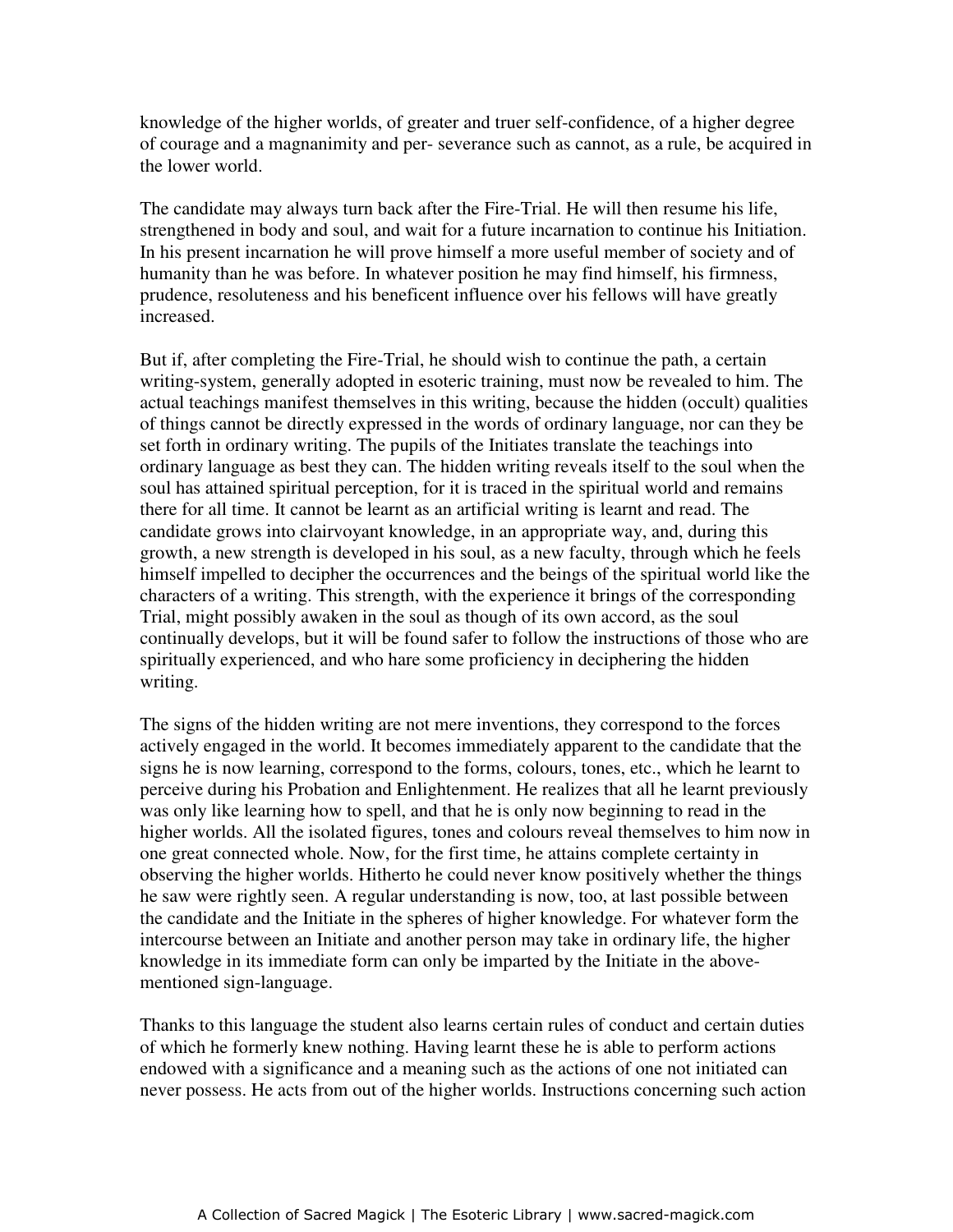knowledge of the higher worlds, of greater and truer self-confidence, of a higher degree of courage and a magnanimity and per- severance such as cannot, as a rule, be acquired in the lower world.

The candidate may always turn back after the Fire-Trial. He will then resume his life, strengthened in body and soul, and wait for a future incarnation to continue his Initiation. In his present incarnation he will prove himself a more useful member of society and of humanity than he was before. In whatever position he may find himself, his firmness, prudence, resoluteness and his beneficent influence over his fellows will have greatly increased.

But if, after completing the Fire-Trial, he should wish to continue the path, a certain writing-system, generally adopted in esoteric training, must now be revealed to him. The actual teachings manifest themselves in this writing, because the hidden (occult) qualities of things cannot be directly expressed in the words of ordinary language, nor can they be set forth in ordinary writing. The pupils of the Initiates translate the teachings into ordinary language as best they can. The hidden writing reveals itself to the soul when the soul has attained spiritual perception, for it is traced in the spiritual world and remains there for all time. It cannot be learnt as an artificial writing is learnt and read. The candidate grows into clairvoyant knowledge, in an appropriate way, and, during this growth, a new strength is developed in his soul, as a new faculty, through which he feels himself impelled to decipher the occurrences and the beings of the spiritual world like the characters of a writing. This strength, with the experience it brings of the corresponding Trial, might possibly awaken in the soul as though of its own accord, as the soul continually develops, but it will be found safer to follow the instructions of those who are spiritually experienced, and who hare some proficiency in deciphering the hidden writing.

The signs of the hidden writing are not mere inventions, they correspond to the forces actively engaged in the world. It becomes immediately apparent to the candidate that the signs he is now learning, correspond to the forms, colours, tones, etc., which he learnt to perceive during his Probation and Enlightenment. He realizes that all he learnt previously was only like learning how to spell, and that he is only now beginning to read in the higher worlds. All the isolated figures, tones and colours reveal themselves to him now in one great connected whole. Now, for the first time, he attains complete certainty in observing the higher worlds. Hitherto he could never know positively whether the things he saw were rightly seen. A regular understanding is now, too, at last possible between the candidate and the Initiate in the spheres of higher knowledge. For whatever form the intercourse between an Initiate and another person may take in ordinary life, the higher knowledge in its immediate form can only be imparted by the Initiate in the above-mentioned sign-language.

Thanks to this language the student also learns certain rules of conduct and certain duties of which he formerly knew nothing. Having learnt these he is able to perform actions endowed with a significance and a meaning such as the actions of one not initiated can never possess. He acts from out of the higher worlds. Instructions concerning such action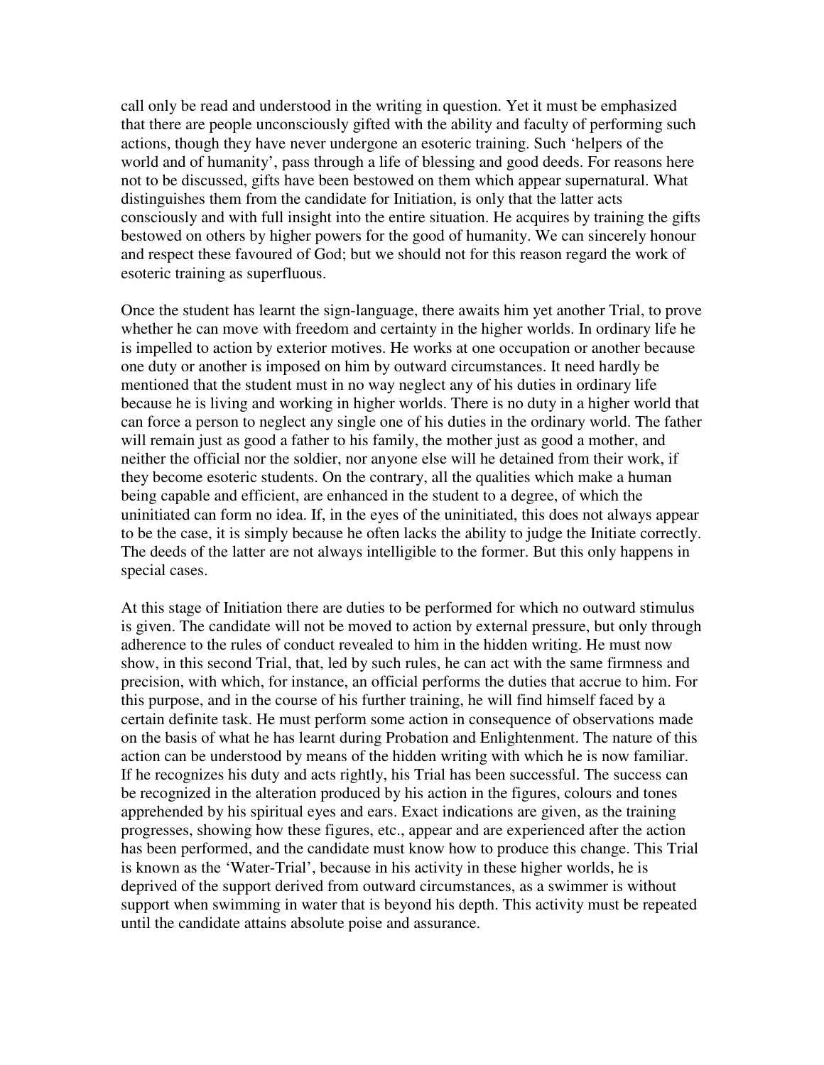call only be read and understood in the writing in question. Yet it must be emphasized that there are people unconsciously gifted with the ability and faculty of performing such actions, though they have never undergone an esoteric training. Such 'helpers of the world and of humanity', pass through a life of blessing and good deeds. For reasons here not to be discussed, gifts have been bestowed on them which appear supernatural. What distinguishes them from the candidate for Initiation, is only that the latter acts consciously and with full insight into the entire situation. He acquires by training the gifts bestowed on others by higher powers for the good of humanity. We can sincerely honour and respect these favoured of God; but we should not for this reason regard the work of esoteric training as superfluous.

Once the student has learnt the sign-language, there awaits him yet another Trial, to prove whether he can move with freedom and certainty in the higher worlds. In ordinary life he is impelled to action by exterior motives. He works at one occupation or another because one duty or another is imposed on him by outward circumstances. It need hardly be mentioned that the student must in no way neglect any of his duties in ordinary life because he is living and working in higher worlds. There is no duty in a higher world that can force a person to neglect any single one of his duties in the ordinary world. The father will remain just as good a father to his family, the mother just as good a mother, and neither the official nor the soldier, nor anyone else will he detained from their work, if they become esoteric students. On the contrary, all the qualities which make a human being capable and efficient, are enhanced in the student to a degree, of which the uninitiated can form no idea. If, in the eyes of the uninitiated, this does not always appear to be the case, it is simply because he often lacks the ability to judge the Initiate correctly. The deeds of the latter are not always intelligible to the former. But this only happens in special cases.

At this stage of Initiation there are duties to be performed for which no outward stimulus is given. The candidate will not be moved to action by external pressure, but only through adherence to the rules of conduct revealed to him in the hidden writing. He must now show, in this second Trial, that, led by such rules, he can act with the same firmness and precision, with which, for instance, an official performs the duties that accrue to him. For this purpose, and in the course of his further training, he will find himself faced by a certain definite task. He must perform some action in consequence of observations made on the basis of what he has learnt during Probation and Enlightenment. The nature of this action can be understood by means of the hidden writing with which he is now familiar. If he recognizes his duty and acts rightly, his Trial has been successful. The success can be recognized in the alteration produced by his action in the figures, colours and tones apprehended by his spiritual eyes and ears. Exact indications are given, as the training progresses, showing how these figures, etc., appear and are experienced after the action has been performed, and the candidate must know how to produce this change. This Trial is known as the 'Water-Trial', because in his activity in these higher worlds, he is deprived of the support derived from outward circumstances, as a swimmer is without support when swimming in water that is beyond his depth. This activity must be repeated until the candidate attains absolute poise and assurance.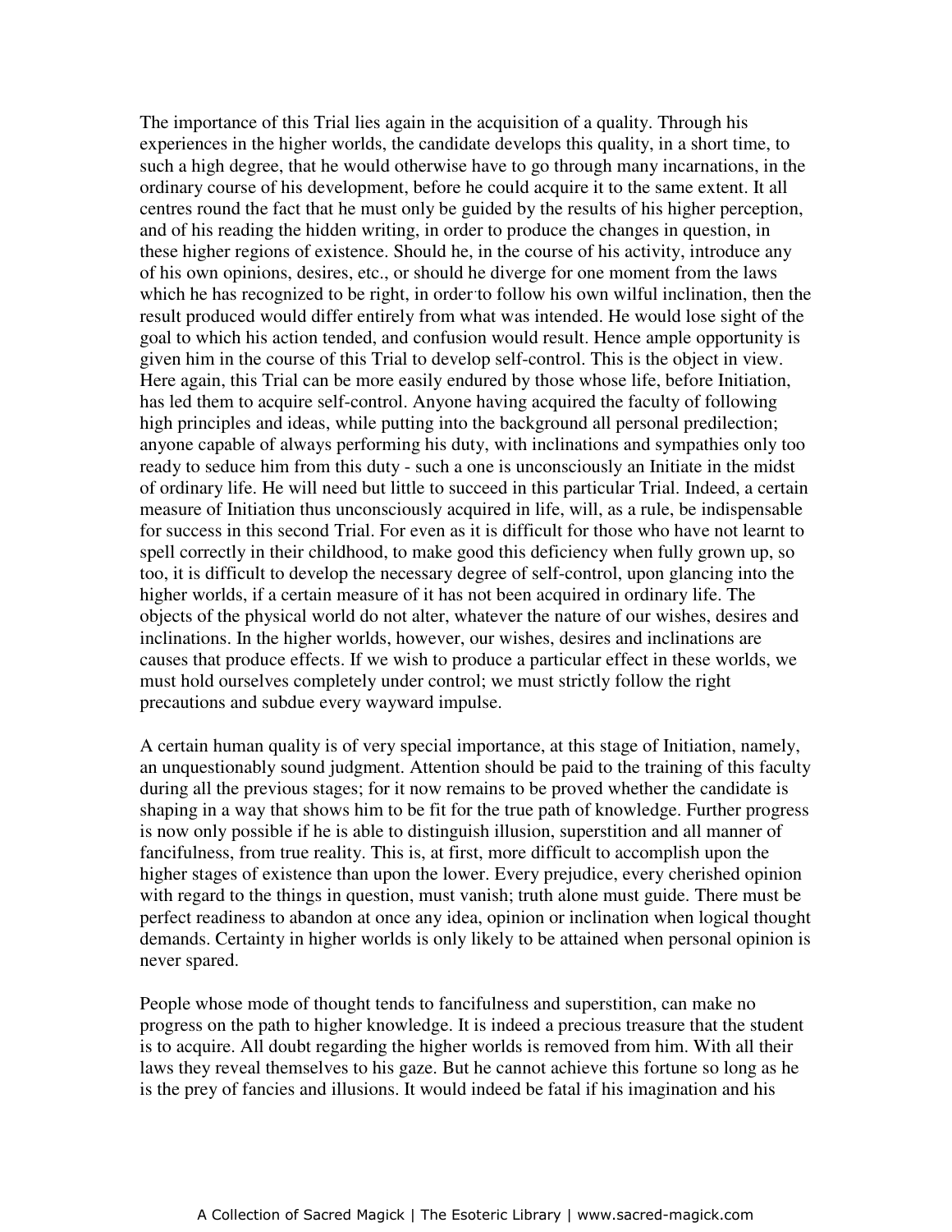The importance of this Trial lies again in the acquisition of a quality. Through his experiences in the higher worlds, the candidate develops this quality, in a short time, to such a high degree, that he would otherwise have to go through many incarnations, in the ordinary course of his development, before he could acquire it to the same extent. It all centres round the fact that he must only be guided by the results of his higher perception, and of his reading the hidden writing, in order to produce the changes in question, in these higher regions of existence. Should he, in the course of his activity, introduce any of his own opinions, desires, etc., or should he diverge for one moment from the laws which he has recognized to be right, in order to follow his own wilful inclination, then the result produced would differ entirely from what was intended. He would lose sight of the goal to which his action tended, and confusion would result. Hence ample opportunity is given him in the course of this Trial to develop self-control. This is the object in view. Here again, this Trial can be more easily endured by those whose life, before Initiation, has led them to acquire self-control. Anyone having acquired the faculty of following high principles and ideas, while putting into the background all personal predilection; anyone capable of always performing his duty, with inclinations and sympathies only too ready to seduce him from this duty - such a one is unconsciously an Initiate in the midst of ordinary life. He will need but little to succeed in this particular Trial. Indeed, a certain measure of Initiation thus unconsciously acquired in life, will, as a rule, be indispensable for success in this second Trial. For even as it is difficult for those who have not learnt to spell correctly in their childhood, to make good this deficiency when fully grown up, so too, it is difficult to develop the necessary degree of self-control, upon glancing into the higher worlds, if a certain measure of it has not been acquired in ordinary life. The objects of the physical world do not alter, whatever the nature of our wishes, desires and inclinations. In the higher worlds, however, our wishes, desires and inclinations are causes that produce effects. If we wish to produce a particular effect in these worlds, we must hold ourselves completely under control; we must strictly follow the right precautions and subdue every wayward impulse.

A certain human quality is of very special importance, at this stage of Initiation, namely, an unquestionably sound judgment. Attention should be paid to the training of this faculty during all the previous stages; for it now remains to be proved whether the candidate is shaping in a way that shows him to be fit for the true path of knowledge. Further progress is now only possible if he is able to distinguish illusion, superstition and all manner of fancifulness, from true reality. This is, at first, more difficult to accomplish upon the higher stages of existence than upon the lower. Every prejudice, every cherished opinion with regard to the things in question, must vanish; truth alone must guide. There must be perfect readiness to abandon at once any idea, opinion or inclination when logical thought demands. Certainty in higher worlds is only likely to be attained when personal opinion is never spared.

People whose mode of thought tends to fancifulness and superstition, can make no progress on the path to higher knowledge. It is indeed a precious treasure that the student is to acquire. All doubt regarding the higher worlds is removed from him. With all their laws they reveal themselves to his gaze. But he cannot achieve this fortune so long as he is the prey of fancies and illusions. It would indeed be fatal if his imagination and his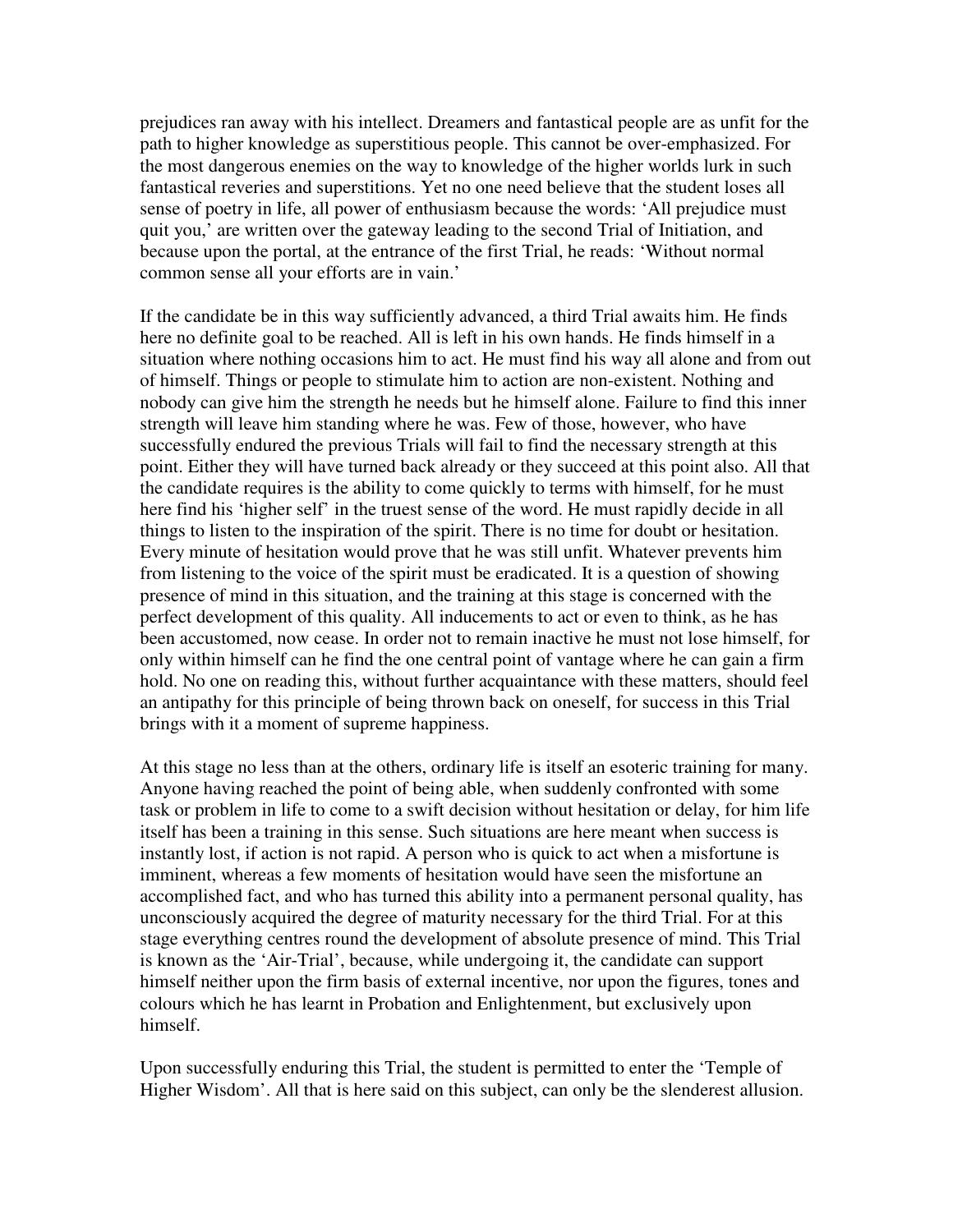prejudices ran away with his intellect. Dreamers and fantastical people are as unfit for the path to higher knowledge as superstitious people. This cannot be over-emphasized. For the most dangerous enemies on the way to knowledge of the higher worlds lurk in such fantastical reveries and superstitions. Yet no one need believe that the student loses all sense of poetry in life, all power of enthusiasm because the words: 'All prejudice must quit you,' are written over the gateway leading to the second Trial of Initiation, and because upon the portal, at the entrance of the first Trial, he reads: 'Without normal common sense all your efforts are in vain.'

If the candidate be in this way sufficiently advanced, a third Trial awaits him. He finds here no definite goal to be reached. All is left in his own hands. He finds himself in a situation where nothing occasions him to act. He must find his way all alone and from out of himself. Things or people to stimulate him to action are non-existent. Nothing and nobody can give him the strength he needs but he himself alone. Failure to find this inner strength will leave him standing where he was. Few of those, however, who have successfully endured the previous Trials will fail to find the necessary strength at this point. Either they will have turned back already or they succeed at this point also. All that the candidate requires is the ability to come quickly to terms with himself, for he must here find his 'higher self' in the truest sense of the word. He must rapidly decide in all things to listen to the inspiration of the spirit. There is no time for doubt or hesitation. Every minute of hesitation would prove that he was still unfit. Whatever prevents him from listening to the voice of the spirit must be eradicated. It is a question of showing presence of mind in this situation, and the training at this stage is concerned with the perfect development of this quality. All inducements to act or even to think, as he has been accustomed, now cease. In order not to remain inactive he must not lose himself, for only within himself can he find the one central point of vantage where he can gain a firm hold. No one on reading this, without further acquaintance with these matters, should feel an antipathy for this principle of being thrown back on oneself, for success in this Trial brings with it a moment of supreme happiness.

At this stage no less than at the others, ordinary life is itself an esoteric training for many. Anyone having reached the point of being able, when suddenly confronted with some task or problem in life to come to a swift decision without hesitation or delay, for him life itself has been a training in this sense. Such situations are here meant when success is instantly lost, if action is not rapid. A person who is quick to act when a misfortune is imminent, whereas a few moments of hesitation would have seen the misfortune an accomplished fact, and who has turned this ability into a permanent personal quality, has unconsciously acquired the degree of maturity necessary for the third Trial. For at this stage everything centres round the development of absolute presence of mind. This Trial is known as the 'Air-Trial', because, while undergoing it, the candidate can support himself neither upon the firm basis of external incentive, nor upon the figures, tones and colours which he has learnt in Probation and Enlightenment, but exclusively upon himself.

Upon successfully enduring this Trial, the student is permitted to enter the 'Temple of Higher Wisdom'. All that is here said on this subject, can only be the slenderest allusion.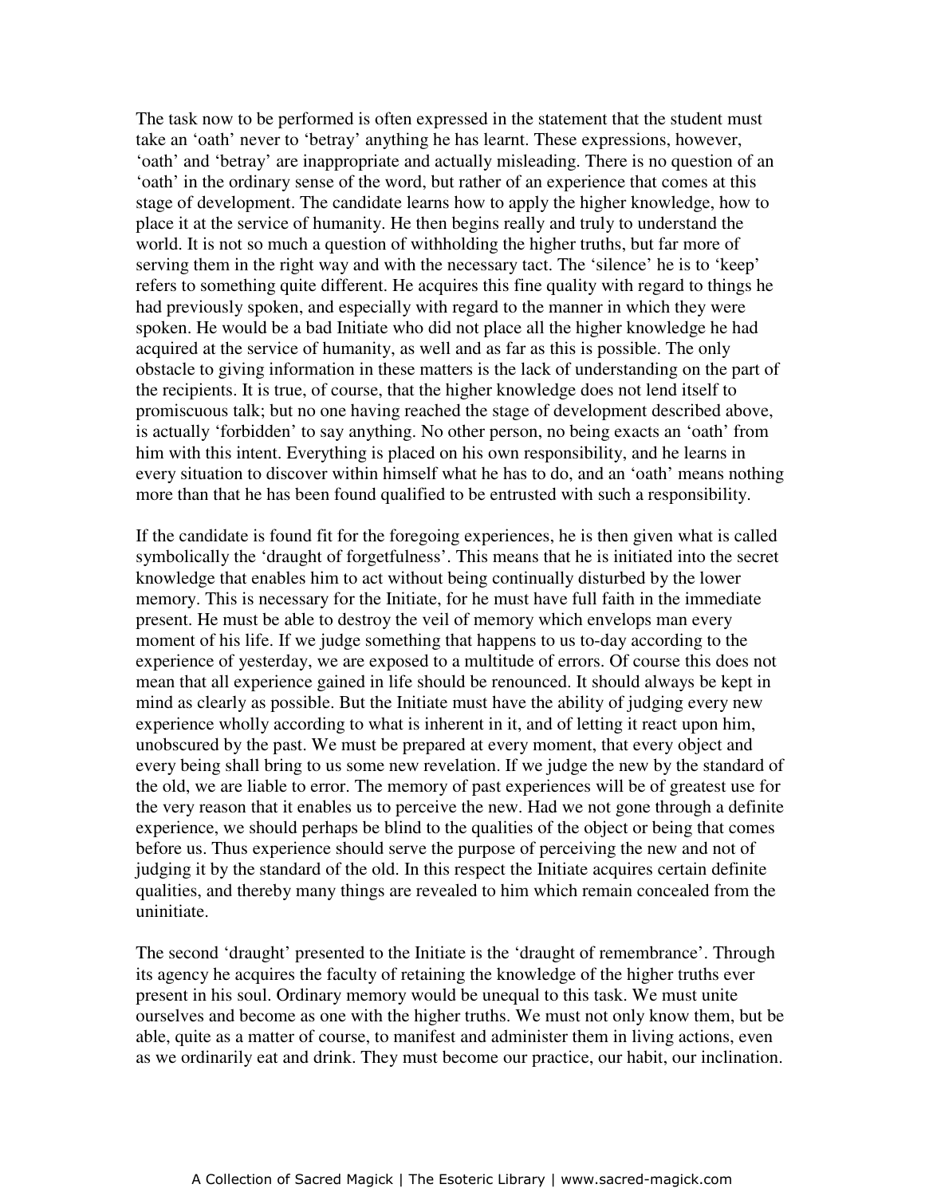The task now to be performed is often expressed in the statement that the student must take an 'oath' never to 'betray' anything he has learnt. These expressions, however, 'oath' and 'betray' are inappropriate and actually misleading. There is no question of an 'oath' in the ordinary sense of the word, but rather of an experience that comes at this stage of development. The candidate learns how to apply the higher knowledge, how to place it at the service of humanity. He then begins really and truly to understand the world. It is not so much a question of withholding the higher truths, but far more of serving them in the right way and with the necessary tact. The 'silence' he is to 'keep' refers to something quite different. He acquires this fine quality with regard to things he had previously spoken, and especially with regard to the manner in which they were spoken. He would be a bad Initiate who did not place all the higher knowledge he had acquired at the service of humanity, as well and as far as this is possible. The only obstacle to giving information in these matters is the lack of understanding on the part of the recipients. It is true, of course, that the higher knowledge does not lend itself to promiscuous talk; but no one having reached the stage of development described above, is actually 'forbidden' to say anything. No other person, no being exacts an 'oath' from him with this intent. Everything is placed on his own responsibility, and he learns in every situation to discover within himself what he has to do, and an 'oath' means nothing more than that he has been found qualified to be entrusted with such a responsibility.

If the candidate is found fit for the foregoing experiences, he is then given what is called symbolically the 'draught of forgetfulness'. This means that he is initiated into the secret knowledge that enables him to act without being continually disturbed by the lower memory. This is necessary for the Initiate, for he must have full faith in the immediate present. He must be able to destroy the veil of memory which envelops man every moment of his life. If we judge something that happens to us to-day according to the experience of yesterday, we are exposed to a multitude of errors. Of course this does not mean that all experience gained in life should be renounced. It should always be kept in mind as clearly as possible. But the Initiate must have the ability of judging every new experience wholly according to what is inherent in it, and of letting it react upon him, unobscured by the past. We must be prepared at every moment, that every object and every being shall bring to us some new revelation. If we judge the new by the standard of the old, we are liable to error. The memory of past experiences will be of greatest use for the very reason that it enables us to perceive the new. Had we not gone through a definite experience, we should perhaps be blind to the qualities of the object or being that comes before us. Thus experience should serve the purpose of perceiving the new and not of judging it by the standard of the old. In this respect the Initiate acquires certain definite qualities, and thereby many things are revealed to him which remain concealed from the uninitiate.

The second 'draught' presented to the Initiate is the 'draught of remembrance'. Through its agency he acquires the faculty of retaining the knowledge of the higher truths ever present in his soul. Ordinary memory would be unequal to this task. We must unite ourselves and become as one with the higher truths. We must not only know them, but be able, quite as a matter of course, to manifest and administer them in living actions, even as we ordinarily eat and drink. They must become our practice, our habit, our inclination.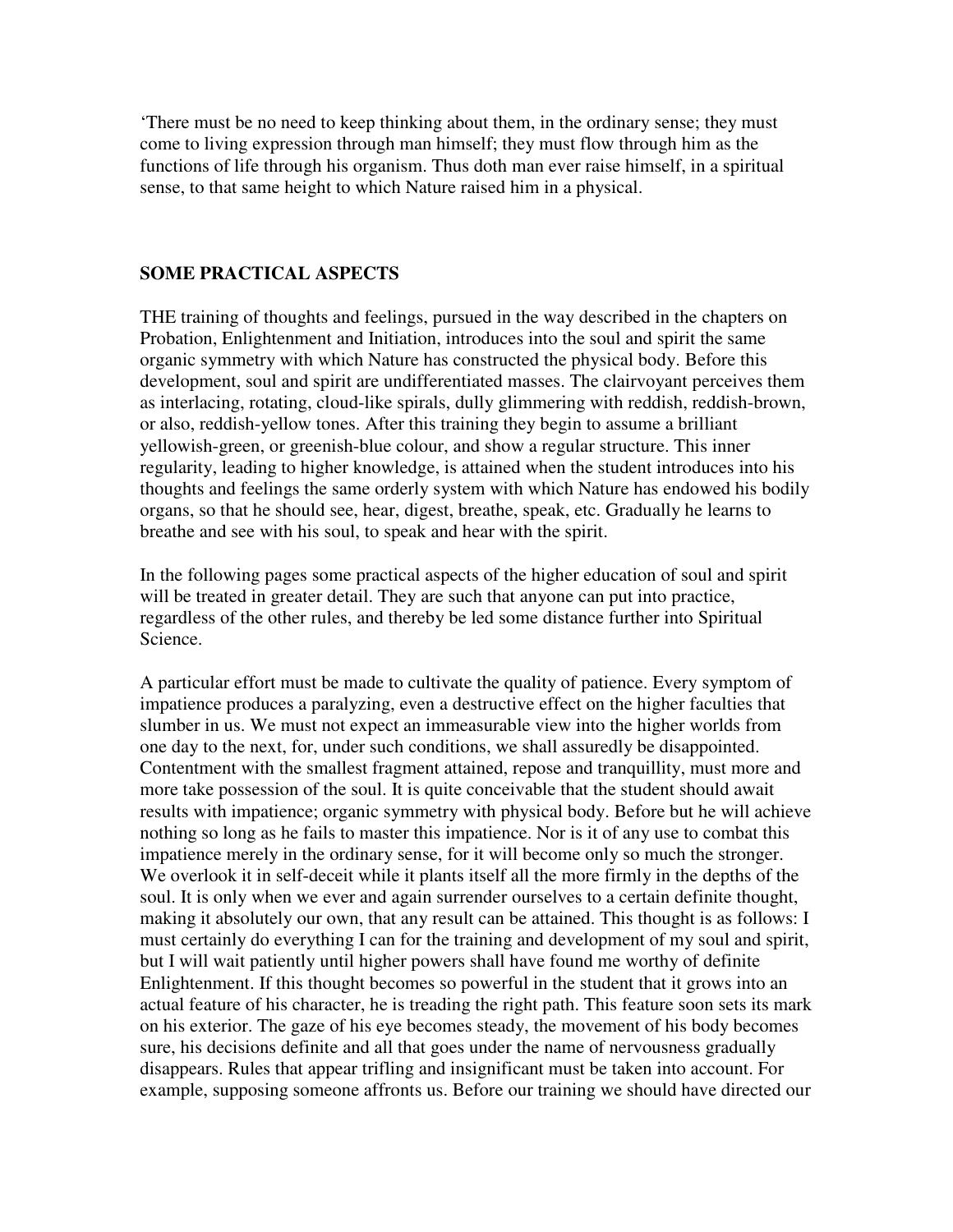‘There must be no need to keep thinking about them, in the ordinary sense; they must come to living expression through man himself; they must flow through him as the functions of life through his organism. Thus doth man ever raise himself, in a spiritual sense, to that same height to which Nature raised him in a physical.

## SOME PRACTICAL ASPECTS

THE training of thoughts and feelings, pursued in the way described in the chapters on Probation, Enlightenment and Initiation, introduces into the soul and spirit the same organic symmetry with which Nature has constructed the physical body. Before this development, soul and spirit are undifferentiated masses. The clairvoyant perceives them as interlacing, rotating, cloud-like spirals, dully glimmering with reddish, reddish-brown, or also, reddish-yellow tones. After this training they begin to assume a brilliant yellowish-green, or greenish-blue colour, and show a regular structure. This inner regularity, leading to higher knowledge, is attained when the student introduces into his thoughts and feelings the same orderly system with which Nature has endowed his bodily organs, so that he should see, hear, digest, breathe, speak, etc. Gradually he learns to breathe and see with his soul, to speak and hear with the spirit.

In the following pages some practical aspects of the higher education of soul and spirit will be treated in greater detail. They are such that anyone can put into practice, regardless of the other rules, and thereby be led some distance further into Spiritual Science.

A particular effort must be made to cultivate the quality of patience. Every symptom of impatience produces a paralyzing, even a destructive effect on the higher faculties that slumber in us. We must not expect an immeasurable view into the higher worlds from one day to the next, for, under such conditions, we shall assuredly be disappointed. Contentment with the smallest fragment attained, repose and tranquillity, must more and more take possession of the soul. It is quite conceivable that the student should await results with impatience; organic symmetry with physical body. Before but he will achieve nothing so long as he fails to master this impatience. Nor is it of any use to combat this impatience merely in the ordinary sense, for it will become only so much the stronger. We overlook it in self-deceit while it plants itself all the more firmly in the depths of the soul. It is only when we ever and again surrender ourselves to a certain definite thought, making it absolutely our own, that any result can be attained. This thought is as follows: I must certainly do everything I can for the training and development of my soul and spirit, but I will wait patiently until higher powers shall have found me worthy of definite Enlightenment. If this thought becomes so powerful in the student that it grows into an actual feature of his character, he is treading the right path. This feature soon sets its mark on his exterior. The gaze of his eye becomes steady, the movement of his body becomes sure, his decisions definite and all that goes under the name of nervousness gradually disappears. Rules that appear trifling and insignificant must be taken into account. For example, supposing someone affronts us. Before our training we should have directed our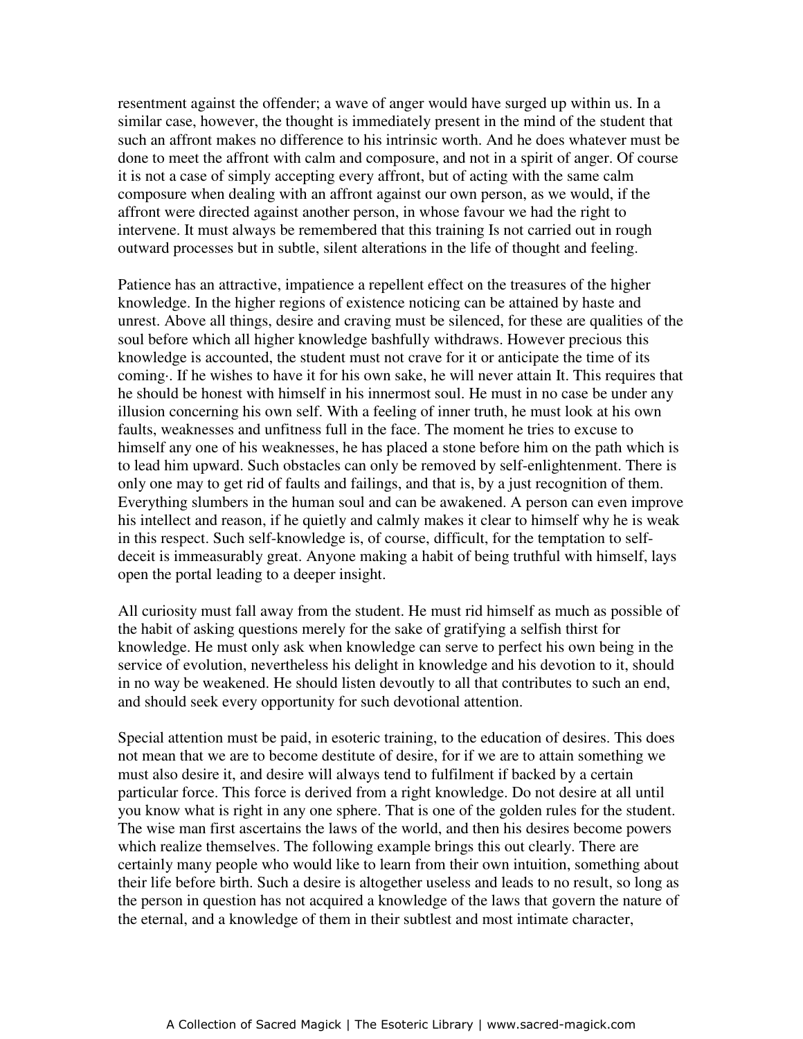resentment against the offender; a wave of anger would have surged up within us. In a similar case, however, the thought is immediately present in the mind of the student that such an affront makes no difference to his intrinsic worth. And he does whatever must be done to meet the affront with calm and composure, and not in a spirit of anger. Of course it is not a case of simply accepting every affront, but of acting with the same calm composure when dealing with an affront against our own person, as we would, if the affront were directed against another person, in whose favour we had the right to intervene. It must always be remembered that this training Is not carried out in rough outward processes but in subtle, silent alterations in the life of thought and feeling.

Patience has an attractive, impatience a repellent effect on the treasures of the higher knowledge. In the higher regions of existence noticing can be attained by haste and unrest. Above all things, desire and craving must be silenced, for these are qualities of the soul before which all higher knowledge bashfully withdraws. However precious this knowledge is accounted, the student must not crave for it or anticipate the time of its coming·. If he wishes to have it for his own sake, he will never attain It. This requires that he should be honest with himself in his innermost soul. He must in no case be under any illusion concerning his own self. With a feeling of inner truth, he must look at his own faults, weaknesses and unfitness full in the face. The moment he tries to excuse to himself any one of his weaknesses, he has placed a stone before him on the path which is to lead him upward. Such obstacles can only be removed by self-enlightenment. There is only one may to get rid of faults and failings, and that is, by a just recognition of them. Everything slumbers in the human soul and can be awakened. A person can even improve his intellect and reason, if he quietly and calmly makes it clear to himself why he is weak in this respect. Such self-knowledge is, of course, difficult, for the temptation to self-deceit is immeasurably great. Anyone making a habit of being truthful with himself, lays open the portal leading to a deeper insight.

All curiosity must fall away from the student. He must rid himself as much as possible of the habit of asking questions merely for the sake of gratifying a selfish thirst for knowledge. He must only ask when knowledge can serve to perfect his own being in the service of evolution, nevertheless his delight in knowledge and his devotion to it, should in no way be weakened. He should listen devoutly to all that contributes to such an end, and should seek every opportunity for such devotional attention.

Special attention must be paid, in esoteric training, to the education of desires. This does not mean that we are to become destitute of desire, for if we are to attain something we must also desire it, and desire will always tend to fulfilment if backed by a certain particular force. This force is derived from a right knowledge. Do not desire at all until you know what is right in any one sphere. That is one of the golden rules for the student. The wise man first ascertains the laws of the world, and then his desires become powers which realize themselves. The following example brings this out clearly. There are certainly many people who would like to learn from their own intuition, something about their life before birth. Such a desire is altogether useless and leads to no result, so long as the person in question has not acquired a knowledge of the laws that govern the nature of the eternal, and a knowledge of them in their subtlest and most intimate character,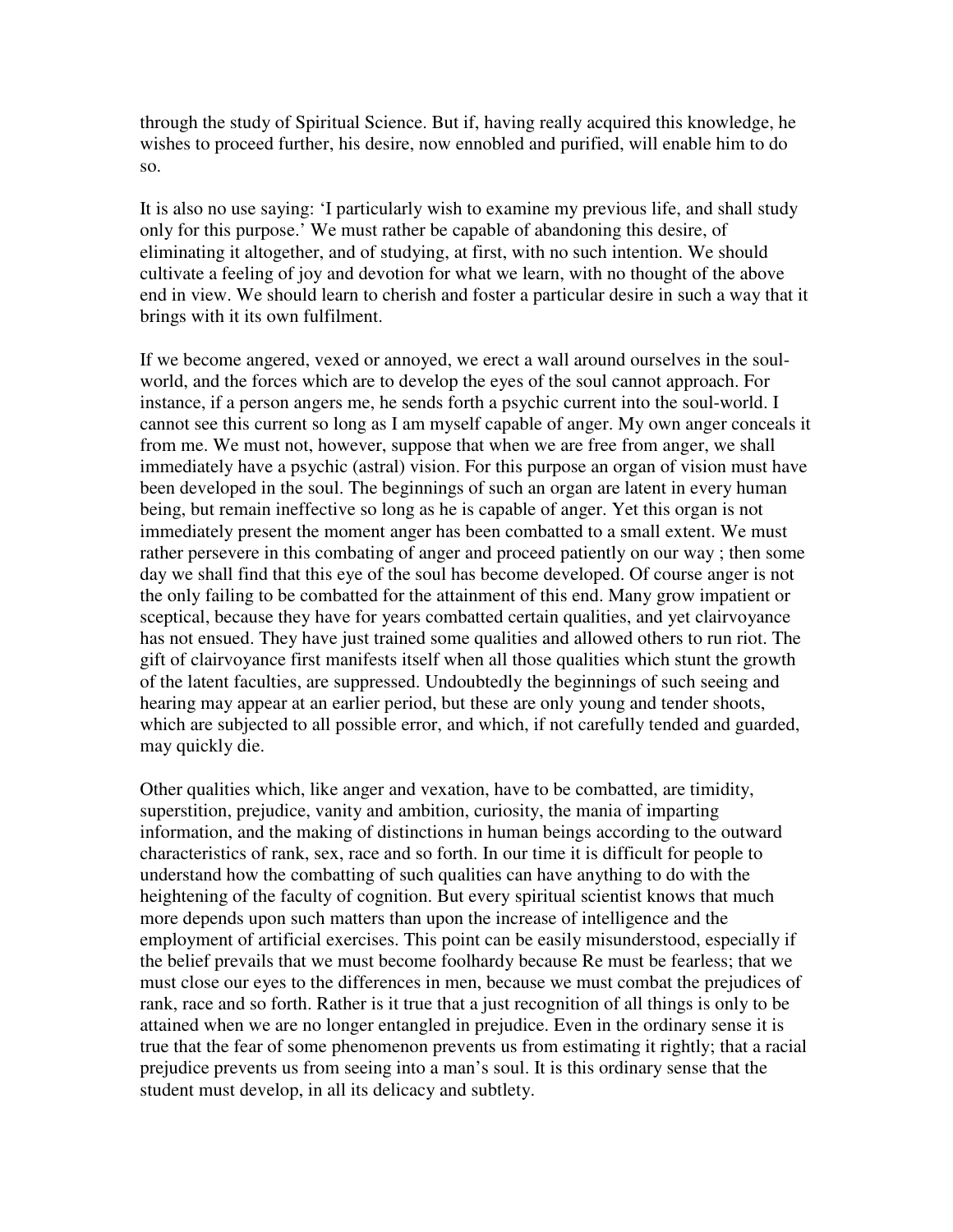through the study of Spiritual Science. But if, having really acquired this knowledge, he wishes to proceed further, his desire, now ennobled and purified, will enable him to do so.

It is also no use saying: 'I particularly wish to examine my previous life, and shall study only for this purpose.' We must rather be capable of abandoning this desire, of eliminating it altogether, and of studying, at first, with no such intention. We should cultivate a feeling of joy and devotion for what we learn, with no thought of the above end in view. We should learn to cherish and foster a particular desire in such a way that it brings with it its own fulfilment.

If we become angered, vexed or annoyed, we erect a wall around ourselves in the soul-world, and the forces which are to develop the eyes of the soul cannot approach. For instance, if a person angers me, he sends forth a psychic current into the soul-world. I cannot see this current so long as I am myself capable of anger. My own anger conceals it from me. We must not, however, suppose that when we are free from anger, we shall immediately have a psychic (astral) vision. For this purpose an organ of vision must have been developed in the soul. The beginnings of such an organ are latent in every human being, but remain ineffective so long as he is capable of anger. Yet this organ is not immediately present the moment anger has been combatted to a small extent. We must rather persevere in this combating of anger and proceed patiently on our way ; then some day we shall find that this eye of the soul has become developed. Of course anger is not the only failing to be combatted for the attainment of this end. Many grow impatient or sceptical, because they have for years combatted certain qualities, and yet clairvoyance has not ensued. They have just trained some qualities and allowed others to run riot. The gift of clairvoyance first manifests itself when all those qualities which stunt the growth of the latent faculties, are suppressed. Undoubtedly the beginnings of such seeing and hearing may appear at an earlier period, but these are only young and tender shoots, which are subjected to all possible error, and which, if not carefully tended and guarded, may quickly die.

Other qualities which, like anger and vexation, have to be combatted, are timidity, superstition, prejudice, vanity and ambition, curiosity, the mania of imparting information, and the making of distinctions in human beings according to the outward characteristics of rank, sex, race and so forth. In our time it is difficult for people to understand how the combatting of such qualities can have anything to do with the heightening of the faculty of cognition. But every spiritual scientist knows that much more depends upon such matters than upon the increase of intelligence and the employment of artificial exercises. This point can be easily misunderstood, especially if the belief prevails that we must become foolhardy because Re must be fearless; that we must close our eyes to the differences in men, because we must combat the prejudices of rank, race and so forth. Rather is it true that a just recognition of all things is only to be attained when we are no longer entangled in prejudice. Even in the ordinary sense it is true that the fear of some phenomenon prevents us from estimating it rightly; that a racial prejudice prevents us from seeing into a man's soul. It is this ordinary sense that the student must develop, in all its delicacy and subtlety.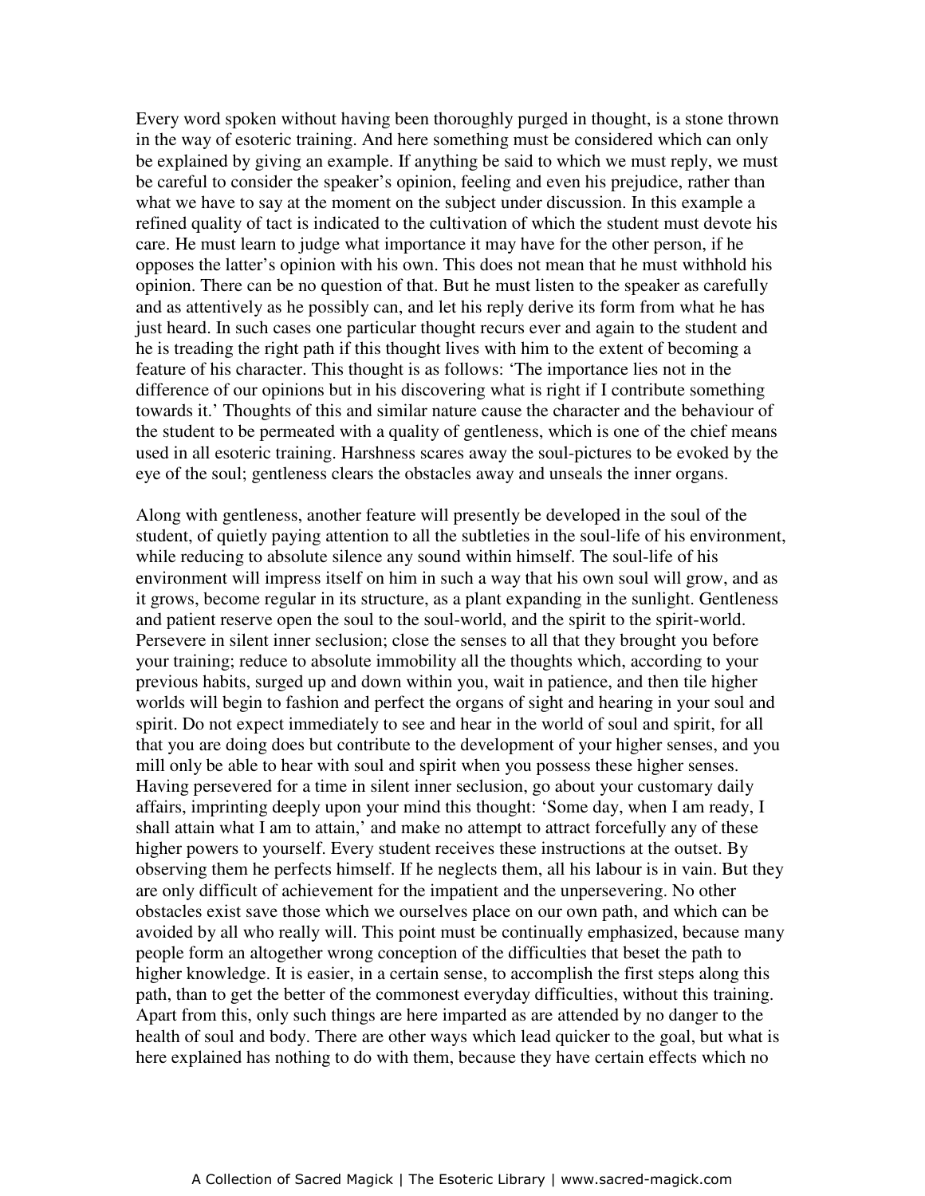Every word spoken without having been thoroughly purged in thought, is a stone thrown in the way of esoteric training. And here something must be considered which can only be explained by giving an example. If anything be said to which we must reply, we must be careful to consider the speaker's opinion, feeling and even his prejudice, rather than what we have to say at the moment on the subject under discussion. In this example a refined quality of tact is indicated to the cultivation of which the student must devote his care. He must learn to judge what importance it may have for the other person, if he opposes the latter's opinion with his own. This does not mean that he must withhold his opinion. There can be no question of that. But he must listen to the speaker as carefully and as attentively as he possibly can, and let his reply derive its form from what he has just heard. In such cases one particular thought recurs ever and again to the student and he is treading the right path if this thought lives with him to the extent of becoming a feature of his character. This thought is as follows: 'The importance lies not in the difference of our opinions but in his discovering what is right if I contribute something towards it.' Thoughts of this and similar nature cause the character and the behaviour of the student to be permeated with a quality of gentleness, which is one of the chief means used in all esoteric training. Harshness scares away the soul-pictures to be evoked by the eye of the soul; gentleness clears the obstacles away and unseals the inner organs.

Along with gentleness, another feature will presently be developed in the soul of the student, of quietly paying attention to all the subtleties in the soul-life of his environment, while reducing to absolute silence any sound within himself. The soul-life of his environment will impress itself on him in such a way that his own soul will grow, and as it grows, become regular in its structure, as a plant expanding in the sunlight. Gentleness and patient reserve open the soul to the soul-world, and the spirit to the spirit-world. Persevere in silent inner seclusion; close the senses to all that they brought you before your training; reduce to absolute immobility all the thoughts which, according to your previous habits, surged up and down within you, wait in patience, and then tile higher worlds will begin to fashion and perfect the organs of sight and hearing in your soul and spirit. Do not expect immediately to see and hear in the world of soul and spirit, for all that you are doing does but contribute to the development of your higher senses, and you mill only be able to hear with soul and spirit when you possess these higher senses. Having persevered for a time in silent inner seclusion, go about your customary daily affairs, imprinting deeply upon your mind this thought: 'Some day, when I am ready, I shall attain what I am to attain,' and make no attempt to attract forcefully any of these higher powers to yourself. Every student receives these instructions at the outset. By observing them he perfects himself. If he neglects them, all his labour is in vain. But they are only difficult of achievement for the impatient and the unpersevering. No other obstacles exist save those which we ourselves place on our own path, and which can be avoided by all who really will. This point must be continually emphasized, because many people form an altogether wrong conception of the difficulties that beset the path to higher knowledge. It is easier, in a certain sense, to accomplish the first steps along this path, than to get the better of the commonest everyday difficulties, without this training. Apart from this, only such things are here imparted as are attended by no danger to the health of soul and body. There are other ways which lead quicker to the goal, but what is here explained has nothing to do with them, because they have certain effects which no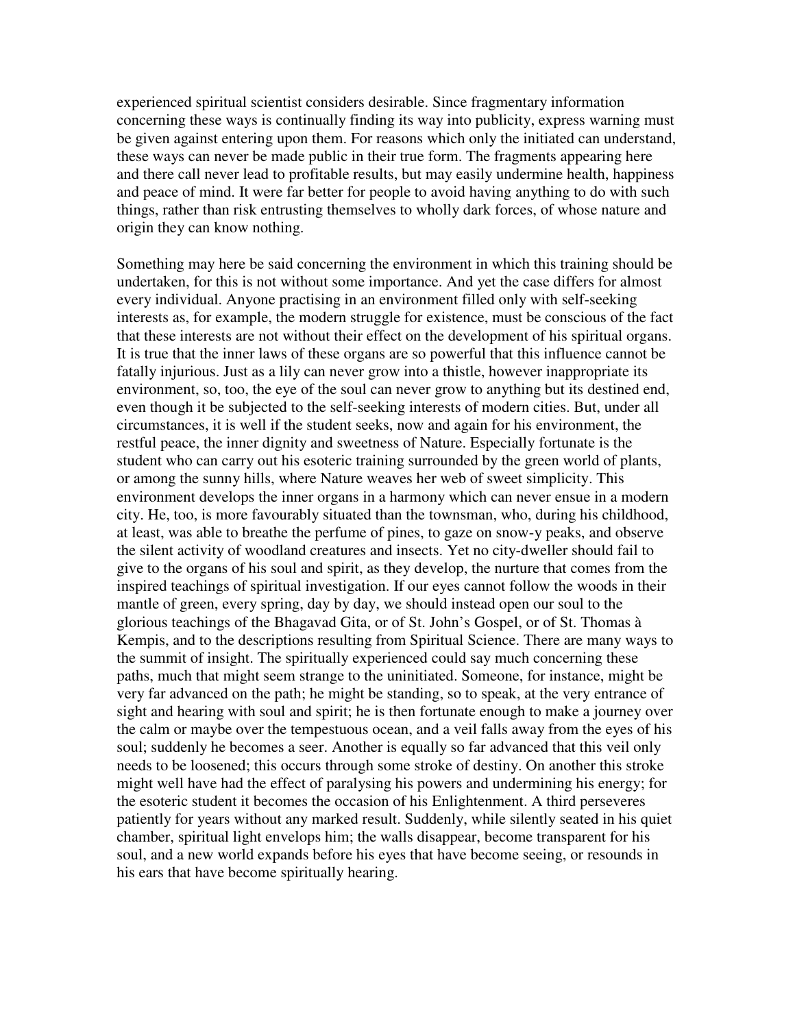experienced spiritual scientist considers desirable. Since fragmentary information concerning these ways is continually finding its way into publicity, express warning must be given against entering upon them. For reasons which only the initiated can understand, these ways can never be made public in their true form. The fragments appearing here and there call never lead to profitable results, but may easily undermine health, happiness and peace of mind. It were far better for people to avoid having anything to do with such things, rather than risk entrusting themselves to wholly dark forces, of whose nature and origin they can know nothing.

Something may here be said concerning the environment in which this training should be undertaken, for this is not without some importance. And yet the case differs for almost every individual. Anyone practising in an environment filled only with self-seeking interests as, for example, the modern struggle for existence, must be conscious of the fact that these interests are not without their effect on the development of his spiritual organs. It is true that the inner laws of these organs are so powerful that this influence cannot be fatally injurious. Just as a lily can never grow into a thistle, however inappropriate its environment, so, too, the eye of the soul can never grow to anything but its destined end, even though it be subjected to the self-seeking interests of modern cities. But, under all circumstances, it is well if the student seeks, now and again for his environment, the restful peace, the inner dignity and sweetness of Nature. Especially fortunate is the student who can carry out his esoteric training surrounded by the green world of plants, or among the sunny hills, where Nature weaves her web of sweet simplicity. This environment develops the inner organs in a harmony which can never ensue in a modern city. He, too, is more favourably situated than the townsman, who, during his childhood, at least, was able to breathe the perfume of pines, to gaze on snow-y peaks, and observe the silent activity of woodland creatures and insects. Yet no city-dweller should fail to give to the organs of his soul and spirit, as they develop, the nurture that comes from the inspired teachings of spiritual investigation. If our eyes cannot follow the woods in their mantle of green, every spring, day by day, we should instead open our soul to the glorious teachings of the Bhagavad Gita, or of St. John's Gospel, or of St. Thomas à Kempis, and to the descriptions resulting from Spiritual Science. There are many ways to the summit of insight. The spiritually experienced could say much concerning these paths, much that might seem strange to the uninitiated. Someone, for instance, might be very far advanced on the path; he might be standing, so to speak, at the very entrance of sight and hearing with soul and spirit; he is then fortunate enough to make a journey over the calm or maybe over the tempestuous ocean, and a veil falls away from the eyes of his soul; suddenly he becomes a seer. Another is equally so far advanced that this veil only needs to be loosened; this occurs through some stroke of destiny. On another this stroke might well have had the effect of paralysing his powers and undermining his energy; for the esoteric student it becomes the occasion of his Enlightenment. A third perseveres patiently for years without any marked result. Suddenly, while silently seated in his quiet chamber, spiritual light envelops him; the walls disappear, become transparent for his soul, and a new world expands before his eyes that have become seeing, or resounds in his ears that have become spiritually hearing.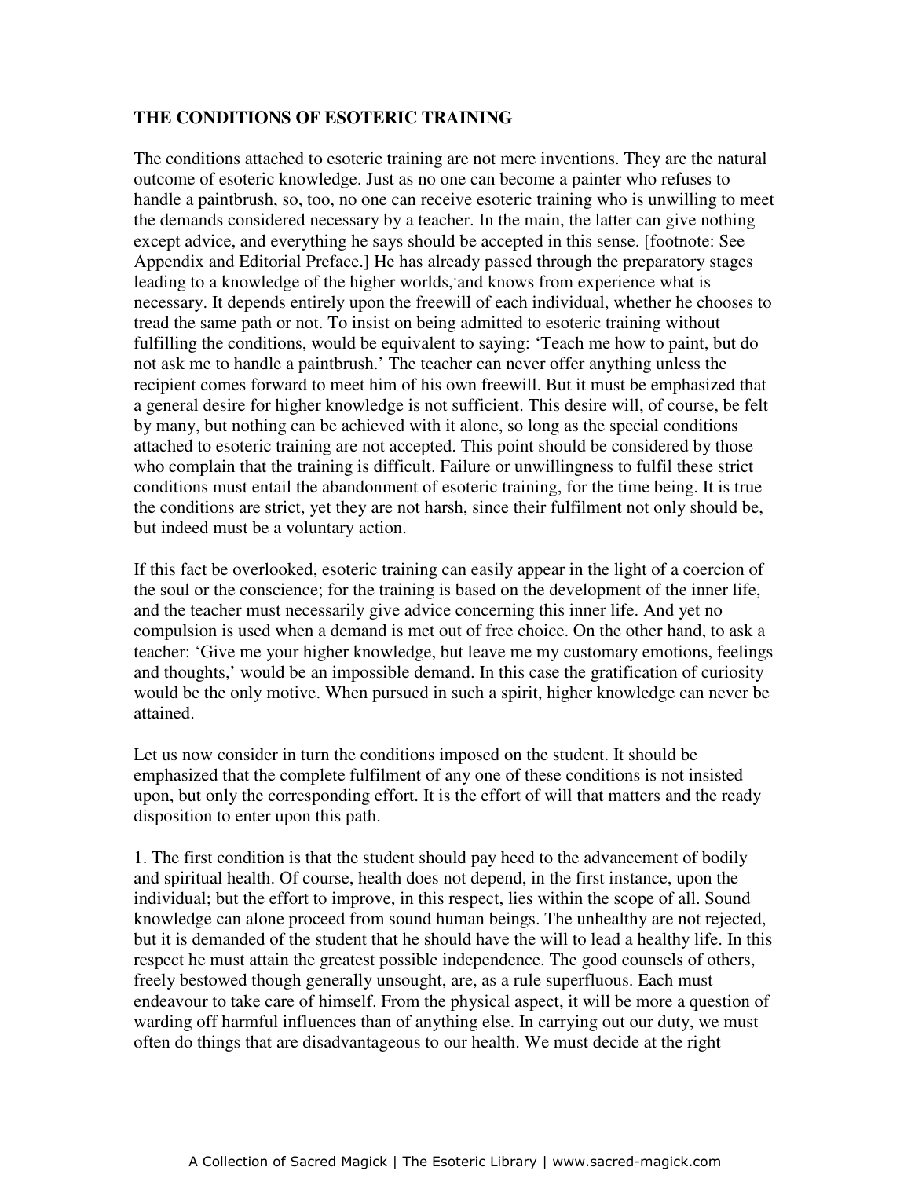## THE CONDITIONS OF ESOTERIC TRAINING

The conditions attached to esoteric training are not mere inventions. They are the natural outcome of esoteric knowledge. Just as no one can become a painter who refuses to handle a paintbrush, so, too, no one can receive esoteric training who is unwilling to meet the demands considered necessary by a teacher. In the main, the latter can give nothing except advice, and everything he says should be accepted in this sense. [footnote: See Appendix and Editorial Preface.] He has already passed through the preparatory stages leading to a knowledge of the higher worlds, and knows from experience what is necessary. It depends entirely upon the freewill of each individual, whether he chooses to tread the same path or not. To insist on being admitted to esoteric training without fulfilling the conditions, would be equivalent to saying: 'Teach me how to paint, but do not ask me to handle a paintbrush.' The teacher can never offer anything unless the recipient comes forward to meet him of his own freewill. But it must be emphasized that a general desire for higher knowledge is not sufficient. This desire will, of course, be felt by many, but nothing can be achieved with it alone, so long as the special conditions attached to esoteric training are not accepted. This point should be considered by those who complain that the training is difficult. Failure or unwillingness to fulfil these strict conditions must entail the abandonment of esoteric training, for the time being. It is true the conditions are strict, yet they are not harsh, since their fulfilment not only should be, but indeed must be a voluntary action.

If this fact be overlooked, esoteric training can easily appear in the light of a coercion of the soul or the conscience; for the training is based on the development of the inner life, and the teacher must necessarily give advice concerning this inner life. And yet no compulsion is used when a demand is met out of free choice. On the other hand, to ask a teacher: 'Give me your higher knowledge, but leave me my customary emotions, feelings and thoughts,' would be an impossible demand. In this case the gratification of curiosity would be the only motive. When pursued in such a spirit, higher knowledge can never be attained.

Let us now consider in turn the conditions imposed on the student. It should be emphasized that the complete fulfilment of any one of these conditions is not insisted upon, but only the corresponding effort. It is the effort of will that matters and the ready disposition to enter upon this path.

1. The first condition is that the student should pay heed to the advancement of bodily and spiritual health. Of course, health does not depend, in the first instance, upon the individual; but the effort to improve, in this respect, lies within the scope of all. Sound knowledge can alone proceed from sound human beings. The unhealthy are not rejected, but it is demanded of the student that he should have the will to lead a healthy life. In this respect he must attain the greatest possible independence. The good counsels of others, freely bestowed though generally unsought, are, as a rule superfluous. Each must endeavour to take care of himself. From the physical aspect, it will be more a question of warding off harmful influences than of anything else. In carrying out our duty, we must often do things that are disadvantageous to our health. We must decide at the right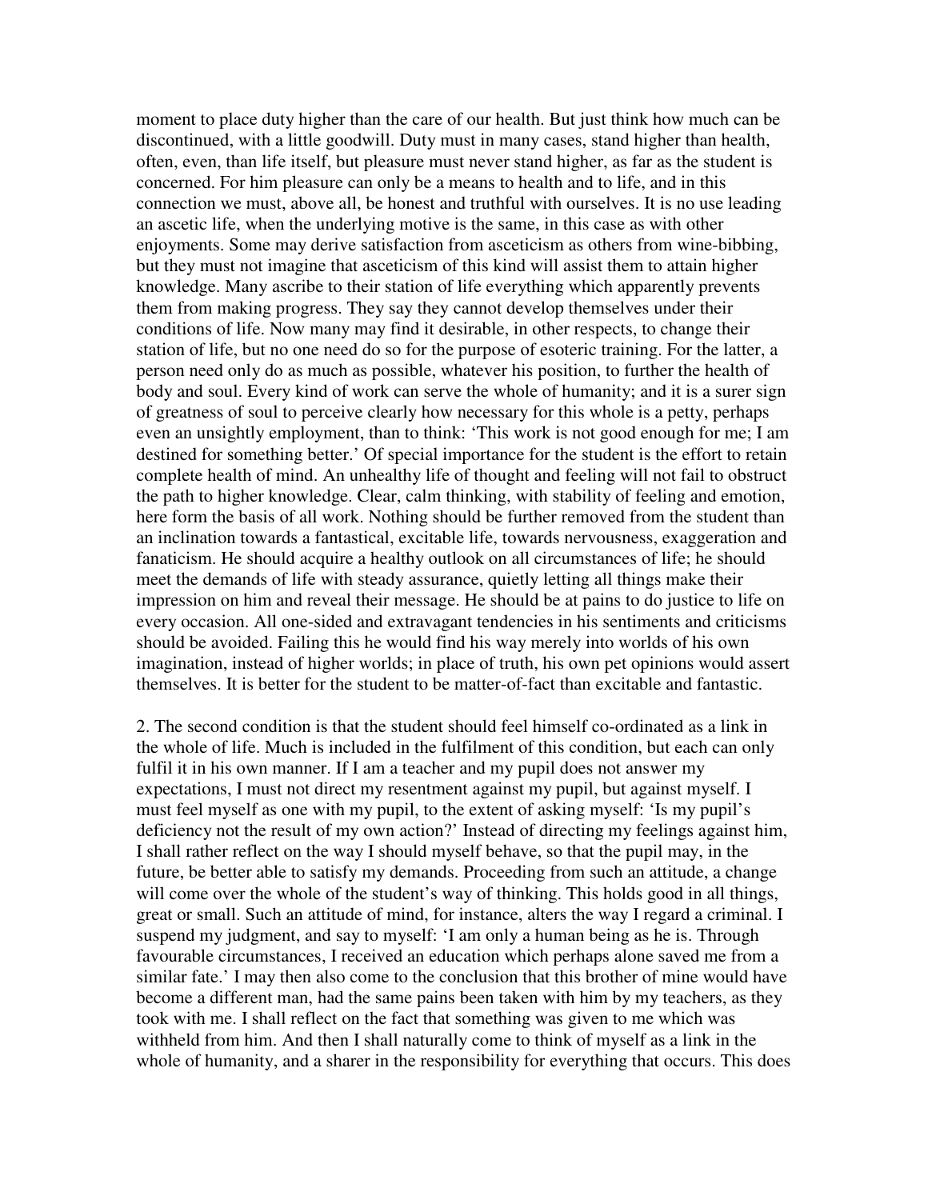moment to place duty higher than the care of our health. But just think how much can be discontinued, with a little goodwill. Duty must in many cases, stand higher than health, often, even, than life itself, but pleasure must never stand higher, as far as the student is concerned. For him pleasure can only be a means to health and to life, and in this connection we must, above all, be honest and truthful with ourselves. It is no use leading an ascetic life, when the underlying motive is the same, in this case as with other enjoyments. Some may derive satisfaction from asceticism as others from wine-bibbing, but they must not imagine that asceticism of this kind will assist them to attain higher knowledge. Many ascribe to their station of life everything which apparently prevents them from making progress. They say they cannot develop themselves under their conditions of life. Now many may find it desirable, in other respects, to change their station of life, but no one need do so for the purpose of esoteric training. For the latter, a person need only do as much as possible, whatever his position, to further the health of body and soul. Every kind of work can serve the whole of humanity; and it is a surer sign of greatness of soul to perceive clearly how necessary for this whole is a petty, perhaps even an unsightly employment, than to think: 'This work is not good enough for me; I am destined for something better.' Of special importance for the student is the effort to retain complete health of mind. An unhealthy life of thought and feeling will not fail to obstruct the path to higher knowledge. Clear, calm thinking, with stability of feeling and emotion, here form the basis of all work. Nothing should be further removed from the student than an inclination towards a fantastical, excitable life, towards nervousness, exaggeration and fanaticism. He should acquire a healthy outlook on all circumstances of life; he should meet the demands of life with steady assurance, quietly letting all things make their impression on him and reveal their message. He should be at pains to do justice to life on every occasion. All one-sided and extravagant tendencies in his sentiments and criticisms should be avoided. Failing this he would find his way merely into worlds of his own imagination, instead of higher worlds; in place of truth, his own pet opinions would assert themselves. It is better for the student to be matter-of-fact than excitable and fantastic.

2. The second condition is that the student should feel himself co-ordinated as a link in the whole of life. Much is included in the fulfilment of this condition, but each can only fulfil it in his own manner. If I am a teacher and my pupil does not answer my expectations, I must not direct my resentment against my pupil, but against myself. I must feel myself as one with my pupil, to the extent of asking myself: 'Is my pupil's deficiency not the result of my own action?' Instead of directing my feelings against him, I shall rather reflect on the way I should myself behave, so that the pupil may, in the future, be better able to satisfy my demands. Proceeding from such an attitude, a change will come over the whole of the student's way of thinking. This holds good in all things, great or small. Such an attitude of mind, for instance, alters the way I regard a criminal. I suspend my judgment, and say to myself: 'I am only a human being as he is. Through favourable circumstances, I received an education which perhaps alone saved me from a similar fate.' I may then also come to the conclusion that this brother of mine would have become a different man, had the same pains been taken with him by my teachers, as they took with me. I shall reflect on the fact that something was given to me which was withheld from him. And then I shall naturally come to think of myself as a link in the whole of humanity, and a sharer in the responsibility for everything that occurs. This does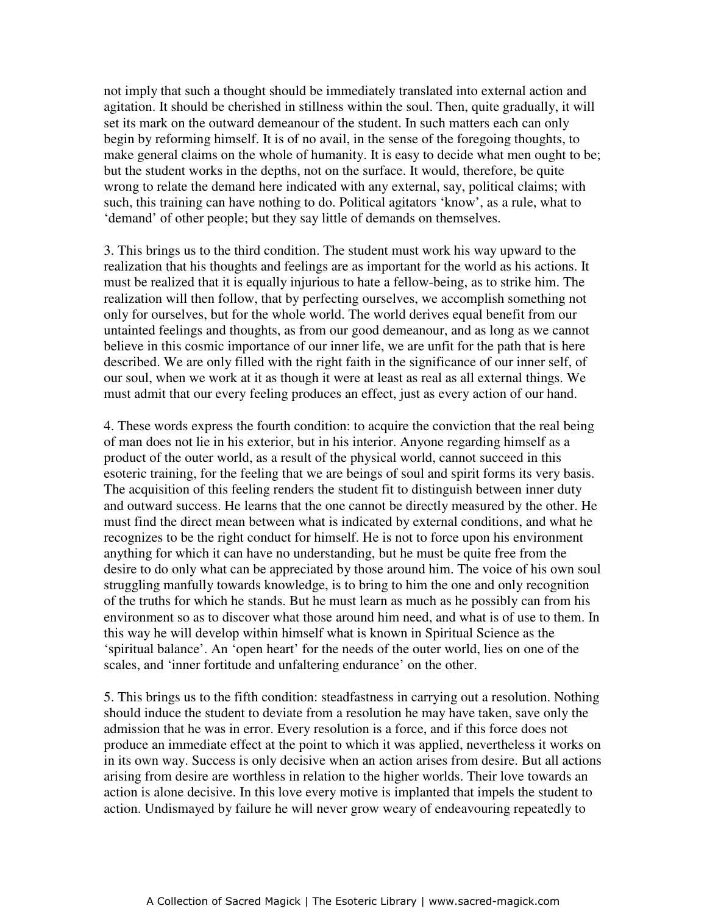not imply that such a thought should be immediately translated into external action and agitation. It should be cherished in stillness within the soul. Then, quite gradually, it will set its mark on the outward demeanour of the student. In such matters each can only begin by reforming himself. It is of no avail, in the sense of the foregoing thoughts, to make general claims on the whole of humanity. It is easy to decide what men ought to be; but the student works in the depths, not on the surface. It would, therefore, be quite wrong to relate the demand here indicated with any external, say, political claims; with such, this training can have nothing to do. Political agitators 'know', as a rule, what to 'demand' of other people; but they say little of demands on themselves.

3. This brings us to the third condition. The student must work his way upward to the realization that his thoughts and feelings are as important for the world as his actions. It must be realized that it is equally injurious to hate a fellow-being, as to strike him. The realization will then follow, that by perfecting ourselves, we accomplish something not only for ourselves, but for the whole world. The world derives equal benefit from our untainted feelings and thoughts, as from our good demeanour, and as long as we cannot believe in this cosmic importance of our inner life, we are unfit for the path that is here described. We are only filled with the right faith in the significance of our inner self, of our soul, when we work at it as though it were at least as real as all external things. We must admit that our every feeling produces an effect, just as every action of our hand.

4. These words express the fourth condition: to acquire the conviction that the real being of man does not lie in his exterior, but in his interior. Anyone regarding himself as a product of the outer world, as a result of the physical world, cannot succeed in this esoteric training, for the feeling that we are beings of soul and spirit forms its very basis. The acquisition of this feeling renders the student fit to distinguish between inner duty and outward success. He learns that the one cannot be directly measured by the other. He must find the direct mean between what is indicated by external conditions, and what he recognizes to be the right conduct for himself. He is not to force upon his environment anything for which it can have no understanding, but he must be quite free from the desire to do only what can be appreciated by those around him. The voice of his own soul struggling manfully towards knowledge, is to bring to him the one and only recognition of the truths for which he stands. But he must learn as much as he possibly can from his environment so as to discover what those around him need, and what is of use to them. In this way he will develop within himself what is known in Spiritual Science as the 'spiritual balance'. An 'open heart' for the needs of the outer world, lies on one of the scales, and 'inner fortitude and unfaltering endurance' on the other.

5. This brings us to the fifth condition: steadfastness in carrying out a resolution. Nothing should induce the student to deviate from a resolution he may have taken, save only the admission that he was in error. Every resolution is a force, and if this force does not produce an immediate effect at the point to which it was applied, nevertheless it works on in its own way. Success is only decisive when an action arises from desire. But all actions arising from desire are worthless in relation to the higher worlds. Their love towards an action is alone decisive. In this love every motive is implanted that impels the student to action. Undismayed by failure he will never grow weary of endeavouring repeatedly to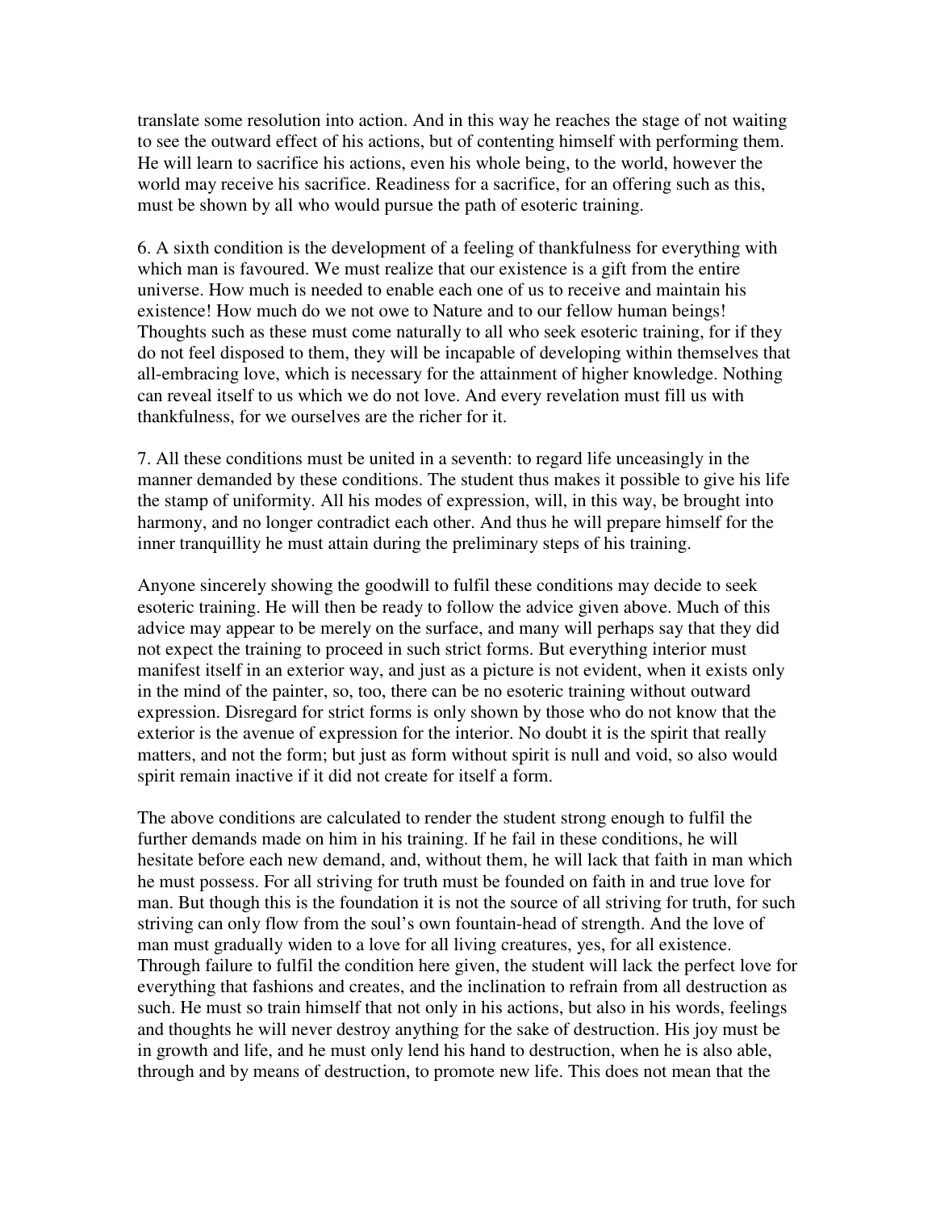translate some resolution into action. And in this way he reaches the stage of not waiting to see the outward effect of his actions, but of contenting himself with performing them. He will learn to sacrifice his actions, even his whole being, to the world, however the world may receive his sacrifice. Readiness for a sacrifice, for an offering such as this, must be shown by all who would pursue the path of esoteric training.

6. A sixth condition is the development of a feeling of thankfulness for everything with which man is favoured. We must realize that our existence is a gift from the entire universe. How much is needed to enable each one of us to receive and maintain his existence! How much do we not owe to Nature and to our fellow human beings! Thoughts such as these must come naturally to all who seek esoteric training, for if they do not feel disposed to them, they will be incapable of developing within themselves that all-embracing love, which is necessary for the attainment of higher knowledge. Nothing can reveal itself to us which we do not love. And every revelation must fill us with thankfulness, for we ourselves are the richer for it.

7. All these conditions must be united in a seventh: to regard life unceasingly in the manner demanded by these conditions. The student thus makes it possible to give his life the stamp of uniformity. All his modes of expression, will, in this way, be brought into harmony, and no longer contradict each other. And thus he will prepare himself for the inner tranquillity he must attain during the preliminary steps of his training.

Anyone sincerely showing the goodwill to fulfil these conditions may decide to seek esoteric training. He will then be ready to follow the advice given above. Much of this advice may appear to be merely on the surface, and many will perhaps say that they did not expect the training to proceed in such strict forms. But everything interior must manifest itself in an exterior way, and just as a picture is not evident, when it exists only in the mind of the painter, so, too, there can be no esoteric training without outward expression. Disregard for strict forms is only shown by those who do not know that the exterior is the avenue of expression for the interior. No doubt it is the spirit that really matters, and not the form; but just as form without spirit is null and void, so also would spirit remain inactive if it did not create for itself a form.

The above conditions are calculated to render the student strong enough to fulfil the further demands made on him in his training. If he fail in these conditions, he will hesitate before each new demand, and, without them, he will lack that faith in man which he must possess. For all striving for truth must be founded on faith in and true love for man. But though this is the foundation it is not the source of all striving for truth, for such striving can only flow from the soul's own fountain-head of strength. And the love of man must gradually widen to a love for all living creatures, yes, for all existence. Through failure to fulfil the condition here given, the student will lack the perfect love for everything that fashions and creates, and the inclination to refrain from all destruction as such. He must so train himself that not only in his actions, but also in his words, feelings and thoughts he will never destroy anything for the sake of destruction. His joy must be in growth and life, and he must only lend his hand to destruction, when he is also able, through and by means of destruction, to promote new life. This does not mean that the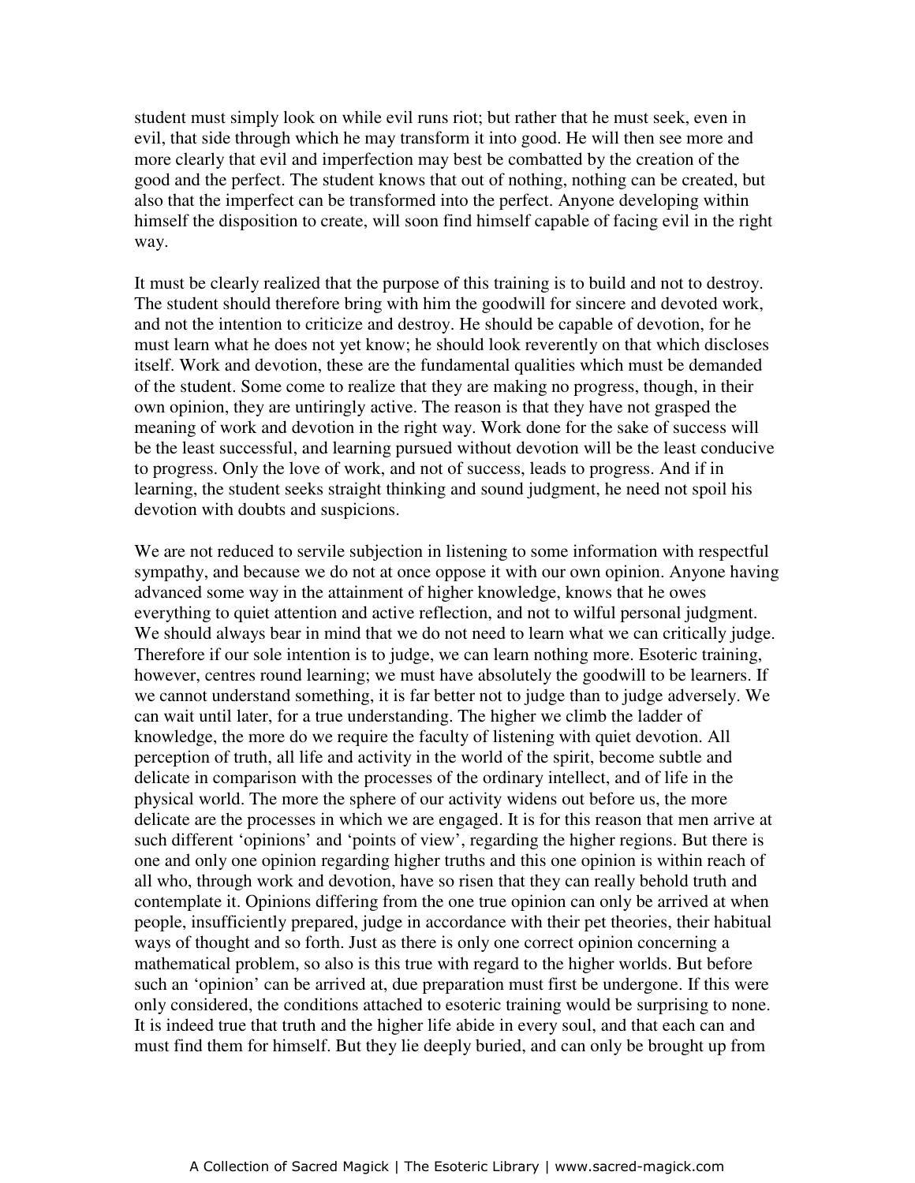student must simply look on while evil runs riot; but rather that he must seek, even in evil, that side through which he may transform it into good. He will then see more and more clearly that evil and imperfection may best be combatted by the creation of the good and the perfect. The student knows that out of nothing, nothing can be created, but also that the imperfect can be transformed into the perfect. Anyone developing within himself the disposition to create, will soon find himself capable of facing evil in the right way.

It must be clearly realized that the purpose of this training is to build and not to destroy. The student should therefore bring with him the goodwill for sincere and devoted work, and not the intention to criticize and destroy. He should be capable of devotion, for he must learn what he does not yet know; he should look reverently on that which discloses itself. Work and devotion, these are the fundamental qualities which must be demanded of the student. Some come to realize that they are making no progress, though, in their own opinion, they are untiringly active. The reason is that they have not grasped the meaning of work and devotion in the right way. Work done for the sake of success will be the least successful, and learning pursued without devotion will be the least conducive to progress. Only the love of work, and not of success, leads to progress. And if in learning, the student seeks straight thinking and sound judgment, he need not spoil his devotion with doubts and suspicions.

We are not reduced to servile subjection in listening to some information with respectful sympathy, and because we do not at once oppose it with our own opinion. Anyone having advanced some way in the attainment of higher knowledge, knows that he owes everything to quiet attention and active reflection, and not to wilful personal judgment. We should always bear in mind that we do not need to learn what we can critically judge. Therefore if our sole intention is to judge, we can learn nothing more. Esoteric training, however, centres round learning; we must have absolutely the goodwill to be learners. If we cannot understand something, it is far better not to judge than to judge adversely. We can wait until later, for a true understanding. The higher we climb the ladder of knowledge, the more do we require the faculty of listening with quiet devotion. All perception of truth, all life and activity in the world of the spirit, become subtle and delicate in comparison with the processes of the ordinary intellect, and of life in the physical world. The more the sphere of our activity widens out before us, the more delicate are the processes in which we are engaged. It is for this reason that men arrive at such different 'opinions' and 'points of view', regarding the higher regions. But there is one and only one opinion regarding higher truths and this one opinion is within reach of all who, through work and devotion, have so risen that they can really behold truth and contemplate it. Opinions differing from the one true opinion can only be arrived at when people, insufficiently prepared, judge in accordance with their pet theories, their habitual ways of thought and so forth. Just as there is only one correct opinion concerning a mathematical problem, so also is this true with regard to the higher worlds. But before such an 'opinion' can be arrived at, due preparation must first be undergone. If this were only considered, the conditions attached to esoteric training would be surprising to none. It is indeed true that truth and the higher life abide in every soul, and that each can and must find them for himself. But they lie deeply buried, and can only be brought up from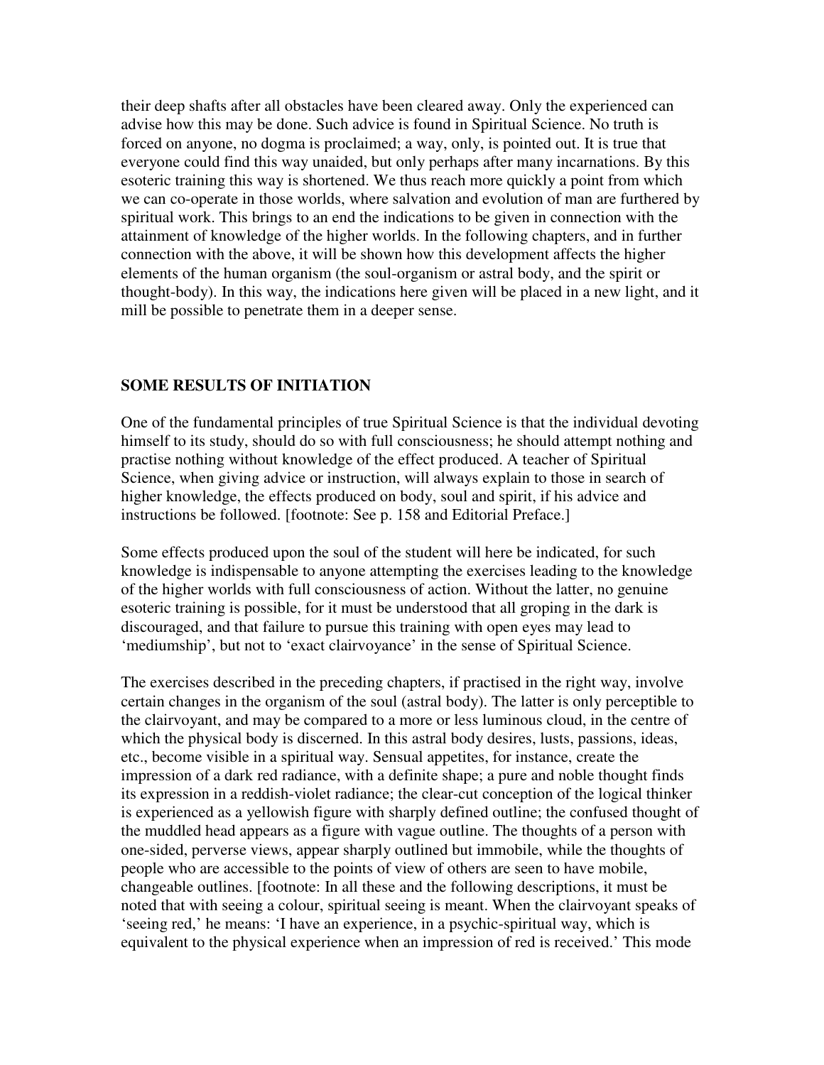their deep shafts after all obstacles have been cleared away. Only the experienced can advise how this may be done. Such advice is found in Spiritual Science. No truth is forced on anyone, no dogma is proclaimed; a way, only, is pointed out. It is true that everyone could find this way unaided, but only perhaps after many incarnations. By this esoteric training this way is shortened. We thus reach more quickly a point from which we can co-operate in those worlds, where salvation and evolution of man are furthered by spiritual work. This brings to an end the indications to be given in connection with the attainment of knowledge of the higher worlds. In the following chapters, and in further connection with the above, it will be shown how this development affects the higher elements of the human organism (the soul-organism or astral body, and the spirit or thought-body). In this way, the indications here given will be placed in a new light, and it mill be possible to penetrate them in a deeper sense.

## SOME RESULTS OF INITIATION

One of the fundamental principles of true Spiritual Science is that the individual devoting himself to its study, should do so with full consciousness; he should attempt nothing and practise nothing without knowledge of the effect produced. A teacher of Spiritual Science, when giving advice or instruction, will always explain to those in search of higher knowledge, the effects produced on body, soul and spirit, if his advice and instructions be followed. [footnote: See p. 158 and Editorial Preface.]

Some effects produced upon the soul of the student will here be indicated, for such knowledge is indispensable to anyone attempting the exercises leading to the knowledge of the higher worlds with full consciousness of action. Without the latter, no genuine esoteric training is possible, for it must be understood that all groping in the dark is discouraged, and that failure to pursue this training with open eyes may lead to 'mediumship', but not to 'exact clairvoyance' in the sense of Spiritual Science.

The exercises described in the preceding chapters, if practised in the right way, involve certain changes in the organism of the soul (astral body). The latter is only perceptible to the clairvoyant, and may be compared to a more or less luminous cloud, in the centre of which the physical body is discerned. In this astral body desires, lusts, passions, ideas, etc., become visible in a spiritual way. Sensual appetites, for instance, create the impression of a dark red radiance, with a definite shape; a pure and noble thought finds its expression in a reddish-violet radiance; the clear-cut conception of the logical thinker is experienced as a yellowish figure with sharply defined outline; the confused thought of the muddled head appears as a figure with vague outline. The thoughts of a person with one-sided, perverse views, appear sharply outlined but immobile, while the thoughts of people who are accessible to the points of view of others are seen to have mobile, changeable outlines. [footnote: In all these and the following descriptions, it must be noted that with seeing a colour, spiritual seeing is meant. When the clairvoyant speaks of 'seeing red,' he means: 'I have an experience, in a psychic-spiritual way, which is equivalent to the physical experience when an impression of red is received.' This mode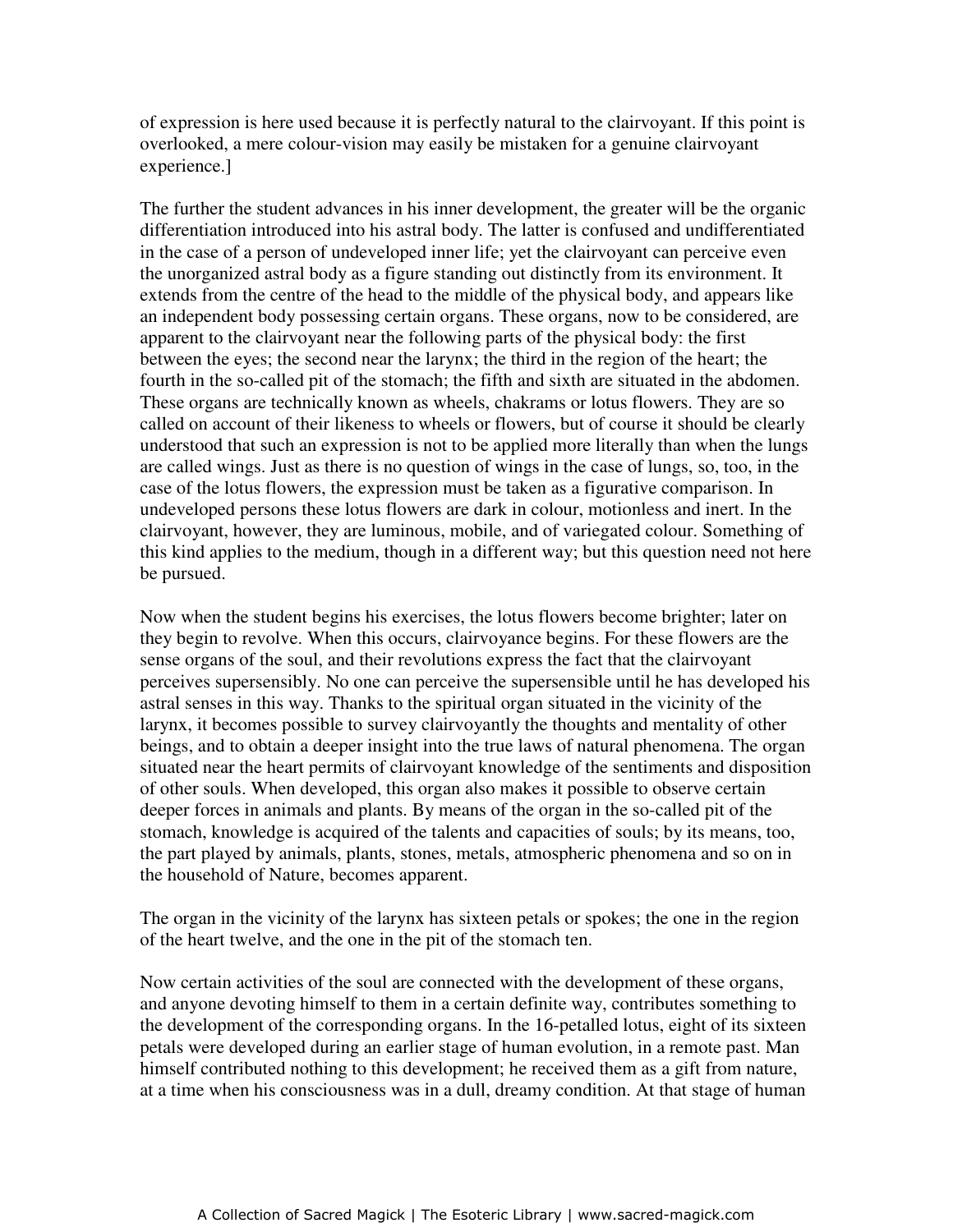of expression is here used because it is perfectly natural to the clairvoyant. If this point is overlooked, a mere colour-vision may easily be mistaken for a genuine clairvoyant experience.]

The further the student advances in his inner development, the greater will be the organic differentiation introduced into his astral body. The latter is confused and undifferentiated in the case of a person of undeveloped inner life; yet the clairvoyant can perceive even the unorganized astral body as a figure standing out distinctly from its environment. It extends from the centre of the head to the middle of the physical body, and appears like an independent body possessing certain organs. These organs, now to be considered, are apparent to the clairvoyant near the following parts of the physical body: the first between the eyes; the second near the larynx; the third in the region of the heart; the fourth in the so-called pit of the stomach; the fifth and sixth are situated in the abdomen. These organs are technically known as wheels, chakrams or lotus flowers. They are so called on account of their likeness to wheels or flowers, but of course it should be clearly understood that such an expression is not to be applied more literally than when the lungs are called wings. Just as there is no question of wings in the case of lungs, so, too, in the case of the lotus flowers, the expression must be taken as a figurative comparison. In undeveloped persons these lotus flowers are dark in colour, motionless and inert. In the clairvoyant, however, they are luminous, mobile, and of variegated colour. Something of this kind applies to the medium, though in a different way; but this question need not here be pursued.

Now when the student begins his exercises, the lotus flowers become brighter; later on they begin to revolve. When this occurs, clairvoyance begins. For these flowers are the sense organs of the soul, and their revolutions express the fact that the clairvoyant perceives supersensibly. No one can perceive the supersensible until he has developed his astral senses in this way. Thanks to the spiritual organ situated in the vicinity of the larynx, it becomes possible to survey clairvoyantly the thoughts and mentality of other beings, and to obtain a deeper insight into the true laws of natural phenomena. The organ situated near the heart permits of clairvoyant knowledge of the sentiments and disposition of other souls. When developed, this organ also makes it possible to observe certain deeper forces in animals and plants. By means of the organ in the so-called pit of the stomach, knowledge is acquired of the talents and capacities of souls; by its means, too, the part played by animals, plants, stones, metals, atmospheric phenomena and so on in the household of Nature, becomes apparent.

The organ in the vicinity of the larynx has sixteen petals or spokes; the one in the region of the heart twelve, and the one in the pit of the stomach ten.

Now certain activities of the soul are connected with the development of these organs, and anyone devoting himself to them in a certain definite way, contributes something to the development of the corresponding organs. In the 16-petalled lotus, eight of its sixteen petals were developed during an earlier stage of human evolution, in a remote past. Man himself contributed nothing to this development; he received them as a gift from nature, at a time when his consciousness was in a dull, dreamy condition. At that stage of human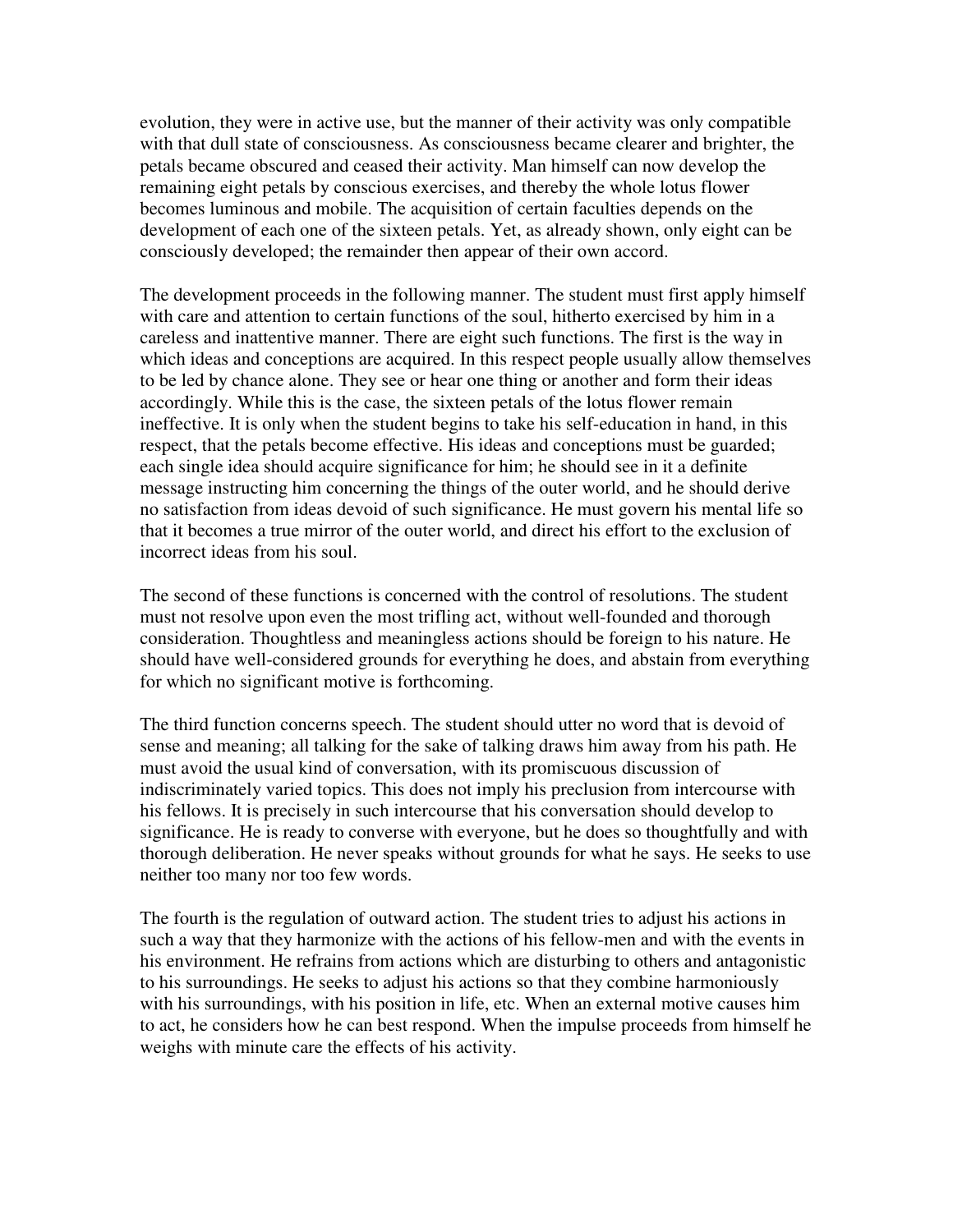evolution, they were in active use, but the manner of their activity was only compatible with that dull state of consciousness. As consciousness became clearer and brighter, the petals became obscured and ceased their activity. Man himself can now develop the remaining eight petals by conscious exercises, and thereby the whole lotus flower becomes luminous and mobile. The acquisition of certain faculties depends on the development of each one of the sixteen petals. Yet, as already shown, only eight can be consciously developed; the remainder then appear of their own accord.

The development proceeds in the following manner. The student must first apply himself with care and attention to certain functions of the soul, hitherto exercised by him in a careless and inattentive manner. There are eight such functions. The first is the way in which ideas and conceptions are acquired. In this respect people usually allow themselves to be led by chance alone. They see or hear one thing or another and form their ideas accordingly. While this is the case, the sixteen petals of the lotus flower remain ineffective. It is only when the student begins to take his self-education in hand, in this respect, that the petals become effective. His ideas and conceptions must be guarded; each single idea should acquire significance for him; he should see in it a definite message instructing him concerning the things of the outer world, and he should derive no satisfaction from ideas devoid of such significance. He must govern his mental life so that it becomes a true mirror of the outer world, and direct his effort to the exclusion of incorrect ideas from his soul.

The second of these functions is concerned with the control of resolutions. The student must not resolve upon even the most trifling act, without well-founded and thorough consideration. Thoughtless and meaningless actions should be foreign to his nature. He should have well-considered grounds for everything he does, and abstain from everything for which no significant motive is forthcoming.

The third function concerns speech. The student should utter no word that is devoid of sense and meaning; all talking for the sake of talking draws him away from his path. He must avoid the usual kind of conversation, with its promiscuous discussion of indiscriminately varied topics. This does not imply his preclusion from intercourse with his fellows. It is precisely in such intercourse that his conversation should develop to significance. He is ready to converse with everyone, but he does so thoughtfully and with thorough deliberation. He never speaks without grounds for what he says. He seeks to use neither too many nor too few words.

The fourth is the regulation of outward action. The student tries to adjust his actions in such a way that they harmonize with the actions of his fellow-men and with the events in his environment. He refrains from actions which are disturbing to others and antagonistic to his surroundings. He seeks to adjust his actions so that they combine harmoniously with his surroundings, with his position in life, etc. When an external motive causes him to act, he considers how he can best respond. When the impulse proceeds from himself he weighs with minute care the effects of his activity.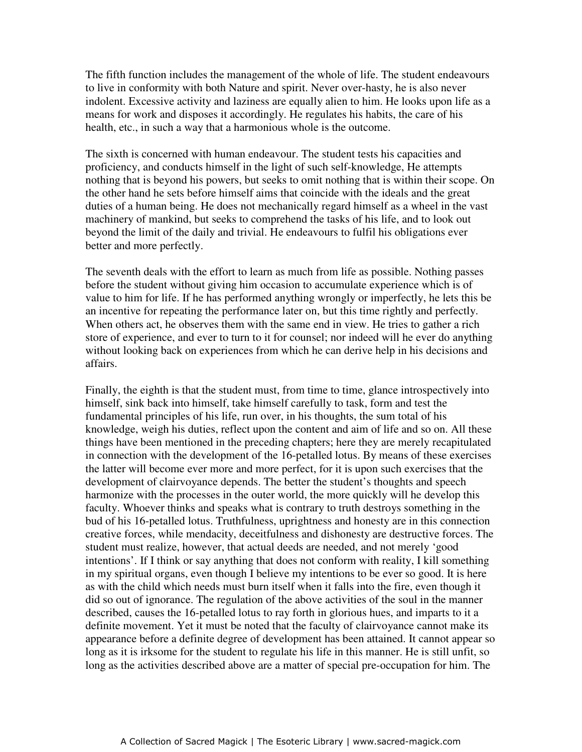The fifth function includes the management of the whole of life. The student endeavours to live in conformity with both Nature and spirit. Never over-hasty, he is also never indolent. Excessive activity and laziness are equally alien to him. He looks upon life as a means for work and disposes it accordingly. He regulates his habits, the care of his health, etc., in such a way that a harmonious whole is the outcome.

The sixth is concerned with human endeavour. The student tests his capacities and proficiency, and conducts himself in the light of such self-knowledge, He attempts nothing that is beyond his powers, but seeks to omit nothing that is within their scope. On the other hand he sets before himself aims that coincide with the ideals and the great duties of a human being. He does not mechanically regard himself as a wheel in the vast machinery of mankind, but seeks to comprehend the tasks of his life, and to look out beyond the limit of the daily and trivial. He endeavours to fulfil his obligations ever better and more perfectly.

The seventh deals with the effort to learn as much from life as possible. Nothing passes before the student without giving him occasion to accumulate experience which is of value to him for life. If he has performed anything wrongly or imperfectly, he lets this be an incentive for repeating the performance later on, but this time rightly and perfectly. When others act, he observes them with the same end in view. He tries to gather a rich store of experience, and ever to turn to it for counsel; nor indeed will he ever do anything without looking back on experiences from which he can derive help in his decisions and affairs.

Finally, the eighth is that the student must, from time to time, glance introspectively into himself, sink back into himself, take himself carefully to task, form and test the fundamental principles of his life, run over, in his thoughts, the sum total of his knowledge, weigh his duties, reflect upon the content and aim of life and so on. All these things have been mentioned in the preceding chapters; here they are merely recapitulated in connection with the development of the 16-petalled lotus. By means of these exercises the latter will become ever more and more perfect, for it is upon such exercises that the development of clairvoyance depends. The better the student's thoughts and speech harmonize with the processes in the outer world, the more quickly will he develop this faculty. Whoever thinks and speaks what is contrary to truth destroys something in the bud of his 16-petalled lotus. Truthfulness, uprightness and honesty are in this connection creative forces, while mendacity, deceitfulness and dishonesty are destructive forces. The student must realize, however, that actual deeds are needed, and not merely 'good intentions'. If I think or say anything that does not conform with reality, I kill something in my spiritual organs, even though I believe my intentions to be ever so good. It is here as with the child which needs must burn itself when it falls into the fire, even though it did so out of ignorance. The regulation of the above activities of the soul in the manner described, causes the 16-petalled lotus to ray forth in glorious hues, and imparts to it a definite movement. Yet it must be noted that the faculty of clairvoyance cannot make its appearance before a definite degree of development has been attained. It cannot appear so long as it is irksome for the student to regulate his life in this manner. He is still unfit, so long as the activities described above are a matter of special pre-occupation for him. The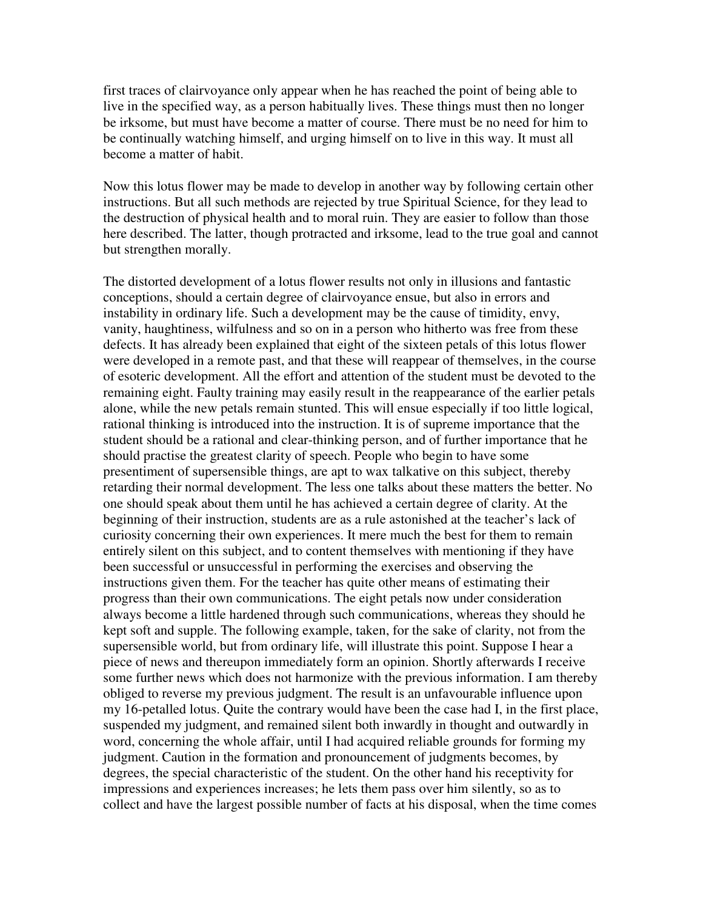first traces of clairvoyance only appear when he has reached the point of being able to live in the specified way, as a person habitually lives. These things must then no longer be irksome, but must have become a matter of course. There must be no need for him to be continually watching himself, and urging himself on to live in this way. It must all become a matter of habit.

Now this lotus flower may be made to develop in another way by following certain other instructions. But all such methods are rejected by true Spiritual Science, for they lead to the destruction of physical health and to moral ruin. They are easier to follow than those here described. The latter, though protracted and irksome, lead to the true goal and cannot but strengthen morally.

The distorted development of a lotus flower results not only in illusions and fantastic conceptions, should a certain degree of clairvoyance ensue, but also in errors and instability in ordinary life. Such a development may be the cause of timidity, envy, vanity, haughtiness, wilfulness and so on in a person who hitherto was free from these defects. It has already been explained that eight of the sixteen petals of this lotus flower were developed in a remote past, and that these will reappear of themselves, in the course of esoteric development. All the effort and attention of the student must be devoted to the remaining eight. Faulty training may easily result in the reappearance of the earlier petals alone, while the new petals remain stunted. This will ensue especially if too little logical, rational thinking is introduced into the instruction. It is of supreme importance that the student should be a rational and clear-thinking person, and of further importance that he should practise the greatest clarity of speech. People who begin to have some presentiment of supersensible things, are apt to wax talkative on this subject, thereby retarding their normal development. The less one talks about these matters the better. No one should speak about them until he has achieved a certain degree of clarity. At the beginning of their instruction, students are as a rule astonished at the teacher's lack of curiosity concerning their own experiences. It mere much the best for them to remain entirely silent on this subject, and to content themselves with mentioning if they have been successful or unsuccessful in performing the exercises and observing the instructions given them. For the teacher has quite other means of estimating their progress than their own communications. The eight petals now under consideration always become a little hardened through such communications, whereas they should he kept soft and supple. The following example, taken, for the sake of clarity, not from the supersensible world, but from ordinary life, will illustrate this point. Suppose I hear a piece of news and thereupon immediately form an opinion. Shortly afterwards I receive some further news which does not harmonize with the previous information. I am thereby obliged to reverse my previous judgment. The result is an unfavourable influence upon my 16-petalled lotus. Quite the contrary would have been the case had I, in the first place, suspended my judgment, and remained silent both inwardly in thought and outwardly in word, concerning the whole affair, until I had acquired reliable grounds for forming my judgment. Caution in the formation and pronouncement of judgments becomes, by degrees, the special characteristic of the student. On the other hand his receptivity for impressions and experiences increases; he lets them pass over him silently, so as to collect and have the largest possible number of facts at his disposal, when the time comes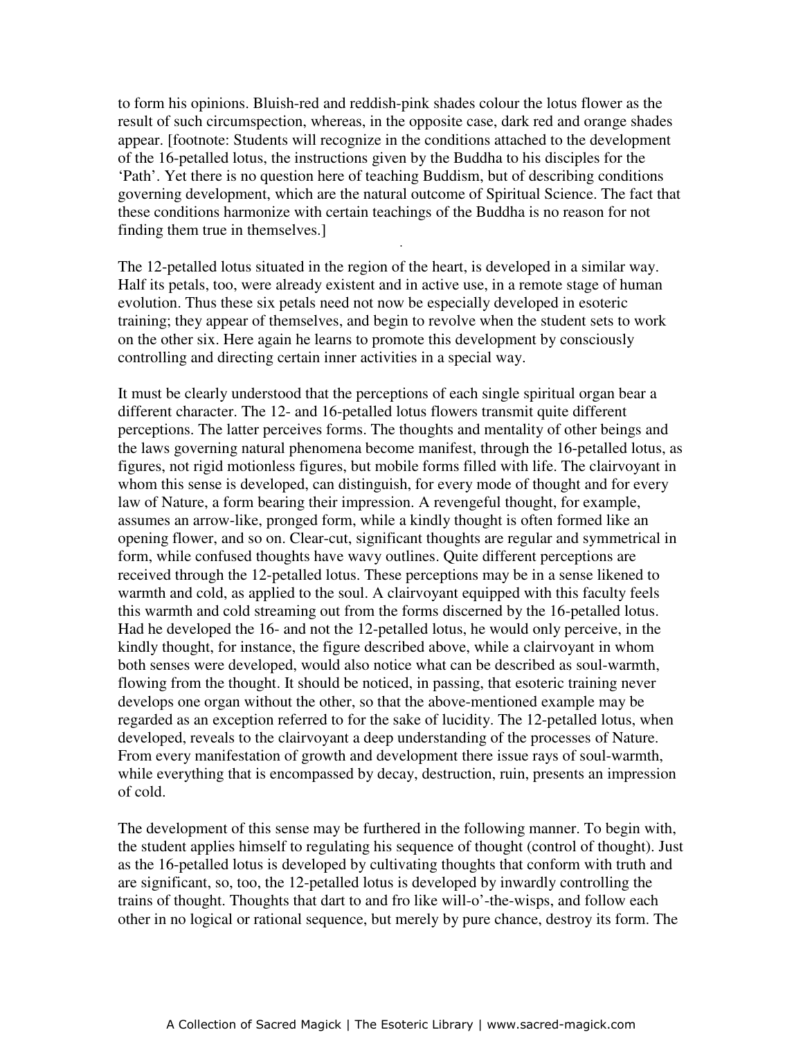to form his opinions. Bluish-red and reddish-pink shades colour the lotus flower as the result of such circumspection, whereas, in the opposite case, dark red and orange shades appear. [footnote: Students will recognize in the conditions attached to the development of the 16-petalled lotus, the instructions given by the Buddha to his disciples for the 'Path'. Yet there is no question here of teaching Buddhism, but of describing conditions governing development, which are the natural outcome of Spiritual Science. The fact that these conditions harmonize with certain teachings of the Buddha is no reason for not finding them true in themselves.]

The 12-petalled lotus situated in the region of the heart, is developed in a similar way. Half its petals, too, were already existent and in active use, in a remote stage of human evolution. Thus these six petals need not now be especially developed in esoteric training; they appear of themselves, and begin to revolve when the student sets to work on the other six. Here again he learns to promote this development by consciously controlling and directing certain inner activities in a special way.

It must be clearly understood that the perceptions of each single spiritual organ bear a different character. The 12- and 16-petalled lotus flowers transmit quite different perceptions. The latter perceives forms. The thoughts and mentality of other beings and the laws governing natural phenomena become manifest, through the 16-petalled lotus, as figures, not rigid motionless figures, but mobile forms filled with life. The clairvoyant in whom this sense is developed, can distinguish, for every mode of thought and for every law of Nature, a form bearing their impression. A revengeful thought, for example, assumes an arrow-like, pronged form, while a kindly thought is often formed like an opening flower, and so on. Clear-cut, significant thoughts are regular and symmetrical in form, while confused thoughts have wavy outlines. Quite different perceptions are received through the 12-petalled lotus. These perceptions may be in a sense likened to warmth and cold, as applied to the soul. A clairvoyant equipped with this faculty feels this warmth and cold streaming out from the forms discerned by the 16-petalled lotus. Had he developed the 16- and not the 12-petalled lotus, he would only perceive, in the kindly thought, for instance, the figure described above, while a clairvoyant in whom both senses were developed, would also notice what can be described as soul-warmth, flowing from the thought. It should be noticed, in passing, that esoteric training never develops one organ without the other, so that the above-mentioned example may be regarded as an exception referred to for the sake of lucidity. The 12-petalled lotus, when developed, reveals to the clairvoyant a deep understanding of the processes of Nature. From every manifestation of growth and development there issue rays of soul-warmth, while everything that is encompassed by decay, destruction, ruin, presents an impression of cold.

The development of this sense may be furthered in the following manner. To begin with, the student applies himself to regulating his sequence of thought (control of thought). Just as the 16-petalled lotus is developed by cultivating thoughts that conform with truth and are significant, so, too, the 12-petalled lotus is developed by inwardly controlling the trains of thought. Thoughts that dart to and fro like will-o'-the-wisps, and follow each other in no logical or rational sequence, but merely by pure chance, destroy its form. The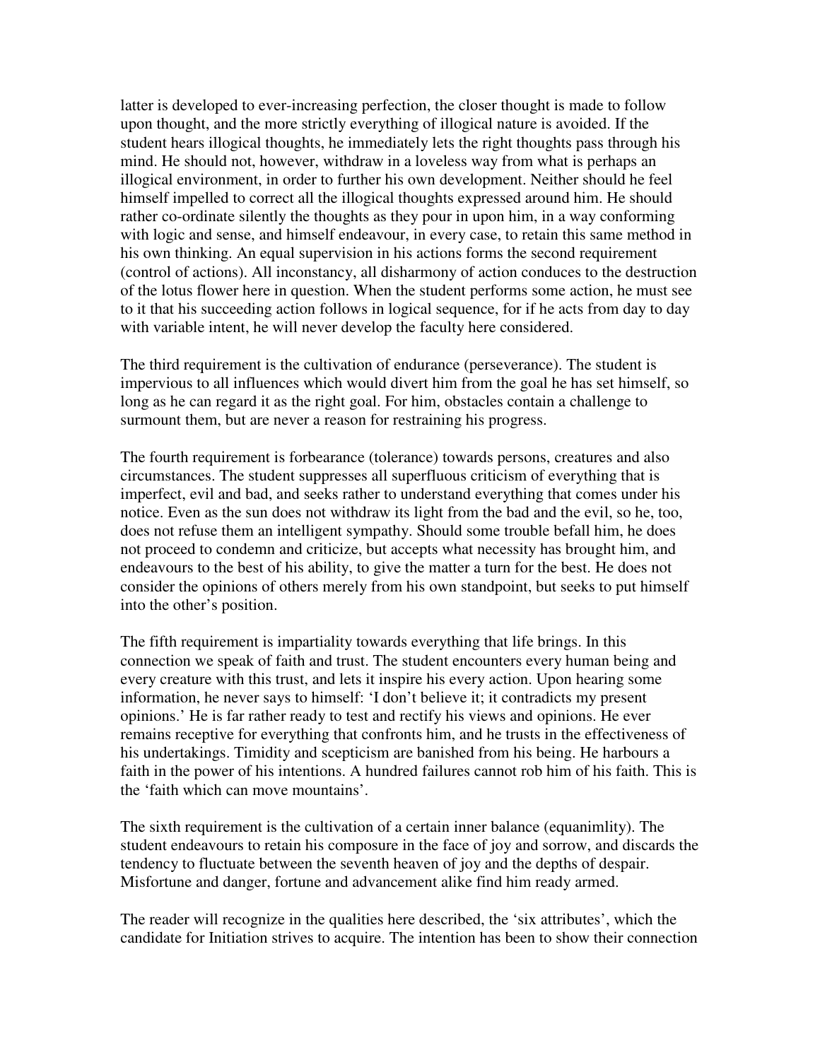latter is developed to ever-increasing perfection, the closer thought is made to follow upon thought, and the more strictly everything of illogical nature is avoided. If the student hears illogical thoughts, he immediately lets the right thoughts pass through his mind. He should not, however, withdraw in a loveless way from what is perhaps an illogical environment, in order to further his own development. Neither should he feel himself impelled to correct all the illogical thoughts expressed around him. He should rather co-ordinate silently the thoughts as they pour in upon him, in a way conforming with logic and sense, and himself endeavour, in every case, to retain this same method in his own thinking. An equal supervision in his actions forms the second requirement (control of actions). All inconstancy, all disharmony of action conduces to the destruction of the lotus flower here in question. When the student performs some action, he must see to it that his succeeding action follows in logical sequence, for if he acts from day to day with variable intent, he will never develop the faculty here considered.

The third requirement is the cultivation of endurance (perseverance). The student is impervious to all influences which would divert him from the goal he has set himself, so long as he can regard it as the right goal. For him, obstacles contain a challenge to surmount them, but are never a reason for restraining his progress.

The fourth requirement is forbearance (tolerance) towards persons, creatures and also circumstances. The student suppresses all superfluous criticism of everything that is imperfect, evil and bad, and seeks rather to understand everything that comes under his notice. Even as the sun does not withdraw its light from the bad and the evil, so he, too, does not refuse them an intelligent sympathy. Should some trouble befall him, he does not proceed to condemn and criticize, but accepts what necessity has brought him, and endeavours to the best of his ability, to give the matter a turn for the best. He does not consider the opinions of others merely from his own standpoint, but seeks to put himself into the other's position.

The fifth requirement is impartiality towards everything that life brings. In this connection we speak of faith and trust. The student encounters every human being and every creature with this trust, and lets it inspire his every action. Upon hearing some information, he never says to himself: 'I don't believe it; it contradicts my present opinions.' He is far rather ready to test and rectify his views and opinions. He ever remains receptive for everything that confronts him, and he trusts in the effectiveness of his undertakings. Timidity and scepticism are banished from his being. He harbours a faith in the power of his intentions. A hundred failures cannot rob him of his faith. This is the 'faith which can move mountains'.

The sixth requirement is the cultivation of a certain inner balance (equanimlity). The student endeavours to retain his composure in the face of joy and sorrow, and discards the tendency to fluctuate between the seventh heaven of joy and the depths of despair. Misfortune and danger, fortune and advancement alike find him ready armed.

The reader will recognize in the qualities here described, the 'six attributes', which the candidate for Initiation strives to acquire. The intention has been to show their connection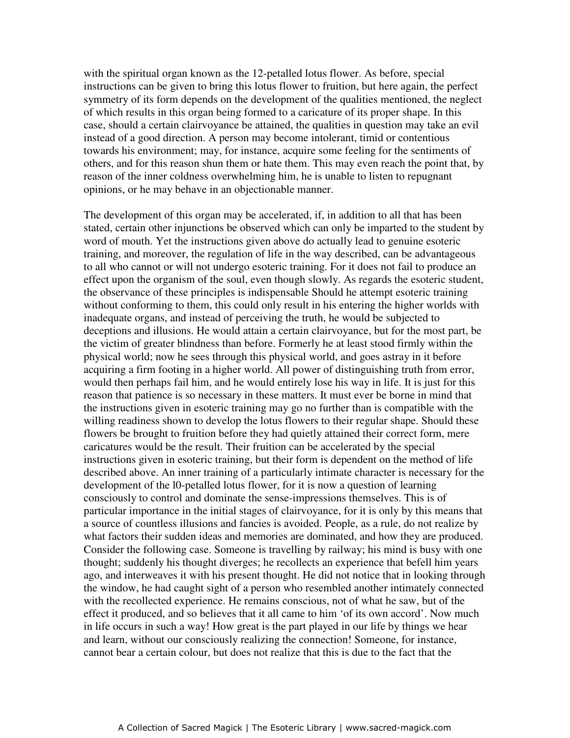with the spiritual organ known as the 12-petalled lotus flower. As before, special instructions can be given to bring this lotus flower to fruition, but here again, the perfect symmetry of its form depends on the development of the qualities mentioned, the neglect of which results in this organ being formed to a caricature of its proper shape. In this case, should a certain clairvoyance be attained, the qualities in question may take an evil instead of a good direction. A person may become intolerant, timid or contentious towards his environment; may, for instance, acquire some feeling for the sentiments of others, and for this reason shun them or hate them. This may even reach the point that, by reason of the inner coldness overwhelming him, he is unable to listen to repugnant opinions, or he may behave in an objectionable manner.

The development of this organ may be accelerated, if, in addition to all that has been stated, certain other injunctions be observed which can only be imparted to the student by word of mouth. Yet the instructions given above do actually lead to genuine esoteric training, and moreover, the regulation of life in the way described, can be advantageous to all who cannot or will not undergo esoteric training. For it does not fail to produce an effect upon the organism of the soul, even though slowly. As regards the esoteric student, the observance of these principles is indispensable Should he attempt esoteric training without conforming to them, this could only result in his entering the higher worlds with inadequate organs, and instead of perceiving the truth, he would be subjected to deceptions and illusions. He would attain a certain clairvoyance, but for the most part, be the victim of greater blindness than before. Formerly he at least stood firmly within the physical world; now he sees through this physical world, and goes astray in it before acquiring a firm footing in a higher world. All power of distinguishing truth from error, would then perhaps fail him, and he would entirely lose his way in life. It is just for this reason that patience is so necessary in these matters. It must ever be borne in mind that the instructions given in esoteric training may go no further than is compatible with the willing readiness shown to develop the lotus flowers to their regular shape. Should these flowers be brought to fruition before they had quietly attained their correct form, mere caricatures would be the result. Their fruition can be accelerated by the special instructions given in esoteric training, but their form is dependent on the method of life described above. An inner training of a particularly intimate character is necessary for the development of the l0-petalled lotus flower, for it is now a question of learning consciously to control and dominate the sense-impressions themselves. This is of particular importance in the initial stages of clairvoyance, for it is only by this means that a source of countless illusions and fancies is avoided. People, as a rule, do not realize by what factors their sudden ideas and memories are dominated, and how they are produced. Consider the following case. Someone is travelling by railway; his mind is busy with one thought; suddenly his thought diverges; he recollects an experience that befell him years ago, and interweaves it with his present thought. He did not notice that in looking through the window, he had caught sight of a person who resembled another intimately connected with the recollected experience. He remains conscious, not of what he saw, but of the effect it produced, and so believes that it all came to him 'of its own accord'. Now much in life occurs in such a way! How great is the part played in our life by things we hear and learn, without our consciously realizing the connection! Someone, for instance, cannot bear a certain colour, but does not realize that this is due to the fact that the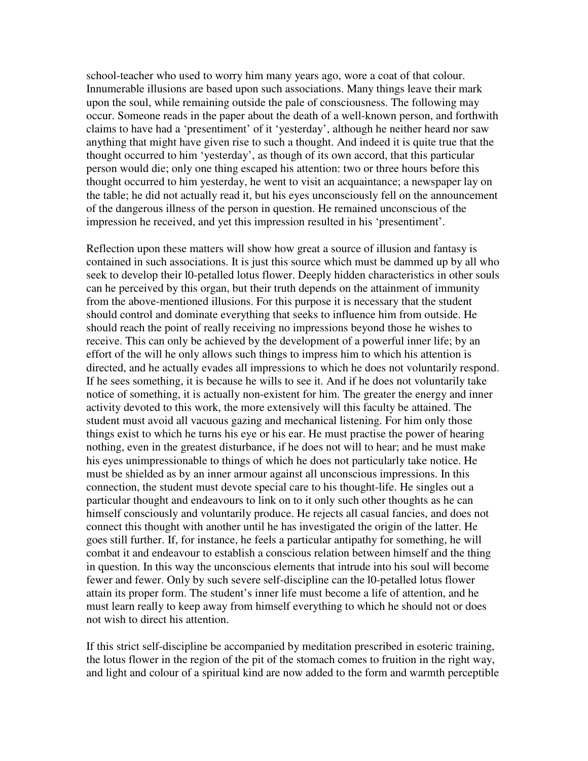school-teacher who used to worry him many years ago, wore a coat of that colour. Innumerable illusions are based upon such associations. Many things leave their mark upon the soul, while remaining outside the pale of consciousness. The following may occur. Someone reads in the paper about the death of a well-known person, and forthwith claims to have had a 'presentiment' of it 'yesterday', although he neither heard nor saw anything that might have given rise to such a thought. And indeed it is quite true that the thought occurred to him 'yesterday', as though of its own accord, that this particular person would die; only one thing escaped his attention: two or three hours before this thought occurred to him yesterday, he went to visit an acquaintance; a newspaper lay on the table; he did not actually read it, but his eyes unconsciously fell on the announcement of the dangerous illness of the person in question. He remained unconscious of the impression he received, and yet this impression resulted in his 'presentiment'.

Reflection upon these matters will show how great a source of illusion and fantasy is contained in such associations. It is just this source which must be dammed up by all who seek to develop their l0-petalled lotus flower. Deeply hidden characteristics in other souls can he perceived by this organ, but their truth depends on the attainment of immunity from the above-mentioned illusions. For this purpose it is necessary that the student should control and dominate everything that seeks to influence him from outside. He should reach the point of really receiving no impressions beyond those he wishes to receive. This can only be achieved by the development of a powerful inner life; by an effort of the will he only allows such things to impress him to which his attention is directed, and he actually evades all impressions to which he does not voluntarily respond. If he sees something, it is because he wills to see it. And if he does not voluntarily take notice of something, it is actually non-existent for him. The greater the energy and inner activity devoted to this work, the more extensively will this faculty be attained. The student must avoid all vacuous gazing and mechanical listening. For him only those things exist to which he turns his eye or his ear. He must practise the power of hearing nothing, even in the greatest disturbance, if he does not will to hear; and he must make his eyes unimpressionable to things of which he does not particularly take notice. He must be shielded as by an inner armour against all unconscious impressions. In this connection, the student must devote special care to his thought-life. He singles out a particular thought and endeavours to link on to it only such other thoughts as he can himself consciously and voluntarily produce. He rejects all casual fancies, and does not connect this thought with another until he has investigated the origin of the latter. He goes still further. If, for instance, he feels a particular antipathy for something, he will combat it and endeavour to establish a conscious relation between himself and the thing in question. In this way the unconscious elements that intrude into his soul will become fewer and fewer. Only by such severe self-discipline can the l0-petalled lotus flower attain its proper form. The student's inner life must become a life of attention, and he must learn really to keep away from himself everything to which he should not or does not wish to direct his attention.

If this strict self-discipline be accompanied by meditation prescribed in esoteric training, the lotus flower in the region of the pit of the stomach comes to fruition in the right way, and light and colour of a spiritual kind are now added to the form and warmth perceptible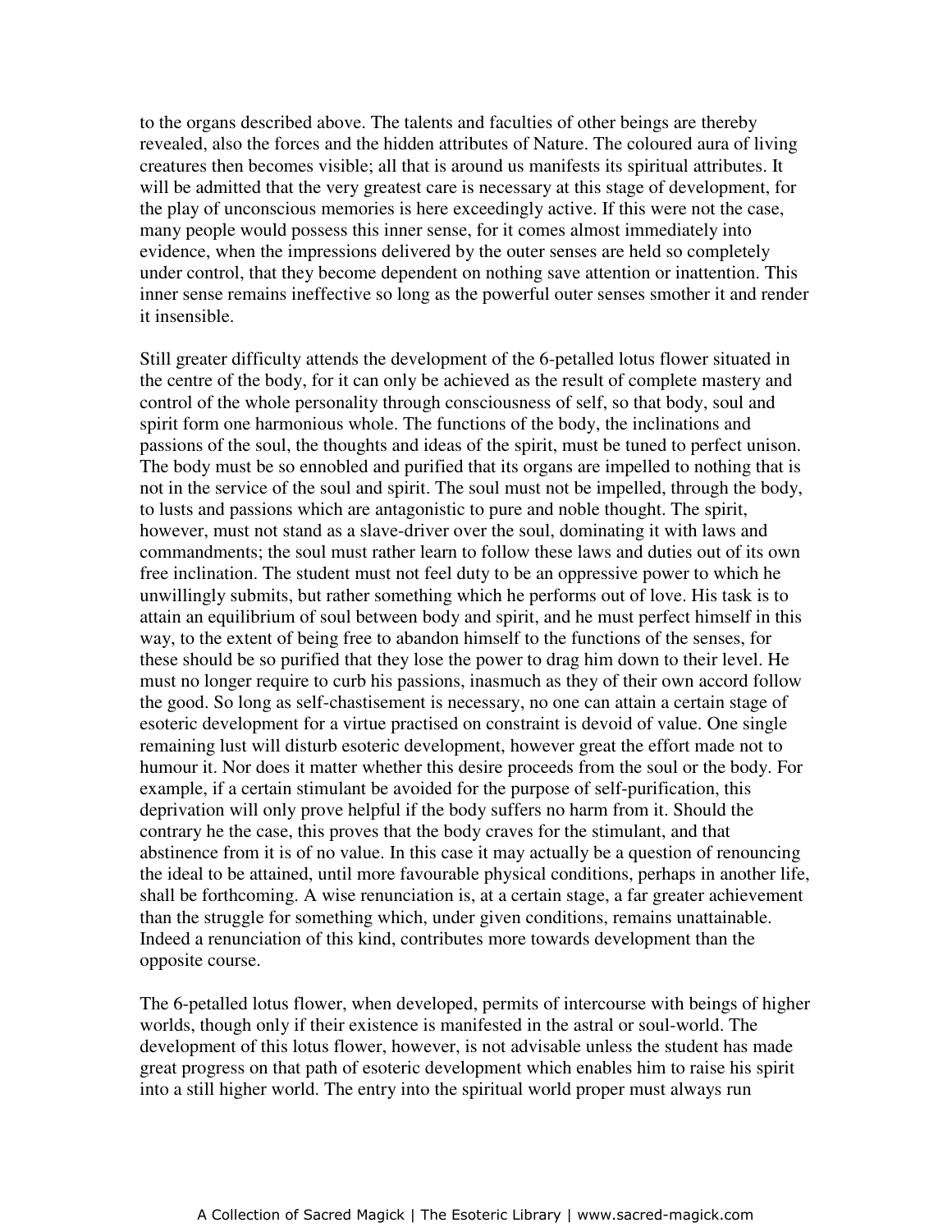to the organs described above. The talents and faculties of other beings are thereby revealed, also the forces and the hidden attributes of Nature. The coloured aura of living creatures then becomes visible; all that is around us manifests its spiritual attributes. It will be admitted that the very greatest care is necessary at this stage of development, for the play of unconscious memories is here exceedingly active. If this were not the case, many people would possess this inner sense, for it comes almost immediately into evidence, when the impressions delivered by the outer senses are held so completely under control, that they become dependent on nothing save attention or inattention. This inner sense remains ineffective so long as the powerful outer senses smother it and render it insensible.

Still greater difficulty attends the development of the 6-petalled lotus flower situated in the centre of the body, for it can only be achieved as the result of complete mastery and control of the whole personality through consciousness of self, so that body, soul and spirit form one harmonious whole. The functions of the body, the inclinations and passions of the soul, the thoughts and ideas of the spirit, must be tuned to perfect unison. The body must be so ennobled and purified that its organs are impelled to nothing that is not in the service of the soul and spirit. The soul must not be impelled, through the body, to lusts and passions which are antagonistic to pure and noble thought. The spirit, however, must not stand as a slave-driver over the soul, dominating it with laws and commandments; the soul must rather learn to follow these laws and duties out of its own free inclination. The student must not feel duty to be an oppressive power to which he unwillingly submits, but rather something which he performs out of love. His task is to attain an equilibrium of soul between body and spirit, and he must perfect himself in this way, to the extent of being free to abandon himself to the functions of the senses, for these should be so purified that they lose the power to drag him down to their level. He must no longer require to curb his passions, inasmuch as they of their own accord follow the good. So long as self-chastisement is necessary, no one can attain a certain stage of esoteric development for a virtue practised on constraint is devoid of value. One single remaining lust will disturb esoteric development, however great the effort made not to humour it. Nor does it matter whether this desire proceeds from the soul or the body. For example, if a certain stimulant be avoided for the purpose of self-purification, this deprivation will only prove helpful if the body suffers no harm from it. Should the contrary he the case, this proves that the body craves for the stimulant, and that abstinence from it is of no value. In this case it may actually be a question of renouncing the ideal to be attained, until more favourable physical conditions, perhaps in another life, shall be forthcoming. A wise renunciation is, at a certain stage, a far greater achievement than the struggle for something which, under given conditions, remains unattainable. Indeed a renunciation of this kind, contributes more towards development than the opposite course.

The 6-petalled lotus flower, when developed, permits of intercourse with beings of higher worlds, though only if their existence is manifested in the astral or soul-world. The development of this lotus flower, however, is not advisable unless the student has made great progress on that path of esoteric development which enables him to raise his spirit into a still higher world. The entry into the spiritual world proper must always run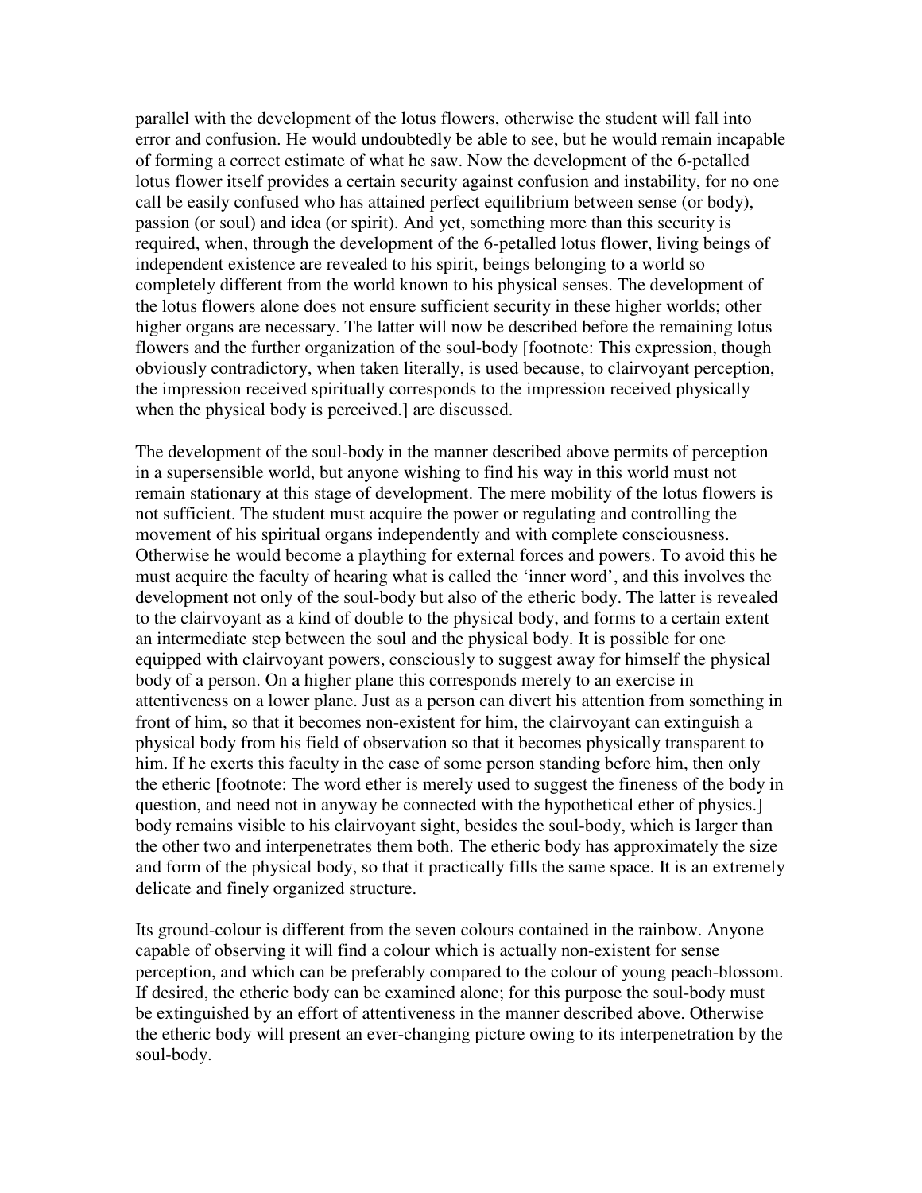parallel with the development of the lotus flowers, otherwise the student will fall into error and confusion. He would undoubtedly be able to see, but he would remain incapable of forming a correct estimate of what he saw. Now the development of the 6-petalled lotus flower itself provides a certain security against confusion and instability, for no one call be easily confused who has attained perfect equilibrium between sense (or body), passion (or soul) and idea (or spirit). And yet, something more than this security is required, when, through the development of the 6-petalled lotus flower, living beings of independent existence are revealed to his spirit, beings belonging to a world so completely different from the world known to his physical senses. The development of the lotus flowers alone does not ensure sufficient security in these higher worlds; other higher organs are necessary. The latter will now be described before the remaining lotus flowers and the further organization of the soul-body [footnote: This expression, though obviously contradictory, when taken literally, is used because, to clairvoyant perception, the impression received spiritually corresponds to the impression received physically when the physical body is perceived.] are discussed.

The development of the soul-body in the manner described above permits of perception in a supersensible world, but anyone wishing to find his way in this world must not remain stationary at this stage of development. The mere mobility of the lotus flowers is not sufficient. The student must acquire the power or regulating and controlling the movement of his spiritual organs independently and with complete consciousness. Otherwise he would become a plaything for external forces and powers. To avoid this he must acquire the faculty of hearing what is called the 'inner word', and this involves the development not only of the soul-body but also of the etheric body. The latter is revealed to the clairvoyant as a kind of double to the physical body, and forms to a certain extent an intermediate step between the soul and the physical body. It is possible for one equipped with clairvoyant powers, consciously to suggest away for himself the physical body of a person. On a higher plane this corresponds merely to an exercise in attentiveness on a lower plane. Just as a person can divert his attention from something in front of him, so that it becomes non-existent for him, the clairvoyant can extinguish a physical body from his field of observation so that it becomes physically transparent to him. If he exerts this faculty in the case of some person standing before him, then only the etheric [footnote: The word ether is merely used to suggest the fineness of the body in question, and need not in anyway be connected with the hypothetical ether of physics.] body remains visible to his clairvoyant sight, besides the soul-body, which is larger than the other two and interpenetrates them both. The etheric body has approximately the size and form of the physical body, so that it practically fills the same space. It is an extremely delicate and finely organized structure.

Its ground-colour is different from the seven colours contained in the rainbow. Anyone capable of observing it will find a colour which is actually non-existent for sense perception, and which can be preferably compared to the colour of young peach-blossom. If desired, the etheric body can be examined alone; for this purpose the soul-body must be extinguished by an effort of attentiveness in the manner described above. Otherwise the etheric body will present an ever-changing picture owing to its interpenetration by the soul-body.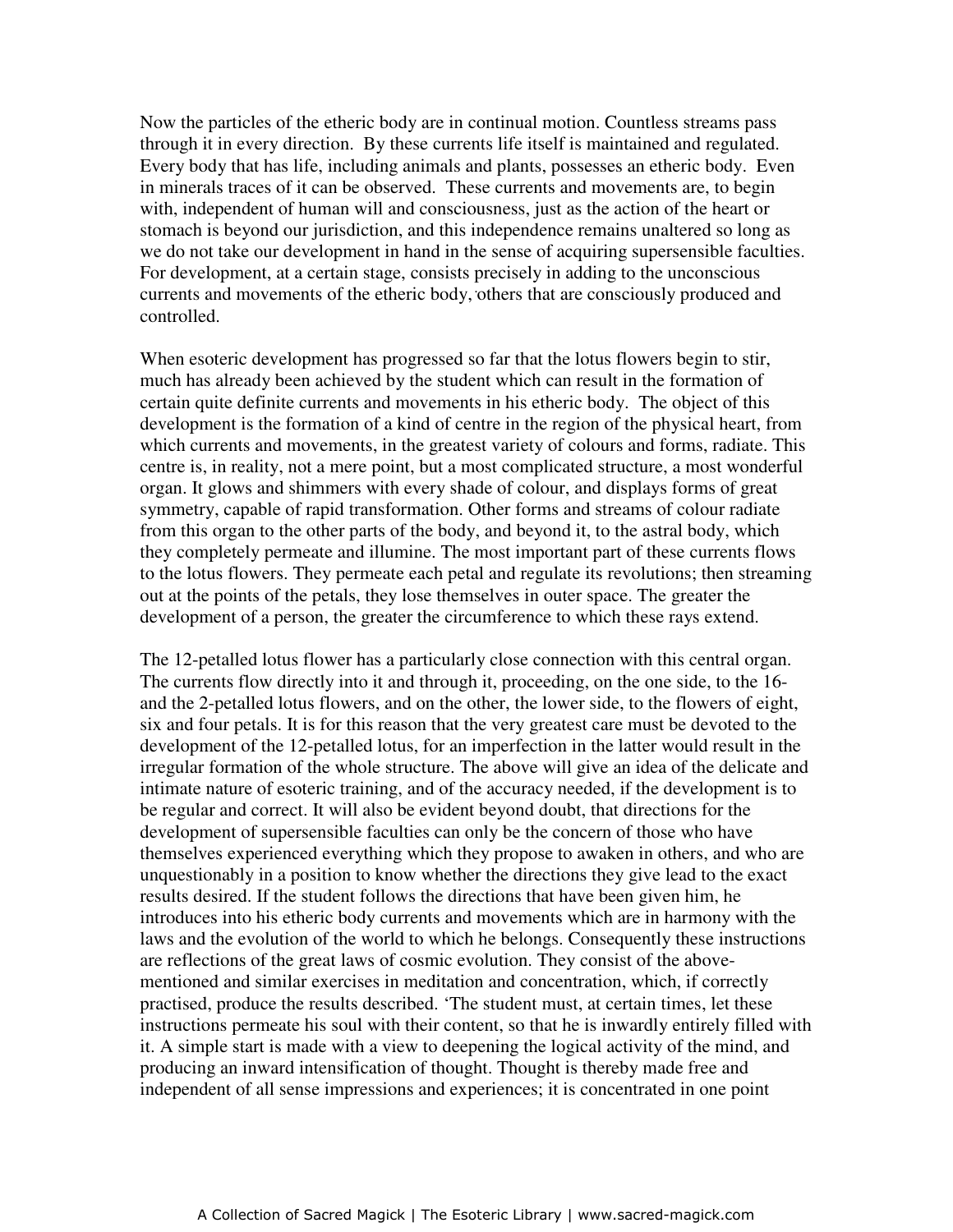Now the particles of the etheric body are in continual motion. Countless streams pass through it in every direction. By these currents life itself is maintained and regulated. Every body that has life, including animals and plants, possesses an etheric body. Even in minerals traces of it can be observed. These currents and movements are, to begin with, independent of human will and consciousness, just as the action of the heart or stomach is beyond our jurisdiction, and this independence remains unaltered so long as we do not take our development in hand in the sense of acquiring supersensible faculties. For development, at a certain stage, consists precisely in adding to the unconscious currents and movements of the etheric body, others that are consciously produced and controlled.

When esoteric development has progressed so far that the lotus flowers begin to stir, much has already been achieved by the student which can result in the formation of certain quite definite currents and movements in his etheric body. The object of this development is the formation of a kind of centre in the region of the physical heart, from which currents and movements, in the greatest variety of colours and forms, radiate. This centre is, in reality, not a mere point, but a most complicated structure, a most wonderful organ. It glows and shimmers with every shade of colour, and displays forms of great symmetry, capable of rapid transformation. Other forms and streams of colour radiate from this organ to the other parts of the body, and beyond it, to the astral body, which they completely permeate and illumine. The most important part of these currents flows to the lotus flowers. They permeate each petal and regulate its revolutions; then streaming out at the points of the petals, they lose themselves in outer space. The greater the development of a person, the greater the circumference to which these rays extend.

The 12-petalled lotus flower has a particularly close connection with this central organ. The currents flow directly into it and through it, proceeding, on the one side, to the 16- and the 2-petalled lotus flowers, and on the other, the lower side, to the flowers of eight, six and four petals. It is for this reason that the very greatest care must be devoted to the development of the 12-petalled lotus, for an imperfection in the latter would result in the irregular formation of the whole structure. The above will give an idea of the delicate and intimate nature of esoteric training, and of the accuracy needed, if the development is to be regular and correct. It will also be evident beyond doubt, that directions for the development of supersensible faculties can only be the concern of those who have themselves experienced everything which they propose to awaken in others, and who are unquestionably in a position to know whether the directions they give lead to the exact results desired. If the student follows the directions that have been given him, he introduces into his etheric body currents and movements which are in harmony with the laws and the evolution of the world to which he belongs. Consequently these instructions are reflections of the great laws of cosmic evolution. They consist of the above-mentioned and similar exercises in meditation and concentration, which, if correctly practised, produce the results described. 'The student must, at certain times, let these instructions permeate his soul with their content, so that he is inwardly entirely filled with it. A simple start is made with a view to deepening the logical activity of the mind, and producing an inward intensification of thought. Thought is thereby made free and independent of all sense impressions and experiences; it is concentrated in one point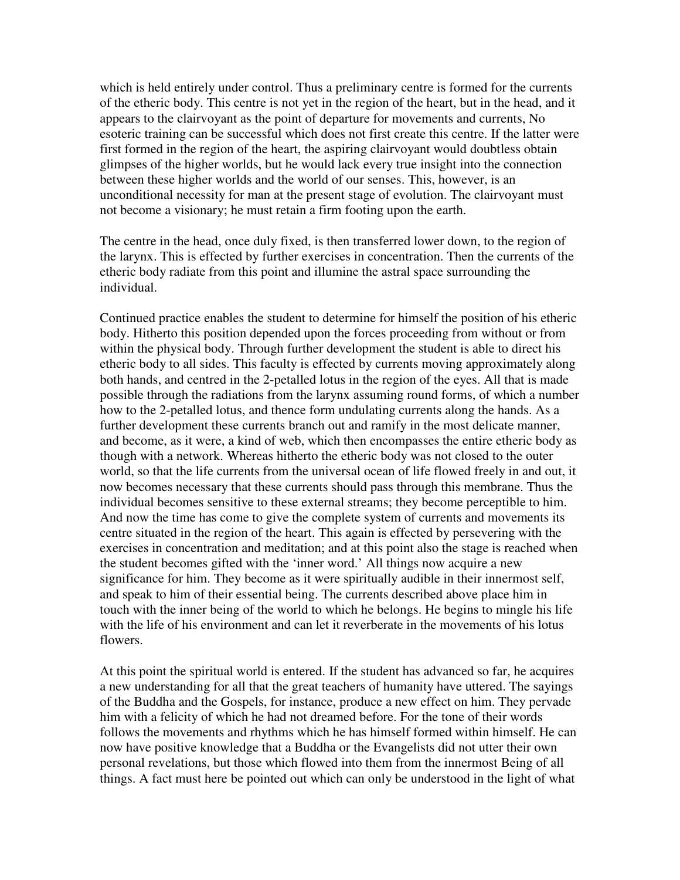which is held entirely under control. Thus a preliminary centre is formed for the currents of the etheric body. This centre is not yet in the region of the heart, but in the head, and it appears to the clairvoyant as the point of departure for movements and currents, No esoteric training can be successful which does not first create this centre. If the latter were first formed in the region of the heart, the aspiring clairvoyant would doubtless obtain glimpses of the higher worlds, but he would lack every true insight into the connection between these higher worlds and the world of our senses. This, however, is an unconditional necessity for man at the present stage of evolution. The clairvoyant must not become a visionary; he must retain a firm footing upon the earth.

The centre in the head, once duly fixed, is then transferred lower down, to the region of the larynx. This is effected by further exercises in concentration. Then the currents of the etheric body radiate from this point and illumine the astral space surrounding the individual.

Continued practice enables the student to determine for himself the position of his etheric body. Hitherto this position depended upon the forces proceeding from without or from within the physical body. Through further development the student is able to direct his etheric body to all sides. This faculty is effected by currents moving approximately along both hands, and centred in the 2-petalled lotus in the region of the eyes. All that is made possible through the radiations from the larynx assuming round forms, of which a number how to the 2-petalled lotus, and thence form undulating currents along the hands. As a further development these currents branch out and ramify in the most delicate manner, and become, as it were, a kind of web, which then encompasses the entire etheric body as though with a network. Whereas hitherto the etheric body was not closed to the outer world, so that the life currents from the universal ocean of life flowed freely in and out, it now becomes necessary that these currents should pass through this membrane. Thus the individual becomes sensitive to these external streams; they become perceptible to him. And now the time has come to give the complete system of currents and movements its centre situated in the region of the heart. This again is effected by persevering with the exercises in concentration and meditation; and at this point also the stage is reached when the student becomes gifted with the 'inner word.' All things now acquire a new significance for him. They become as it were spiritually audible in their innermost self, and speak to him of their essential being. The currents described above place him in touch with the inner being of the world to which he belongs. He begins to mingle his life with the life of his environment and can let it reverberate in the movements of his lotus flowers.

At this point the spiritual world is entered. If the student has advanced so far, he acquires a new understanding for all that the great teachers of humanity have uttered. The sayings of the Buddha and the Gospels, for instance, produce a new effect on him. They pervade him with a felicity of which he had not dreamed before. For the tone of their words follows the movements and rhythms which he has himself formed within himself. He can now have positive knowledge that a Buddha or the Evangelists did not utter their own personal revelations, but those which flowed into them from the innermost Being of all things. A fact must here be pointed out which can only be understood in the light of what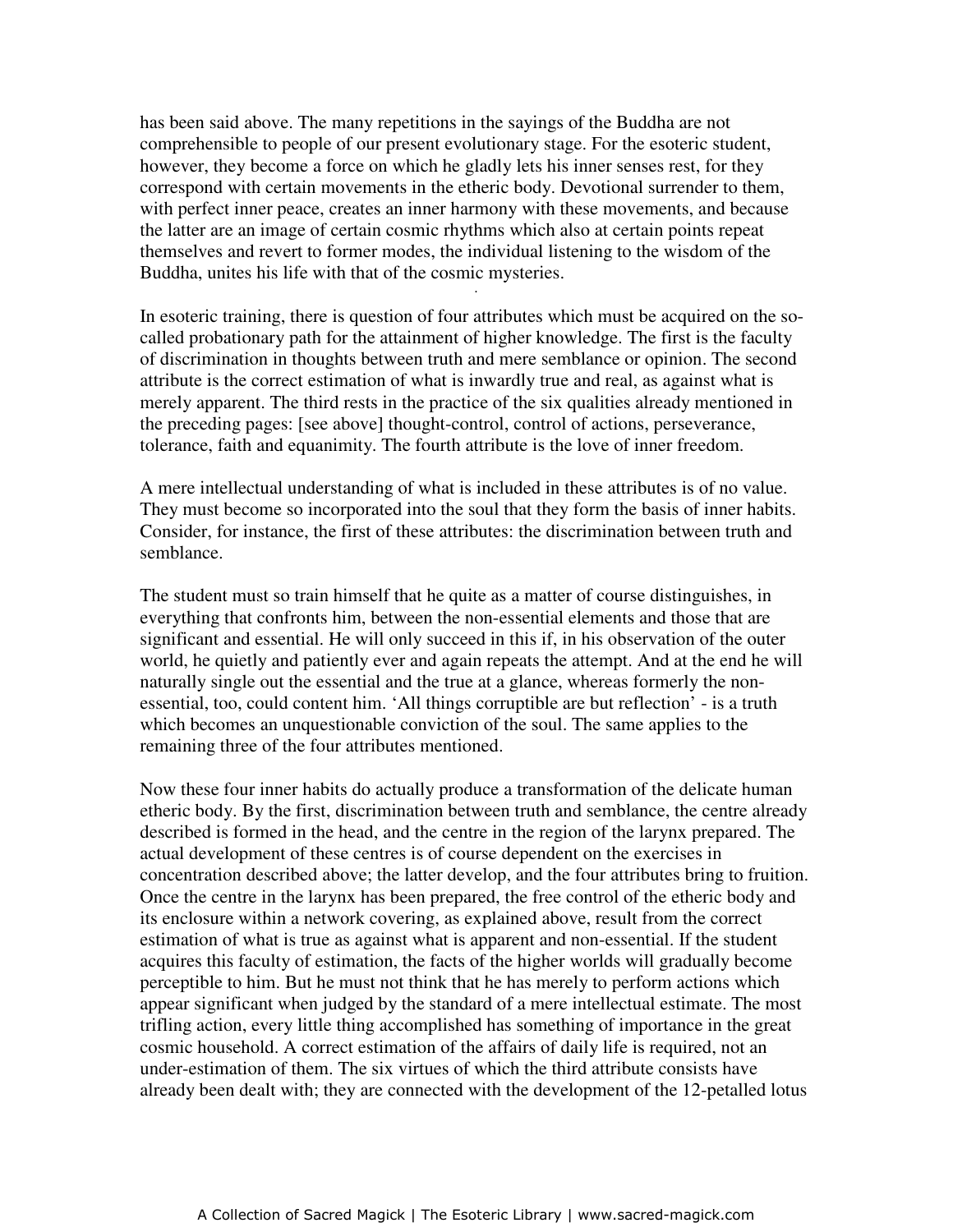has been said above. The many repetitions in the sayings of the Buddha are not comprehensible to people of our present evolutionary stage. For the esoteric student, however, they become a force on which he gladly lets his inner senses rest, for they correspond with certain movements in the etheric body. Devotional surrender to them, with perfect inner peace, creates an inner harmony with these movements, and because the latter are an image of certain cosmic rhythms which also at certain points repeat themselves and revert to former modes, the individual listening to the wisdom of the Buddha, unites his life with that of the cosmic mysteries.

In esoteric training, there is question of four attributes which must be acquired on the so-called probationary path for the attainment of higher knowledge. The first is the faculty of discrimination in thoughts between truth and mere semblance or opinion. The second attribute is the correct estimation of what is inwardly true and real, as against what is merely apparent. The third rests in the practice of the six qualities already mentioned in the preceding pages: [see above] thought-control, control of actions, perseverance, tolerance, faith and equanimity. The fourth attribute is the love of inner freedom.

A mere intellectual understanding of what is included in these attributes is of no value. They must become so incorporated into the soul that they form the basis of inner habits. Consider, for instance, the first of these attributes: the discrimination between truth and semblance.

The student must so train himself that he quite as a matter of course distinguishes, in everything that confronts him, between the non-essential elements and those that are significant and essential. He will only succeed in this if, in his observation of the outer world, he quietly and patiently ever and again repeats the attempt. And at the end he will naturally single out the essential and the true at a glance, whereas formerly the non-essential, too, could content him. 'All things corruptible are but reflection' - is a truth which becomes an unquestionable conviction of the soul. The same applies to the remaining three of the four attributes mentioned.

Now these four inner habits do actually produce a transformation of the delicate human etheric body. By the first, discrimination between truth and semblance, the centre already described is formed in the head, and the centre in the region of the larynx prepared. The actual development of these centres is of course dependent on the exercises in concentration described above; the latter develop, and the four attributes bring to fruition. Once the centre in the larynx has been prepared, the free control of the etheric body and its enclosure within a network covering, as explained above, result from the correct estimation of what is true as against what is apparent and non-essential. If the student acquires this faculty of estimation, the facts of the higher worlds will gradually become perceptible to him. But he must not think that he has merely to perform actions which appear significant when judged by the standard of a mere intellectual estimate. The most trifling action, every little thing accomplished has something of importance in the great cosmic household. A correct estimation of the affairs of daily life is required, not an under-estimation of them. The six virtues of which the third attribute consists have already been dealt with; they are connected with the development of the 12-petalled lotus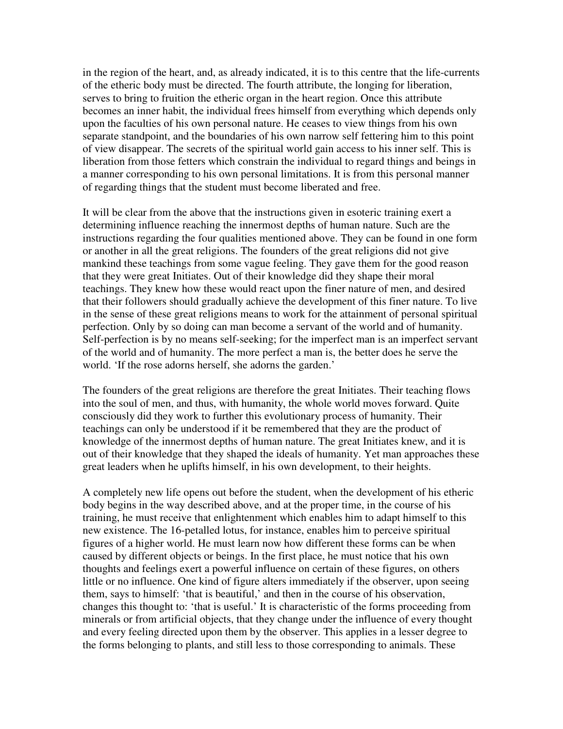in the region of the heart, and, as already indicated, it is to this centre that the life-currents of the etheric body must be directed. The fourth attribute, the longing for liberation, serves to bring to fruition the etheric organ in the heart region. Once this attribute becomes an inner habit, the individual frees himself from everything which depends only upon the faculties of his own personal nature. He ceases to view things from his own separate standpoint, and the boundaries of his own narrow self fettering him to this point of view disappear. The secrets of the spiritual world gain access to his inner self. This is liberation from those fetters which constrain the individual to regard things and beings in a manner corresponding to his own personal limitations. It is from this personal manner of regarding things that the student must become liberated and free.

It will be clear from the above that the instructions given in esoteric training exert a determining influence reaching the innermost depths of human nature. Such are the instructions regarding the four qualities mentioned above. They can be found in one form or another in all the great religions. The founders of the great religions did not give mankind these teachings from some vague feeling. They gave them for the good reason that they were great Initiates. Out of their knowledge did they shape their moral teachings. They knew how these would react upon the finer nature of men, and desired that their followers should gradually achieve the development of this finer nature. To live in the sense of these great religions means to work for the attainment of personal spiritual perfection. Only by so doing can man become a servant of the world and of humanity. Self-perfection is by no means self-seeking; for the imperfect man is an imperfect servant of the world and of humanity. The more perfect a man is, the better does he serve the world. 'If the rose adorns herself, she adorns the garden.'

The founders of the great religions are therefore the great Initiates. Their teaching flows into the soul of men, and thus, with humanity, the whole world moves forward. Quite consciously did they work to further this evolutionary process of humanity. Their teachings can only be understood if it be remembered that they are the product of knowledge of the innermost depths of human nature. The great Initiates knew, and it is out of their knowledge that they shaped the ideals of humanity. Yet man approaches these great leaders when he uplifts himself, in his own development, to their heights.

A completely new life opens out before the student, when the development of his etheric body begins in the way described above, and at the proper time, in the course of his training, he must receive that enlightenment which enables him to adapt himself to this new existence. The 16-petalled lotus, for instance, enables him to perceive spiritual figures of a higher world. He must learn now how different these forms can be when caused by different objects or beings. In the first place, he must notice that his own thoughts and feelings exert a powerful influence on certain of these figures, on others little or no influence. One kind of figure alters immediately if the observer, upon seeing them, says to himself: 'that is beautiful,' and then in the course of his observation, changes this thought to: 'that is useful.' It is characteristic of the forms proceeding from minerals or from artificial objects, that they change under the influence of every thought and every feeling directed upon them by the observer. This applies in a lesser degree to the forms belonging to plants, and still less to those corresponding to animals. These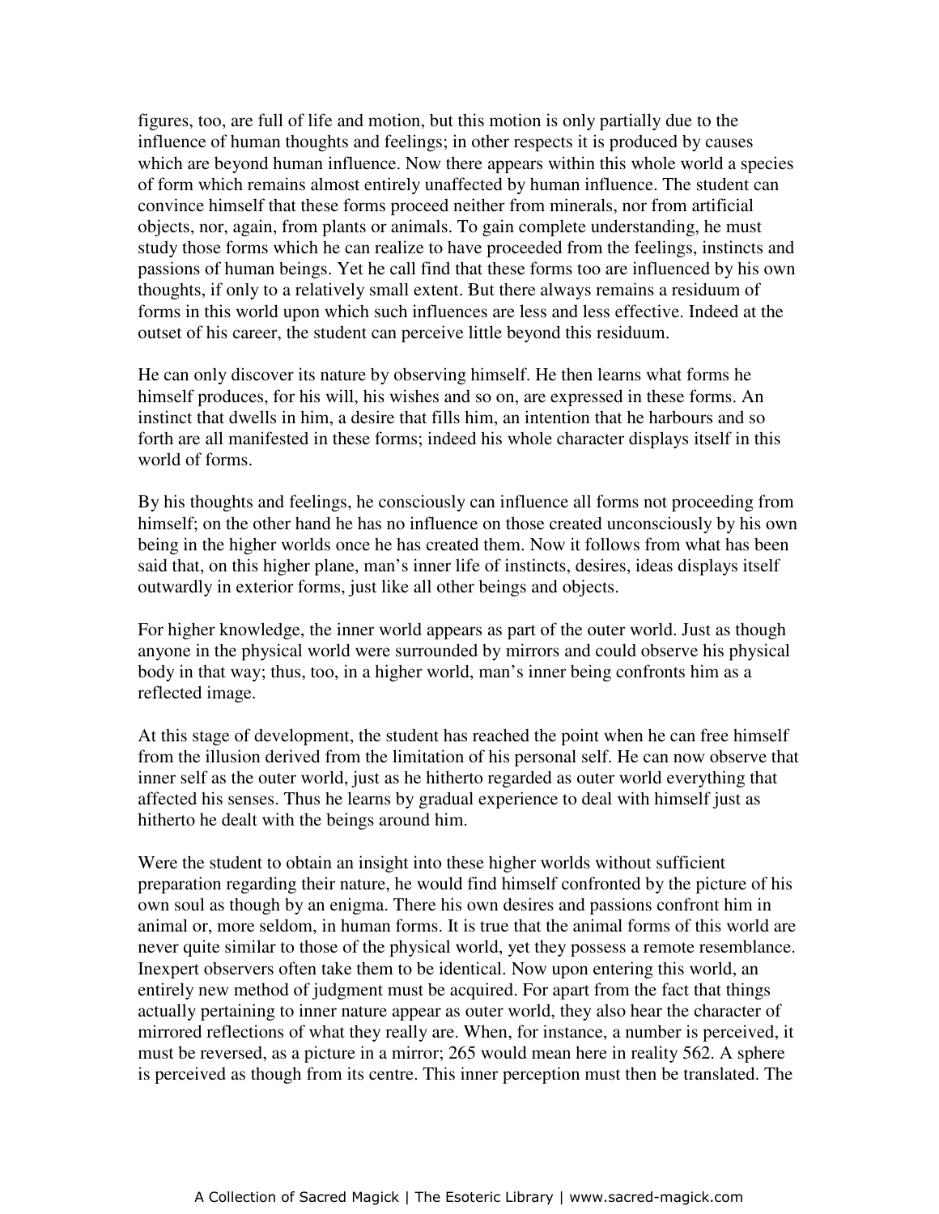figures, too, are full of life and motion, but this motion is only partially due to the influence of human thoughts and feelings; in other respects it is produced by causes which are beyond human influence. Now there appears within this whole world a species of form which remains almost entirely unaffected by human influence. The student can convince himself that these forms proceed neither from minerals, nor from artificial objects, nor, again, from plants or animals. To gain complete understanding, he must study those forms which he can realize to have proceeded from the feelings, instincts and passions of human beings. Yet he call find that these forms too are influenced by his own thoughts, if only to a relatively small extent. But there always remains a residuum of forms in this world upon which such influences are less and less effective. Indeed at the outset of his career, the student can perceive little beyond this residuum.

He can only discover its nature by observing himself. He then learns what forms he himself produces, for his will, his wishes and so on, are expressed in these forms. An instinct that dwells in him, a desire that fills him, an intention that he harbours and so forth are all manifested in these forms; indeed his whole character displays itself in this world of forms.

By his thoughts and feelings, he consciously can influence all forms not proceeding from himself; on the other hand he has no influence on those created unconsciously by his own being in the higher worlds once he has created them. Now it follows from what has been said that, on this higher plane, man's inner life of instincts, desires, ideas displays itself outwardly in exterior forms, just like all other beings and objects.

For higher knowledge, the inner world appears as part of the outer world. Just as though anyone in the physical world were surrounded by mirrors and could observe his physical body in that way; thus, too, in a higher world, man's inner being confronts him as a reflected image.

At this stage of development, the student has reached the point when he can free himself from the illusion derived from the limitation of his personal self. He can now observe that inner self as the outer world, just as he hitherto regarded as outer world everything that affected his senses. Thus he learns by gradual experience to deal with himself just as hitherto he dealt with the beings around him.

Were the student to obtain an insight into these higher worlds without sufficient preparation regarding their nature, he would find himself confronted by the picture of his own soul as though by an enigma. There his own desires and passions confront him in animal or, more seldom, in human forms. It is true that the animal forms of this world are never quite similar to those of the physical world, yet they possess a remote resemblance. Inexpert observers often take them to be identical. Now upon entering this world, an entirely new method of judgment must be acquired. For apart from the fact that things actually pertaining to inner nature appear as outer world, they also hear the character of mirrored reflections of what they really are. When, for instance, a number is perceived, it must be reversed, as a picture in a mirror; 265 would mean here in reality 562. A sphere is perceived as though from its centre. This inner perception must then be translated. The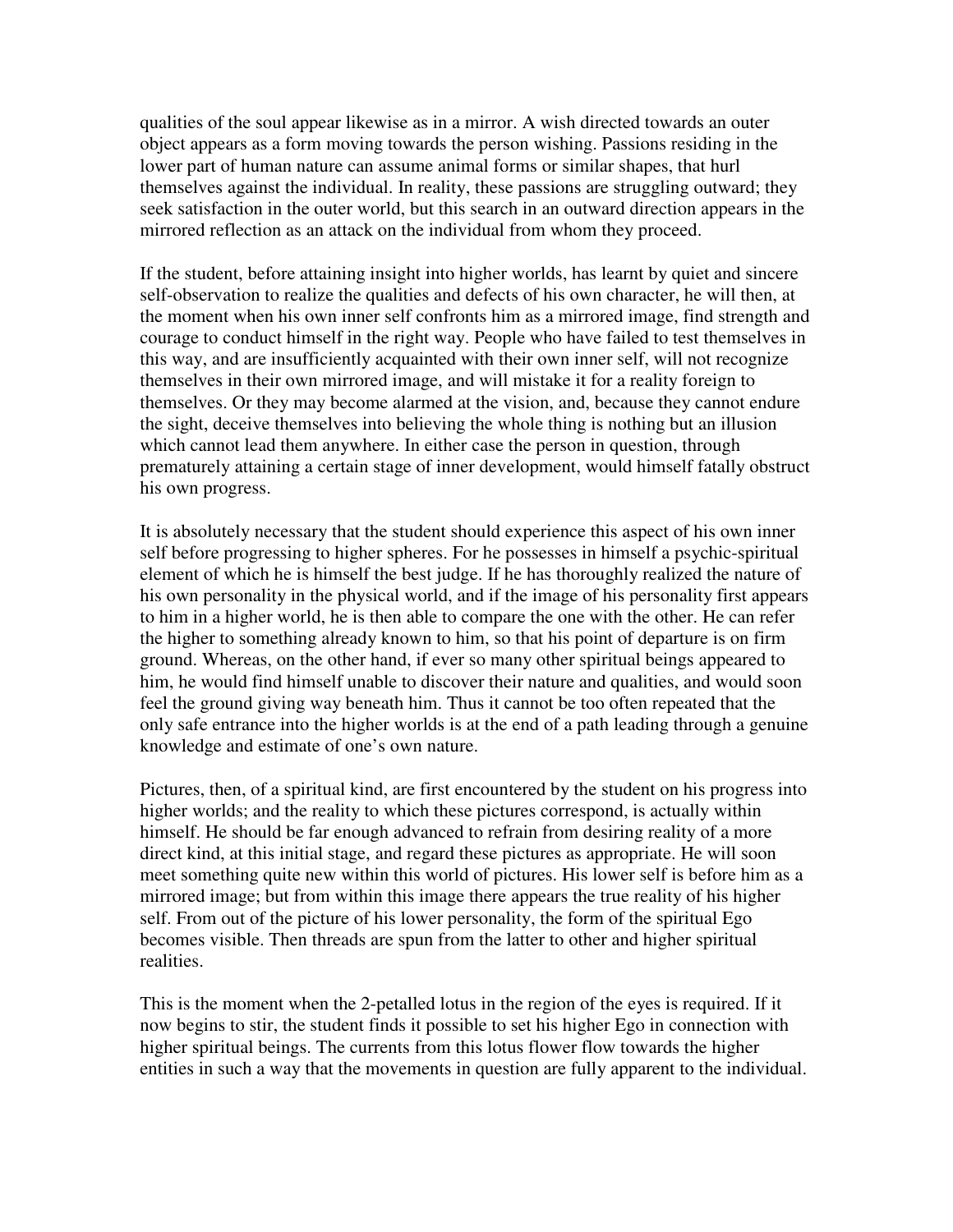qualities of the soul appear likewise as in a mirror. A wish directed towards an outer object appears as a form moving towards the person wishing. Passions residing in the lower part of human nature can assume animal forms or similar shapes, that hurl themselves against the individual. In reality, these passions are struggling outward; they seek satisfaction in the outer world, but this search in an outward direction appears in the mirrored reflection as an attack on the individual from whom they proceed.

If the student, before attaining insight into higher worlds, has learnt by quiet and sincere self-observation to realize the qualities and defects of his own character, he will then, at the moment when his own inner self confronts him as a mirrored image, find strength and courage to conduct himself in the right way. People who have failed to test themselves in this way, and are insufficiently acquainted with their own inner self, will not recognize themselves in their own mirrored image, and will mistake it for a reality foreign to themselves. Or they may become alarmed at the vision, and, because they cannot endure the sight, deceive themselves into believing the whole thing is nothing but an illusion which cannot lead them anywhere. In either case the person in question, through prematurely attaining a certain stage of inner development, would himself fatally obstruct his own progress.

It is absolutely necessary that the student should experience this aspect of his own inner self before progressing to higher spheres. For he possesses in himself a psychic-spiritual element of which he is himself the best judge. If he has thoroughly realized the nature of his own personality in the physical world, and if the image of his personality first appears to him in a higher world, he is then able to compare the one with the other. He can refer the higher to something already known to him, so that his point of departure is on firm ground. Whereas, on the other hand, if ever so many other spiritual beings appeared to him, he would find himself unable to discover their nature and qualities, and would soon feel the ground giving way beneath him. Thus it cannot be too often repeated that the only safe entrance into the higher worlds is at the end of a path leading through a genuine knowledge and estimate of one's own nature.

Pictures, then, of a spiritual kind, are first encountered by the student on his progress into higher worlds; and the reality to which these pictures correspond, is actually within himself. He should be far enough advanced to refrain from desiring reality of a more direct kind, at this initial stage, and regard these pictures as appropriate. He will soon meet something quite new within this world of pictures. His lower self is before him as a mirrored image; but from within this image there appears the true reality of his higher self. From out of the picture of his lower personality, the form of the spiritual Ego becomes visible. Then threads are spun from the latter to other and higher spiritual realities.

This is the moment when the 2-petalled lotus in the region of the eyes is required. If it now begins to stir, the student finds it possible to set his higher Ego in connection with higher spiritual beings. The currents from this lotus flower flow towards the higher entities in such a way that the movements in question are fully apparent to the individual.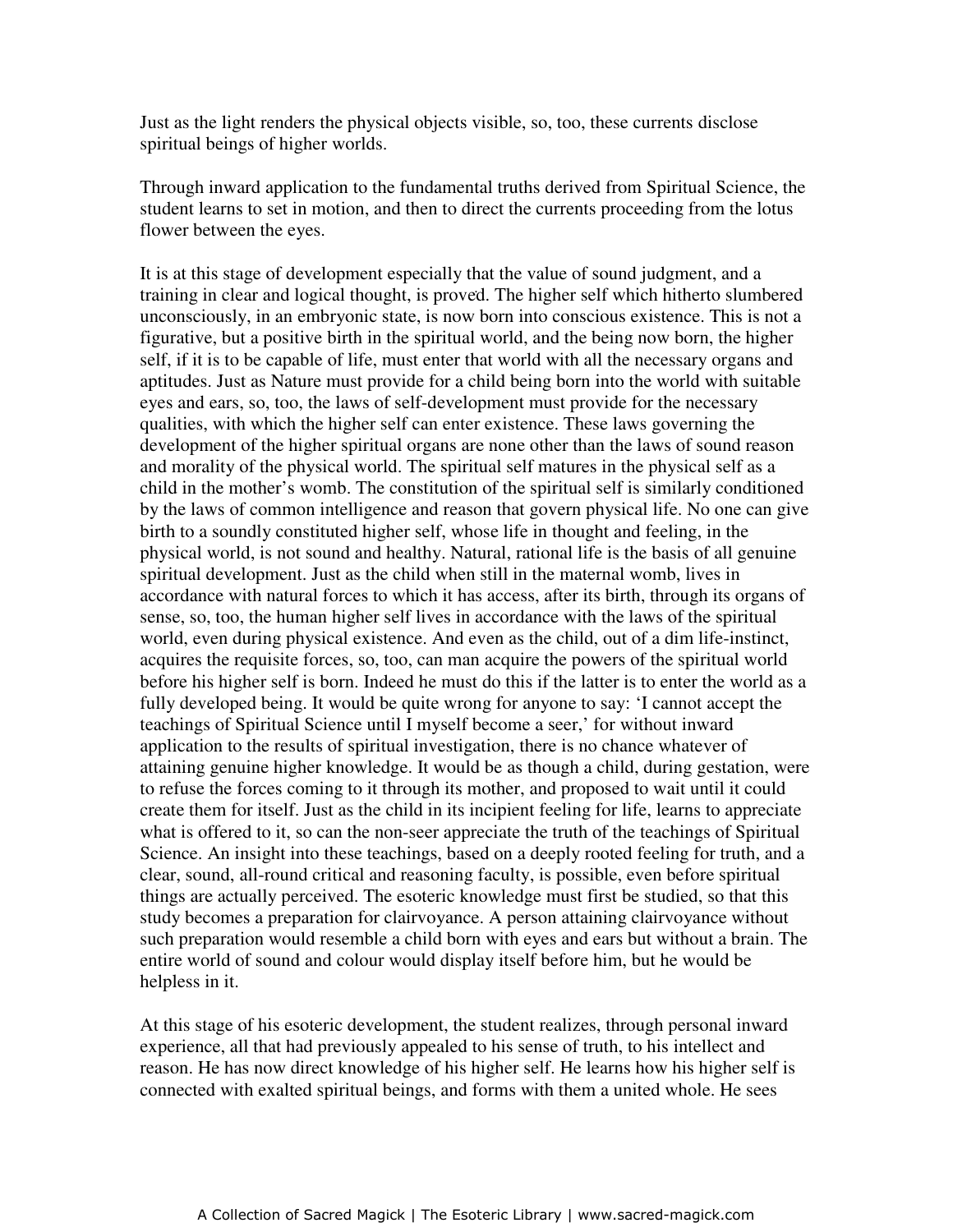Just as the light renders the physical objects visible, so, too, these currents disclose spiritual beings of higher worlds.

Through inward application to the fundamental truths derived from Spiritual Science, the student learns to set in motion, and then to direct the currents proceeding from the lotus flower between the eyes.

It is at this stage of development especially that the value of sound judgment, and a training in clear and logical thought, is proved. The higher self which hitherto slumbered unconsciously, in an embryonic state, is now born into conscious existence. This is not a figurative, but a positive birth in the spiritual world, and the being now born, the higher self, if it is to be capable of life, must enter that world with all the necessary organs and aptitudes. Just as Nature must provide for a child being born into the world with suitable eyes and ears, so, too, the laws of self-development must provide for the necessary qualities, with which the higher self can enter existence. These laws governing the development of the higher spiritual organs are none other than the laws of sound reason and morality of the physical world. The spiritual self matures in the physical self as a child in the mother's womb. The constitution of the spiritual self is similarly conditioned by the laws of common intelligence and reason that govern physical life. No one can give birth to a soundly constituted higher self, whose life in thought and feeling, in the physical world, is not sound and healthy. Natural, rational life is the basis of all genuine spiritual development. Just as the child when still in the maternal womb, lives in accordance with natural forces to which it has access, after its birth, through its organs of sense, so, too, the human higher self lives in accordance with the laws of the spiritual world, even during physical existence. And even as the child, out of a dim life-instinct, acquires the requisite forces, so, too, can man acquire the powers of the spiritual world before his higher self is born. Indeed he must do this if the latter is to enter the world as a fully developed being. It would be quite wrong for anyone to say: 'I cannot accept the teachings of Spiritual Science until I myself become a seer,' for without inward application to the results of spiritual investigation, there is no chance whatever of attaining genuine higher knowledge. It would be as though a child, during gestation, were to refuse the forces coming to it through its mother, and proposed to wait until it could create them for itself. Just as the child in its incipient feeling for life, learns to appreciate what is offered to it, so can the non-seer appreciate the truth of the teachings of Spiritual Science. An insight into these teachings, based on a deeply rooted feeling for truth, and a clear, sound, all-round critical and reasoning faculty, is possible, even before spiritual things are actually perceived. The esoteric knowledge must first be studied, so that this study becomes a preparation for clairvoyance. A person attaining clairvoyance without such preparation would resemble a child born with eyes and ears but without a brain. The entire world of sound and colour would display itself before him, but he would be helpless in it.

At this stage of his esoteric development, the student realizes, through personal inward experience, all that had previously appealed to his sense of truth, to his intellect and reason. He has now direct knowledge of his higher self. He learns how his higher self is connected with exalted spiritual beings, and forms with them a united whole. He sees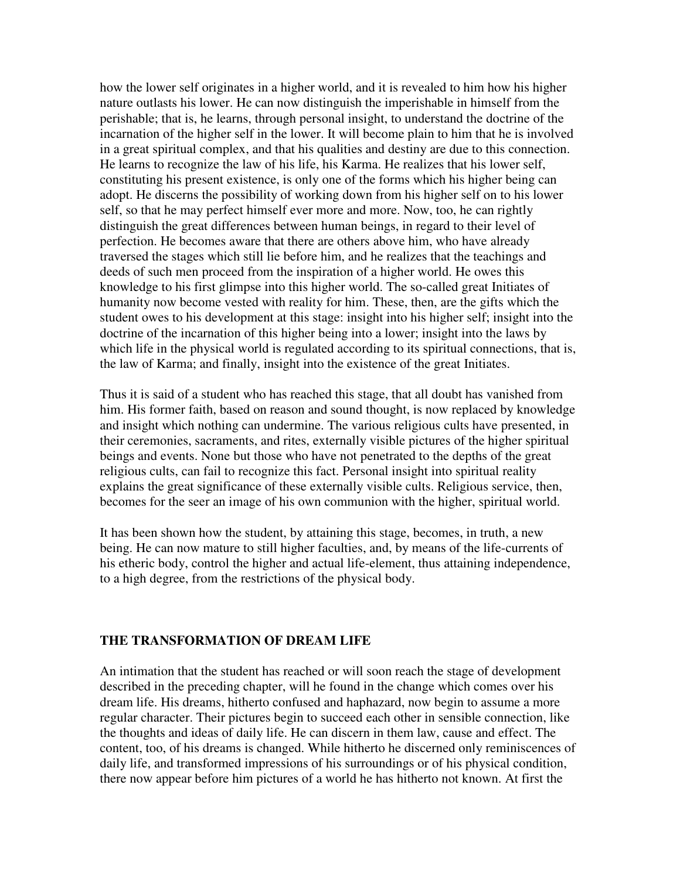how the lower self originates in a higher world, and it is revealed to him how his higher nature outlasts his lower. He can now distinguish the imperishable in himself from the perishable; that is, he learns, through personal insight, to understand the doctrine of the incarnation of the higher self in the lower. It will become plain to him that he is involved in a great spiritual complex, and that his qualities and destiny are due to this connection. He learns to recognize the law of his life, his Karma. He realizes that his lower self, constituting his present existence, is only one of the forms which his higher being can adopt. He discerns the possibility of working down from his higher self on to his lower self, so that he may perfect himself ever more and more. Now, too, he can rightly distinguish the great differences between human beings, in regard to their level of perfection. He becomes aware that there are others above him, who have already traversed the stages which still lie before him, and he realizes that the teachings and deeds of such men proceed from the inspiration of a higher world. He owes this knowledge to his first glimpse into this higher world. The so-called great Initiates of humanity now become vested with reality for him. These, then, are the gifts which the student owes to his development at this stage: insight into his higher self; insight into the doctrine of the incarnation of this higher being into a lower; insight into the laws by which life in the physical world is regulated according to its spiritual connections, that is, the law of Karma; and finally, insight into the existence of the great Initiates.

Thus it is said of a student who has reached this stage, that all doubt has vanished from him. His former faith, based on reason and sound thought, is now replaced by knowledge and insight which nothing can undermine. The various religious cults have presented, in their ceremonies, sacraments, and rites, externally visible pictures of the higher spiritual beings and events. None but those who have not penetrated to the depths of the great religious cults, can fail to recognize this fact. Personal insight into spiritual reality explains the great significance of these externally visible cults. Religious service, then, becomes for the seer an image of his own communion with the higher, spiritual world.

It has been shown how the student, by attaining this stage, becomes, in truth, a new being. He can now mature to still higher faculties, and, by means of the life-currents of his etheric body, control the higher and actual life-element, thus attaining independence, to a high degree, from the restrictions of the physical body.

## THE TRANSFORMATION OF DREAM LIFE

An intimation that the student has reached or will soon reach the stage of development described in the preceding chapter, will he found in the change which comes over his dream life. His dreams, hitherto confused and haphazard, now begin to assume a more regular character. Their pictures begin to succeed each other in sensible connection, like the thoughts and ideas of daily life. He can discern in them law, cause and effect. The content, too, of his dreams is changed. While hitherto he discerned only reminiscences of daily life, and transformed impressions of his surroundings or of his physical condition, there now appear before him pictures of a world he has hitherto not known. At first the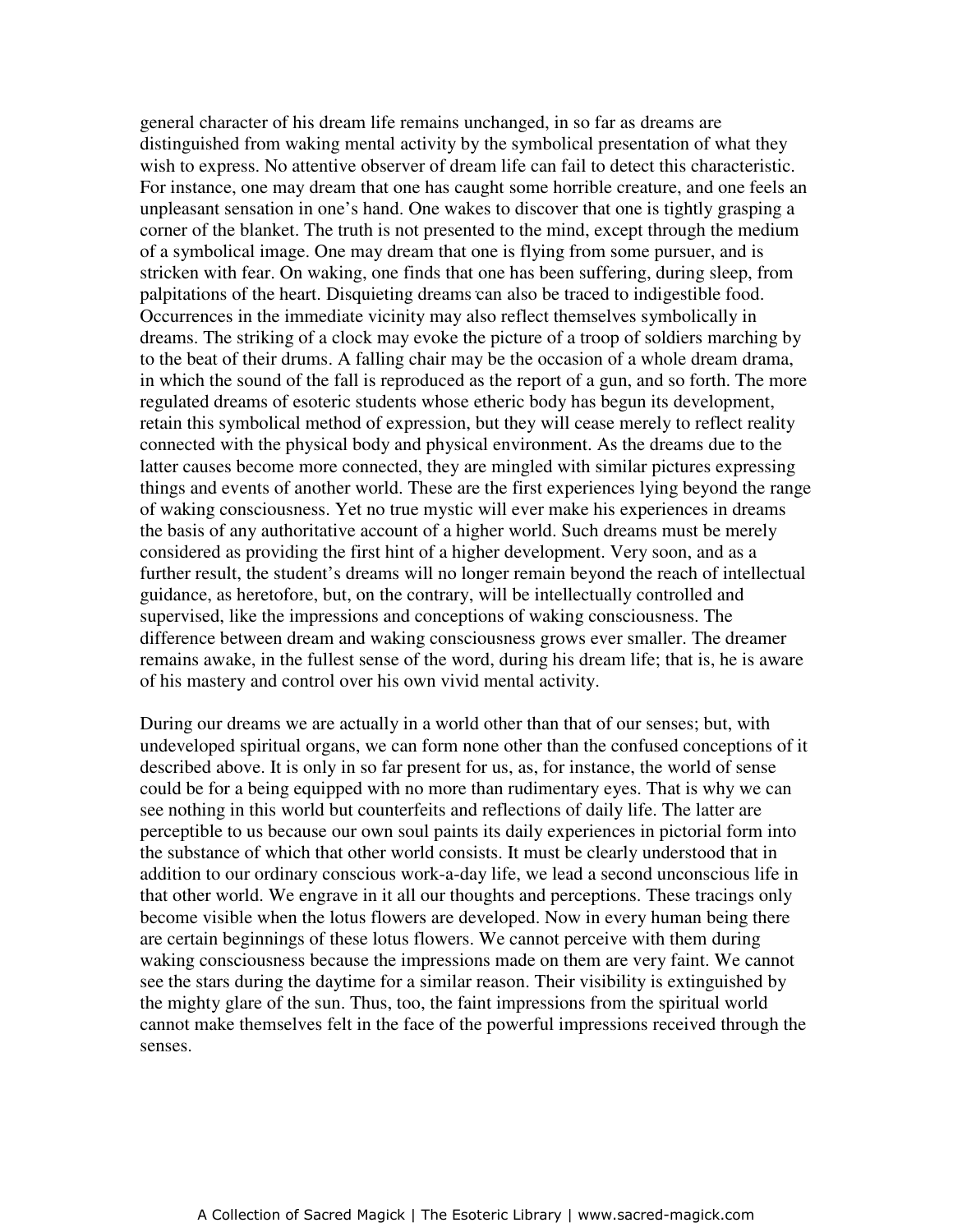general character of his dream life remains unchanged, in so far as dreams are distinguished from waking mental activity by the symbolical presentation of what they wish to express. No attentive observer of dream life can fail to detect this characteristic. For instance, one may dream that one has caught some horrible creature, and one feels an unpleasant sensation in one's hand. One wakes to discover that one is tightly grasping a corner of the blanket. The truth is not presented to the mind, except through the medium of a symbolical image. One may dream that one is flying from some pursuer, and is stricken with fear. On waking, one finds that one has been suffering, during sleep, from palpitations of the heart. Disquieting dreams can also be traced to indigestible food. Occurrences in the immediate vicinity may also reflect themselves symbolically in dreams. The striking of a clock may evoke the picture of a troop of soldiers marching by to the beat of their drums. A falling chair may be the occasion of a whole dream drama, in which the sound of the fall is reproduced as the report of a gun, and so forth. The more regulated dreams of esoteric students whose etheric body has begun its development, retain this symbolical method of expression, but they will cease merely to reflect reality connected with the physical body and physical environment. As the dreams due to the latter causes become more connected, they are mingled with similar pictures expressing things and events of another world. These are the first experiences lying beyond the range of waking consciousness. Yet no true mystic will ever make his experiences in dreams the basis of any authoritative account of a higher world. Such dreams must be merely considered as providing the first hint of a higher development. Very soon, and as a further result, the student's dreams will no longer remain beyond the reach of intellectual guidance, as heretofore, but, on the contrary, will be intellectually controlled and supervised, like the impressions and conceptions of waking consciousness. The difference between dream and waking consciousness grows ever smaller. The dreamer remains awake, in the fullest sense of the word, during his dream life; that is, he is aware of his mastery and control over his own vivid mental activity.

During our dreams we are actually in a world other than that of our senses; but, with undeveloped spiritual organs, we can form none other than the confused conceptions of it described above. It is only in so far present for us, as, for instance, the world of sense could be for a being equipped with no more than rudimentary eyes. That is why we can see nothing in this world but counterfeits and reflections of daily life. The latter are perceptible to us because our own soul paints its daily experiences in pictorial form into the substance of which that other world consists. It must be clearly understood that in addition to our ordinary conscious work-a-day life, we lead a second unconscious life in that other world. We engrave in it all our thoughts and perceptions. These tracings only become visible when the lotus flowers are developed. Now in every human being there are certain beginnings of these lotus flowers. We cannot perceive with them during waking consciousness because the impressions made on them are very faint. We cannot see the stars during the daytime for a similar reason. Their visibility is extinguished by the mighty glare of the sun. Thus, too, the faint impressions from the spiritual world cannot make themselves felt in the face of the powerful impressions received through the senses.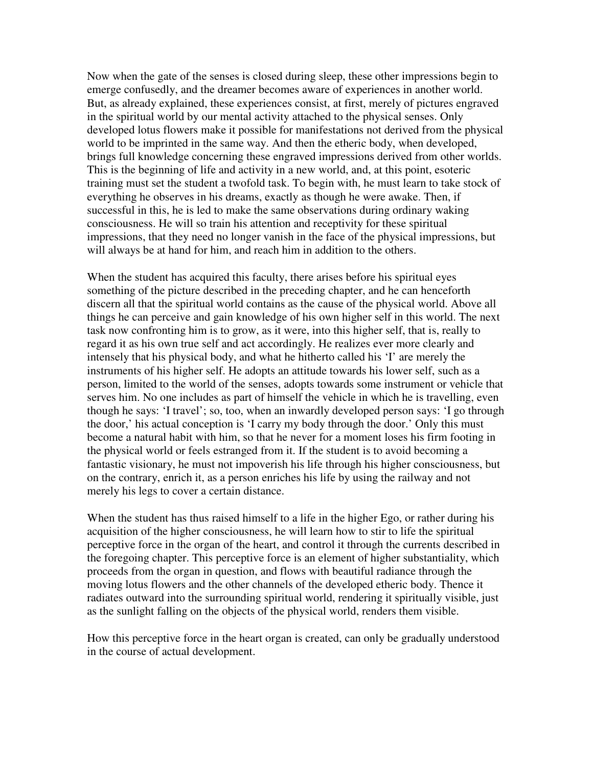Now when the gate of the senses is closed during sleep, these other impressions begin to emerge confusedly, and the dreamer becomes aware of experiences in another world. But, as already explained, these experiences consist, at first, merely of pictures engraved in the spiritual world by our mental activity attached to the physical senses. Only developed lotus flowers make it possible for manifestations not derived from the physical world to be imprinted in the same way. And then the etheric body, when developed, brings full knowledge concerning these engraved impressions derived from other worlds. This is the beginning of life and activity in a new world, and, at this point, esoteric training must set the student a twofold task. To begin with, he must learn to take stock of everything he observes in his dreams, exactly as though he were awake. Then, if successful in this, he is led to make the same observations during ordinary waking consciousness. He will so train his attention and receptivity for these spiritual impressions, that they need no longer vanish in the face of the physical impressions, but will always be at hand for him, and reach him in addition to the others.

When the student has acquired this faculty, there arises before his spiritual eyes something of the picture described in the preceding chapter, and he can henceforth discern all that the spiritual world contains as the cause of the physical world. Above all things he can perceive and gain knowledge of his own higher self in this world. The next task now confronting him is to grow, as it were, into this higher self, that is, really to regard it as his own true self and act accordingly. He realizes ever more clearly and intensely that his physical body, and what he hitherto called his 'I' are merely the instruments of his higher self. He adopts an attitude towards his lower self, such as a person, limited to the world of the senses, adopts towards some instrument or vehicle that serves him. No one includes as part of himself the vehicle in which he is travelling, even though he says: 'I travel'; so, too, when an inwardly developed person says: 'I go through the door,' his actual conception is 'I carry my body through the door.' Only this must become a natural habit with him, so that he never for a moment loses his firm footing in the physical world or feels estranged from it. If the student is to avoid becoming a fantastic visionary, he must not impoverish his life through his higher consciousness, but on the contrary, enrich it, as a person enriches his life by using the railway and not merely his legs to cover a certain distance.

When the student has thus raised himself to a life in the higher Ego, or rather during his acquisition of the higher consciousness, he will learn how to stir to life the spiritual perceptive force in the organ of the heart, and control it through the currents described in the foregoing chapter. This perceptive force is an element of higher substantiality, which proceeds from the organ in question, and flows with beautiful radiance through the moving lotus flowers and the other channels of the developed etheric body. Thence it radiates outward into the surrounding spiritual world, rendering it spiritually visible, just as the sunlight falling on the objects of the physical world, renders them visible.

How this perceptive force in the heart organ is created, can only be gradually understood in the course of actual development.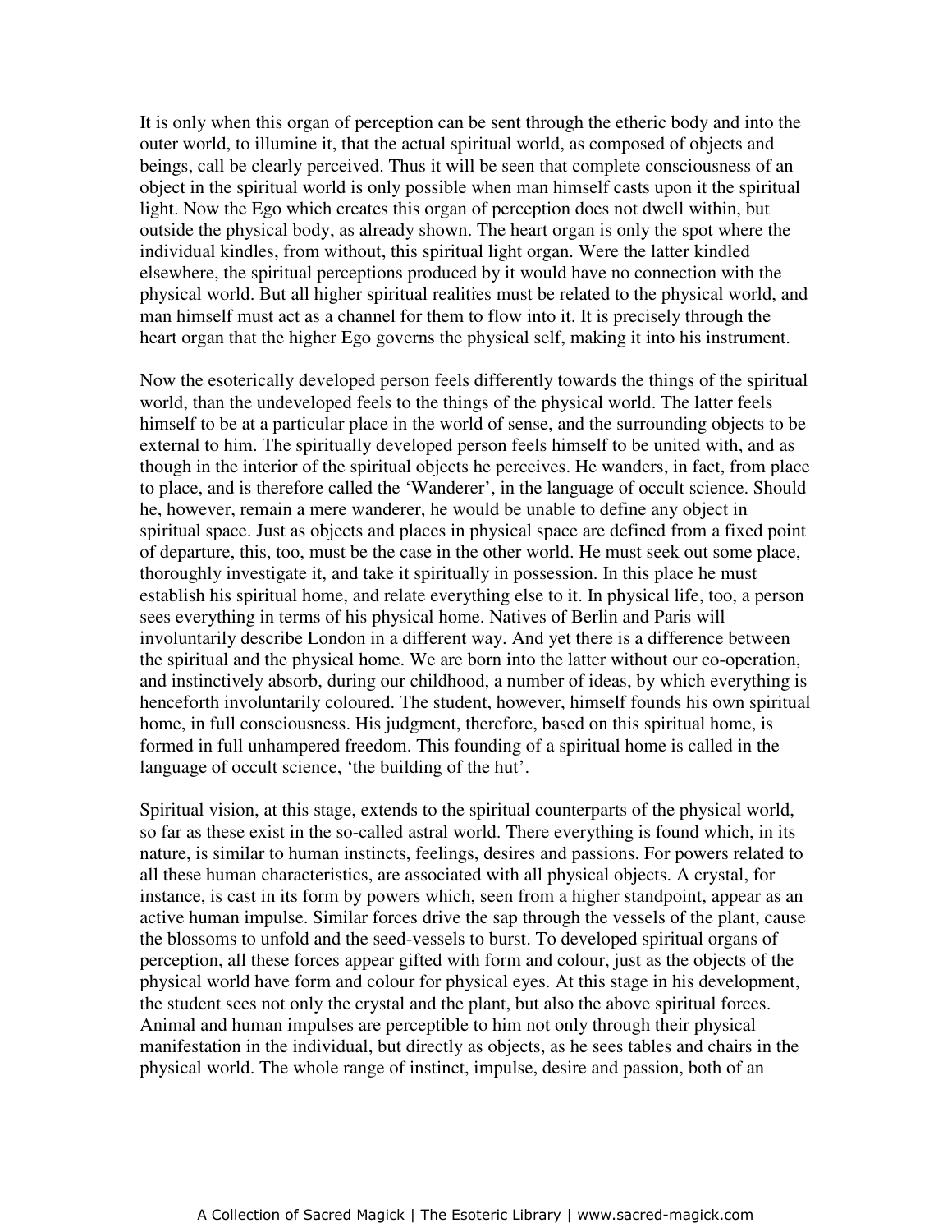It is only when this organ of perception can be sent through the etheric body and into the outer world, to illumine it, that the actual spiritual world, as composed of objects and beings, call be clearly perceived. Thus it will be seen that complete consciousness of an object in the spiritual world is only possible when man himself casts upon it the spiritual light. Now the Ego which creates this organ of perception does not dwell within, but outside the physical body, as already shown. The heart organ is only the spot where the individual kindles, from without, this spiritual light organ. Were the latter kindled elsewhere, the spiritual perceptions produced by it would have no connection with the physical world. But all higher spiritual realities must be related to the physical world, and man himself must act as a channel for them to flow into it. It is precisely through the heart organ that the higher Ego governs the physical self, making it into his instrument.

Now the esoterically developed person feels differently towards the things of the spiritual world, than the undeveloped feels to the things of the physical world. The latter feels himself to be at a particular place in the world of sense, and the surrounding objects to be external to him. The spiritually developed person feels himself to be united with, and as though in the interior of the spiritual objects he perceives. He wanders, in fact, from place to place, and is therefore called the 'Wanderer', in the language of occult science. Should he, however, remain a mere wanderer, he would be unable to define any object in spiritual space. Just as objects and places in physical space are defined from a fixed point of departure, this, too, must be the case in the other world. He must seek out some place, thoroughly investigate it, and take it spiritually in possession. In this place he must establish his spiritual home, and relate everything else to it. In physical life, too, a person sees everything in terms of his physical home. Natives of Berlin and Paris will involuntarily describe London in a different way. And yet there is a difference between the spiritual and the physical home. We are born into the latter without our co-operation, and instinctively absorb, during our childhood, a number of ideas, by which everything is henceforth involuntarily coloured. The student, however, himself founds his own spiritual home, in full consciousness. His judgment, therefore, based on this spiritual home, is formed in full unhampered freedom. This founding of a spiritual home is called in the language of occult science, 'the building of the hut'.

Spiritual vision, at this stage, extends to the spiritual counterparts of the physical world, so far as these exist in the so-called astral world. There everything is found which, in its nature, is similar to human instincts, feelings, desires and passions. For powers related to all these human characteristics, are associated with all physical objects. A crystal, for instance, is cast in its form by powers which, seen from a higher standpoint, appear as an active human impulse. Similar forces drive the sap through the vessels of the plant, cause the blossoms to unfold and the seed-vessels to burst. To developed spiritual organs of perception, all these forces appear gifted with form and colour, just as the objects of the physical world have form and colour for physical eyes. At this stage in his development, the student sees not only the crystal and the plant, but also the above spiritual forces. Animal and human impulses are perceptible to him not only through their physical manifestation in the individual, but directly as objects, as he sees tables and chairs in the physical world. The whole range of instinct, impulse, desire and passion, both of an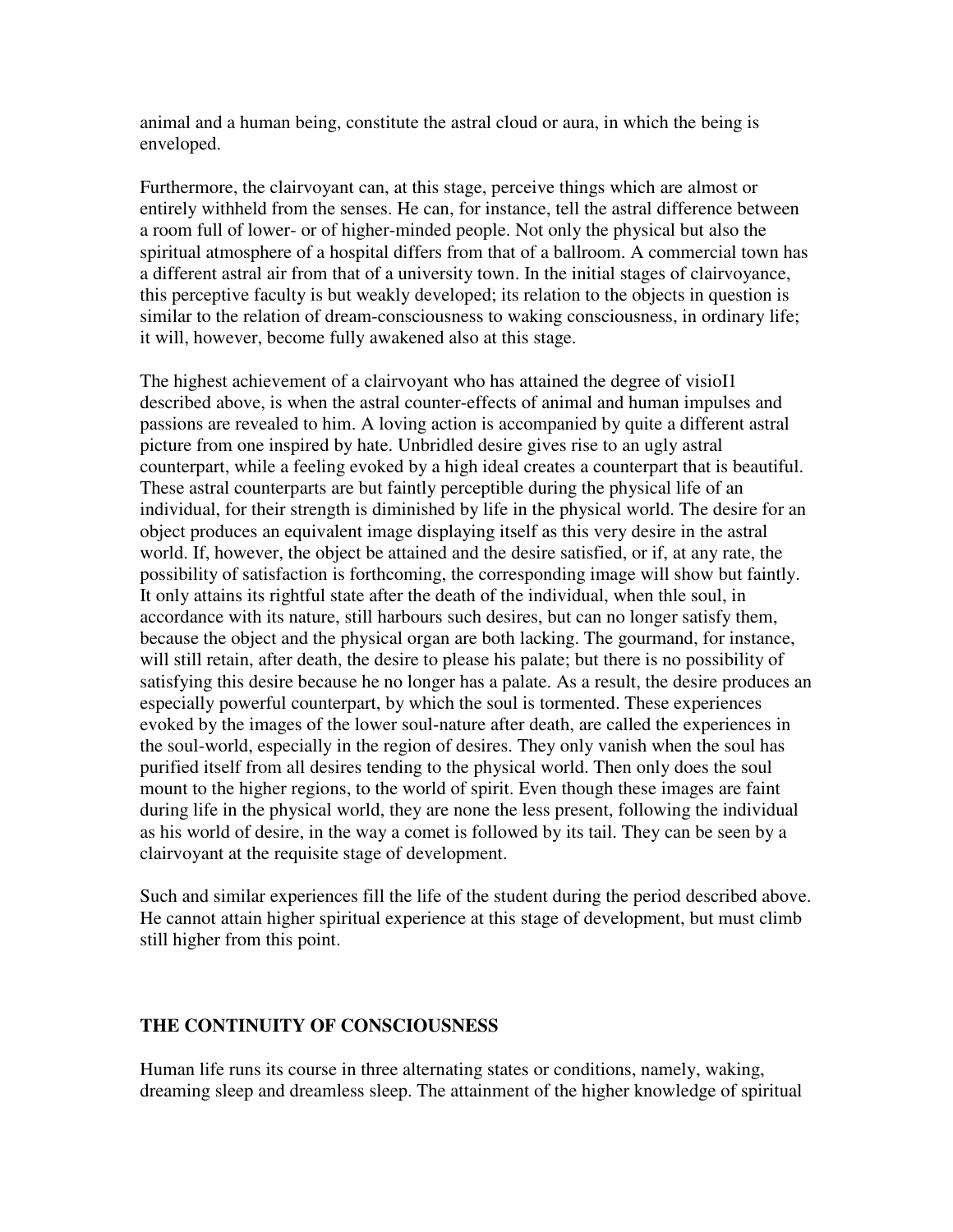animal and a human being, constitute the astral cloud or aura, in which the being is enveloped.

Furthermore, the clairvoyant can, at this stage, perceive things which are almost or entirely withheld from the senses. He can, for instance, tell the astral difference between a room full of lower- or of higher-minded people. Not only the physical but also the spiritual atmosphere of a hospital differs from that of a ballroom. A commercial town has a different astral air from that of a university town. In the initial stages of clairvoyance, this perceptive faculty is but weakly developed; its relation to the objects in question is similar to the relation of dream-consciousness to waking consciousness, in ordinary life; it will, however, become fully awakened also at this stage.

The highest achievement of a clairvoyant who has attained the degree of visioI1 described above, is when the astral counter-effects of animal and human impulses and passions are revealed to him. A loving action is accompanied by quite a different astral picture from one inspired by hate. Unbridled desire gives rise to an ugly astral counterpart, while a feeling evoked by a high ideal creates a counterpart that is beautiful. These astral counterparts are but faintly perceptible during the physical life of an individual, for their strength is diminished by life in the physical world. The desire for an object produces an equivalent image displaying itself as this very desire in the astral world. If, however, the object be attained and the desire satisfied, or if, at any rate, the possibility of satisfaction is forthcoming, the corresponding image will show but faintly. It only attains its rightful state after the death of the individual, when thle soul, in accordance with its nature, still harbours such desires, but can no longer satisfy them, because the object and the physical organ are both lacking. The gourmand, for instance, will still retain, after death, the desire to please his palate; but there is no possibility of satisfying this desire because he no longer has a palate. As a result, the desire produces an especially powerful counterpart, by which the soul is tormented. These experiences evoked by the images of the lower soul-nature after death, are called the experiences in the soul-world, especially in the region of desires. They only vanish when the soul has purified itself from all desires tending to the physical world. Then only does the soul mount to the higher regions, to the world of spirit. Even though these images are faint during life in the physical world, they are none the less present, following the individual as his world of desire, in the way a comet is followed by its tail. They can be seen by a clairvoyant at the requisite stage of development.

Such and similar experiences fill the life of the student during the period described above. He cannot attain higher spiritual experience at this stage of development, but must climb still higher from this point.

## THE CONTINUITY OF CONSCIOUSNESS

Human life runs its course in three alternating states or conditions, namely, waking, dreaming sleep and dreamless sleep. The attainment of the higher knowledge of spiritual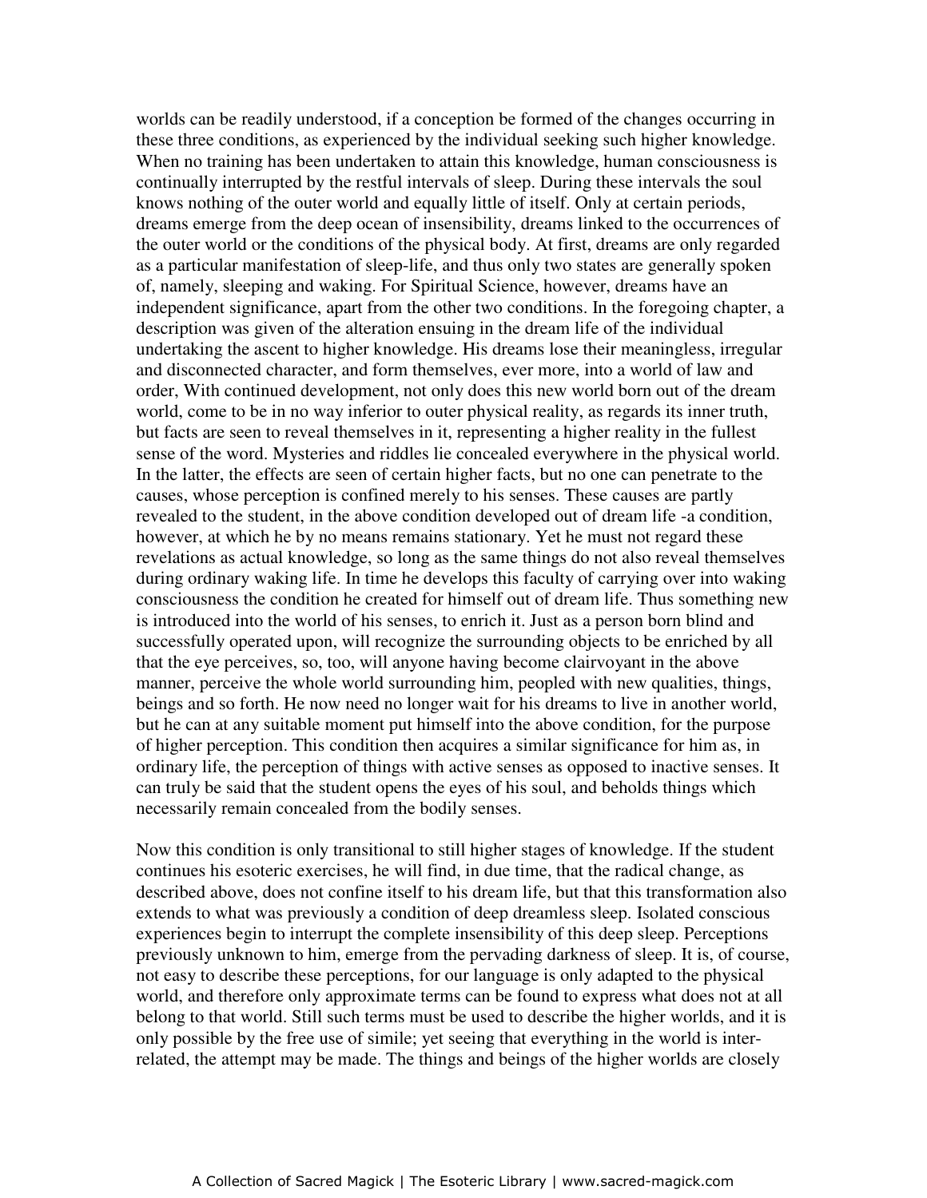worlds can be readily understood, if a conception be formed of the changes occurring in these three conditions, as experienced by the individual seeking such higher knowledge. When no training has been undertaken to attain this knowledge, human consciousness is continually interrupted by the restful intervals of sleep. During these intervals the soul knows nothing of the outer world and equally little of itself. Only at certain periods, dreams emerge from the deep ocean of insensibility, dreams linked to the occurrences of the outer world or the conditions of the physical body. At first, dreams are only regarded as a particular manifestation of sleep-life, and thus only two states are generally spoken of, namely, sleeping and waking. For Spiritual Science, however, dreams have an independent significance, apart from the other two conditions. In the foregoing chapter, a description was given of the alteration ensuing in the dream life of the individual undertaking the ascent to higher knowledge. His dreams lose their meaningless, irregular and disconnected character, and form themselves, ever more, into a world of law and order, With continued development, not only does this new world born out of the dream world, come to be in no way inferior to outer physical reality, as regards its inner truth, but facts are seen to reveal themselves in it, representing a higher reality in the fullest sense of the word. Mysteries and riddles lie concealed everywhere in the physical world. In the latter, the effects are seen of certain higher facts, but no one can penetrate to the causes, whose perception is confined merely to his senses. These causes are partly revealed to the student, in the above condition developed out of dream life -a condition, however, at which he by no means remains stationary. Yet he must not regard these revelations as actual knowledge, so long as the same things do not also reveal themselves during ordinary waking life. In time he develops this faculty of carrying over into waking consciousness the condition he created for himself out of dream life. Thus something new is introduced into the world of his senses, to enrich it. Just as a person born blind and successfully operated upon, will recognize the surrounding objects to be enriched by all that the eye perceives, so, too, will anyone having become clairvoyant in the above manner, perceive the whole world surrounding him, peopled with new qualities, things, beings and so forth. He now need no longer wait for his dreams to live in another world, but he can at any suitable moment put himself into the above condition, for the purpose of higher perception. This condition then acquires a similar significance for him as, in ordinary life, the perception of things with active senses as opposed to inactive senses. It can truly be said that the student opens the eyes of his soul, and beholds things which necessarily remain concealed from the bodily senses.

Now this condition is only transitional to still higher stages of knowledge. If the student continues his esoteric exercises, he will find, in due time, that the radical change, as described above, does not confine itself to his dream life, but that this transformation also extends to what was previously a condition of deep dreamless sleep. Isolated conscious experiences begin to interrupt the complete insensibility of this deep sleep. Perceptions previously unknown to him, emerge from the pervading darkness of sleep. It is, of course, not easy to describe these perceptions, for our language is only adapted to the physical world, and therefore only approximate terms can be found to express what does not at all belong to that world. Still such terms must be used to describe the higher worlds, and it is only possible by the free use of simile; yet seeing that everything in the world is inter-related, the attempt may be made. The things and beings of the higher worlds are closely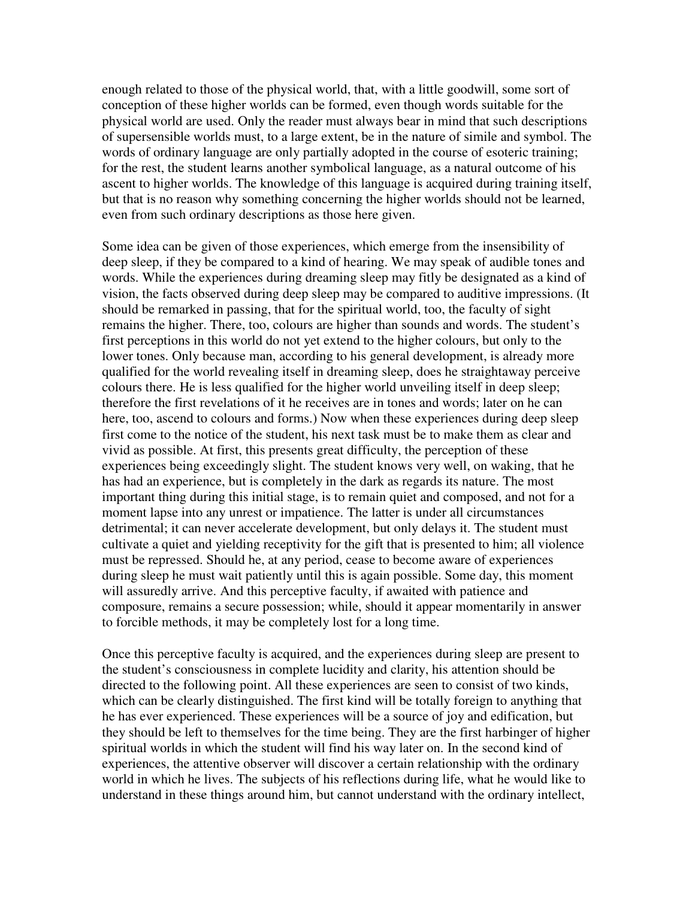enough related to those of the physical world, that, with a little goodwill, some sort of conception of these higher worlds can be formed, even though words suitable for the physical world are used. Only the reader must always bear in mind that such descriptions of supersensible worlds must, to a large extent, be in the nature of simile and symbol. The words of ordinary language are only partially adopted in the course of esoteric training; for the rest, the student learns another symbolical language, as a natural outcome of his ascent to higher worlds. The knowledge of this language is acquired during training itself, but that is no reason why something concerning the higher worlds should not be learned, even from such ordinary descriptions as those here given.

Some idea can be given of those experiences, which emerge from the insensibility of deep sleep, if they be compared to a kind of hearing. We may speak of audible tones and words. While the experiences during dreaming sleep may fitly be designated as a kind of vision, the facts observed during deep sleep may be compared to auditive impressions. (It should be remarked in passing, that for the spiritual world, too, the faculty of sight remains the higher. There, too, colours are higher than sounds and words. The student's first perceptions in this world do not yet extend to the higher colours, but only to the lower tones. Only because man, according to his general development, is already more qualified for the world revealing itself in dreaming sleep, does he straightaway perceive colours there. He is less qualified for the higher world unveiling itself in deep sleep; therefore the first revelations of it he receives are in tones and words; later on he can here, too, ascend to colours and forms.) Now when these experiences during deep sleep first come to the notice of the student, his next task must be to make them as clear and vivid as possible. At first, this presents great difficulty, the perception of these experiences being exceedingly slight. The student knows very well, on waking, that he has had an experience, but is completely in the dark as regards its nature. The most important thing during this initial stage, is to remain quiet and composed, and not for a moment lapse into any unrest or impatience. The latter is under all circumstances detrimental; it can never accelerate development, but only delays it. The student must cultivate a quiet and yielding receptivity for the gift that is presented to him; all violence must be repressed. Should he, at any period, cease to become aware of experiences during sleep he must wait patiently until this is again possible. Some day, this moment will assuredly arrive. And this perceptive faculty, if awaited with patience and composure, remains a secure possession; while, should it appear momentarily in answer to forcible methods, it may be completely lost for a long time.

Once this perceptive faculty is acquired, and the experiences during sleep are present to the student's consciousness in complete lucidity and clarity, his attention should be directed to the following point. All these experiences are seen to consist of two kinds, which can be clearly distinguished. The first kind will be totally foreign to anything that he has ever experienced. These experiences will be a source of joy and edification, but they should be left to themselves for the time being. They are the first harbinger of higher spiritual worlds in which the student will find his way later on. In the second kind of experiences, the attentive observer will discover a certain relationship with the ordinary world in which he lives. The subjects of his reflections during life, what he would like to understand in these things around him, but cannot understand with the ordinary intellect,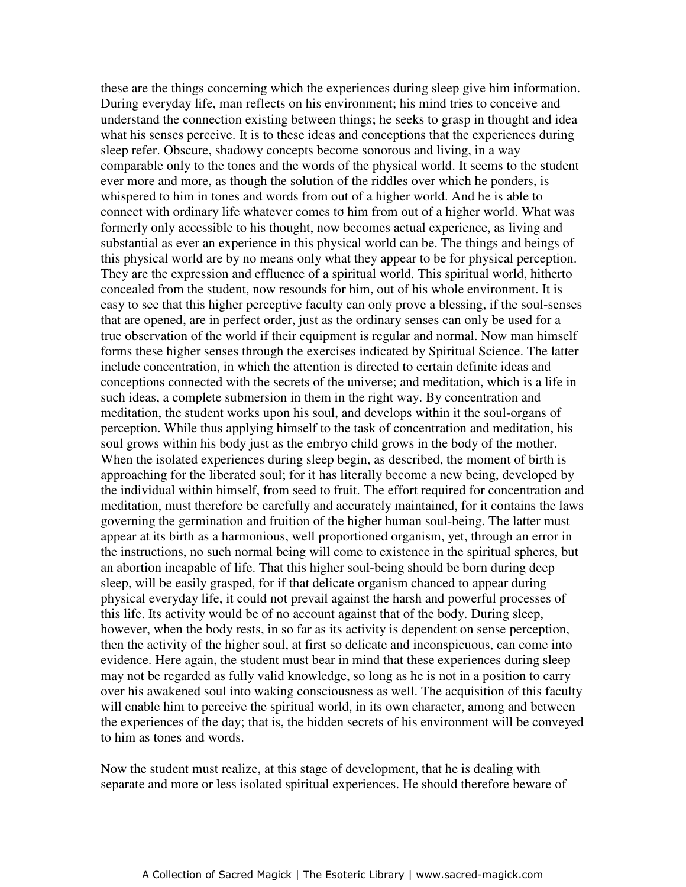these are the things concerning which the experiences during sleep give him information. During everyday life, man reflects on his environment; his mind tries to conceive and understand the connection existing between things; he seeks to grasp in thought and idea what his senses perceive. It is to these ideas and conceptions that the experiences during sleep refer. Obscure, shadowy concepts become sonorous and living, in a way comparable only to the tones and the words of the physical world. It seems to the student ever more and more, as though the solution of the riddles over which he ponders, is whispered to him in tones and words from out of a higher world. And he is able to connect with ordinary life whatever comes to him from out of a higher world. What was formerly only accessible to his thought, now becomes actual experience, as living and substantial as ever an experience in this physical world can be. The things and beings of this physical world are by no means only what they appear to be for physical perception. They are the expression and effluence of a spiritual world. This spiritual world, hitherto concealed from the student, now resounds for him, out of his whole environment. It is easy to see that this higher perceptive faculty can only prove a blessing, if the soul-senses that are opened, are in perfect order, just as the ordinary senses can only be used for a true observation of the world if their equipment is regular and normal. Now man himself forms these higher senses through the exercises indicated by Spiritual Science. The latter include concentration, in which the attention is directed to certain definite ideas and conceptions connected with the secrets of the universe; and meditation, which is a life in such ideas, a complete submersion in them in the right way. By concentration and meditation, the student works upon his soul, and develops within it the soul-organs of perception. While thus applying himself to the task of concentration and meditation, his soul grows within his body just as the embryo child grows in the body of the mother. When the isolated experiences during sleep begin, as described, the moment of birth is approaching for the liberated soul; for it has literally become a new being, developed by the individual within himself, from seed to fruit. The effort required for concentration and meditation, must therefore be carefully and accurately maintained, for it contains the laws governing the germination and fruition of the higher human soul-being. The latter must appear at its birth as a harmonious, well proportioned organism, yet, through an error in the instructions, no such normal being will come to existence in the spiritual spheres, but an abortion incapable of life. That this higher soul-being should be born during deep sleep, will be easily grasped, for if that delicate organism chanced to appear during physical everyday life, it could not prevail against the harsh and powerful processes of this life. Its activity would be of no account against that of the body. During sleep, however, when the body rests, in so far as its activity is dependent on sense perception, then the activity of the higher soul, at first so delicate and inconspicuous, can come into evidence. Here again, the student must bear in mind that these experiences during sleep may not be regarded as fully valid knowledge, so long as he is not in a position to carry over his awakened soul into waking consciousness as well. The acquisition of this faculty will enable him to perceive the spiritual world, in its own character, among and between the experiences of the day; that is, the hidden secrets of his environment will be conveyed to him as tones and words.

Now the student must realize, at this stage of development, that he is dealing with separate and more or less isolated spiritual experiences. He should therefore beware of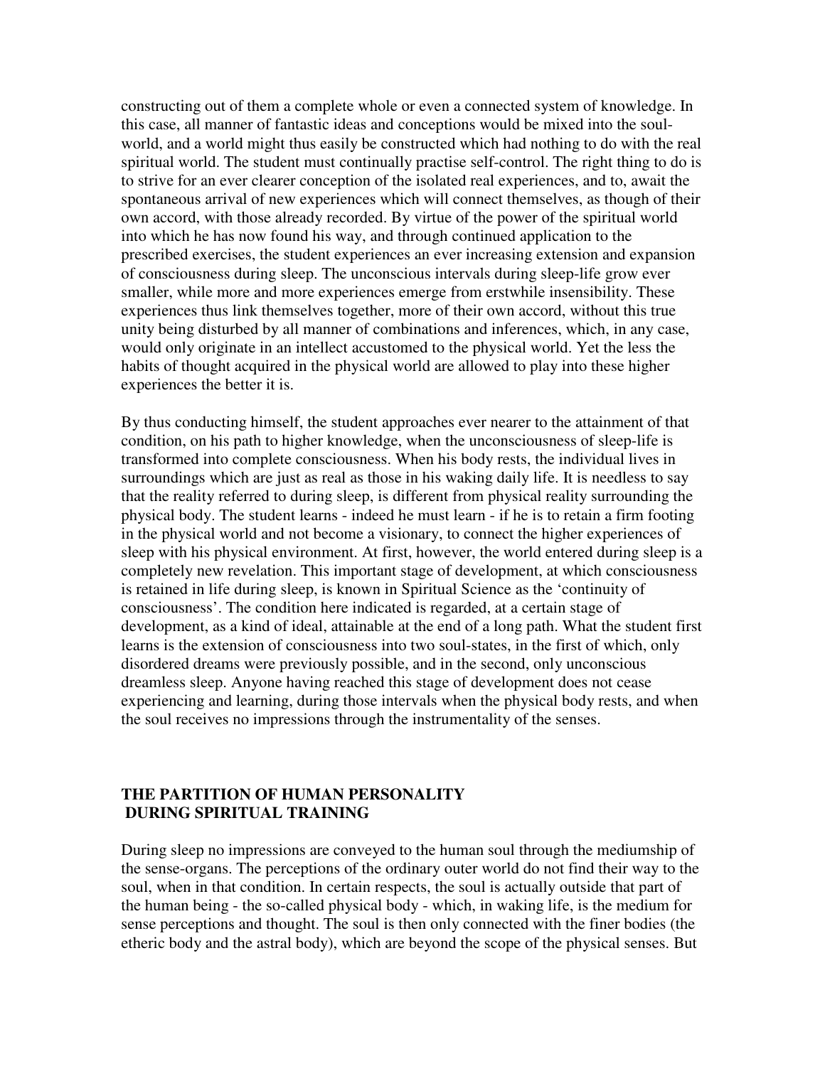constructing out of them a complete whole or even a connected system of knowledge. In this case, all manner of fantastic ideas and conceptions would be mixed into the soul-world, and a world might thus easily be constructed which had nothing to do with the real spiritual world. The student must continually practise self-control. The right thing to do is to strive for an ever clearer conception of the isolated real experiences, and to, await the spontaneous arrival of new experiences which will connect themselves, as though of their own accord, with those already recorded. By virtue of the power of the spiritual world into which he has now found his way, and through continued application to the prescribed exercises, the student experiences an ever increasing extension and expansion of consciousness during sleep. The unconscious intervals during sleep-life grow ever smaller, while more and more experiences emerge from erstwhile insensibility. These experiences thus link themselves together, more of their own accord, without this true unity being disturbed by all manner of combinations and inferences, which, in any case, would only originate in an intellect accustomed to the physical world. Yet the less the habits of thought acquired in the physical world are allowed to play into these higher experiences the better it is.

By thus conducting himself, the student approaches ever nearer to the attainment of that condition, on his path to higher knowledge, when the unconsciousness of sleep-life is transformed into complete consciousness. When his body rests, the individual lives in surroundings which are just as real as those in his waking daily life. It is needless to say that the reality referred to during sleep, is different from physical reality surrounding the physical body. The student learns - indeed he must learn - if he is to retain a firm footing in the physical world and not become a visionary, to connect the higher experiences of sleep with his physical environment. At first, however, the world entered during sleep is a completely new revelation. This important stage of development, at which consciousness is retained in life during sleep, is known in Spiritual Science as the 'continuity of consciousness'. The condition here indicated is regarded, at a certain stage of development, as a kind of ideal, attainable at the end of a long path. What the student first learns is the extension of consciousness into two soul-states, in the first of which, only disordered dreams were previously possible, and in the second, only unconscious dreamless sleep. Anyone having reached this stage of development does not cease experiencing and learning, during those intervals when the physical body rests, and when the soul receives no impressions through the instrumentality of the senses.

## THE PARTITION OF HUMAN PERSONALITY DURING SPIRITUAL TRAINING

During sleep no impressions are conveyed to the human soul through the mediumship of the sense-organs. The perceptions of the ordinary outer world do not find their way to the soul, when in that condition. In certain respects, the soul is actually outside that part of the human being - the so-called physical body - which, in waking life, is the medium for sense perceptions and thought. The soul is then only connected with the finer bodies (the etheric body and the astral body), which are beyond the scope of the physical senses. But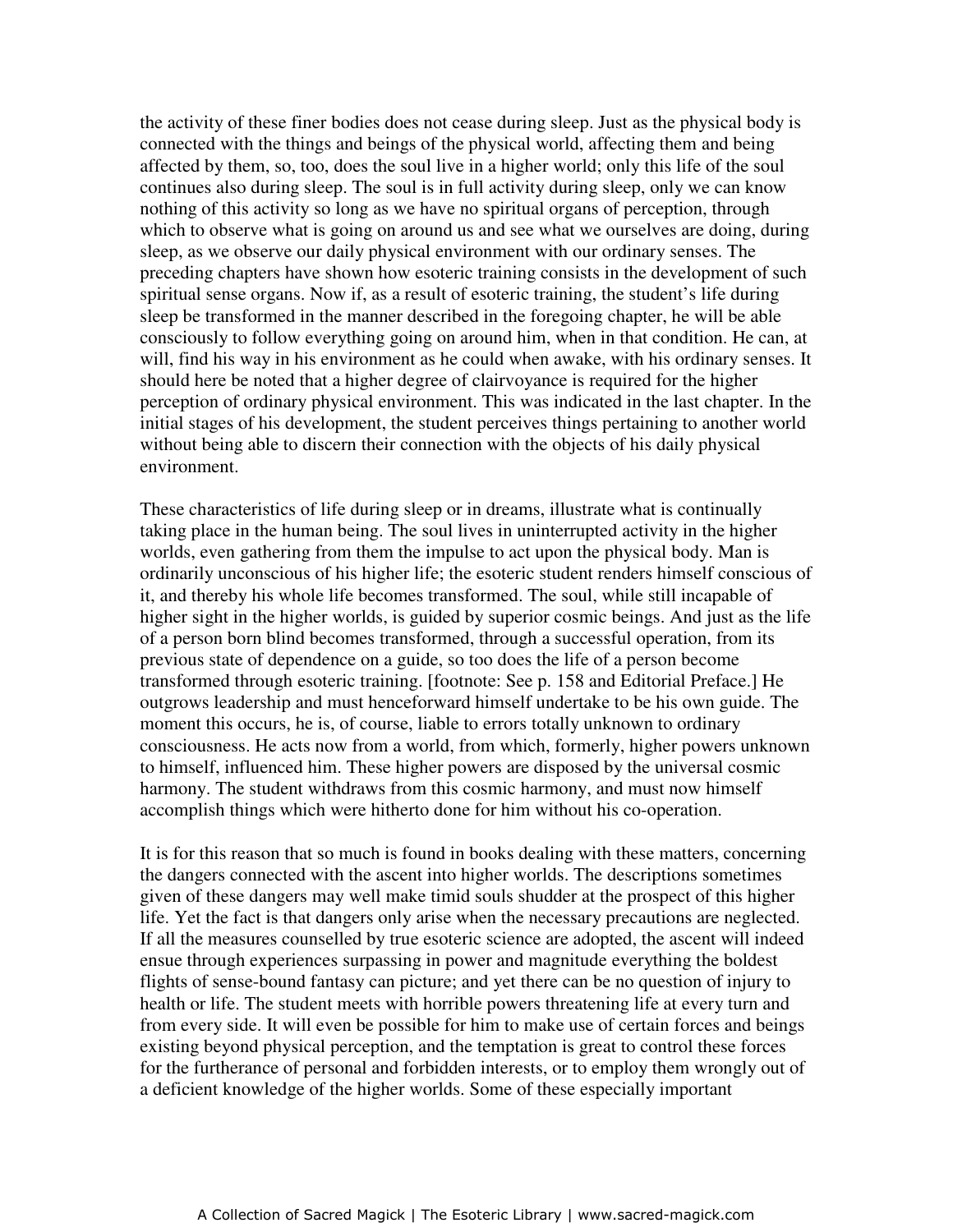the activity of these finer bodies does not cease during sleep. Just as the physical body is connected with the things and beings of the physical world, affecting them and being affected by them, so, too, does the soul live in a higher world; only this life of the soul continues also during sleep. The soul is in full activity during sleep, only we can know nothing of this activity so long as we have no spiritual organs of perception, through which to observe what is going on around us and see what we ourselves are doing, during sleep, as we observe our daily physical environment with our ordinary senses. The preceding chapters have shown how esoteric training consists in the development of such spiritual sense organs. Now if, as a result of esoteric training, the student's life during sleep be transformed in the manner described in the foregoing chapter, he will be able consciously to follow everything going on around him, when in that condition. He can, at will, find his way in his environment as he could when awake, with his ordinary senses. It should here be noted that a higher degree of clairvoyance is required for the higher perception of ordinary physical environment. This was indicated in the last chapter. In the initial stages of his development, the student perceives things pertaining to another world without being able to discern their connection with the objects of his daily physical environment.

These characteristics of life during sleep or in dreams, illustrate what is continually taking place in the human being. The soul lives in uninterrupted activity in the higher worlds, even gathering from them the impulse to act upon the physical body. Man is ordinarily unconscious of his higher life; the esoteric student renders himself conscious of it, and thereby his whole life becomes transformed. The soul, while still incapable of higher sight in the higher worlds, is guided by superior cosmic beings. And just as the life of a person born blind becomes transformed, through a successful operation, from its previous state of dependence on a guide, so too does the life of a person become transformed through esoteric training. [footnote: See p. 158 and Editorial Preface.] He outgrows leadership and must henceforward himself undertake to be his own guide. The moment this occurs, he is, of course, liable to errors totally unknown to ordinary consciousness. He acts now from a world, from which, formerly, higher powers unknown to himself, influenced him. These higher powers are disposed by the universal cosmic harmony. The student withdraws from this cosmic harmony, and must now himself accomplish things which were hitherto done for him without his co-operation.

It is for this reason that so much is found in books dealing with these matters, concerning the dangers connected with the ascent into higher worlds. The descriptions sometimes given of these dangers may well make timid souls shudder at the prospect of this higher life. Yet the fact is that dangers only arise when the necessary precautions are neglected. If all the measures counselled by true esoteric science are adopted, the ascent will indeed ensue through experiences surpassing in power and magnitude everything the boldest flights of sense-bound fantasy can picture; and yet there can be no question of injury to health or life. The student meets with horrible powers threatening life at every turn and from every side. It will even be possible for him to make use of certain forces and beings existing beyond physical perception, and the temptation is great to control these forces for the furtherance of personal and forbidden interests, or to employ them wrongly out of a deficient knowledge of the higher worlds. Some of these especially important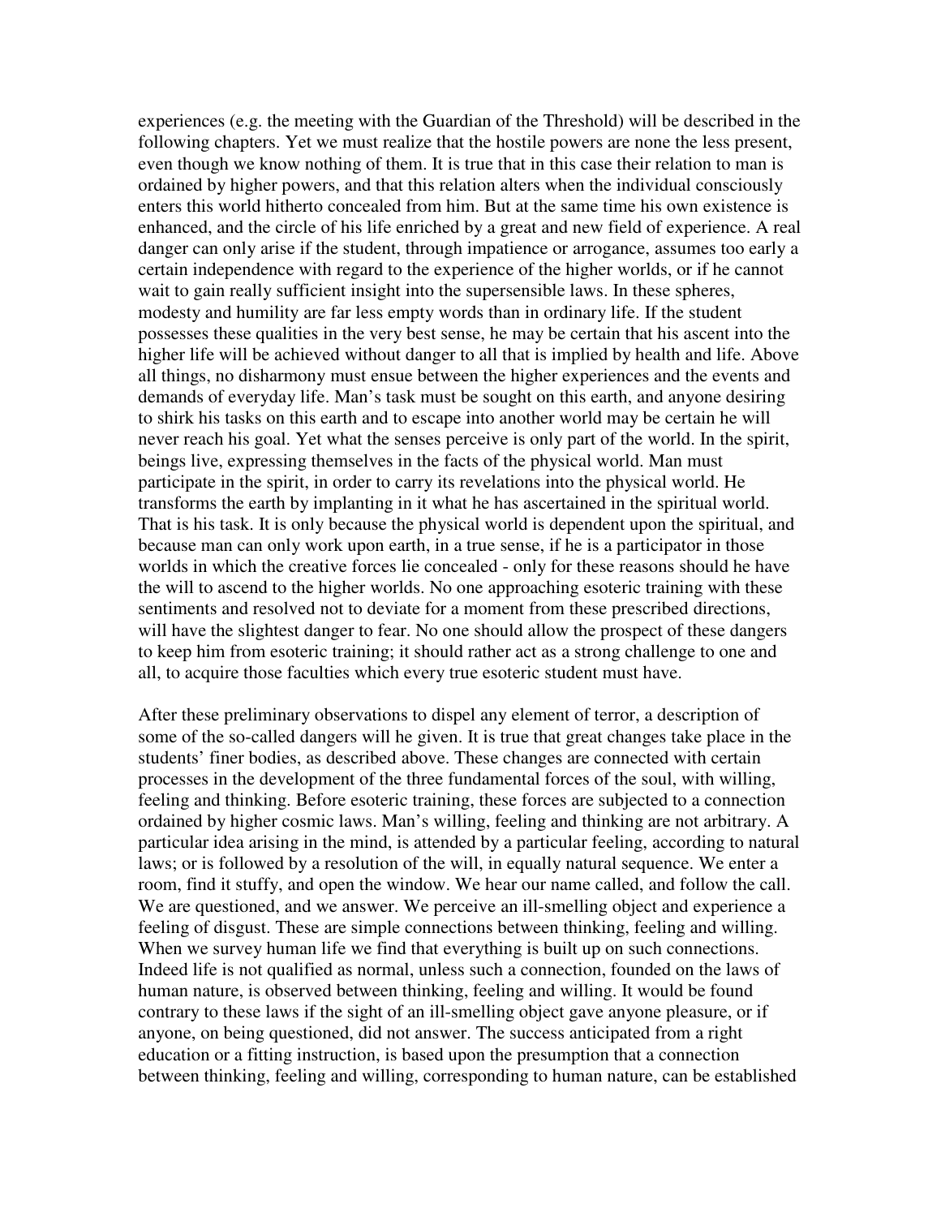experiences (e.g. the meeting with the Guardian of the Threshold) will be described in the following chapters. Yet we must realize that the hostile powers are none the less present, even though we know nothing of them. It is true that in this case their relation to man is ordained by higher powers, and that this relation alters when the individual consciously enters this world hitherto concealed from him. But at the same time his own existence is enhanced, and the circle of his life enriched by a great and new field of experience. A real danger can only arise if the student, through impatience or arrogance, assumes too early a certain independence with regard to the experience of the higher worlds, or if he cannot wait to gain really sufficient insight into the supersensible laws. In these spheres, modesty and humility are far less empty words than in ordinary life. If the student possesses these qualities in the very best sense, he may be certain that his ascent into the higher life will be achieved without danger to all that is implied by health and life. Above all things, no disharmony must ensue between the higher experiences and the events and demands of everyday life. Man's task must be sought on this earth, and anyone desiring to shirk his tasks on this earth and to escape into another world may be certain he will never reach his goal. Yet what the senses perceive is only part of the world. In the spirit, beings live, expressing themselves in the facts of the physical world. Man must participate in the spirit, in order to carry its revelations into the physical world. He transforms the earth by implanting in it what he has ascertained in the spiritual world. That is his task. It is only because the physical world is dependent upon the spiritual, and because man can only work upon earth, in a true sense, if he is a participator in those worlds in which the creative forces lie concealed - only for these reasons should he have the will to ascend to the higher worlds. No one approaching esoteric training with these sentiments and resolved not to deviate for a moment from these prescribed directions, will have the slightest danger to fear. No one should allow the prospect of these dangers to keep him from esoteric training; it should rather act as a strong challenge to one and all, to acquire those faculties which every true esoteric student must have.

After these preliminary observations to dispel any element of terror, a description of some of the so-called dangers will he given. It is true that great changes take place in the students' finer bodies, as described above. These changes are connected with certain processes in the development of the three fundamental forces of the soul, with willing, feeling and thinking. Before esoteric training, these forces are subjected to a connection ordained by higher cosmic laws. Man's willing, feeling and thinking are not arbitrary. A particular idea arising in the mind, is attended by a particular feeling, according to natural laws; or is followed by a resolution of the will, in equally natural sequence. We enter a room, find it stuffy, and open the window. We hear our name called, and follow the call. We are questioned, and we answer. We perceive an ill-smelling object and experience a feeling of disgust. These are simple connections between thinking, feeling and willing. When we survey human life we find that everything is built up on such connections. Indeed life is not qualified as normal, unless such a connection, founded on the laws of human nature, is observed between thinking, feeling and willing. It would be found contrary to these laws if the sight of an ill-smelling object gave anyone pleasure, or if anyone, on being questioned, did not answer. The success anticipated from a right education or a fitting instruction, is based upon the presumption that a connection between thinking, feeling and willing, corresponding to human nature, can be established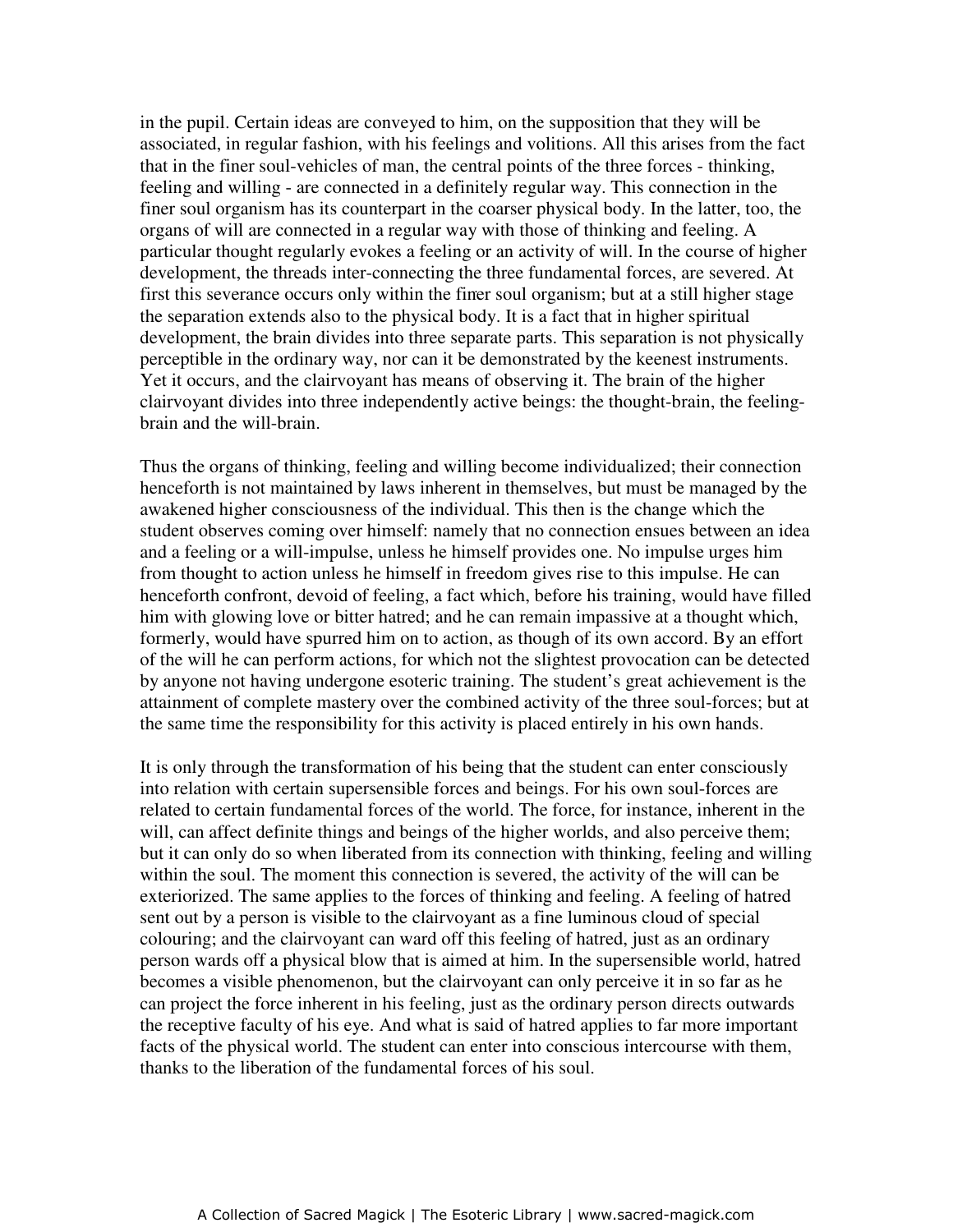in the pupil. Certain ideas are conveyed to him, on the supposition that they will be associated, in regular fashion, with his feelings and volitions. All this arises from the fact that in the finer soul-vehicles of man, the central points of the three forces - thinking, feeling and willing - are connected in a definitely regular way. This connection in the finer soul organism has its counterpart in the coarser physical body. In the latter, too, the organs of will are connected in a regular way with those of thinking and feeling. A particular thought regularly evokes a feeling or an activity of will. In the course of higher development, the threads inter-connecting the three fundamental forces, are severed. At first this severance occurs only within the finer soul organism; but at a still higher stage the separation extends also to the physical body. It is a fact that in higher spiritual development, the brain divides into three separate parts. This separation is not physically perceptible in the ordinary way, nor can it be demonstrated by the keenest instruments. Yet it occurs, and the clairvoyant has means of observing it. The brain of the higher clairvoyant divides into three independently active beings: the thought-brain, the feeling-brain and the will-brain.

Thus the organs of thinking, feeling and willing become individualized; their connection henceforth is not maintained by laws inherent in themselves, but must be managed by the awakened higher consciousness of the individual. This then is the change which the student observes coming over himself: namely that no connection ensues between an idea and a feeling or a will-impulse, unless he himself provides one. No impulse urges him from thought to action unless he himself in freedom gives rise to this impulse. He can henceforth confront, devoid of feeling, a fact which, before his training, would have filled him with glowing love or bitter hatred; and he can remain impassive at a thought which, formerly, would have spurred him on to action, as though of its own accord. By an effort of the will he can perform actions, for which not the slightest provocation can be detected by anyone not having undergone esoteric training. The student's great achievement is the attainment of complete mastery over the combined activity of the three soul-forces; but at the same time the responsibility for this activity is placed entirely in his own hands.

It is only through the transformation of his being that the student can enter consciously into relation with certain supersensible forces and beings. For his own soul-forces are related to certain fundamental forces of the world. The force, for instance, inherent in the will, can affect definite things and beings of the higher worlds, and also perceive them; but it can only do so when liberated from its connection with thinking, feeling and willing within the soul. The moment this connection is severed, the activity of the will can be exteriorized. The same applies to the forces of thinking and feeling. A feeling of hatred sent out by a person is visible to the clairvoyant as a fine luminous cloud of special colouring; and the clairvoyant can ward off this feeling of hatred, just as an ordinary person wards off a physical blow that is aimed at him. In the supersensible world, hatred becomes a visible phenomenon, but the clairvoyant can only perceive it in so far as he can project the force inherent in his feeling, just as the ordinary person directs outwards the receptive faculty of his eye. And what is said of hatred applies to far more important facts of the physical world. The student can enter into conscious intercourse with them, thanks to the liberation of the fundamental forces of his soul.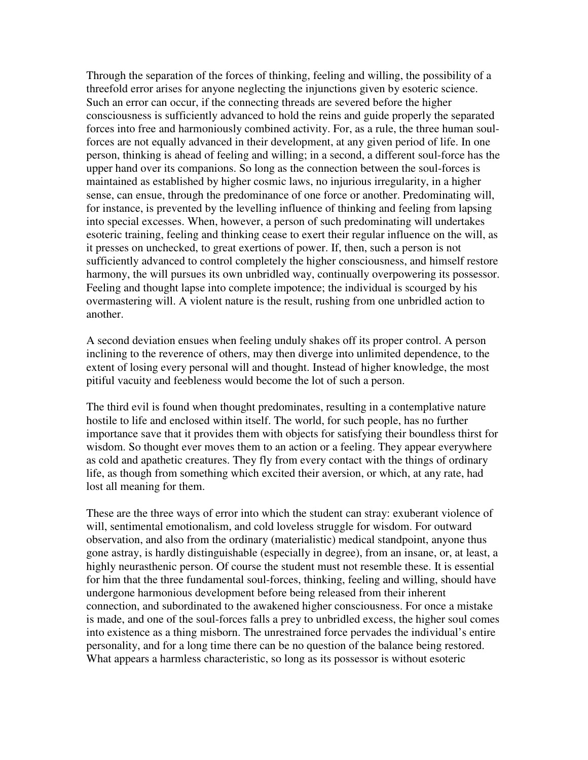Through the separation of the forces of thinking, feeling and willing, the possibility of a threefold error arises for anyone neglecting the injunctions given by esoteric science. Such an error can occur, if the connecting threads are severed before the higher consciousness is sufficiently advanced to hold the reins and guide properly the separated forces into free and harmoniously combined activity. For, as a rule, the three human soul-forces are not equally advanced in their development, at any given period of life. In one person, thinking is ahead of feeling and willing; in a second, a different soul-force has the upper hand over its companions. So long as the connection between the soul-forces is maintained as established by higher cosmic laws, no injurious irregularity, in a higher sense, can ensue, through the predominance of one force or another. Predominating will, for instance, is prevented by the levelling influence of thinking and feeling from lapsing into special excesses. When, however, a person of such predominating will undertakes esoteric training, feeling and thinking cease to exert their regular influence on the will, as it presses on unchecked, to great exertions of power. If, then, such a person is not sufficiently advanced to control completely the higher consciousness, and himself restore harmony, the will pursues its own unbridled way, continually overpowering its possessor. Feeling and thought lapse into complete impotence; the individual is scourged by his overmastering will. A violent nature is the result, rushing from one unbridled action to another.

A second deviation ensues when feeling unduly shakes off its proper control. A person inclining to the reverence of others, may then diverge into unlimited dependence, to the extent of losing every personal will and thought. Instead of higher knowledge, the most pitiful vacuity and feebleness would become the lot of such a person.

The third evil is found when thought predominates, resulting in a contemplative nature hostile to life and enclosed within itself. The world, for such people, has no further importance save that it provides them with objects for satisfying their boundless thirst for wisdom. So thought ever moves them to an action or a feeling. They appear everywhere as cold and apathetic creatures. They fly from every contact with the things of ordinary life, as though from something which excited their aversion, or which, at any rate, had lost all meaning for them.

These are the three ways of error into which the student can stray: exuberant violence of will, sentimental emotionalism, and cold loveless struggle for wisdom. For outward observation, and also from the ordinary (materialistic) medical standpoint, anyone thus gone astray, is hardly distinguishable (especially in degree), from an insane, or, at least, a highly neurasthenic person. Of course the student must not resemble these. It is essential for him that the three fundamental soul-forces, thinking, feeling and willing, should have undergone harmonious development before being released from their inherent connection, and subordinated to the awakened higher consciousness. For once a mistake is made, and one of the soul-forces falls a prey to unbridled excess, the higher soul comes into existence as a thing misborn. The unrestrained force pervades the individual's entire personality, and for a long time there can be no question of the balance being restored. What appears a harmless characteristic, so long as its possessor is without esoteric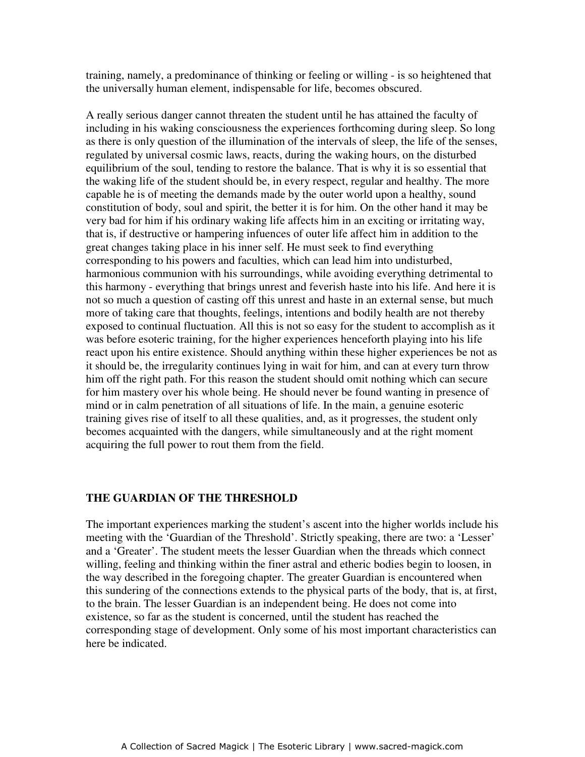training, namely, a predominance of thinking or feeling or willing - is so heightened that the universally human element, indispensable for life, becomes obscured.

A really serious danger cannot threaten the student until he has attained the faculty of including in his waking consciousness the experiences forthcoming during sleep. So long as there is only question of the illumination of the intervals of sleep, the life of the senses, regulated by universal cosmic laws, reacts, during the waking hours, on the disturbed equilibrium of the soul, tending to restore the balance. That is why it is so essential that the waking life of the student should be, in every respect, regular and healthy. The more capable he is of meeting the demands made by the outer world upon a healthy, sound constitution of body, soul and spirit, the better it is for him. On the other hand it may be very bad for him if his ordinary waking life affects him in an exciting or irritating way, that is, if destructive or hampering infuences of outer life affect him in addition to the great changes taking place in his inner self. He must seek to find everything corresponding to his powers and faculties, which can lead him into undisturbed, harmonious communion with his surroundings, while avoiding everything detrimental to this harmony - everything that brings unrest and feverish haste into his life. And here it is not so much a question of casting off this unrest and haste in an external sense, but much more of taking care that thoughts, feelings, intentions and bodily health are not thereby exposed to continual fluctuation. All this is not so easy for the student to accomplish as it was before esoteric training, for the higher experiences henceforth playing into his life react upon his entire existence. Should anything within these higher experiences be not as it should be, the irregularity continues lying in wait for him, and can at every turn throw him off the right path. For this reason the student should omit nothing which can secure for him mastery over his whole being. He should never be found wanting in presence of mind or in calm penetration of all situations of life. In the main, a genuine esoteric training gives rise of itself to all these qualities, and, as it progresses, the student only becomes acquainted with the dangers, while simultaneously and at the right moment acquiring the full power to rout them from the field.

## THE GUARDIAN OF THE THRESHOLD

The important experiences marking the student's ascent into the higher worlds include his meeting with the 'Guardian of the Threshold'. Strictly speaking, there are two: a 'Lesser' and a 'Greater'. The student meets the lesser Guardian when the threads which connect willing, feeling and thinking within the finer astral and etheric bodies begin to loosen, in the way described in the foregoing chapter. The greater Guardian is encountered when this sundering of the connections extends to the physical parts of the body, that is, at first, to the brain. The lesser Guardian is an independent being. He does not come into existence, so far as the student is concerned, until the student has reached the corresponding stage of development. Only some of his most important characteristics can here be indicated.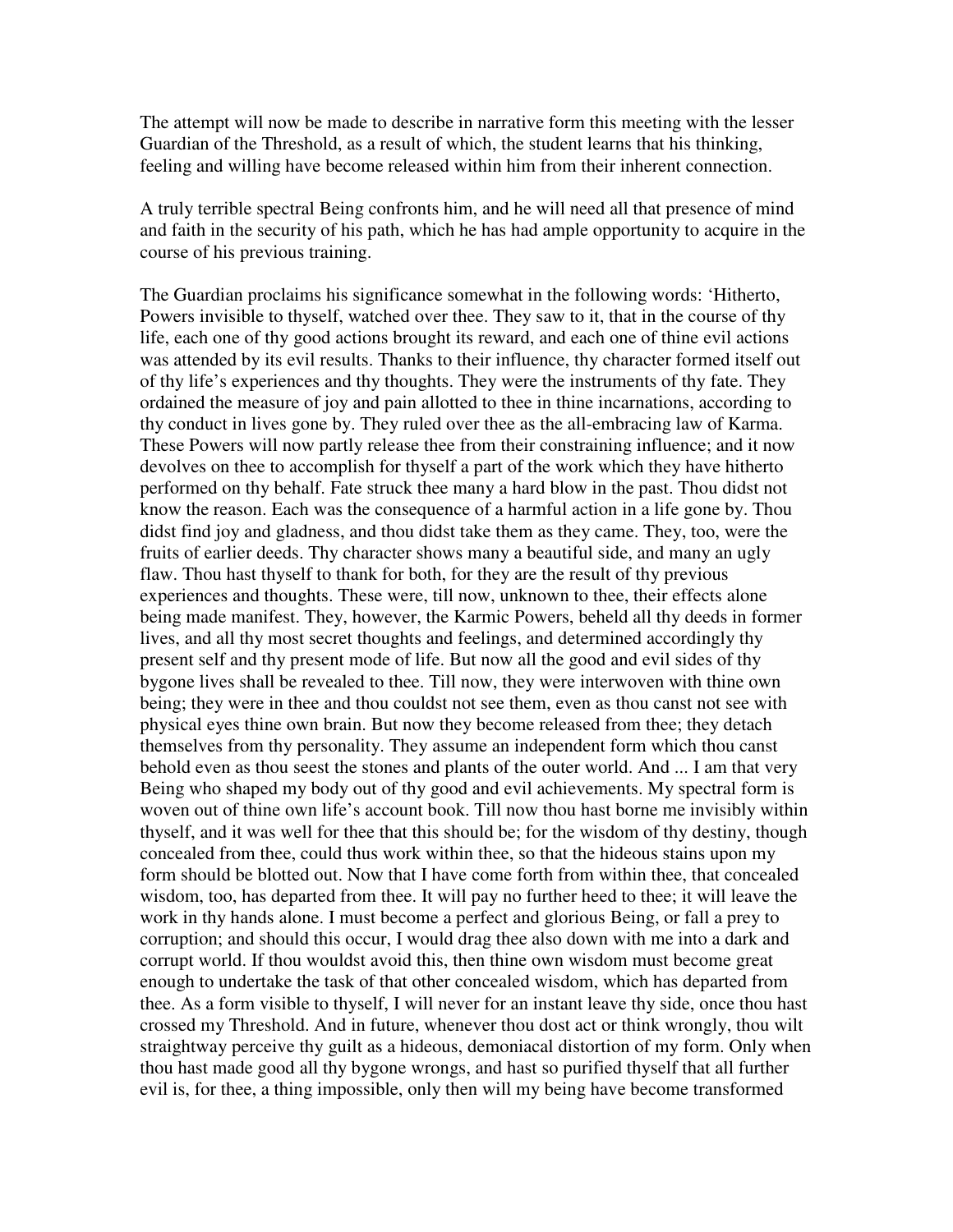The attempt will now be made to describe in narrative form this meeting with the lesser Guardian of the Threshold, as a result of which, the student learns that his thinking, feeling and willing have become released within him from their inherent connection.

A truly terrible spectral Being confronts him, and he will need all that presence of mind and faith in the security of his path, which he has had ample opportunity to acquire in the course of his previous training.

The Guardian proclaims his significance somewhat in the following words: 'Hitherto, Powers invisible to thyself, watched over thee. They saw to it, that in the course of thy life, each one of thy good actions brought its reward, and each one of thine evil actions was attended by its evil results. Thanks to their influence, thy character formed itself out of thy life's experiences and thy thoughts. They were the instruments of thy fate. They ordained the measure of joy and pain allotted to thee in thine incarnations, according to thy conduct in lives gone by. They ruled over thee as the all-embracing law of Karma. These Powers will now partly release thee from their constraining influence; and it now devolves on thee to accomplish for thyself a part of the work which they have hitherto performed on thy behalf. Fate struck thee many a hard blow in the past. Thou didst not know the reason. Each was the consequence of a harmful action in a life gone by. Thou didst find joy and gladness, and thou didst take them as they came. They, too, were the fruits of earlier deeds. Thy character shows many a beautiful side, and many an ugly flaw. Thou hast thyself to thank for both, for they are the result of thy previous experiences and thoughts. These were, till now, unknown to thee, their effects alone being made manifest. They, however, the Karmic Powers, beheld all thy deeds in former lives, and all thy most secret thoughts and feelings, and determined accordingly thy present self and thy present mode of life. But now all the good and evil sides of thy bygone lives shall be revealed to thee. Till now, they were interwoven with thine own being; they were in thee and thou couldst not see them, even as thou canst not see with physical eyes thine own brain. But now they become released from thee; they detach themselves from thy personality. They assume an independent form which thou canst behold even as thou seest the stones and plants of the outer world. And ... I am that very Being who shaped my body out of thy good and evil achievements. My spectral form is woven out of thine own life's account book. Till now thou hast borne me invisibly within thyself, and it was well for thee that this should be; for the wisdom of thy destiny, though concealed from thee, could thus work within thee, so that the hideous stains upon my form should be blotted out. Now that I have come forth from within thee, that concealed wisdom, too, has departed from thee. It will pay no further heed to thee; it will leave the work in thy hands alone. I must become a perfect and glorious Being, or fall a prey to corruption; and should this occur, I would drag thee also down with me into a dark and corrupt world. If thou wouldst avoid this, then thine own wisdom must become great enough to undertake the task of that other concealed wisdom, which has departed from thee. As a form visible to thyself, I will never for an instant leave thy side, once thou hast crossed my Threshold. And in future, whenever thou dost act or think wrongly, thou wilt straightway perceive thy guilt as a hideous, demoniacal distortion of my form. Only when thou hast made good all thy bygone wrongs, and hast so purified thyself that all further evil is, for thee, a thing impossible, only then will my being have become transformed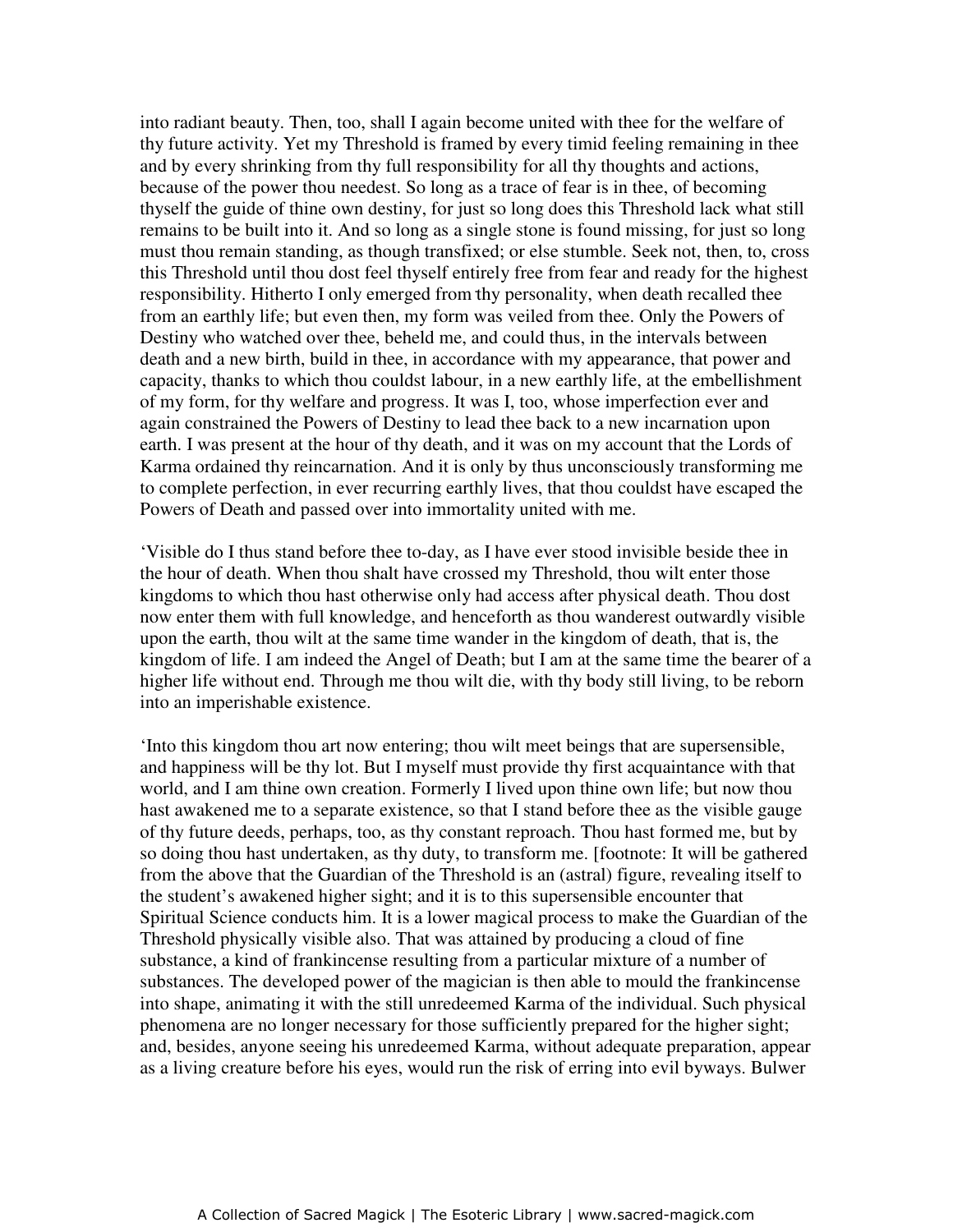into radiant beauty. Then, too, shall I again become united with thee for the welfare of thy future activity. Yet my Threshold is framed by every timid feeling remaining in thee and by every shrinking from thy full responsibility for all thy thoughts and actions, because of the power thou needest. So long as a trace of fear is in thee, of becoming thyself the guide of thine own destiny, for just so long does this Threshold lack what still remains to be built into it. And so long as a single stone is found missing, for just so long must thou remain standing, as though transfixed; or else stumble. Seek not, then, to, cross this Threshold until thou dost feel thyself entirely free from fear and ready for the highest responsibility. Hitherto I only emerged from thy personality, when death recalled thee from an earthly life; but even then, my form was veiled from thee. Only the Powers of Destiny who watched over thee, beheld me, and could thus, in the intervals between death and a new birth, build in thee, in accordance with my appearance, that power and capacity, thanks to which thou couldst labour, in a new earthly life, at the embellishment of my form, for thy welfare and progress. It was I, too, whose imperfection ever and again constrained the Powers of Destiny to lead thee back to a new incarnation upon earth. I was present at the hour of thy death, and it was on my account that the Lords of Karma ordained thy reincarnation. And it is only by thus unconsciously transforming me to complete perfection, in ever recurring earthly lives, that thou couldst have escaped the Powers of Death and passed over into immortality united with me.

'Visible do I thus stand before thee to-day, as I have ever stood invisible beside thee in the hour of death. When thou shalt have crossed my Threshold, thou wilt enter those kingdoms to which thou hast otherwise only had access after physical death. Thou dost now enter them with full knowledge, and henceforth as thou wanderest outwardly visible upon the earth, thou wilt at the same time wander in the kingdom of death, that is, the kingdom of life. I am indeed the Angel of Death; but I am at the same time the bearer of a higher life without end. Through me thou wilt die, with thy body still living, to be reborn into an imperishable existence.

'Into this kingdom thou art now entering; thou wilt meet beings that are supersensible, and happiness will be thy lot. But I myself must provide thy first acquaintance with that world, and I am thine own creation. Formerly I lived upon thine own life; but now thou hast awakened me to a separate existence, so that I stand before thee as the visible gauge of thy future deeds, perhaps, too, as thy constant reproach. Thou hast formed me, but by so doing thou hast undertaken, as thy duty, to transform me. [footnote: It will be gathered from the above that the Guardian of the Threshold is an (astral) figure, revealing itself to the student's awakened higher sight; and it is to this supersensible encounter that Spiritual Science conducts him. It is a lower magical process to make the Guardian of the Threshold physically visible also. That was attained by producing a cloud of fine substance, a kind of frankincense resulting from a particular mixture of a number of substances. The developed power of the magician is then able to mould the frankincense into shape, animating it with the still unredeemed Karma of the individual. Such physical phenomena are no longer necessary for those sufficiently prepared for the higher sight; and, besides, anyone seeing his unredeemed Karma, without adequate preparation, appear as a living creature before his eyes, would run the risk of erring into evil byways. Bulwer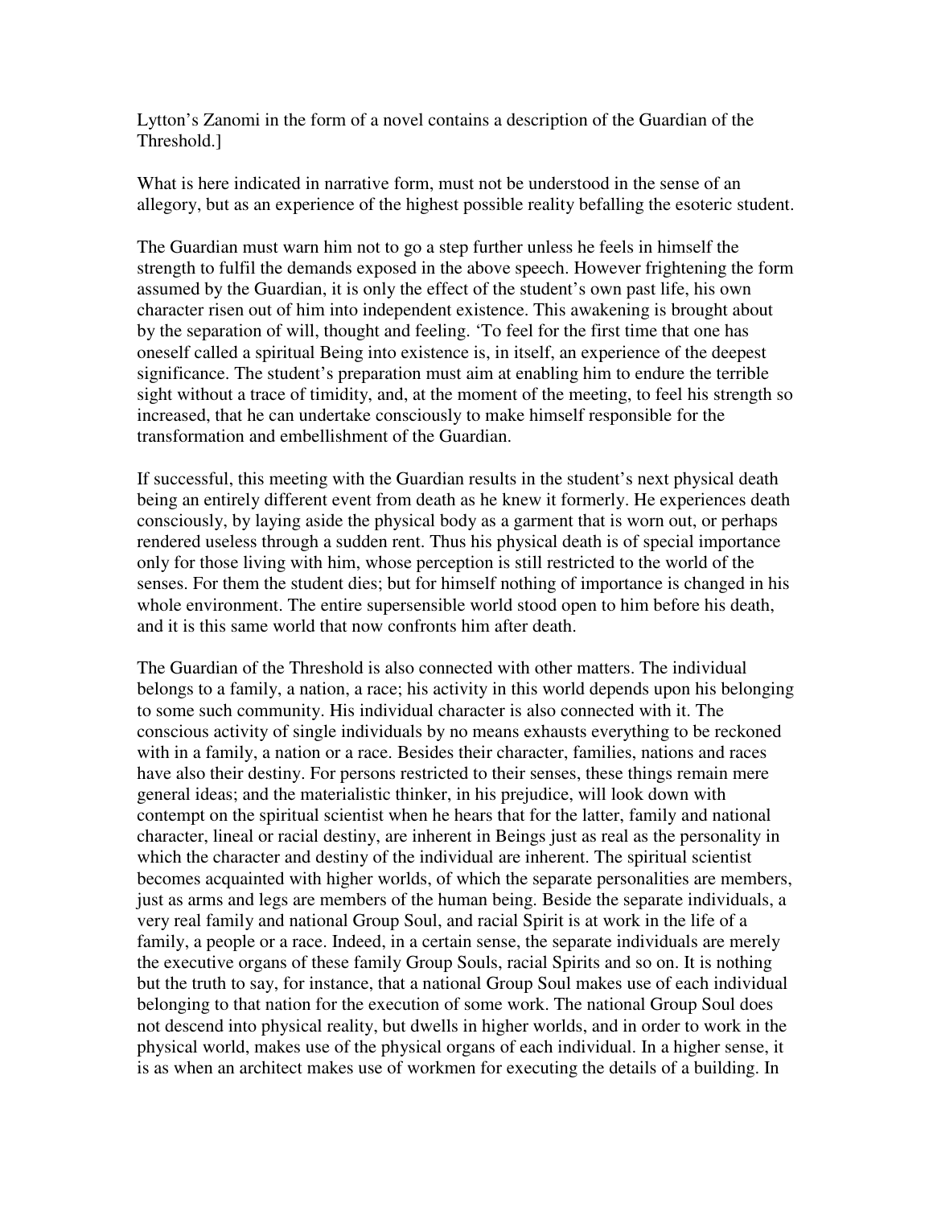Lytton's Zanomi in the form of a novel contains a description of the Guardian of the Threshold.]

What is here indicated in narrative form, must not be understood in the sense of an allegory, but as an experience of the highest possible reality befalling the esoteric student.

The Guardian must warn him not to go a step further unless he feels in himself the strength to fulfil the demands exposed in the above speech. However frightening the form assumed by the Guardian, it is only the effect of the student's own past life, his own character risen out of him into independent existence. This awakening is brought about by the separation of will, thought and feeling. 'To feel for the first time that one has oneself called a spiritual Being into existence is, in itself, an experience of the deepest significance. The student's preparation must aim at enabling him to endure the terrible sight without a trace of timidity, and, at the moment of the meeting, to feel his strength so increased, that he can undertake consciously to make himself responsible for the transformation and embellishment of the Guardian.

If successful, this meeting with the Guardian results in the student's next physical death being an entirely different event from death as he knew it formerly. He experiences death consciously, by laying aside the physical body as a garment that is worn out, or perhaps rendered useless through a sudden rent. Thus his physical death is of special importance only for those living with him, whose perception is still restricted to the world of the senses. For them the student dies; but for himself nothing of importance is changed in his whole environment. The entire supersensible world stood open to him before his death, and it is this same world that now confronts him after death.

The Guardian of the Threshold is also connected with other matters. The individual belongs to a family, a nation, a race; his activity in this world depends upon his belonging to some such community. His individual character is also connected with it. The conscious activity of single individuals by no means exhausts everything to be reckoned with in a family, a nation or a race. Besides their character, families, nations and races have also their destiny. For persons restricted to their senses, these things remain mere general ideas; and the materialistic thinker, in his prejudice, will look down with contempt on the spiritual scientist when he hears that for the latter, family and national character, lineal or racial destiny, are inherent in Beings just as real as the personality in which the character and destiny of the individual are inherent. The spiritual scientist becomes acquainted with higher worlds, of which the separate personalities are members, just as arms and legs are members of the human being. Beside the separate individuals, a very real family and national Group Soul, and racial Spirit is at work in the life of a family, a people or a race. Indeed, in a certain sense, the separate individuals are merely the executive organs of these family Group Souls, racial Spirits and so on. It is nothing but the truth to say, for instance, that a national Group Soul makes use of each individual belonging to that nation for the execution of some work. The national Group Soul does not descend into physical reality, but dwells in higher worlds, and in order to work in the physical world, makes use of the physical organs of each individual. In a higher sense, it is as when an architect makes use of workmen for executing the details of a building. In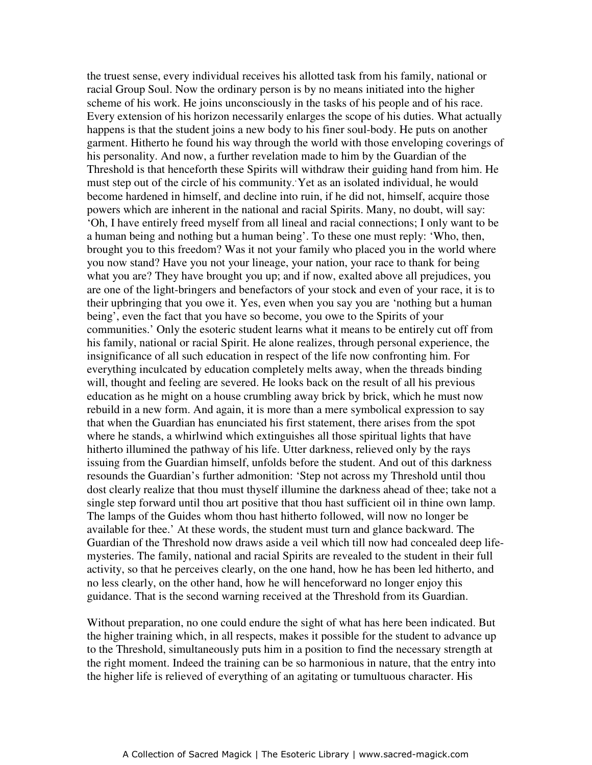the truest sense, every individual receives his allotted task from his family, national or racial Group Soul. Now the ordinary person is by no means initiated into the higher scheme of his work. He joins unconsciously in the tasks of his people and of his race. Every extension of his horizon necessarily enlarges the scope of his duties. What actually happens is that the student joins a new body to his finer soul-body. He puts on another garment. Hitherto he found his way through the world with those enveloping coverings of his personality. And now, a further revelation made to him by the Guardian of the Threshold is that henceforth these Spirits will withdraw their guiding hand from him. He must step out of the circle of his community. Yet as an isolated individual, he would become hardened in himself, and decline into ruin, if he did not, himself, acquire those powers which are inherent in the national and racial Spirits. Many, no doubt, will say: 'Oh, I have entirely freed myself from all lineal and racial connections; I only want to be a human being and nothing but a human being'. To these one must reply: 'Who, then, brought you to this freedom? Was it not your family who placed you in the world where you now stand? Have you not your lineage, your nation, your race to thank for being what you are? They have brought you up; and if now, exalted above all prejudices, you are one of the light-bringers and benefactors of your stock and even of your race, it is to their upbringing that you owe it. Yes, even when you say you are 'nothing but a human being', even the fact that you have so become, you owe to the Spirits of your communities.' Only the esoteric student learns what it means to be entirely cut off from his family, national or racial Spirit. He alone realizes, through personal experience, the insignificance of all such education in respect of the life now confronting him. For everything inculcated by education completely melts away, when the threads binding will, thought and feeling are severed. He looks back on the result of all his previous education as he might on a house crumbling away brick by brick, which he must now rebuild in a new form. And again, it is more than a mere symbolical expression to say that when the Guardian has enunciated his first statement, there arises from the spot where he stands, a whirlwind which extinguishes all those spiritual lights that have hitherto illumined the pathway of his life. Utter darkness, relieved only by the rays issuing from the Guardian himself, unfolds before the student. And out of this darkness resounds the Guardian's further admonition: 'Step not across my Threshold until thou dost clearly realize that thou must thyself illumine the darkness ahead of thee; take not a single step forward until thou art positive that thou hast sufficient oil in thine own lamp. The lamps of the Guides whom thou hast hitherto followed, will now no longer be available for thee.' At these words, the student must turn and glance backward. The Guardian of the Threshold now draws aside a veil which till now had concealed deep life-mysteries. The family, national and racial Spirits are revealed to the student in their full activity, so that he perceives clearly, on the one hand, how he has been led hitherto, and no less clearly, on the other hand, how he will henceforward no longer enjoy this guidance. That is the second warning received at the Threshold from its Guardian.

Without preparation, no one could endure the sight of what has here been indicated. But the higher training which, in all respects, makes it possible for the student to advance up to the Threshold, simultaneously puts him in a position to find the necessary strength at the right moment. Indeed the training can be so harmonious in nature, that the entry into the higher life is relieved of everything of an agitating or tumultuous character. His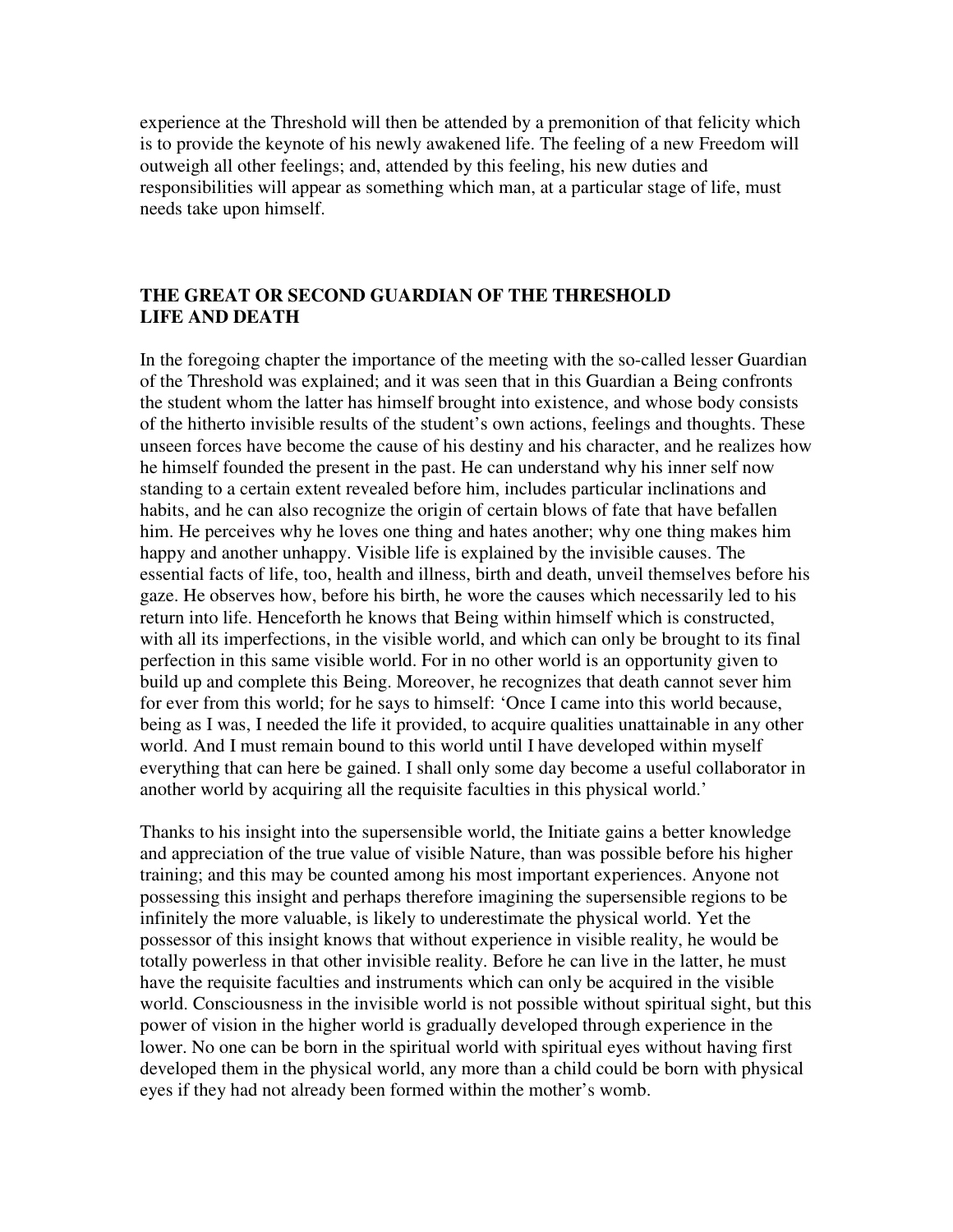experience at the Threshold will then be attended by a premonition of that felicity which is to provide the keynote of his newly awakened life. The feeling of a new Freedom will outweigh all other feelings; and, attended by this feeling, his new duties and responsibilities will appear as something which man, at a particular stage of life, must needs take upon himself.

## THE GREAT OR SECOND GUARDIAN OF THE THRESHOLD
## LIFE AND DEATH

In the foregoing chapter the importance of the meeting with the so-called lesser Guardian of the Threshold was explained; and it was seen that in this Guardian a Being confronts the student whom the latter has himself brought into existence, and whose body consists of the hitherto invisible results of the student's own actions, feelings and thoughts. These unseen forces have become the cause of his destiny and his character, and he realizes how he himself founded the present in the past. He can understand why his inner self now standing to a certain extent revealed before him, includes particular inclinations and habits, and he can also recognize the origin of certain blows of fate that have befallen him. He perceives why he loves one thing and hates another; why one thing makes him happy and another unhappy. Visible life is explained by the invisible causes. The essential facts of life, too, health and illness, birth and death, unveil themselves before his gaze. He observes how, before his birth, he wore the causes which necessarily led to his return into life. Henceforth he knows that Being within himself which is constructed, with all its imperfections, in the visible world, and which can only be brought to its final perfection in this same visible world. For in no other world is an opportunity given to build up and complete this Being. Moreover, he recognizes that death cannot sever him for ever from this world; for he says to himself: 'Once I came into this world because, being as I was, I needed the life it provided, to acquire qualities unattainable in any other world. And I must remain bound to this world until I have developed within myself everything that can here be gained. I shall only some day become a useful collaborator in another world by acquiring all the requisite faculties in this physical world.'

Thanks to his insight into the supersensible world, the Initiate gains a better knowledge and appreciation of the true value of visible Nature, than was possible before his higher training; and this may be counted among his most important experiences. Anyone not possessing this insight and perhaps therefore imagining the supersensible regions to be infinitely the more valuable, is likely to underestimate the physical world. Yet the possessor of this insight knows that without experience in visible reality, he would be totally powerless in that other invisible reality. Before he can live in the latter, he must have the requisite faculties and instruments which can only be acquired in the visible world. Consciousness in the invisible world is not possible without spiritual sight, but this power of vision in the higher world is gradually developed through experience in the lower. No one can be born in the spiritual world with spiritual eyes without having first developed them in the physical world, any more than a child could be born with physical eyes if they had not already been formed within the mother's womb.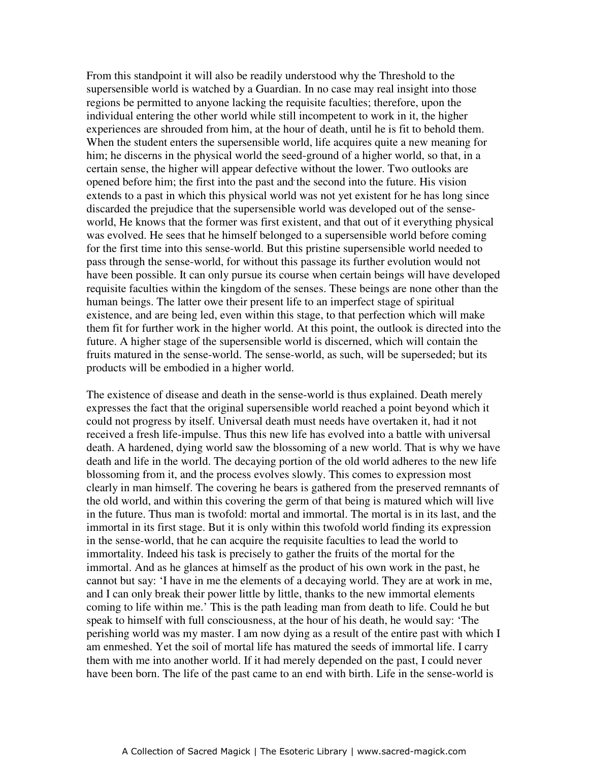From this standpoint it will also be readily understood why the Threshold to the supersensible world is watched by a Guardian. In no case may real insight into those regions be permitted to anyone lacking the requisite faculties; therefore, upon the individual entering the other world while still incompetent to work in it, the higher experiences are shrouded from him, at the hour of death, until he is fit to behold them. When the student enters the supersensible world, life acquires quite a new meaning for him; he discerns in the physical world the seed-ground of a higher world, so that, in a certain sense, the higher will appear defective without the lower. Two outlooks are opened before him; the first into the past and the second into the future. His vision extends to a past in which this physical world was not yet existent for he has long since discarded the prejudice that the supersensible world was developed out of the sense-world, He knows that the former was first existent, and that out of it everything physical was evolved. He sees that he himself belonged to a supersensible world before coming for the first time into this sense-world. But this pristine supersensible world needed to pass through the sense-world, for without this passage its further evolution would not have been possible. It can only pursue its course when certain beings will have developed requisite faculties within the kingdom of the senses. These beings are none other than the human beings. The latter owe their present life to an imperfect stage of spiritual existence, and are being led, even within this stage, to that perfection which will make them fit for further work in the higher world. At this point, the outlook is directed into the future. A higher stage of the supersensible world is discerned, which will contain the fruits matured in the sense-world. The sense-world, as such, will be superseded; but its products will be embodied in a higher world.

The existence of disease and death in the sense-world is thus explained. Death merely expresses the fact that the original supersensible world reached a point beyond which it could not progress by itself. Universal death must needs have overtaken it, had it not received a fresh life-impulse. Thus this new life has evolved into a battle with universal death. A hardened, dying world saw the blossoming of a new world. That is why we have death and life in the world. The decaying portion of the old world adheres to the new life blossoming from it, and the process evolves slowly. This comes to expression most clearly in man himself. The covering he bears is gathered from the preserved remnants of the old world, and within this covering the germ of that being is matured which will live in the future. Thus man is twofold: mortal and immortal. The mortal is in its last, and the immortal in its first stage. But it is only within this twofold world finding its expression in the sense-world, that he can acquire the requisite faculties to lead the world to immortality. Indeed his task is precisely to gather the fruits of the mortal for the immortal. And as he glances at himself as the product of his own work in the past, he cannot but say: 'I have in me the elements of a decaying world. They are at work in me, and I can only break their power little by little, thanks to the new immortal elements coming to life within me.' This is the path leading man from death to life. Could he but speak to himself with full consciousness, at the hour of his death, he would say: 'The perishing world was my master. I am now dying as a result of the entire past with which I am enmeshed. Yet the soil of mortal life has matured the seeds of immortal life. I carry them with me into another world. If it had merely depended on the past, I could never have been born. The life of the past came to an end with birth. Life in the sense-world is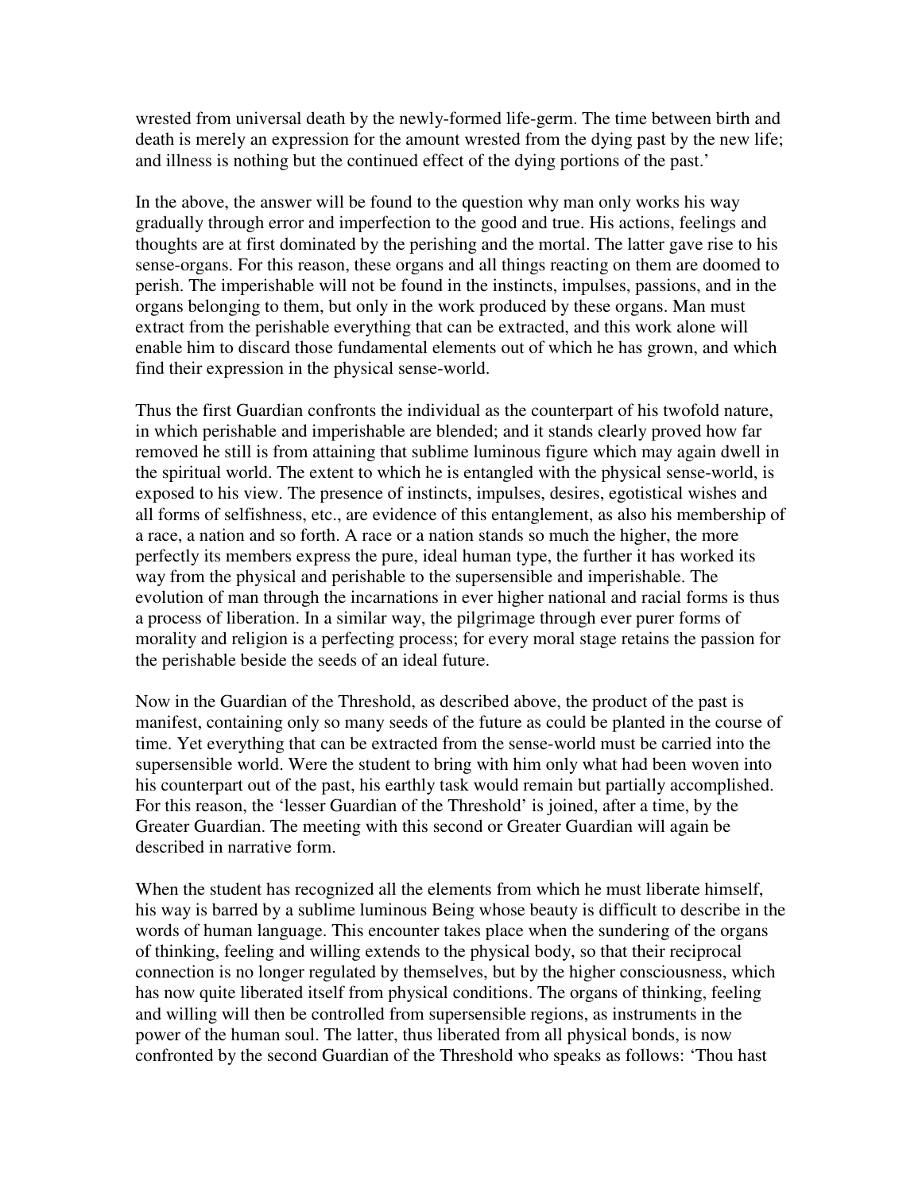wrested from universal death by the newly-formed life-germ. The time between birth and death is merely an expression for the amount wrested from the dying past by the new life; and illness is nothing but the continued effect of the dying portions of the past.'

In the above, the answer will be found to the question why man only works his way gradually through error and imperfection to the good and true. His actions, feelings and thoughts are at first dominated by the perishing and the mortal. The latter gave rise to his sense-organs. For this reason, these organs and all things reacting on them are doomed to perish. The imperishable will not be found in the instincts, impulses, passions, and in the organs belonging to them, but only in the work produced by these organs. Man must extract from the perishable everything that can be extracted, and this work alone will enable him to discard those fundamental elements out of which he has grown, and which find their expression in the physical sense-world.

Thus the first Guardian confronts the individual as the counterpart of his twofold nature, in which perishable and imperishable are blended; and it stands clearly proved how far removed he still is from attaining that sublime luminous figure which may again dwell in the spiritual world. The extent to which he is entangled with the physical sense-world, is exposed to his view. The presence of instincts, impulses, desires, egotistical wishes and all forms of selfishness, etc., are evidence of this entanglement, as also his membership of a race, a nation and so forth. A race or a nation stands so much the higher, the more perfectly its members express the pure, ideal human type, the further it has worked its way from the physical and perishable to the supersensible and imperishable. The evolution of man through the incarnations in ever higher national and racial forms is thus a process of liberation. In a similar way, the pilgrimage through ever purer forms of morality and religion is a perfecting process; for every moral stage retains the passion for the perishable beside the seeds of an ideal future.

Now in the Guardian of the Threshold, as described above, the product of the past is manifest, containing only so many seeds of the future as could be planted in the course of time. Yet everything that can be extracted from the sense-world must be carried into the supersensible world. Were the student to bring with him only what had been woven into his counterpart out of the past, his earthly task would remain but partially accomplished. For this reason, the 'lesser Guardian of the Threshold' is joined, after a time, by the Greater Guardian. The meeting with this second or Greater Guardian will again be described in narrative form.

When the student has recognized all the elements from which he must liberate himself, his way is barred by a sublime luminous Being whose beauty is difficult to describe in the words of human language. This encounter takes place when the sundering of the organs of thinking, feeling and willing extends to the physical body, so that their reciprocal connection is no longer regulated by themselves, but by the higher consciousness, which has now quite liberated itself from physical conditions. The organs of thinking, feeling and willing will then be controlled from supersensible regions, as instruments in the power of the human soul. The latter, thus liberated from all physical bonds, is now confronted by the second Guardian of the Threshold who speaks as follows: 'Thou hast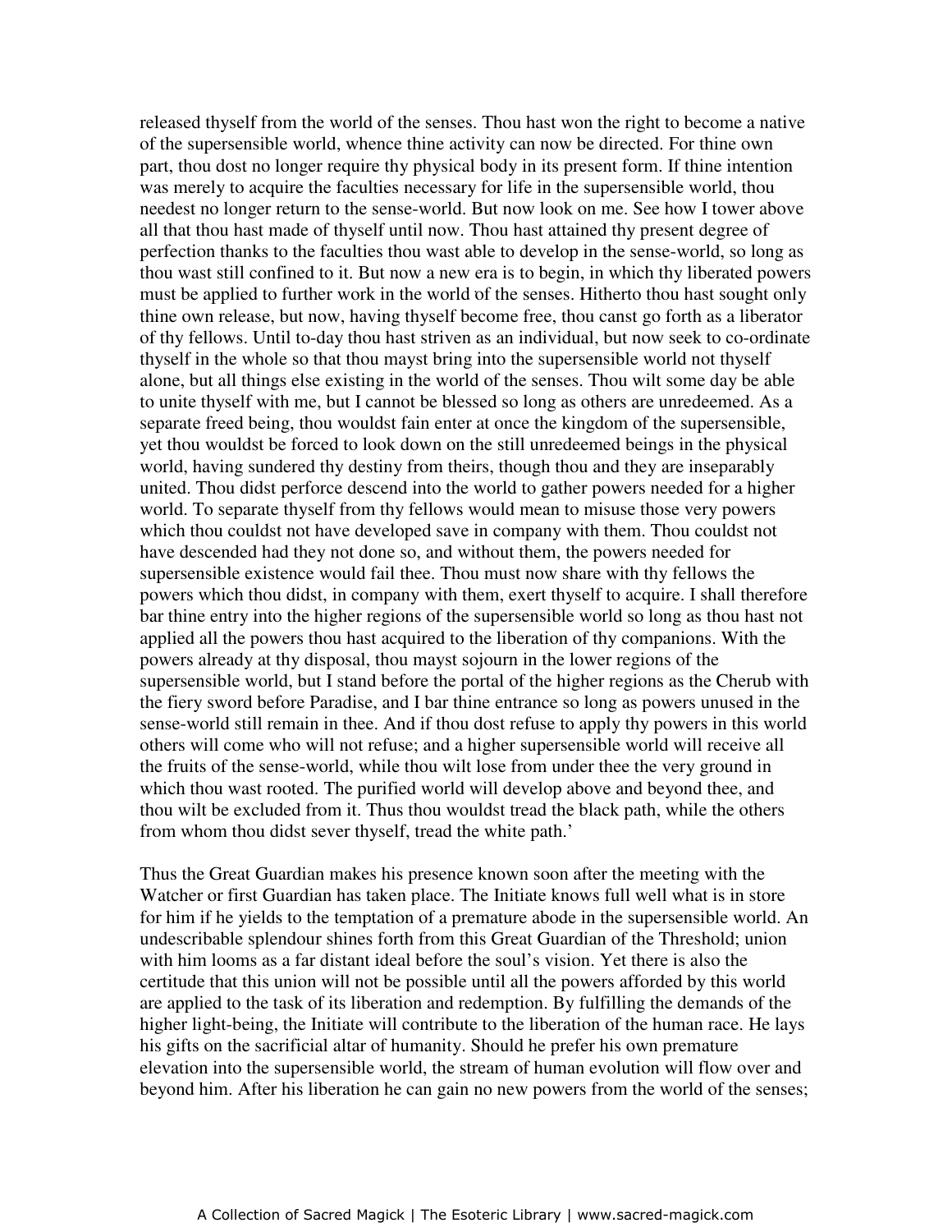released thyself from the world of the senses. Thou hast won the right to become a native of the supersensible world, whence thine activity can now be directed. For thine own part, thou dost no longer require thy physical body in its present form. If thine intention was merely to acquire the faculties necessary for life in the supersensible world, thou needest no longer return to the sense-world. But now look on me. See how I tower above all that thou hast made of thyself until now. Thou hast attained thy present degree of perfection thanks to the faculties thou wast able to develop in the sense-world, so long as thou wast still confined to it. But now a new era is to begin, in which thy liberated powers must be applied to further work in the world of the senses. Hitherto thou hast sought only thine own release, but now, having thyself become free, thou canst go forth as a liberator of thy fellows. Until to-day thou hast striven as an individual, but now seek to co-ordinate thyself in the whole so that thou mayst bring into the supersensible world not thyself alone, but all things else existing in the world of the senses. Thou wilt some day be able to unite thyself with me, but I cannot be blessed so long as others are unredeemed. As a separate freed being, thou wouldst fain enter at once the kingdom of the supersensible, yet thou wouldst be forced to look down on the still unredeemed beings in the physical world, having sundered thy destiny from theirs, though thou and they are inseparably united. Thou didst perforce descend into the world to gather powers needed for a higher world. To separate thyself from thy fellows would mean to misuse those very powers which thou couldst not have developed save in company with them. Thou couldst not have descended had they not done so, and without them, the powers needed for supersensible existence would fail thee. Thou must now share with thy fellows the powers which thou didst, in company with them, exert thyself to acquire. I shall therefore bar thine entry into the higher regions of the supersensible world so long as thou hast not applied all the powers thou hast acquired to the liberation of thy companions. With the powers already at thy disposal, thou mayst sojourn in the lower regions of the supersensible world, but I stand before the portal of the higher regions as the Cherub with the fiery sword before Paradise, and I bar thine entrance so long as powers unused in the sense-world still remain in thee. And if thou dost refuse to apply thy powers in this world others will come who will not refuse; and a higher supersensible world will receive all the fruits of the sense-world, while thou wilt lose from under thee the very ground in which thou wast rooted. The purified world will develop above and beyond thee, and thou wilt be excluded from it. Thus thou wouldst tread the black path, while the others from whom thou didst sever thyself, tread the white path.'

Thus the Great Guardian makes his presence known soon after the meeting with the Watcher or first Guardian has taken place. The Initiate knows full well what is in store for him if he yields to the temptation of a premature abode in the supersensible world. An undescribable splendour shines forth from this Great Guardian of the Threshold; union with him looms as a far distant ideal before the soul's vision. Yet there is also the certitude that this union will not be possible until all the powers afforded by this world are applied to the task of its liberation and redemption. By fulfilling the demands of the higher light-being, the Initiate will contribute to the liberation of the human race. He lays his gifts on the sacrificial altar of humanity. Should he prefer his own premature elevation into the supersensible world, the stream of human evolution will flow over and beyond him. After his liberation he can gain no new powers from the world of the senses;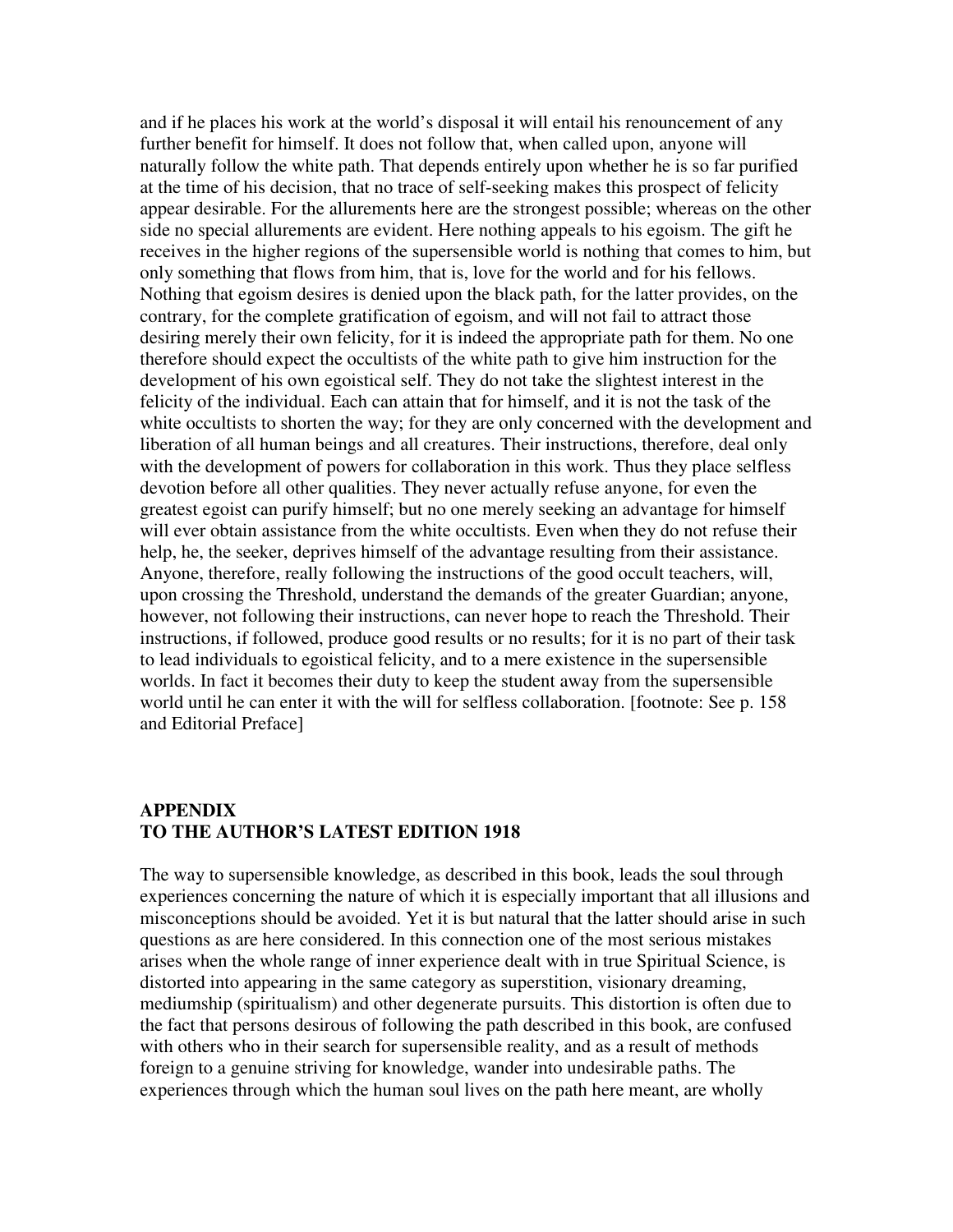and if he places his work at the world's disposal it will entail his renouncement of any further benefit for himself. It does not follow that, when called upon, anyone will naturally follow the white path. That depends entirely upon whether he is so far purified at the time of his decision, that no trace of self-seeking makes this prospect of felicity appear desirable. For the allurements here are the strongest possible; whereas on the other side no special allurements are evident. Here nothing appeals to his egoism. The gift he receives in the higher regions of the supersensible world is nothing that comes to him, but only something that flows from him, that is, love for the world and for his fellows. Nothing that egoism desires is denied upon the black path, for the latter provides, on the contrary, for the complete gratification of egoism, and will not fail to attract those desiring merely their own felicity, for it is indeed the appropriate path for them. No one therefore should expect the occultists of the white path to give him instruction for the development of his own egoistical self. They do not take the slightest interest in the felicity of the individual. Each can attain that for himself, and it is not the task of the white occultists to shorten the way; for they are only concerned with the development and liberation of all human beings and all creatures. Their instructions, therefore, deal only with the development of powers for collaboration in this work. Thus they place selfless devotion before all other qualities. They never actually refuse anyone, for even the greatest egoist can purify himself; but no one merely seeking an advantage for himself will ever obtain assistance from the white occultists. Even when they do not refuse their help, he, the seeker, deprives himself of the advantage resulting from their assistance. Anyone, therefore, really following the instructions of the good occult teachers, will, upon crossing the Threshold, understand the demands of the greater Guardian; anyone, however, not following their instructions, can never hope to reach the Threshold. Their instructions, if followed, produce good results or no results; for it is no part of their task to lead individuals to egoistical felicity, and to a mere existence in the supersensible worlds. In fact it becomes their duty to keep the student away from the supersensible world until he can enter it with the will for selfless collaboration. [footnote: See p. 158 and Editorial Preface]

## APPENDIX
## TO THE AUTHOR'S LATEST EDITION 1918

The way to supersensible knowledge, as described in this book, leads the soul through experiences concerning the nature of which it is especially important that all illusions and misconceptions should be avoided. Yet it is but natural that the latter should arise in such questions as are here considered. In this connection one of the most serious mistakes arises when the whole range of inner experience dealt with in true Spiritual Science, is distorted into appearing in the same category as superstition, visionary dreaming, mediumship (spiritualism) and other degenerate pursuits. This distortion is often due to the fact that persons desirous of following the path described in this book, are confused with others who in their search for supersensible reality, and as a result of methods foreign to a genuine striving for knowledge, wander into undesirable paths. The experiences through which the human soul lives on the path here meant, are wholly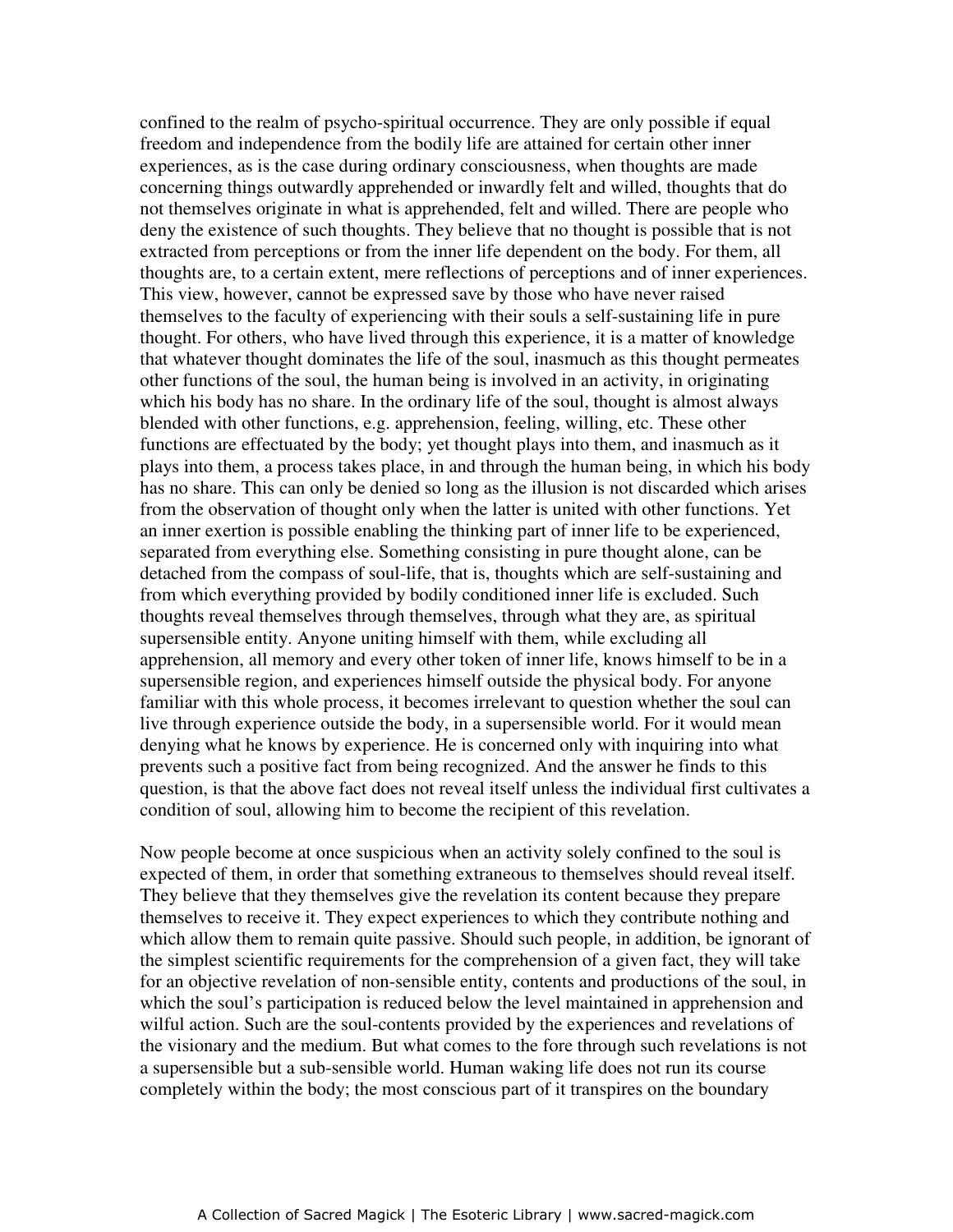confined to the realm of psycho-spiritual occurrence. They are only possible if equal freedom and independence from the bodily life are attained for certain other inner experiences, as is the case during ordinary consciousness, when thoughts are made concerning things outwardly apprehended or inwardly felt and willed, thoughts that do not themselves originate in what is apprehended, felt and willed. There are people who deny the existence of such thoughts. They believe that no thought is possible that is not extracted from perceptions or from the inner life dependent on the body. For them, all thoughts are, to a certain extent, mere reflections of perceptions and of inner experiences. This view, however, cannot be expressed save by those who have never raised themselves to the faculty of experiencing with their souls a self-sustaining life in pure thought. For others, who have lived through this experience, it is a matter of knowledge that whatever thought dominates the life of the soul, inasmuch as this thought permeates other functions of the soul, the human being is involved in an activity, in originating which his body has no share. In the ordinary life of the soul, thought is almost always blended with other functions, e.g. apprehension, feeling, willing, etc. These other functions are effectuated by the body; yet thought plays into them, and inasmuch as it plays into them, a process takes place, in and through the human being, in which his body has no share. This can only be denied so long as the illusion is not discarded which arises from the observation of thought only when the latter is united with other functions. Yet an inner exertion is possible enabling the thinking part of inner life to be experienced, separated from everything else. Something consisting in pure thought alone, can be detached from the compass of soul-life, that is, thoughts which are self-sustaining and from which everything provided by bodily conditioned inner life is excluded. Such thoughts reveal themselves through themselves, through what they are, as spiritual supersensible entity. Anyone uniting himself with them, while excluding all apprehension, all memory and every other token of inner life, knows himself to be in a supersensible region, and experiences himself outside the physical body. For anyone familiar with this whole process, it becomes irrelevant to question whether the soul can live through experience outside the body, in a supersensible world. For it would mean denying what he knows by experience. He is concerned only with inquiring into what prevents such a positive fact from being recognized. And the answer he finds to this question, is that the above fact does not reveal itself unless the individual first cultivates a condition of soul, allowing him to become the recipient of this revelation.

Now people become at once suspicious when an activity solely confined to the soul is expected of them, in order that something extraneous to themselves should reveal itself. They believe that they themselves give the revelation its content because they prepare themselves to receive it. They expect experiences to which they contribute nothing and which allow them to remain quite passive. Should such people, in addition, be ignorant of the simplest scientific requirements for the comprehension of a given fact, they will take for an objective revelation of non-sensible entity, contents and productions of the soul, in which the soul's participation is reduced below the level maintained in apprehension and wilful action. Such are the soul-contents provided by the experiences and revelations of the visionary and the medium. But what comes to the fore through such revelations is not a supersensible but a sub-sensible world. Human waking life does not run its course completely within the body; the most conscious part of it transpires on the boundary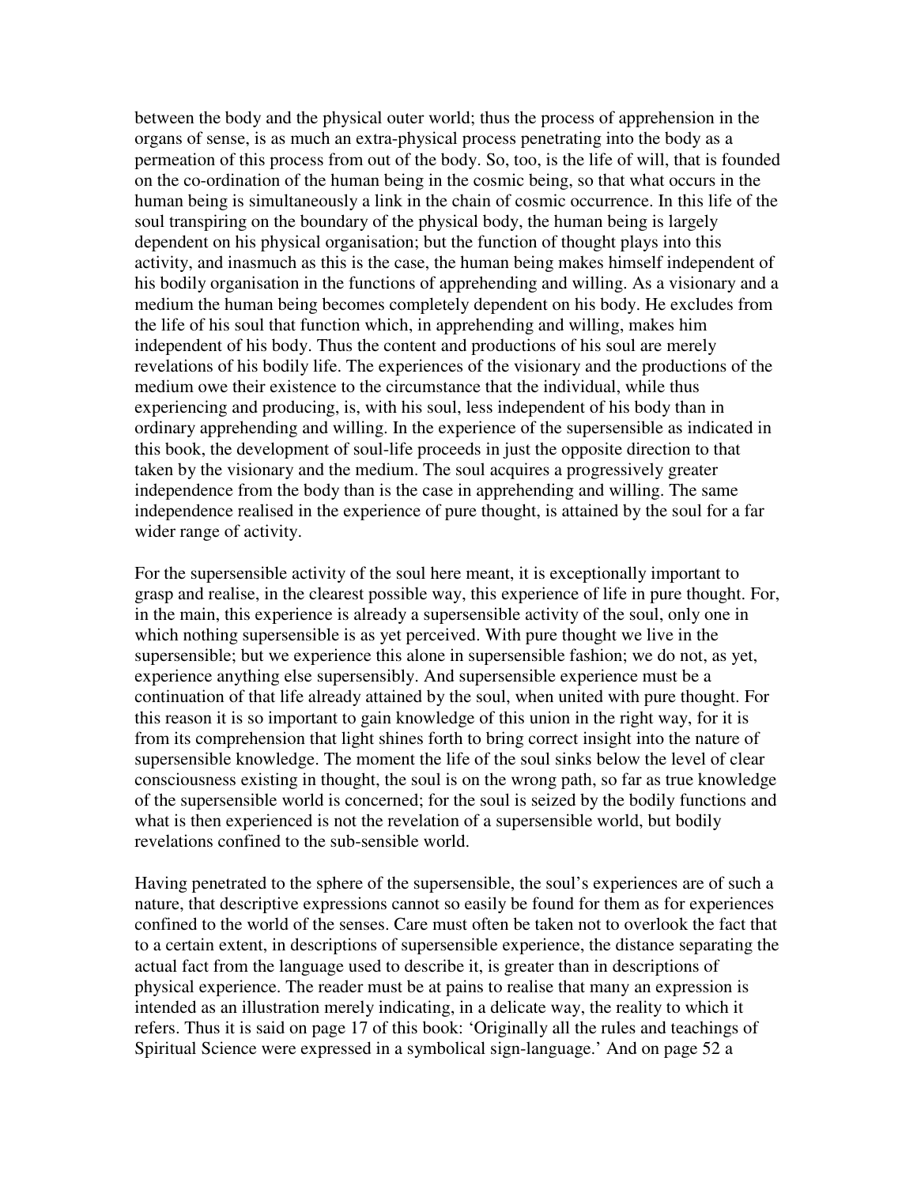between the body and the physical outer world; thus the process of apprehension in the organs of sense, is as much an extra-physical process penetrating into the body as a permeation of this process from out of the body. So, too, is the life of will, that is founded on the co-ordination of the human being in the cosmic being, so that what occurs in the human being is simultaneously a link in the chain of cosmic occurrence. In this life of the soul transpiring on the boundary of the physical body, the human being is largely dependent on his physical organisation; but the function of thought plays into this activity, and inasmuch as this is the case, the human being makes himself independent of his bodily organisation in the functions of apprehending and willing. As a visionary and a medium the human being becomes completely dependent on his body. He excludes from the life of his soul that function which, in apprehending and willing, makes him independent of his body. Thus the content and productions of his soul are merely revelations of his bodily life. The experiences of the visionary and the productions of the medium owe their existence to the circumstance that the individual, while thus experiencing and producing, is, with his soul, less independent of his body than in ordinary apprehending and willing. In the experience of the supersensible as indicated in this book, the development of soul-life proceeds in just the opposite direction to that taken by the visionary and the medium. The soul acquires a progressively greater independence from the body than is the case in apprehending and willing. The same independence realised in the experience of pure thought, is attained by the soul for a far wider range of activity.

For the supersensible activity of the soul here meant, it is exceptionally important to grasp and realise, in the clearest possible way, this experience of life in pure thought. For, in the main, this experience is already a supersensible activity of the soul, only one in which nothing supersensible is as yet perceived. With pure thought we live in the supersensible; but we experience this alone in supersensible fashion; we do not, as yet, experience anything else supersensibly. And supersensible experience must be a continuation of that life already attained by the soul, when united with pure thought. For this reason it is so important to gain knowledge of this union in the right way, for it is from its comprehension that light shines forth to bring correct insight into the nature of supersensible knowledge. The moment the life of the soul sinks below the level of clear consciousness existing in thought, the soul is on the wrong path, so far as true knowledge of the supersensible world is concerned; for the soul is seized by the bodily functions and what is then experienced is not the revelation of a supersensible world, but bodily revelations confined to the sub-sensible world.

Having penetrated to the sphere of the supersensible, the soul's experiences are of such a nature, that descriptive expressions cannot so easily be found for them as for experiences confined to the world of the senses. Care must often be taken not to overlook the fact that to a certain extent, in descriptions of supersensible experience, the distance separating the actual fact from the language used to describe it, is greater than in descriptions of physical experience. The reader must be at pains to realise that many an expression is intended as an illustration merely indicating, in a delicate way, the reality to which it refers. Thus it is said on page 17 of this book: 'Originally all the rules and teachings of Spiritual Science were expressed in a symbolical sign-language.' And on page 52 a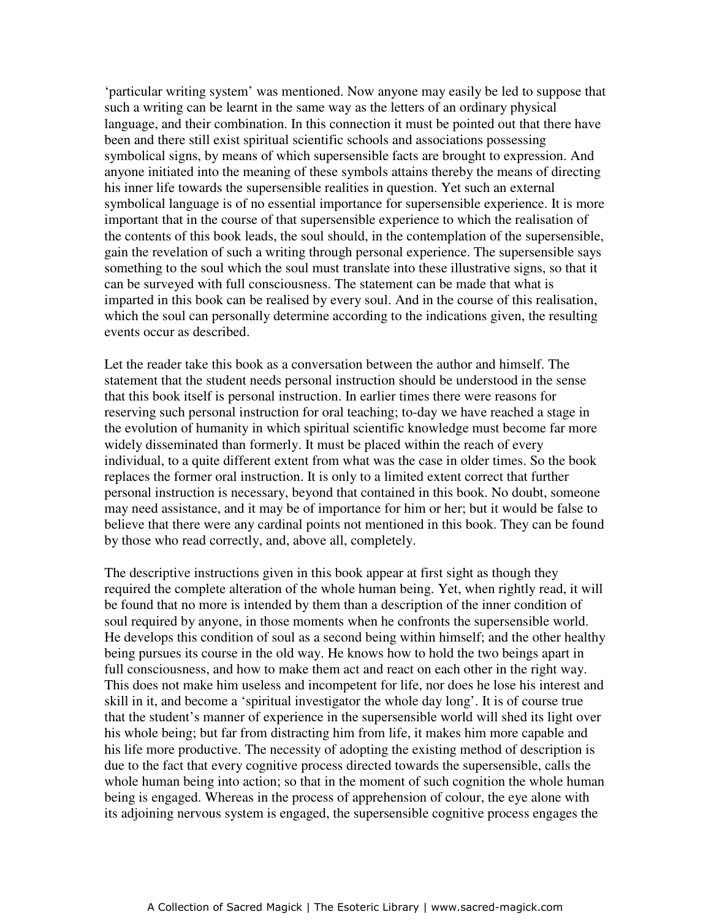'particular writing system' was mentioned. Now anyone may easily be led to suppose that such a writing can be learnt in the same way as the letters of an ordinary physical language, and their combination. In this connection it must be pointed out that there have been and there still exist spiritual scientific schools and associations possessing symbolical signs, by means of which supersensible facts are brought to expression. And anyone initiated into the meaning of these symbols attains thereby the means of directing his inner life towards the supersensible realities in question. Yet such an external symbolical language is of no essential importance for supersensible experience. It is more important that in the course of that supersensible experience to which the realisation of the contents of this book leads, the soul should, in the contemplation of the supersensible, gain the revelation of such a writing through personal experience. The supersensible says something to the soul which the soul must translate into these illustrative signs, so that it can be surveyed with full consciousness. The statement can be made that what is imparted in this book can be realised by every soul. And in the course of this realisation, which the soul can personally determine according to the indications given, the resulting events occur as described.

Let the reader take this book as a conversation between the author and himself. The statement that the student needs personal instruction should be understood in the sense that this book itself is personal instruction. In earlier times there were reasons for reserving such personal instruction for oral teaching; to-day we have reached a stage in the evolution of humanity in which spiritual scientific knowledge must become far more widely disseminated than formerly. It must be placed within the reach of every individual, to a quite different extent from what was the case in older times. So the book replaces the former oral instruction. It is only to a limited extent correct that further personal instruction is necessary, beyond that contained in this book. No doubt, someone may need assistance, and it may be of importance for him or her; but it would be false to believe that there were any cardinal points not mentioned in this book. They can be found by those who read correctly, and, above all, completely.

The descriptive instructions given in this book appear at first sight as though they required the complete alteration of the whole human being. Yet, when rightly read, it will be found that no more is intended by them than a description of the inner condition of soul required by anyone, in those moments when he confronts the supersensible world. He develops this condition of soul as a second being within himself; and the other healthy being pursues its course in the old way. He knows how to hold the two beings apart in full consciousness, and how to make them act and react on each other in the right way. This does not make him useless and incompetent for life, nor does he lose his interest and skill in it, and become a 'spiritual investigator the whole day long'. It is of course true that the student's manner of experience in the supersensible world will shed its light over his whole being; but far from distracting him from life, it makes him more capable and his life more productive. The necessity of adopting the existing method of description is due to the fact that every cognitive process directed towards the supersensible, calls the whole human being into action; so that in the moment of such cognition the whole human being is engaged. Whereas in the process of apprehension of colour, the eye alone with its adjoining nervous system is engaged, the supersensible cognitive process engages the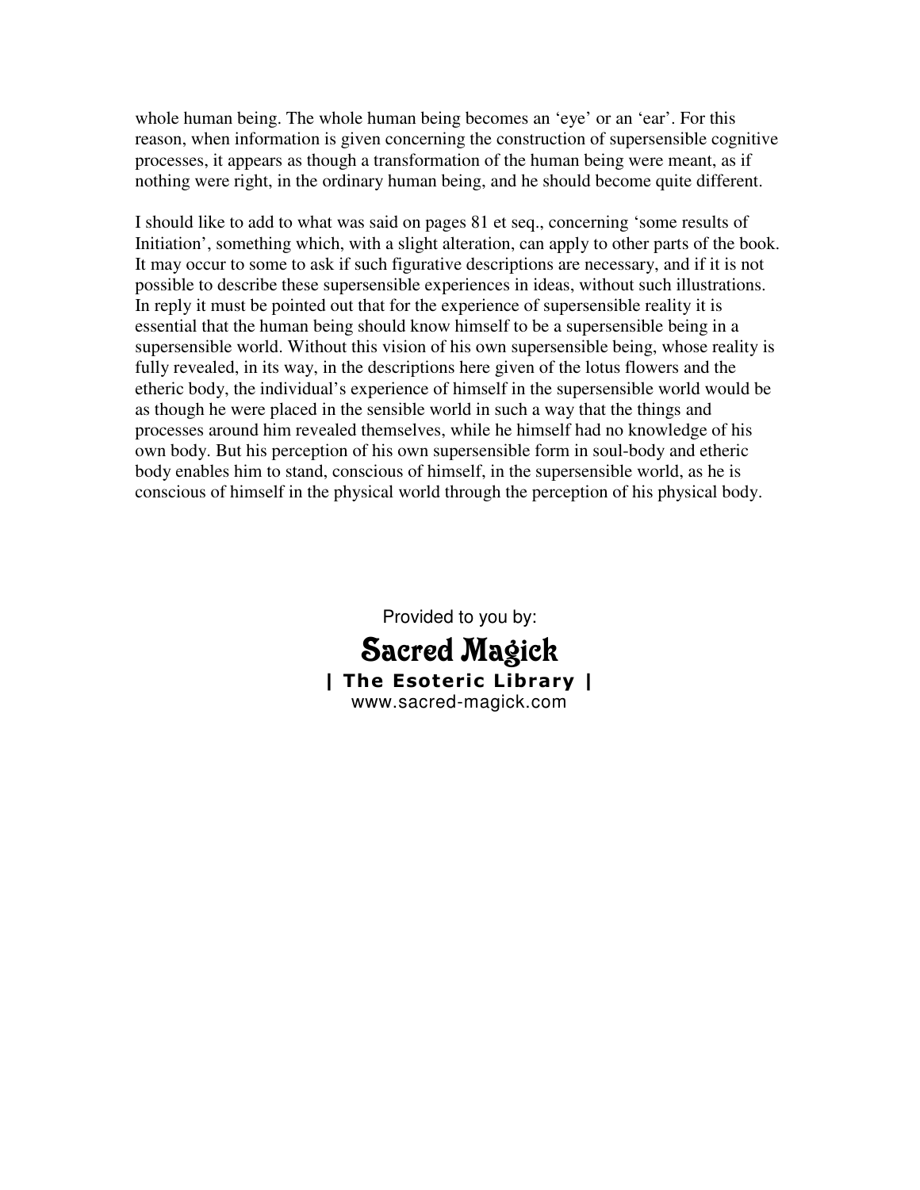whole human being. The whole human being becomes an 'eye' or an 'ear'. For this reason, when information is given concerning the construction of supersensible cognitive processes, it appears as though a transformation of the human being were meant, as if nothing were right, in the ordinary human being, and he should become quite different.

I should like to add to what was said on pages 81 et seq., concerning 'some results of Initiation', something which, with a slight alteration, can apply to other parts of the book. It may occur to some to ask if such figurative descriptions are necessary, and if it is not possible to describe these supersensible experiences in ideas, without such illustrations. In reply it must be pointed out that for the experience of supersensible reality it is essential that the human being should know himself to be a supersensible being in a supersensible world. Without this vision of his own supersensible being, whose reality is fully revealed, in its way, in the descriptions here given of the lotus flowers and the etheric body, the individual's experience of himself in the supersensible world would be as though he were placed in the sensible world in such a way that the things and processes around him revealed themselves, while he himself had no knowledge of his own body. But his perception of his own supersensible form in soul-body and etheric body enables him to stand, conscious of himself, in the supersensible world, as he is conscious of himself in the physical world through the perception of his physical body.

Provided to you by:

Sacred Magick

| The Esoteric Library |

www.sacred-magick.com